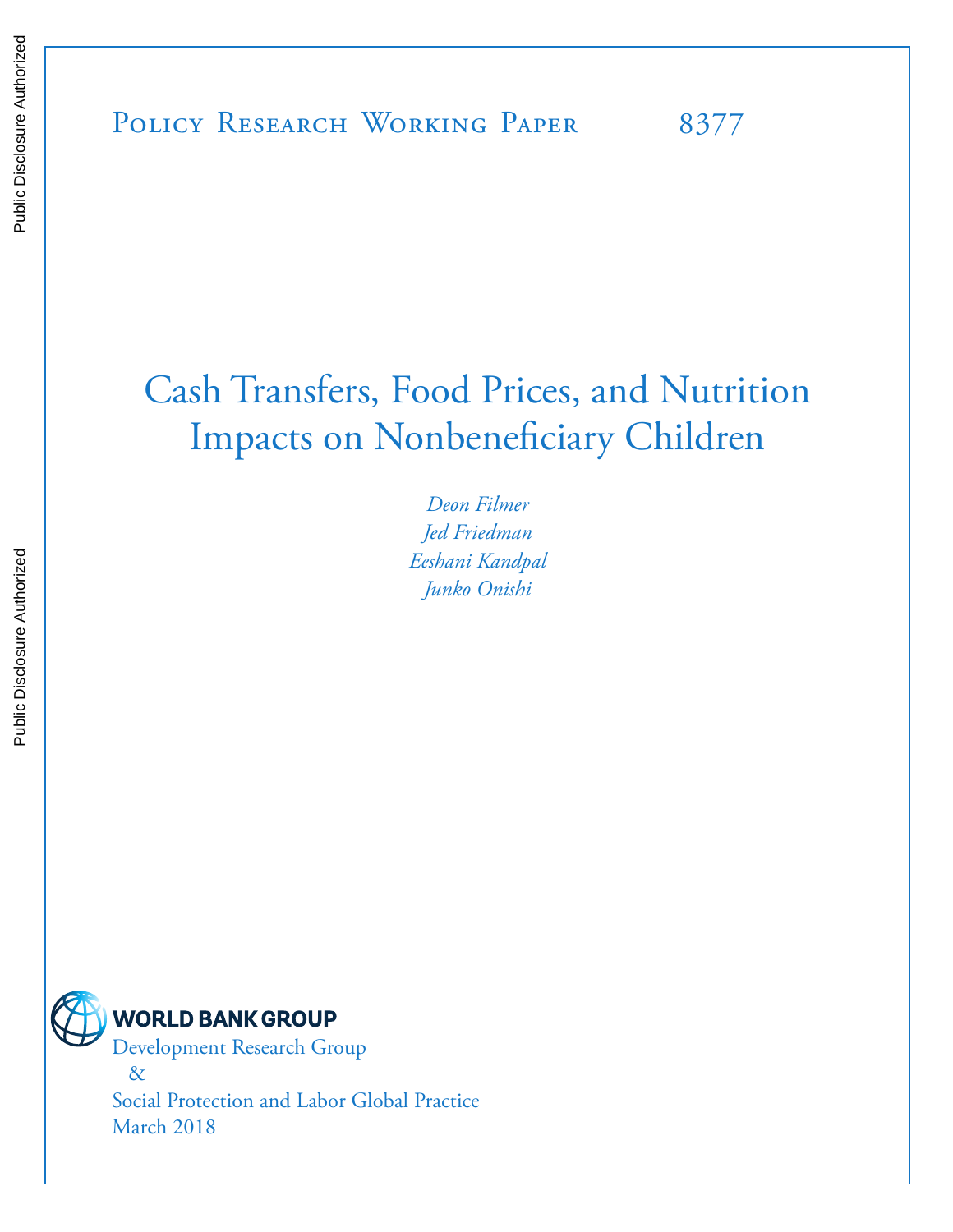Policy Research Working Paper 8377

# Cash Transfers, Food Prices, and Nutrition Impacts on Nonbeneficiary Children

*Deon Filmer*
*Jed Friedman*
*Eeshani Kandpal*
*Junko Onishi*

WORLD BANK GROUP

Development Research Group
&
Social Protection and Labor Global Practice

March 2018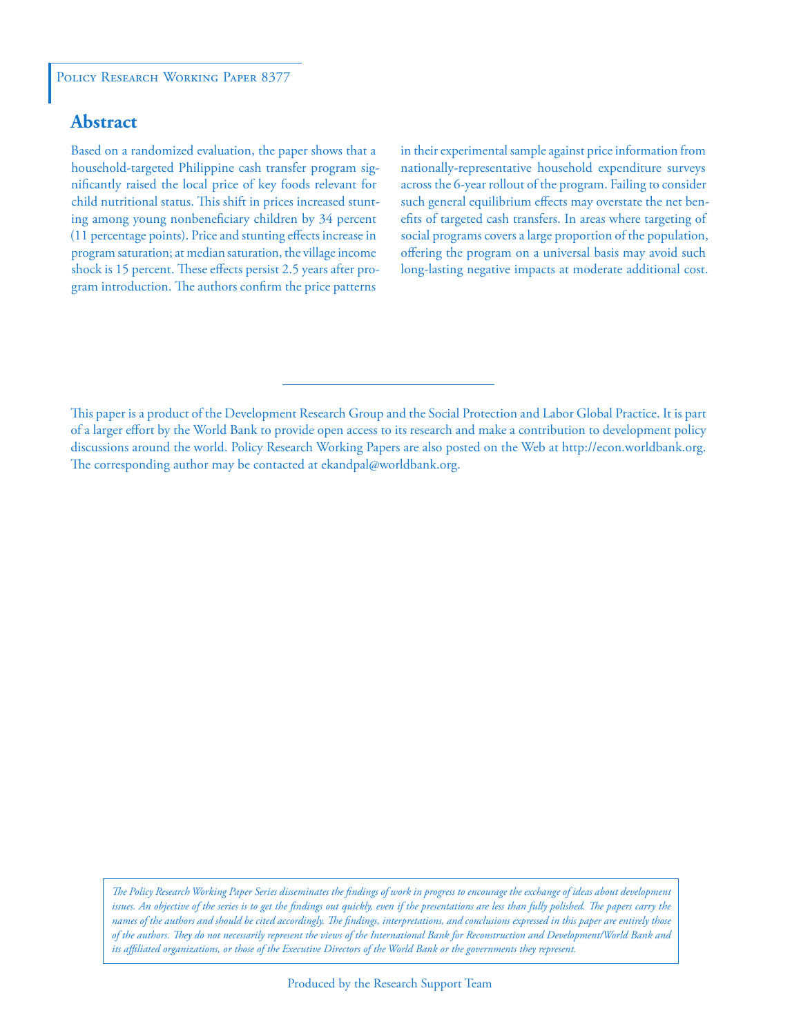Policy Research Working Paper 8377

## Abstract

Based on a randomized evaluation, the paper shows that a household-targeted Philippine cash transfer program significantly raised the local price of key foods relevant for child nutritional status. This shift in prices increased stunting among young nonbeneficiary children by 34 percent (11 percentage points). Price and stunting effects increase in program saturation; at median saturation, the village income shock is 15 percent. These effects persist 2.5 years after program introduction. The authors confirm the price patterns in their experimental sample against price information from nationally-representative household expenditure surveys across the 6-year rollout of the program. Failing to consider such general equilibrium effects may overstate the net benefits of targeted cash transfers. In areas where targeting of social programs covers a large proportion of the population, offering the program on a universal basis may avoid such long-lasting negative impacts at moderate additional cost.

This paper is a product of the Development Research Group and the Social Protection and Labor Global Practice. It is part of a larger effort by the World Bank to provide open access to its research and make a contribution to development policy discussions around the world. Policy Research Working Papers are also posted on the Web at http://econ.worldbank.org. The corresponding author may be contacted at ekandpal@worldbank.org.

*The Policy Research Working Paper Series disseminates the findings of work in progress to encourage the exchange of ideas about development issues. An objective of the series is to get the findings out quickly, even if the presentations are less than fully polished. The papers carry the names of the authors and should be cited accordingly. The findings, interpretations, and conclusions expressed in this paper are entirely those of the authors. They do not necessarily represent the views of the International Bank for Reconstruction and Development/World Bank and its affiliated organizations, or those of the Executive Directors of the World Bank or the governments they represent.*

Produced by the Research Support Team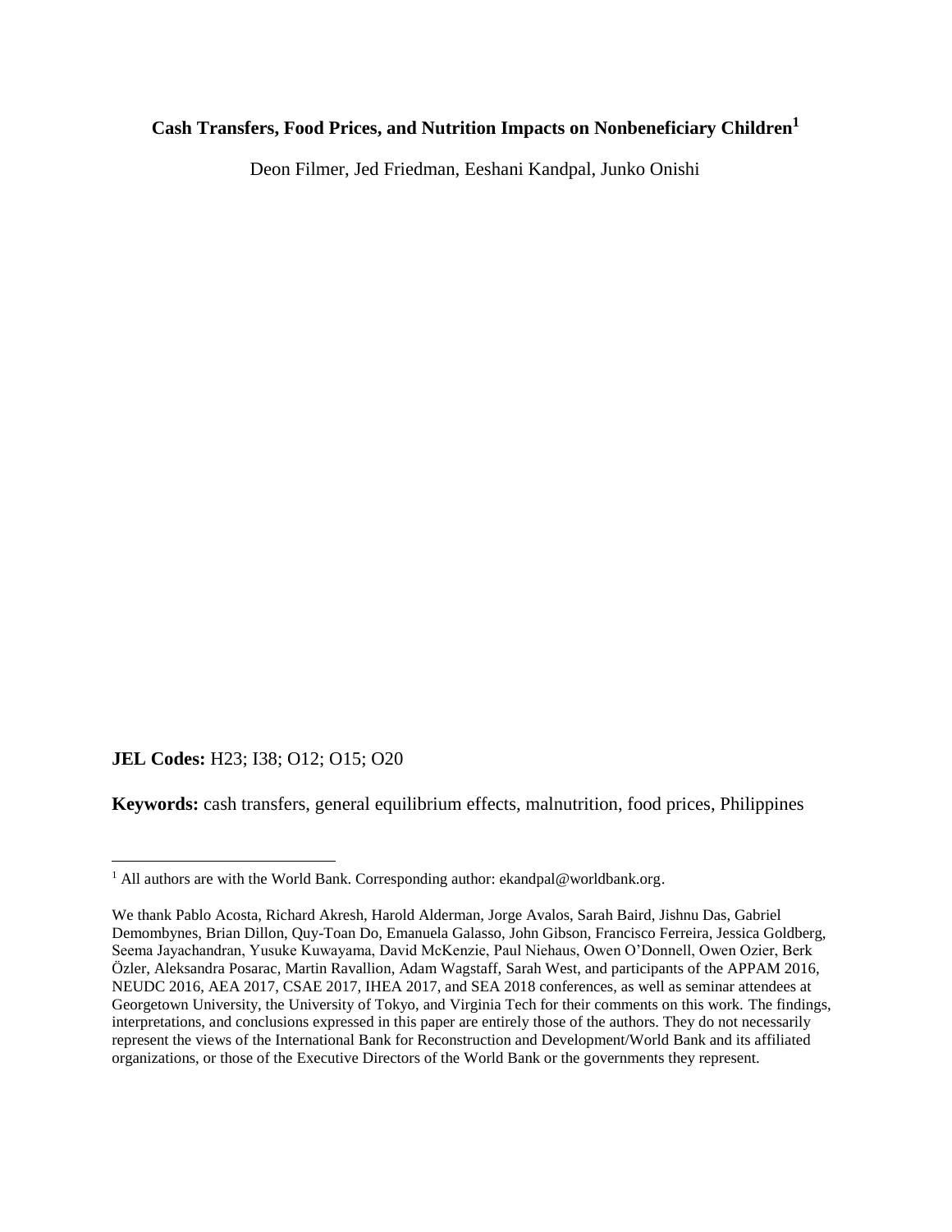**Cash Transfers, Food Prices, and Nutrition Impacts on Nonbeneficiary Children**[1]

Deon Filmer, Jed Friedman, Eeshani Kandpal, Junko Onishi

**JEL Codes:** H23; I38; O12; O15; O20

**Keywords:** cash transfers, general equilibrium effects, malnutrition, food prices, Philippines

[1] All authors are with the World Bank. Corresponding author: ekandpal@worldbank.org.

We thank Pablo Acosta, Richard Akresh, Harold Alderman, Jorge Avalos, Sarah Baird, Jishnu Das, Gabriel Demombynes, Brian Dillon, Quy-Toan Do, Emanuela Galasso, John Gibson, Francisco Ferreira, Jessica Goldberg, Seema Jayachandran, Yusuke Kuwayama, David McKenzie, Paul Niehaus, Owen O'Donnell, Owen Ozier, Berk Özler, Aleksandra Posarac, Martin Ravallion, Adam Wagstaff, Sarah West, and participants of the APPAM 2016, NEUDC 2016, AEA 2017, CSAE 2017, IHEA 2017, and SEA 2018 conferences, as well as seminar attendees at Georgetown University, the University of Tokyo, and Virginia Tech for their comments on this work. The findings, interpretations, and conclusions expressed in this paper are entirely those of the authors. They do not necessarily represent the views of the International Bank for Reconstruction and Development/World Bank and its affiliated organizations, or those of the Executive Directors of the World Bank or the governments they represent.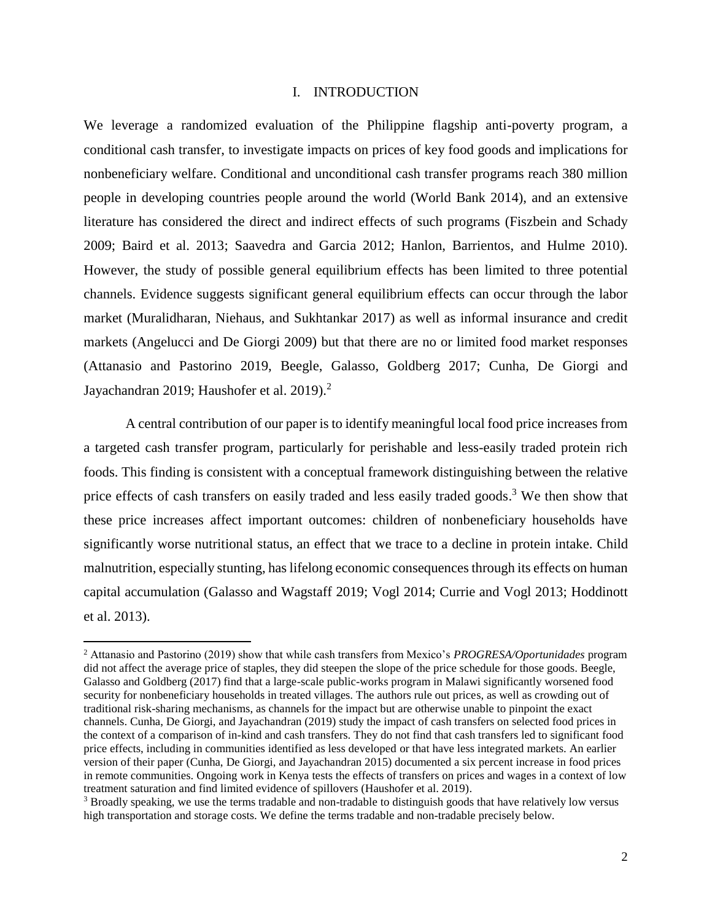# I. INTRODUCTION

We leverage a randomized evaluation of the Philippine flagship anti-poverty program, a conditional cash transfer, to investigate impacts on prices of key food goods and implications for nonbeneficiary welfare. Conditional and unconditional cash transfer programs reach 380 million people in developing countries people around the world (World Bank 2014), and an extensive literature has considered the direct and indirect effects of such programs (Fiszbein and Schady 2009; Baird et al. 2013; Saavedra and Garcia 2012; Hanlon, Barrientos, and Hulme 2010). However, the study of possible general equilibrium effects has been limited to three potential channels. Evidence suggests significant general equilibrium effects can occur through the labor market (Muralidharan, Niehaus, and Sukhtankar 2017) as well as informal insurance and credit markets (Angelucci and De Giorgi 2009) but that there are no or limited food market responses (Attanasio and Pastorino 2019, Beegle, Galasso, Goldberg 2017; Cunha, De Giorgi and Jayachandran 2019; Haushofer et al. 2019).[2]

A central contribution of our paper is to identify meaningful local food price increases from a targeted cash transfer program, particularly for perishable and less-easily traded protein rich foods. This finding is consistent with a conceptual framework distinguishing between the relative price effects of cash transfers on easily traded and less easily traded goods.[3] We then show that these price increases affect important outcomes: children of nonbeneficiary households have significantly worse nutritional status, an effect that we trace to a decline in protein intake. Child malnutrition, especially stunting, has lifelong economic consequences through its effects on human capital accumulation (Galasso and Wagstaff 2019; Vogl 2014; Currie and Vogl 2013; Hoddinott et al. 2013).

[2] Attanasio and Pastorino (2019) show that while cash transfers from Mexico's *PROGRESA/Oportunidades* program did not affect the average price of staples, they did steepen the slope of the price schedule for those goods. Beegle, Galasso and Goldberg (2017) find that a large-scale public-works program in Malawi significantly worsened food security for nonbeneficiary households in treated villages. The authors rule out prices, as well as crowding out of traditional risk-sharing mechanisms, as channels for the impact but are otherwise unable to pinpoint the exact channels. Cunha, De Giorgi, and Jayachandran (2019) study the impact of cash transfers on selected food prices in the context of a comparison of in-kind and cash transfers. They do not find that cash transfers led to significant food price effects, including in communities identified as less developed or that have less integrated markets. An earlier version of their paper (Cunha, De Giorgi, and Jayachandran 2015) documented a six percent increase in food prices in remote communities. Ongoing work in Kenya tests the effects of transfers on prices and wages in a context of low treatment saturation and find limited evidence of spillovers (Haushofer et al. 2019).

[3] Broadly speaking, we use the terms tradable and non-tradable to distinguish goods that have relatively low versus high transportation and storage costs. We define the terms tradable and non-tradable precisely below.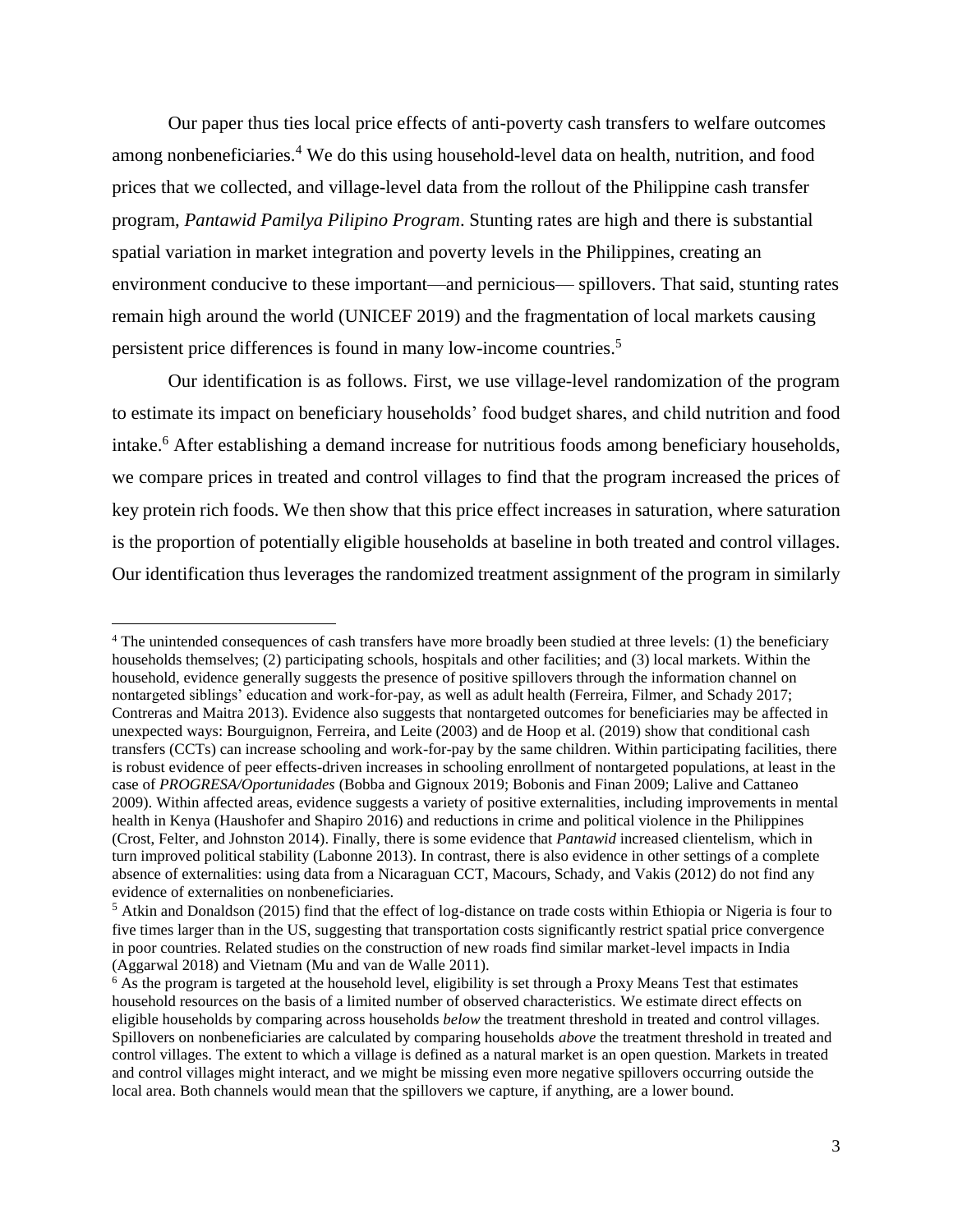Our paper thus ties local price effects of anti-poverty cash transfers to welfare outcomes among nonbeneficiaries.[4] We do this using household-level data on health, nutrition, and food prices that we collected, and village-level data from the rollout of the Philippine cash transfer program, *Pantawid Pamilya Pilipino Program*. Stunting rates are high and there is substantial spatial variation in market integration and poverty levels in the Philippines, creating an environment conducive to these important—and pernicious— spillovers. That said, stunting rates remain high around the world (UNICEF 2019) and the fragmentation of local markets causing persistent price differences is found in many low-income countries.[5]

Our identification is as follows. First, we use village-level randomization of the program to estimate its impact on beneficiary households' food budget shares, and child nutrition and food intake.[6] After establishing a demand increase for nutritious foods among beneficiary households, we compare prices in treated and control villages to find that the program increased the prices of key protein rich foods. We then show that this price effect increases in saturation, where saturation is the proportion of potentially eligible households at baseline in both treated and control villages. Our identification thus leverages the randomized treatment assignment of the program in similarly

[4] The unintended consequences of cash transfers have more broadly been studied at three levels: (1) the beneficiary households themselves; (2) participating schools, hospitals and other facilities; and (3) local markets. Within the household, evidence generally suggests the presence of positive spillovers through the information channel on nontargeted siblings' education and work-for-pay, as well as adult health (Ferreira, Filmer, and Schady 2017; Contreras and Maitra 2013). Evidence also suggests that nontargeted outcomes for beneficiaries may be affected in unexpected ways: Bourguignon, Ferreira, and Leite (2003) and de Hoop et al. (2019) show that conditional cash transfers (CCTs) can increase schooling and work-for-pay by the same children. Within participating facilities, there is robust evidence of peer effects-driven increases in schooling enrollment of nontargeted populations, at least in the case of *PROGRESA/Oportunidades* (Bobba and Gignoux 2019; Bobonis and Finan 2009; Lalive and Cattaneo 2009). Within affected areas, evidence suggests a variety of positive externalities, including improvements in mental health in Kenya (Haushofer and Shapiro 2016) and reductions in crime and political violence in the Philippines (Crost, Felter, and Johnston 2014). Finally, there is some evidence that *Pantawid* increased clientelism, which in turn improved political stability (Labonne 2013). In contrast, there is also evidence in other settings of a complete absence of externalities: using data from a Nicaraguan CCT, Macours, Schady, and Vakis (2012) do not find any evidence of externalities on nonbeneficiaries.

[5] Atkin and Donaldson (2015) find that the effect of log-distance on trade costs within Ethiopia or Nigeria is four to five times larger than in the US, suggesting that transportation costs significantly restrict spatial price convergence in poor countries. Related studies on the construction of new roads find similar market-level impacts in India (Aggarwal 2018) and Vietnam (Mu and van de Walle 2011).

[6] As the program is targeted at the household level, eligibility is set through a Proxy Means Test that estimates household resources on the basis of a limited number of observed characteristics. We estimate direct effects on eligible households by comparing across households *below* the treatment threshold in treated and control villages. Spillovers on nonbeneficiaries are calculated by comparing households *above* the treatment threshold in treated and control villages. The extent to which a village is defined as a natural market is an open question. Markets in treated and control villages might interact, and we might be missing even more negative spillovers occurring outside the local area. Both channels would mean that the spillovers we capture, if anything, are a lower bound.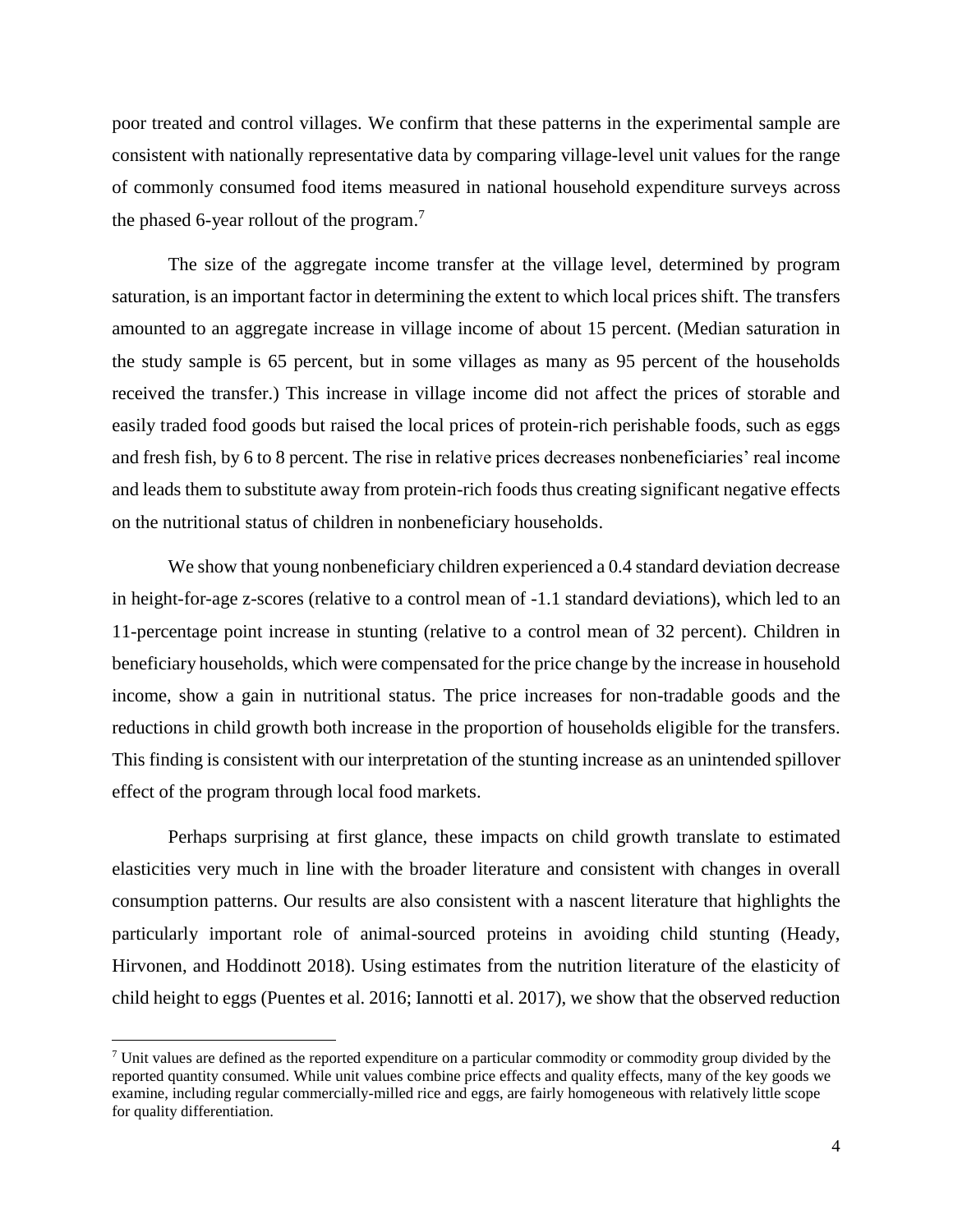poor treated and control villages. We confirm that these patterns in the experimental sample are consistent with nationally representative data by comparing village-level unit values for the range of commonly consumed food items measured in national household expenditure surveys across the phased 6-year rollout of the program.[7]

The size of the aggregate income transfer at the village level, determined by program saturation, is an important factor in determining the extent to which local prices shift. The transfers amounted to an aggregate increase in village income of about 15 percent. (Median saturation in the study sample is 65 percent, but in some villages as many as 95 percent of the households received the transfer.) This increase in village income did not affect the prices of storable and easily traded food goods but raised the local prices of protein-rich perishable foods, such as eggs and fresh fish, by 6 to 8 percent. The rise in relative prices decreases nonbeneficiaries' real income and leads them to substitute away from protein-rich foods thus creating significant negative effects on the nutritional status of children in nonbeneficiary households.

We show that young nonbeneficiary children experienced a 0.4 standard deviation decrease in height-for-age z-scores (relative to a control mean of -1.1 standard deviations), which led to an 11-percentage point increase in stunting (relative to a control mean of 32 percent). Children in beneficiary households, which were compensated for the price change by the increase in household income, show a gain in nutritional status. The price increases for non-tradable goods and the reductions in child growth both increase in the proportion of households eligible for the transfers. This finding is consistent with our interpretation of the stunting increase as an unintended spillover effect of the program through local food markets.

Perhaps surprising at first glance, these impacts on child growth translate to estimated elasticities very much in line with the broader literature and consistent with changes in overall consumption patterns. Our results are also consistent with a nascent literature that highlights the particularly important role of animal-sourced proteins in avoiding child stunting (Heady, Hirvonen, and Hoddinott 2018). Using estimates from the nutrition literature of the elasticity of child height to eggs (Puentes et al. 2016; Iannotti et al. 2017), we show that the observed reduction

[7] Unit values are defined as the reported expenditure on a particular commodity or commodity group divided by the reported quantity consumed. While unit values combine price effects and quality effects, many of the key goods we examine, including regular commercially-milled rice and eggs, are fairly homogeneous with relatively little scope for quality differentiation.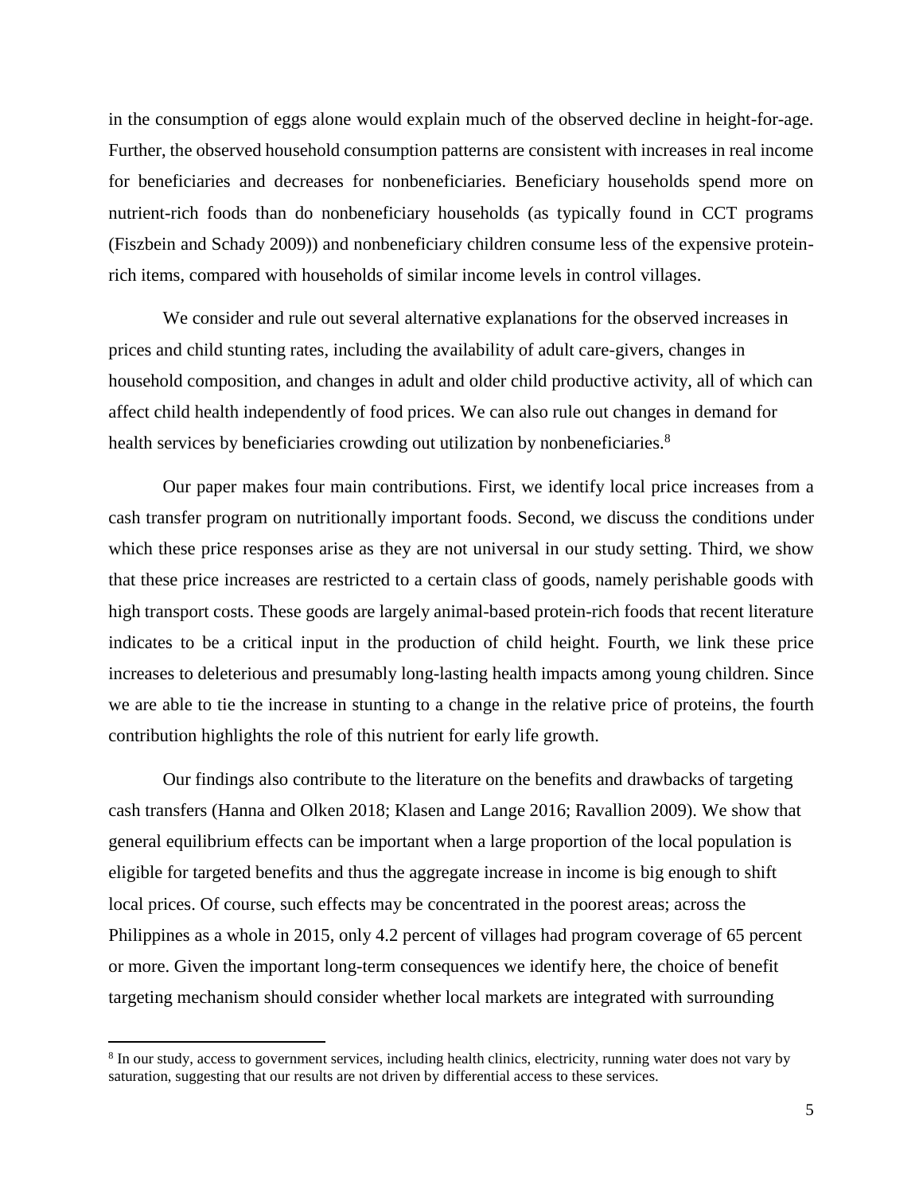in the consumption of eggs alone would explain much of the observed decline in height-for-age. Further, the observed household consumption patterns are consistent with increases in real income for beneficiaries and decreases for nonbeneficiaries. Beneficiary households spend more on nutrient-rich foods than do nonbeneficiary households (as typically found in CCT programs (Fiszbein and Schady 2009)) and nonbeneficiary children consume less of the expensive protein-rich items, compared with households of similar income levels in control villages.

We consider and rule out several alternative explanations for the observed increases in prices and child stunting rates, including the availability of adult care-givers, changes in household composition, and changes in adult and older child productive activity, all of which can affect child health independently of food prices. We can also rule out changes in demand for health services by beneficiaries crowding out utilization by nonbeneficiaries.[8]

Our paper makes four main contributions. First, we identify local price increases from a cash transfer program on nutritionally important foods. Second, we discuss the conditions under which these price responses arise as they are not universal in our study setting. Third, we show that these price increases are restricted to a certain class of goods, namely perishable goods with high transport costs. These goods are largely animal-based protein-rich foods that recent literature indicates to be a critical input in the production of child height. Fourth, we link these price increases to deleterious and presumably long-lasting health impacts among young children. Since we are able to tie the increase in stunting to a change in the relative price of proteins, the fourth contribution highlights the role of this nutrient for early life growth.

Our findings also contribute to the literature on the benefits and drawbacks of targeting cash transfers (Hanna and Olken 2018; Klasen and Lange 2016; Ravallion 2009). We show that general equilibrium effects can be important when a large proportion of the local population is eligible for targeted benefits and thus the aggregate increase in income is big enough to shift local prices. Of course, such effects may be concentrated in the poorest areas; across the Philippines as a whole in 2015, only 4.2 percent of villages had program coverage of 65 percent or more. Given the important long-term consequences we identify here, the choice of benefit targeting mechanism should consider whether local markets are integrated with surrounding

[8] In our study, access to government services, including health clinics, electricity, running water does not vary by saturation, suggesting that our results are not driven by differential access to these services.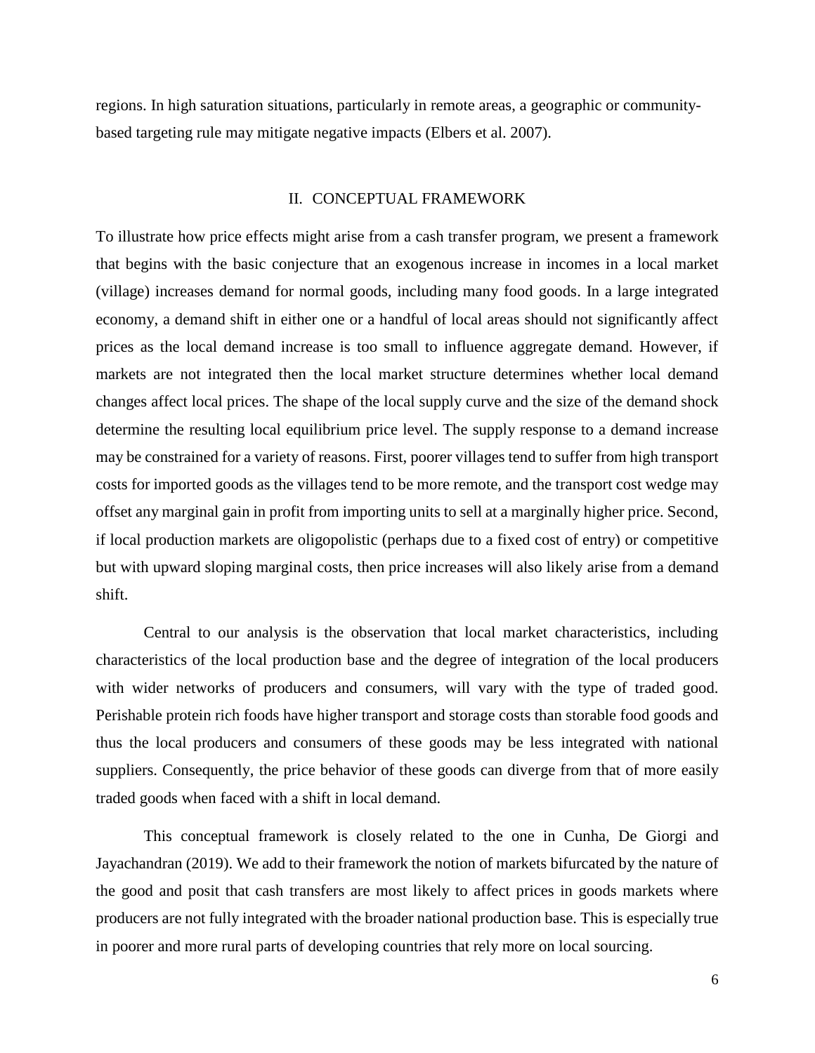regions. In high saturation situations, particularly in remote areas, a geographic or community-based targeting rule may mitigate negative impacts (Elbers et al. 2007).

## II. CONCEPTUAL FRAMEWORK

To illustrate how price effects might arise from a cash transfer program, we present a framework that begins with the basic conjecture that an exogenous increase in incomes in a local market (village) increases demand for normal goods, including many food goods. In a large integrated economy, a demand shift in either one or a handful of local areas should not significantly affect prices as the local demand increase is too small to influence aggregate demand. However, if markets are not integrated then the local market structure determines whether local demand changes affect local prices. The shape of the local supply curve and the size of the demand shock determine the resulting local equilibrium price level. The supply response to a demand increase may be constrained for a variety of reasons. First, poorer villages tend to suffer from high transport costs for imported goods as the villages tend to be more remote, and the transport cost wedge may offset any marginal gain in profit from importing units to sell at a marginally higher price. Second, if local production markets are oligopolistic (perhaps due to a fixed cost of entry) or competitive but with upward sloping marginal costs, then price increases will also likely arise from a demand shift.

Central to our analysis is the observation that local market characteristics, including characteristics of the local production base and the degree of integration of the local producers with wider networks of producers and consumers, will vary with the type of traded good. Perishable protein rich foods have higher transport and storage costs than storable food goods and thus the local producers and consumers of these goods may be less integrated with national suppliers. Consequently, the price behavior of these goods can diverge from that of more easily traded goods when faced with a shift in local demand.

This conceptual framework is closely related to the one in Cunha, De Giorgi and Jayachandran (2019). We add to their framework the notion of markets bifurcated by the nature of the good and posit that cash transfers are most likely to affect prices in goods markets where producers are not fully integrated with the broader national production base. This is especially true in poorer and more rural parts of developing countries that rely more on local sourcing.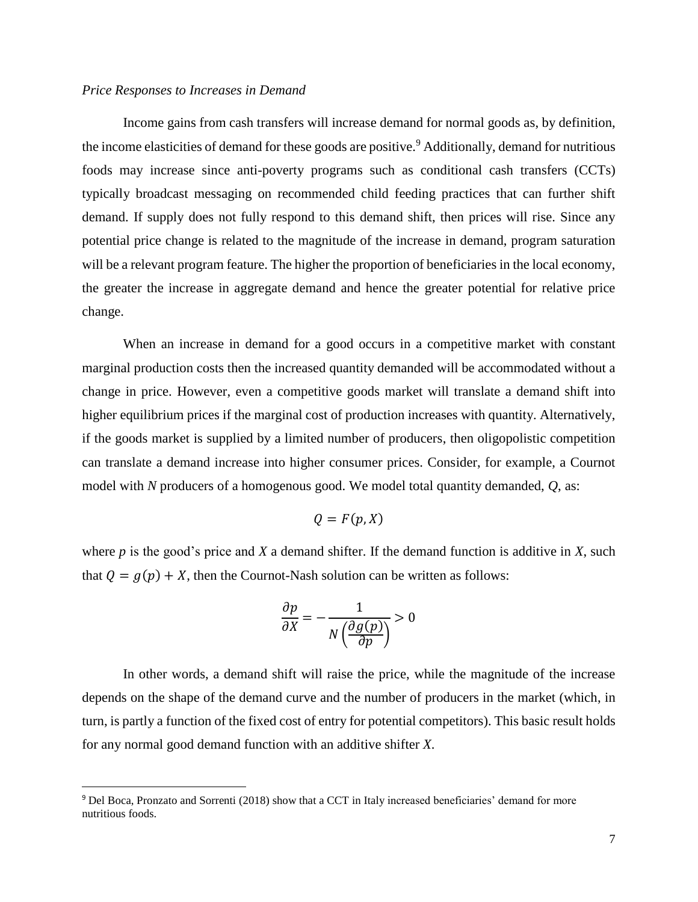*Price Responses to Increases in Demand*

Income gains from cash transfers will increase demand for normal goods as, by definition, the income elasticities of demand for these goods are positive.[9] Additionally, demand for nutritious foods may increase since anti-poverty programs such as conditional cash transfers (CCTs) typically broadcast messaging on recommended child feeding practices that can further shift demand. If supply does not fully respond to this demand shift, then prices will rise. Since any potential price change is related to the magnitude of the increase in demand, program saturation will be a relevant program feature. The higher the proportion of beneficiaries in the local economy, the greater the increase in aggregate demand and hence the greater potential for relative price change.

When an increase in demand for a good occurs in a competitive market with constant marginal production costs then the increased quantity demanded will be accommodated without a change in price. However, even a competitive goods market will translate a demand shift into higher equilibrium prices if the marginal cost of production increases with quantity. Alternatively, if the goods market is supplied by a limited number of producers, then oligopolistic competition can translate a demand increase into higher consumer prices. Consider, for example, a Cournot model with $N$ producers of a homogenous good. We model total quantity demanded, $Q$, as:

$$Q = F(p, X)$$

where $p$ is the good's price and $X$ a demand shifter. If the demand function is additive in $X$, such that $Q = g(p) + X$, then the Cournot-Nash solution can be written as follows:

$$\frac{\partial p}{\partial X} = -\frac{1}{N\left(\frac{\partial g(p)}{\partial p}\right)} > 0$$

In other words, a demand shift will raise the price, while the magnitude of the increase depends on the shape of the demand curve and the number of producers in the market (which, in turn, is partly a function of the fixed cost of entry for potential competitors). This basic result holds for any normal good demand function with an additive shifter $X$.

[9] Del Boca, Pronzato and Sorrenti (2018) show that a CCT in Italy increased beneficiaries' demand for more nutritious foods.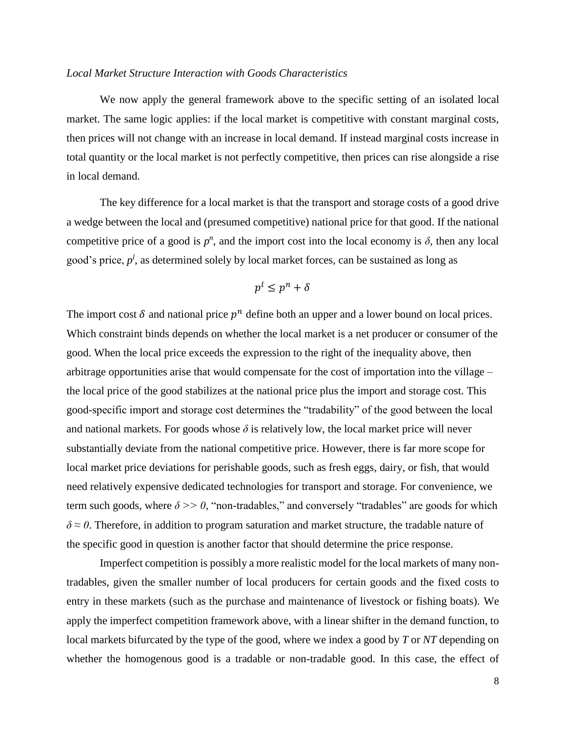*Local Market Structure Interaction with Goods Characteristics*

We now apply the general framework above to the specific setting of an isolated local market. The same logic applies: if the local market is competitive with constant marginal costs, then prices will not change with an increase in local demand. If instead marginal costs increase in total quantity or the local market is not perfectly competitive, then prices can rise alongside a rise in local demand.

The key difference for a local market is that the transport and storage costs of a good drive a wedge between the local and (presumed competitive) national price for that good. If the national competitive price of a good is $p^n$, and the import cost into the local economy is $\delta$, then any local good's price, $p^l$, as determined solely by local market forces, can be sustained as long as

$$p^l \leq p^n + \delta$$

The import cost $\delta$ and national price $p^n$ define both an upper and a lower bound on local prices. Which constraint binds depends on whether the local market is a net producer or consumer of the good. When the local price exceeds the expression to the right of the inequality above, then arbitrage opportunities arise that would compensate for the cost of importation into the village – the local price of the good stabilizes at the national price plus the import and storage cost. This good-specific import and storage cost determines the "tradability" of the good between the local and national markets. For goods whose $\delta$ is relatively low, the local market price will never substantially deviate from the national competitive price. However, there is far more scope for local market price deviations for perishable goods, such as fresh eggs, dairy, or fish, that would need relatively expensive dedicated technologies for transport and storage. For convenience, we term such goods, where $\delta >> 0$, "non-tradables," and conversely "tradables" are goods for which $\delta \approx 0$. Therefore, in addition to program saturation and market structure, the tradable nature of the specific good in question is another factor that should determine the price response.

Imperfect competition is possibly a more realistic model for the local markets of many non-tradables, given the smaller number of local producers for certain goods and the fixed costs to entry in these markets (such as the purchase and maintenance of livestock or fishing boats). We apply the imperfect competition framework above, with a linear shifter in the demand function, to local markets bifurcated by the type of the good, where we index a good by ***T*** or ***NT*** depending on whether the homogenous good is a tradable or non-tradable good. In this case, the effect of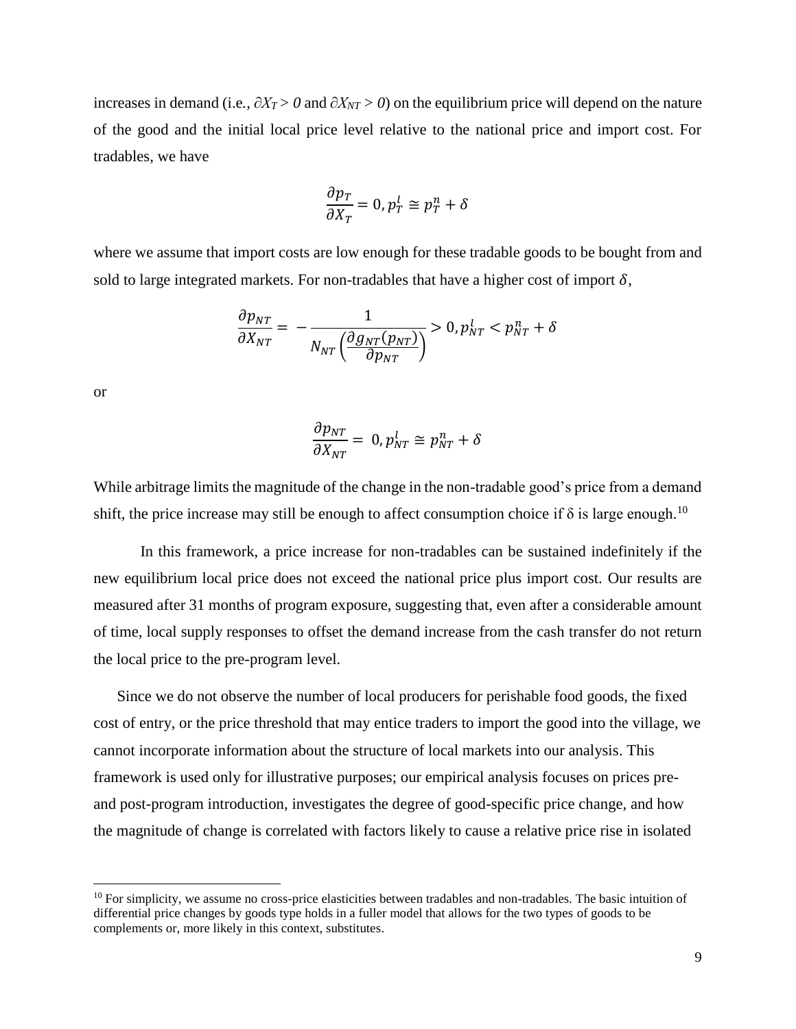increases in demand (i.e., $\partial X_T > 0$ and $\partial X_{NT} > 0$) on the equilibrium price will depend on the nature of the good and the initial local price level relative to the national price and import cost. For tradables, we have

$$\frac{\partial p_T}{\partial X_T} = 0, p_T^l \cong p_T^n + \delta$$

where we assume that import costs are low enough for these tradable goods to be bought from and sold to large integrated markets. For non-tradables that have a higher cost of import $\delta$,

$$\frac{\partial p_{NT}}{\partial X_{NT}} = -\frac{1}{N_{NT}\left(\frac{\partial g_{NT}(p_{NT})}{\partial p_{NT}}\right)} > 0, p_{NT}^l < p_{NT}^n + \delta$$

or

$$\frac{\partial p_{NT}}{\partial X_{NT}} = 0, p_{NT}^l \cong p_{NT}^n + \delta$$

While arbitrage limits the magnitude of the change in the non-tradable good's price from a demand shift, the price increase may still be enough to affect consumption choice if $\delta$ is large enough.[10]

In this framework, a price increase for non-tradables can be sustained indefinitely if the new equilibrium local price does not exceed the national price plus import cost. Our results are measured after 31 months of program exposure, suggesting that, even after a considerable amount of time, local supply responses to offset the demand increase from the cash transfer do not return the local price to the pre-program level.

Since we do not observe the number of local producers for perishable food goods, the fixed cost of entry, or the price threshold that may entice traders to import the good into the village, we cannot incorporate information about the structure of local markets into our analysis. This framework is used only for illustrative purposes; our empirical analysis focuses on prices pre- and post-program introduction, investigates the degree of good-specific price change, and how the magnitude of change is correlated with factors likely to cause a relative price rise in isolated

[10] For simplicity, we assume no cross-price elasticities between tradables and non-tradables. The basic intuition of differential price changes by goods type holds in a fuller model that allows for the two types of goods to be complements or, more likely in this context, substitutes.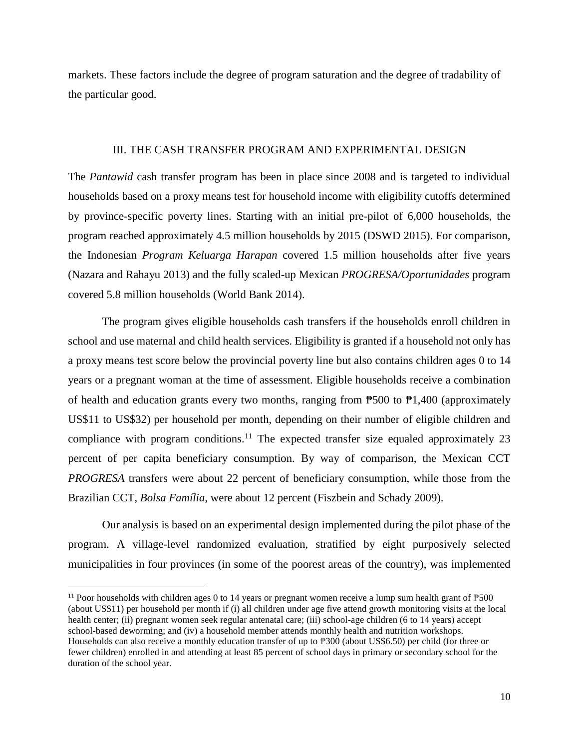markets. These factors include the degree of program saturation and the degree of tradability of the particular good.

## III. THE CASH TRANSFER PROGRAM AND EXPERIMENTAL DESIGN

The *Pantawid* cash transfer program has been in place since 2008 and is targeted to individual households based on a proxy means test for household income with eligibility cutoffs determined by province-specific poverty lines. Starting with an initial pre-pilot of 6,000 households, the program reached approximately 4.5 million households by 2015 (DSWD 2015). For comparison, the Indonesian *Program Keluarga Harapan* covered 1.5 million households after five years (Nazara and Rahayu 2013) and the fully scaled-up Mexican *PROGRESA/Oportunidades* program covered 5.8 million households (World Bank 2014).

The program gives eligible households cash transfers if the households enroll children in school and use maternal and child health services. Eligibility is granted if a household not only has a proxy means test score below the provincial poverty line but also contains children ages 0 to 14 years or a pregnant woman at the time of assessment. Eligible households receive a combination of health and education grants every two months, ranging from ₱500 to ₱1,400 (approximately US$11 to US$32) per household per month, depending on their number of eligible children and compliance with program conditions.[11] The expected transfer size equaled approximately 23 percent of per capita beneficiary consumption. By way of comparison, the Mexican CCT *PROGRESA* transfers were about 22 percent of beneficiary consumption, while those from the Brazilian CCT, *Bolsa Família*, were about 12 percent (Fiszbein and Schady 2009).

Our analysis is based on an experimental design implemented during the pilot phase of the program. A village-level randomized evaluation, stratified by eight purposively selected municipalities in four provinces (in some of the poorest areas of the country), was implemented

---

[11] Poor households with children ages 0 to 14 years or pregnant women receive a lump sum health grant of ₱500 (about US$11) per household per month if (i) all children under age five attend growth monitoring visits at the local health center; (ii) pregnant women seek regular antenatal care; (iii) school-age children (6 to 14 years) accept school-based deworming; and (iv) a household member attends monthly health and nutrition workshops. Households can also receive a monthly education transfer of up to ₱300 (about US$6.50) per child (for three or fewer children) enrolled in and attending at least 85 percent of school days in primary or secondary school for the duration of the school year.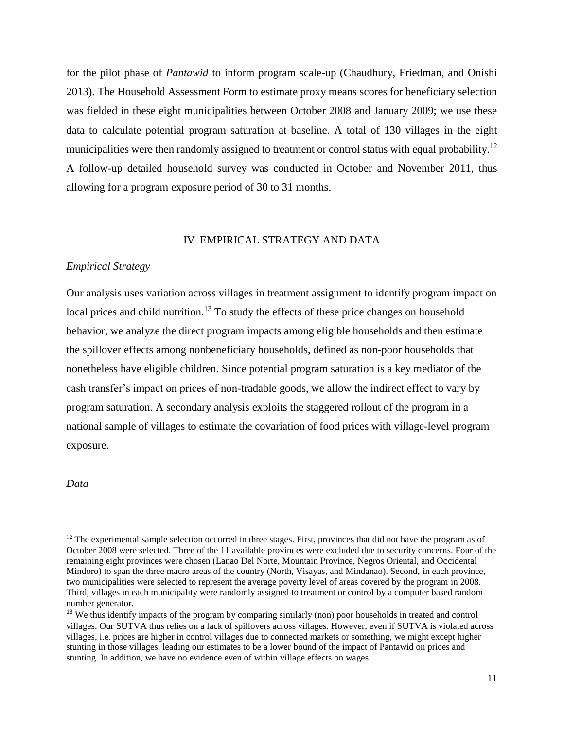for the pilot phase of *Pantawid* to inform program scale-up (Chaudhury, Friedman, and Onishi 2013). The Household Assessment Form to estimate proxy means scores for beneficiary selection was fielded in these eight municipalities between October 2008 and January 2009; we use these data to calculate potential program saturation at baseline. A total of 130 villages in the eight municipalities were then randomly assigned to treatment or control status with equal probability.[12] A follow-up detailed household survey was conducted in October and November 2011, thus allowing for a program exposure period of 30 to 31 months.

## IV. EMPIRICAL STRATEGY AND DATA

### *Empirical Strategy*

Our analysis uses variation across villages in treatment assignment to identify program impact on local prices and child nutrition.[13] To study the effects of these price changes on household behavior, we analyze the direct program impacts among eligible households and then estimate the spillover effects among nonbeneficiary households, defined as non-poor households that nonetheless have eligible children. Since potential program saturation is a key mediator of the cash transfer's impact on prices of non-tradable goods, we allow the indirect effect to vary by program saturation. A secondary analysis exploits the staggered rollout of the program in a national sample of villages to estimate the covariation of food prices with village-level program exposure.

### *Data*

[12] The experimental sample selection occurred in three stages. First, provinces that did not have the program as of October 2008 were selected. Three of the 11 available provinces were excluded due to security concerns. Four of the remaining eight provinces were chosen (Lanao Del Norte, Mountain Province, Negros Oriental, and Occidental Mindoro) to span the three macro areas of the country (North, Visayas, and Mindanao). Second, in each province, two municipalities were selected to represent the average poverty level of areas covered by the program in 2008. Third, villages in each municipality were randomly assigned to treatment or control by a computer based random number generator.

[13] We thus identify impacts of the program by comparing similarly (non) poor households in treated and control villages. Our SUTVA thus relies on a lack of spillovers across villages. However, even if SUTVA is violated across villages, i.e. prices are higher in control villages due to connected markets or something, we might except higher stunting in those villages, leading our estimates to be a lower bound of the impact of Pantawid on prices and stunting. In addition, we have no evidence even of within village effects on wages.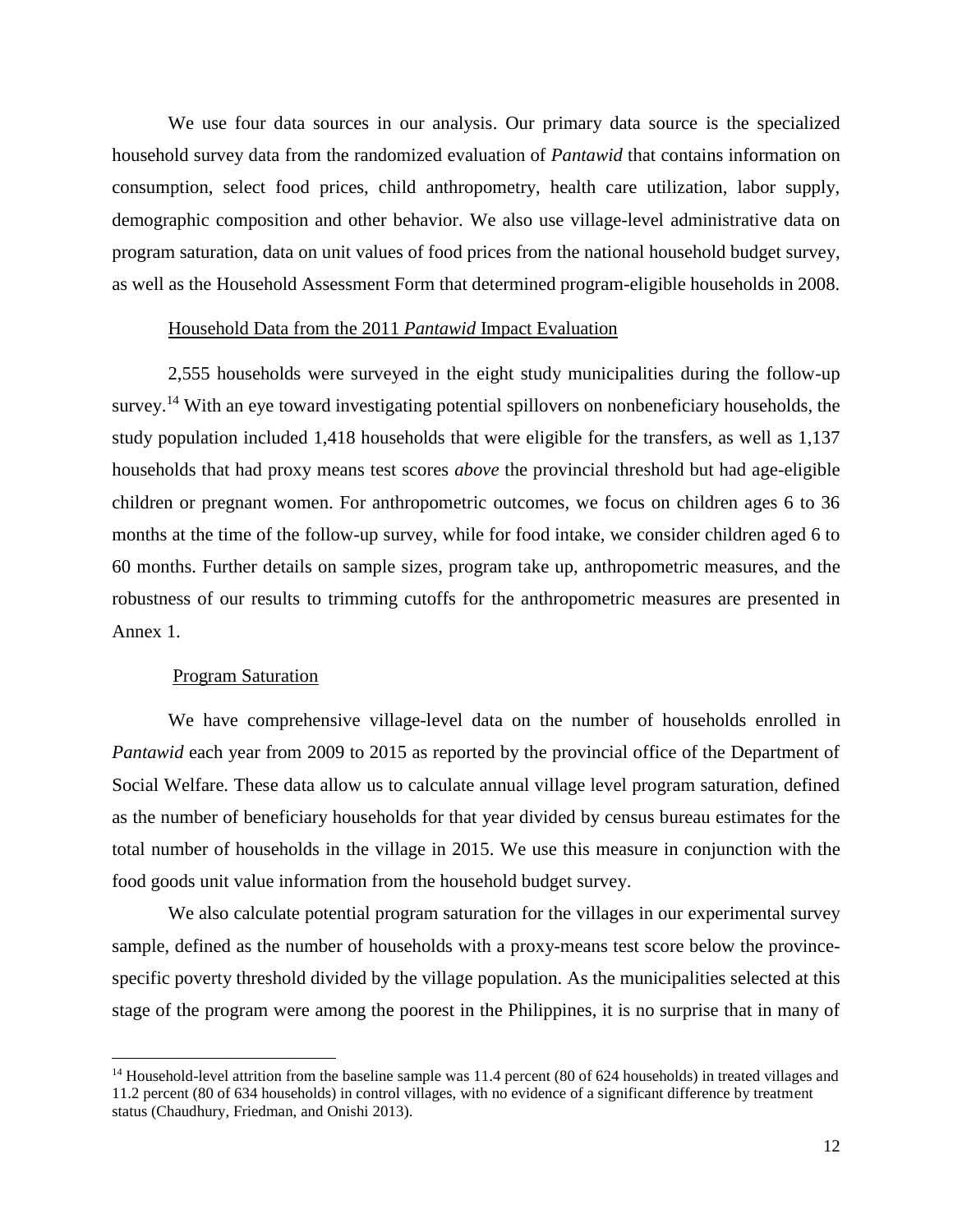We use four data sources in our analysis. Our primary data source is the specialized household survey data from the randomized evaluation of *Pantawid* that contains information on consumption, select food prices, child anthropometry, health care utilization, labor supply, demographic composition and other behavior. We also use village-level administrative data on program saturation, data on unit values of food prices from the national household budget survey, as well as the Household Assessment Form that determined program-eligible households in 2008.

### Household Data from the 2011 *Pantawid* Impact Evaluation

2,555 households were surveyed in the eight study municipalities during the follow-up survey.[14] With an eye toward investigating potential spillovers on nonbeneficiary households, the study population included 1,418 households that were eligible for the transfers, as well as 1,137 households that had proxy means test scores *above* the provincial threshold but had age-eligible children or pregnant women. For anthropometric outcomes, we focus on children ages 6 to 36 months at the time of the follow-up survey, while for food intake, we consider children aged 6 to 60 months. Further details on sample sizes, program take up, anthropometric measures, and the robustness of our results to trimming cutoffs for the anthropometric measures are presented in Annex 1.

### Program Saturation

We have comprehensive village-level data on the number of households enrolled in *Pantawid* each year from 2009 to 2015 as reported by the provincial office of the Department of Social Welfare. These data allow us to calculate annual village level program saturation, defined as the number of beneficiary households for that year divided by census bureau estimates for the total number of households in the village in 2015. We use this measure in conjunction with the food goods unit value information from the household budget survey.

We also calculate potential program saturation for the villages in our experimental survey sample, defined as the number of households with a proxy-means test score below the province-specific poverty threshold divided by the village population. As the municipalities selected at this stage of the program were among the poorest in the Philippines, it is no surprise that in many of

[14] Household-level attrition from the baseline sample was 11.4 percent (80 of 624 households) in treated villages and 11.2 percent (80 of 634 households) in control villages, with no evidence of a significant difference by treatment status (Chaudhury, Friedman, and Onishi 2013).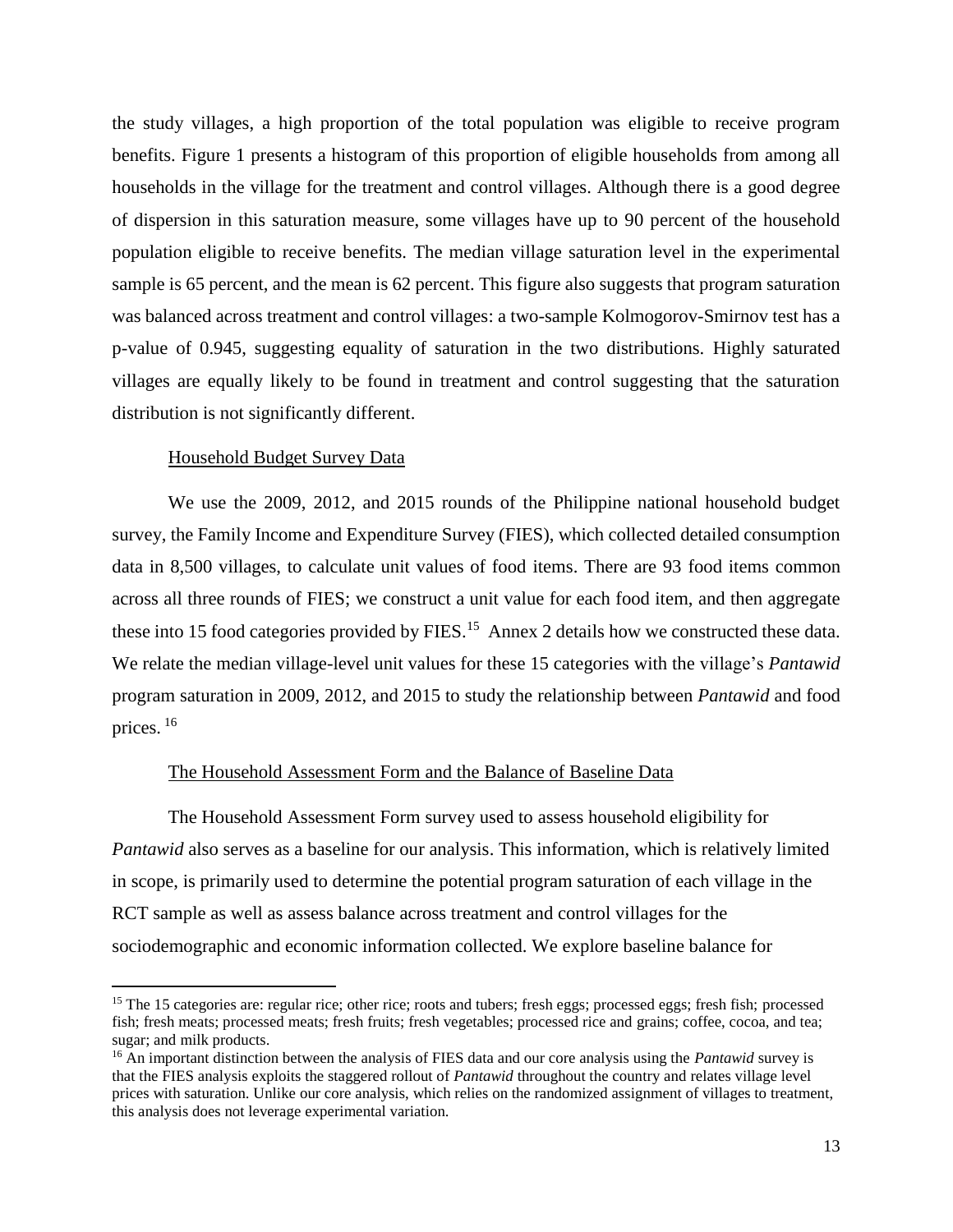the study villages, a high proportion of the total population was eligible to receive program benefits. Figure 1 presents a histogram of this proportion of eligible households from among all households in the village for the treatment and control villages. Although there is a good degree of dispersion in this saturation measure, some villages have up to 90 percent of the household population eligible to receive benefits. The median village saturation level in the experimental sample is 65 percent, and the mean is 62 percent. This figure also suggests that program saturation was balanced across treatment and control villages: a two-sample Kolmogorov-Smirnov test has a p-value of 0.945, suggesting equality of saturation in the two distributions. Highly saturated villages are equally likely to be found in treatment and control suggesting that the saturation distribution is not significantly different.

## Household Budget Survey Data

We use the 2009, 2012, and 2015 rounds of the Philippine national household budget survey, the Family Income and Expenditure Survey (FIES), which collected detailed consumption data in 8,500 villages, to calculate unit values of food items. There are 93 food items common across all three rounds of FIES; we construct a unit value for each food item, and then aggregate these into 15 food categories provided by FIES.[15] Annex 2 details how we constructed these data. We relate the median village-level unit values for these 15 categories with the village's *Pantawid* program saturation in 2009, 2012, and 2015 to study the relationship between *Pantawid* and food prices.[16]

## The Household Assessment Form and the Balance of Baseline Data

The Household Assessment Form survey used to assess household eligibility for *Pantawid* also serves as a baseline for our analysis. This information, which is relatively limited in scope, is primarily used to determine the potential program saturation of each village in the RCT sample as well as assess balance across treatment and control villages for the sociodemographic and economic information collected. We explore baseline balance for

[15] The 15 categories are: regular rice; other rice; roots and tubers; fresh eggs; processed eggs; fresh fish; processed fish; fresh meats; processed meats; fresh fruits; fresh vegetables; processed rice and grains; coffee, cocoa, and tea; sugar; and milk products.

[16] An important distinction between the analysis of FIES data and our core analysis using the *Pantawid* survey is that the FIES analysis exploits the staggered rollout of *Pantawid* throughout the country and relates village level prices with saturation. Unlike our core analysis, which relies on the randomized assignment of villages to treatment, this analysis does not leverage experimental variation.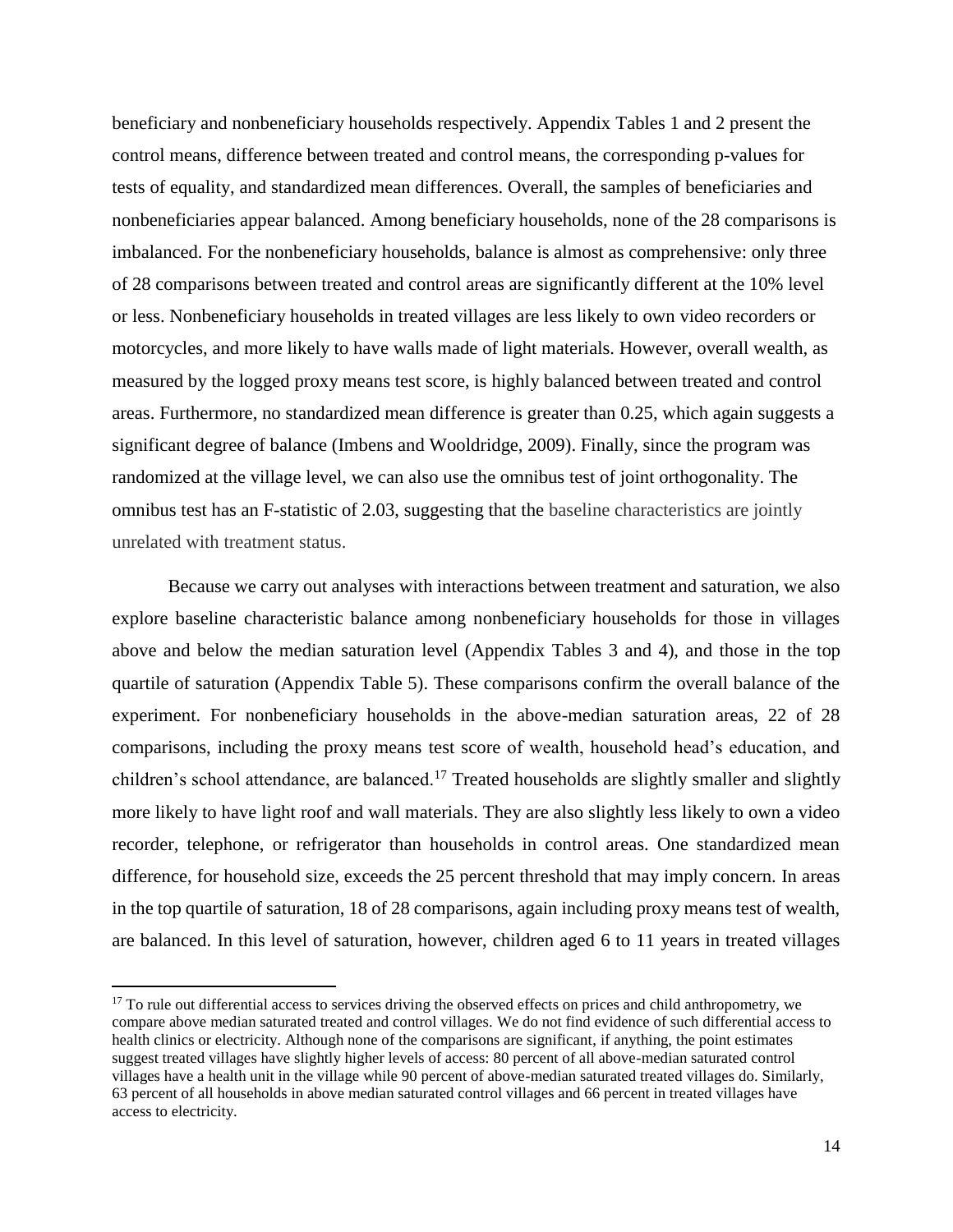beneficiary and nonbeneficiary households respectively. Appendix Tables 1 and 2 present the control means, difference between treated and control means, the corresponding p-values for tests of equality, and standardized mean differences. Overall, the samples of beneficiaries and nonbeneficiaries appear balanced. Among beneficiary households, none of the 28 comparisons is imbalanced. For the nonbeneficiary households, balance is almost as comprehensive: only three of 28 comparisons between treated and control areas are significantly different at the 10% level or less. Nonbeneficiary households in treated villages are less likely to own video recorders or motorcycles, and more likely to have walls made of light materials. However, overall wealth, as measured by the logged proxy means test score, is highly balanced between treated and control areas. Furthermore, no standardized mean difference is greater than 0.25, which again suggests a significant degree of balance (Imbens and Wooldridge, 2009). Finally, since the program was randomized at the village level, we can also use the omnibus test of joint orthogonality. The omnibus test has an F-statistic of 2.03, suggesting that the baseline characteristics are jointly unrelated with treatment status.

Because we carry out analyses with interactions between treatment and saturation, we also explore baseline characteristic balance among nonbeneficiary households for those in villages above and below the median saturation level (Appendix Tables 3 and 4), and those in the top quartile of saturation (Appendix Table 5). These comparisons confirm the overall balance of the experiment. For nonbeneficiary households in the above-median saturation areas, 22 of 28 comparisons, including the proxy means test score of wealth, household head's education, and children's school attendance, are balanced.[17] Treated households are slightly smaller and slightly more likely to have light roof and wall materials. They are also slightly less likely to own a video recorder, telephone, or refrigerator than households in control areas. One standardized mean difference, for household size, exceeds the 25 percent threshold that may imply concern. In areas in the top quartile of saturation, 18 of 28 comparisons, again including proxy means test of wealth, are balanced. In this level of saturation, however, children aged 6 to 11 years in treated villages

[17] To rule out differential access to services driving the observed effects on prices and child anthropometry, we compare above median saturated treated and control villages. We do not find evidence of such differential access to health clinics or electricity. Although none of the comparisons are significant, if anything, the point estimates suggest treated villages have slightly higher levels of access: 80 percent of all above-median saturated control villages have a health unit in the village while 90 percent of above-median saturated treated villages do. Similarly, 63 percent of all households in above median saturated control villages and 66 percent in treated villages have access to electricity.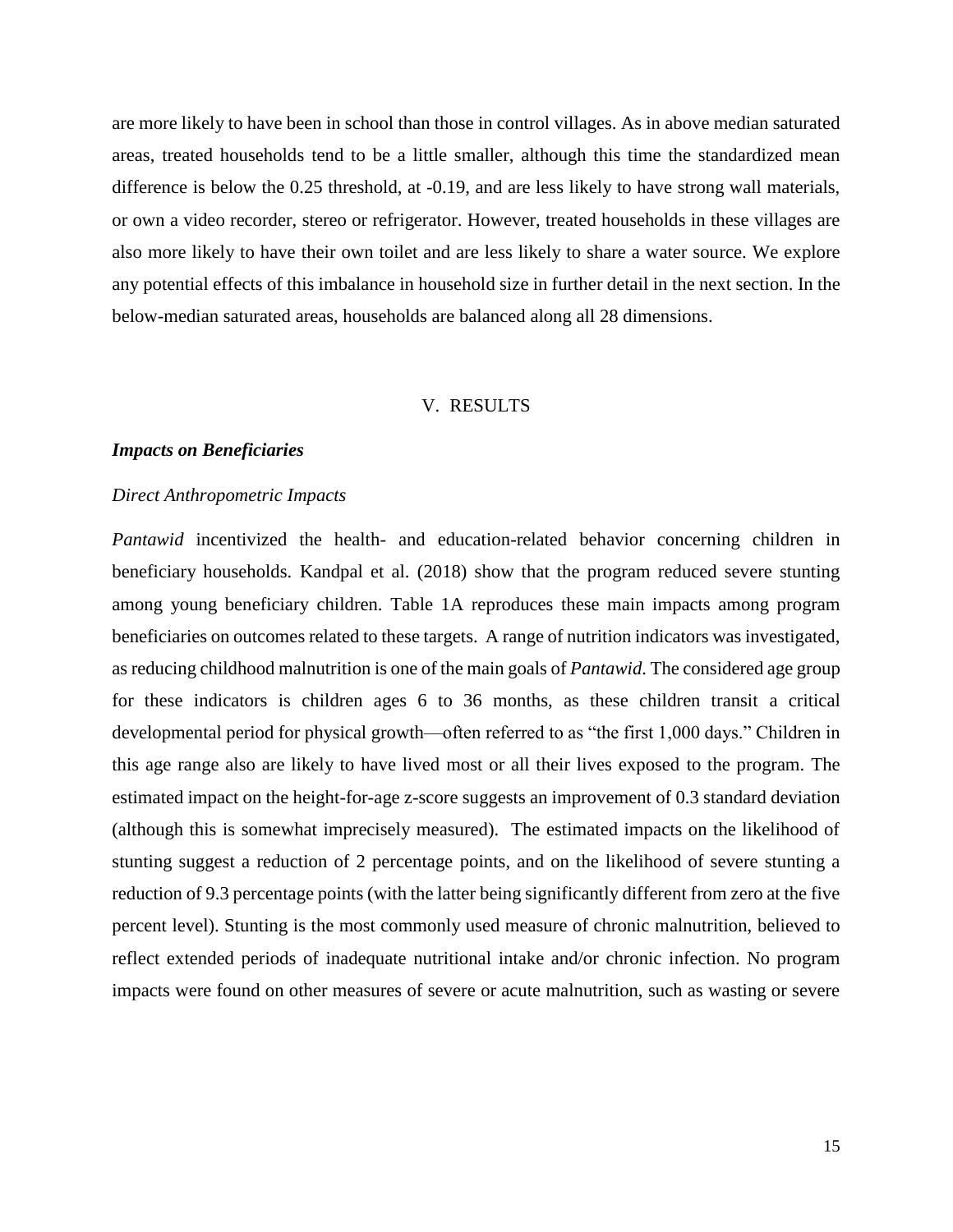are more likely to have been in school than those in control villages. As in above median saturated areas, treated households tend to be a little smaller, although this time the standardized mean difference is below the 0.25 threshold, at -0.19, and are less likely to have strong wall materials, or own a video recorder, stereo or refrigerator. However, treated households in these villages are also more likely to have their own toilet and are less likely to share a water source. We explore any potential effects of this imbalance in household size in further detail in the next section. In the below-median saturated areas, households are balanced along all 28 dimensions.

## V. RESULTS

### *Impacts on Beneficiaries*

#### *Direct Anthropometric Impacts*

*Pantawid* incentivized the health- and education-related behavior concerning children in beneficiary households. Kandpal et al. (2018) show that the program reduced severe stunting among young beneficiary children. Table 1A reproduces these main impacts among program beneficiaries on outcomes related to these targets. A range of nutrition indicators was investigated, as reducing childhood malnutrition is one of the main goals of *Pantawid*. The considered age group for these indicators is children ages 6 to 36 months, as these children transit a critical developmental period for physical growth—often referred to as "the first 1,000 days." Children in this age range also are likely to have lived most or all their lives exposed to the program. The estimated impact on the height-for-age z-score suggests an improvement of 0.3 standard deviation (although this is somewhat imprecisely measured). The estimated impacts on the likelihood of stunting suggest a reduction of 2 percentage points, and on the likelihood of severe stunting a reduction of 9.3 percentage points (with the latter being significantly different from zero at the five percent level). Stunting is the most commonly used measure of chronic malnutrition, believed to reflect extended periods of inadequate nutritional intake and/or chronic infection. No program impacts were found on other measures of severe or acute malnutrition, such as wasting or severe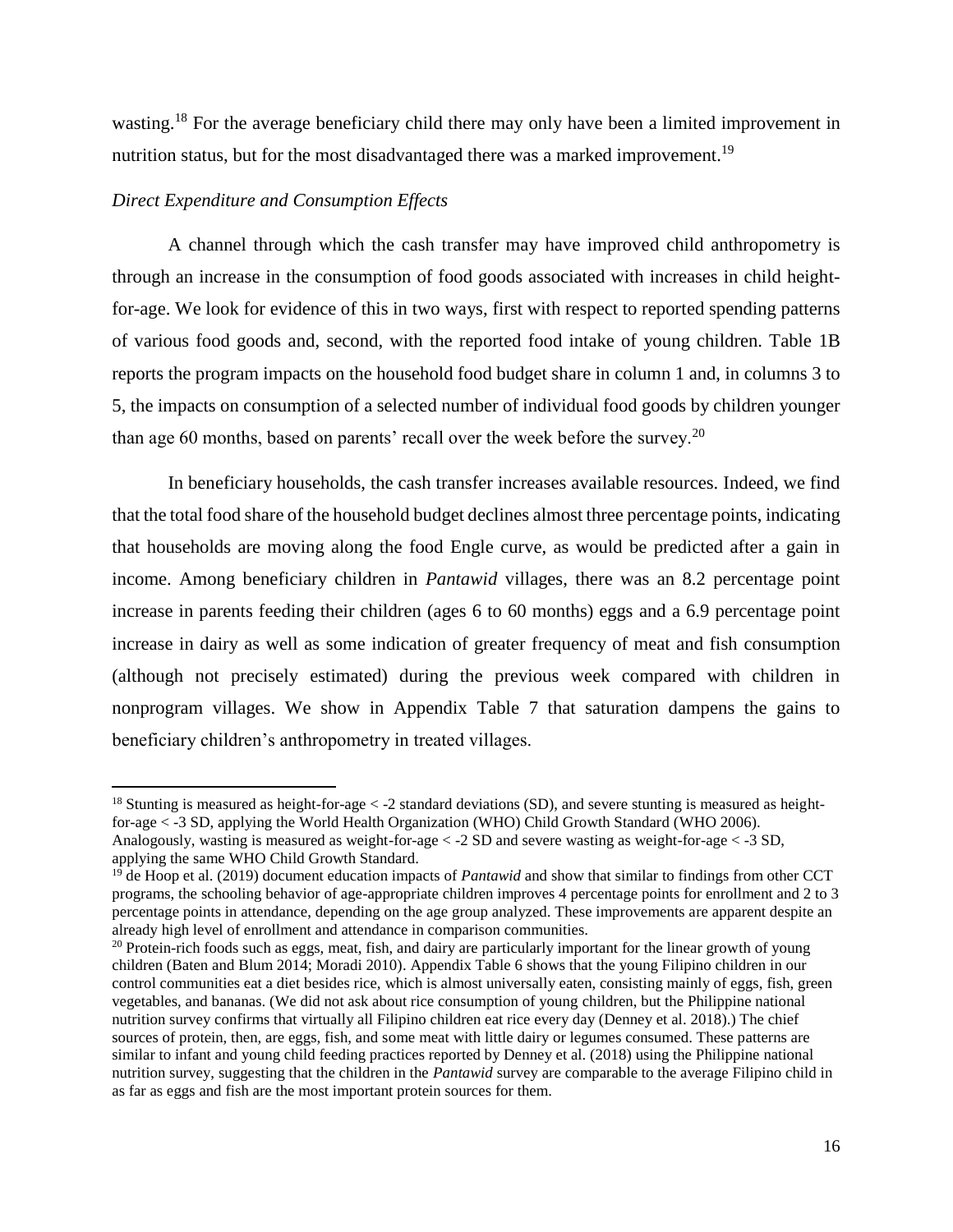wasting.[18] For the average beneficiary child there may only have been a limited improvement in nutrition status, but for the most disadvantaged there was a marked improvement.[19]

*Direct Expenditure and Consumption Effects*

A channel through which the cash transfer may have improved child anthropometry is through an increase in the consumption of food goods associated with increases in child height-for-age. We look for evidence of this in two ways, first with respect to reported spending patterns of various food goods and, second, with the reported food intake of young children. Table 1B reports the program impacts on the household food budget share in column 1 and, in columns 3 to 5, the impacts on consumption of a selected number of individual food goods by children younger than age 60 months, based on parents' recall over the week before the survey.[20]

In beneficiary households, the cash transfer increases available resources. Indeed, we find that the total food share of the household budget declines almost three percentage points, indicating that households are moving along the food Engle curve, as would be predicted after a gain in income. Among beneficiary children in *Pantawid* villages, there was an 8.2 percentage point increase in parents feeding their children (ages 6 to 60 months) eggs and a 6.9 percentage point increase in dairy as well as some indication of greater frequency of meat and fish consumption (although not precisely estimated) during the previous week compared with children in nonprogram villages. We show in Appendix Table 7 that saturation dampens the gains to beneficiary children's anthropometry in treated villages.

---

[18] Stunting is measured as height-for-age < -2 standard deviations (SD), and severe stunting is measured as height-for-age < -3 SD, applying the World Health Organization (WHO) Child Growth Standard (WHO 2006). Analogously, wasting is measured as weight-for-age < -2 SD and severe wasting as weight-for-age < -3 SD, applying the same WHO Child Growth Standard.

[19] de Hoop et al. (2019) document education impacts of *Pantawid* and show that similar to findings from other CCT programs, the schooling behavior of age-appropriate children improves 4 percentage points for enrollment and 2 to 3 percentage points in attendance, depending on the age group analyzed. These improvements are apparent despite an already high level of enrollment and attendance in comparison communities.

[20] Protein-rich foods such as eggs, meat, fish, and dairy are particularly important for the linear growth of young children (Baten and Blum 2014; Moradi 2010). Appendix Table 6 shows that the young Filipino children in our control communities eat a diet besides rice, which is almost universally eaten, consisting mainly of eggs, fish, green vegetables, and bananas. (We did not ask about rice consumption of young children, but the Philippine national nutrition survey confirms that virtually all Filipino children eat rice every day (Denney et al. 2018).) The chief sources of protein, then, are eggs, fish, and some meat with little dairy or legumes consumed. These patterns are similar to infant and young child feeding practices reported by Denney et al. (2018) using the Philippine national nutrition survey, suggesting that the children in the *Pantawid* survey are comparable to the average Filipino child in as far as eggs and fish are the most important protein sources for them.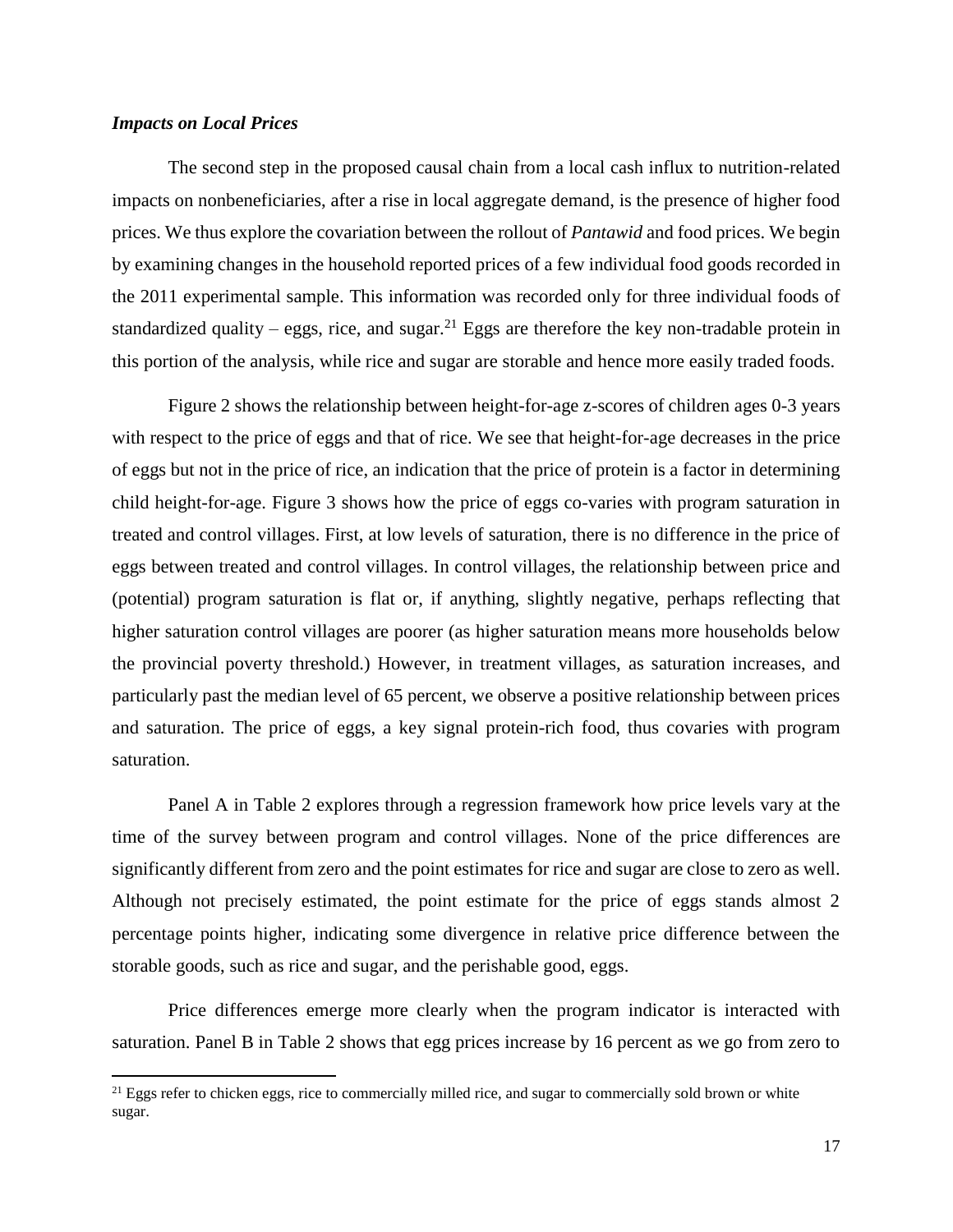### *Impacts on Local Prices*

The second step in the proposed causal chain from a local cash influx to nutrition-related impacts on nonbeneficiaries, after a rise in local aggregate demand, is the presence of higher food prices. We thus explore the covariation between the rollout of *Pantawid* and food prices. We begin by examining changes in the household reported prices of a few individual food goods recorded in the 2011 experimental sample. This information was recorded only for three individual foods of standardized quality – eggs, rice, and sugar.[21] Eggs are therefore the key non-tradable protein in this portion of the analysis, while rice and sugar are storable and hence more easily traded foods.

Figure 2 shows the relationship between height-for-age z-scores of children ages 0-3 years with respect to the price of eggs and that of rice. We see that height-for-age decreases in the price of eggs but not in the price of rice, an indication that the price of protein is a factor in determining child height-for-age. Figure 3 shows how the price of eggs co-varies with program saturation in treated and control villages. First, at low levels of saturation, there is no difference in the price of eggs between treated and control villages. In control villages, the relationship between price and (potential) program saturation is flat or, if anything, slightly negative, perhaps reflecting that higher saturation control villages are poorer (as higher saturation means more households below the provincial poverty threshold.) However, in treatment villages, as saturation increases, and particularly past the median level of 65 percent, we observe a positive relationship between prices and saturation. The price of eggs, a key signal protein-rich food, thus covaries with program saturation.

Panel A in Table 2 explores through a regression framework how price levels vary at the time of the survey between program and control villages. None of the price differences are significantly different from zero and the point estimates for rice and sugar are close to zero as well. Although not precisely estimated, the point estimate for the price of eggs stands almost 2 percentage points higher, indicating some divergence in relative price difference between the storable goods, such as rice and sugar, and the perishable good, eggs.

Price differences emerge more clearly when the program indicator is interacted with saturation. Panel B in Table 2 shows that egg prices increase by 16 percent as we go from zero to

[21] Eggs refer to chicken eggs, rice to commercially milled rice, and sugar to commercially sold brown or white sugar.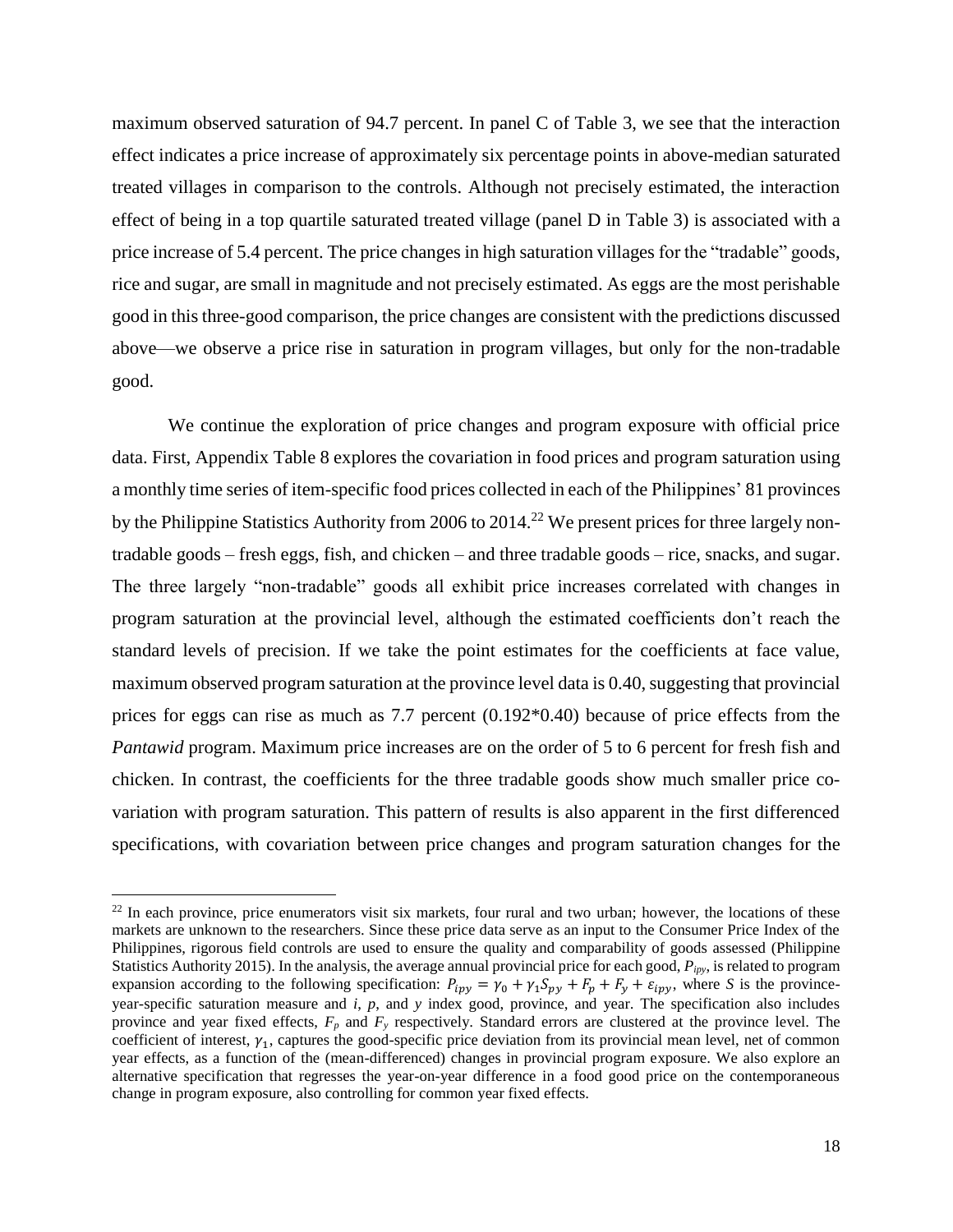maximum observed saturation of 94.7 percent. In panel C of Table 3, we see that the interaction effect indicates a price increase of approximately six percentage points in above-median saturated treated villages in comparison to the controls. Although not precisely estimated, the interaction effect of being in a top quartile saturated treated village (panel D in Table 3) is associated with a price increase of 5.4 percent. The price changes in high saturation villages for the "tradable" goods, rice and sugar, are small in magnitude and not precisely estimated. As eggs are the most perishable good in this three-good comparison, the price changes are consistent with the predictions discussed above—we observe a price rise in saturation in program villages, but only for the non-tradable good.

We continue the exploration of price changes and program exposure with official price data. First, Appendix Table 8 explores the covariation in food prices and program saturation using a monthly time series of item-specific food prices collected in each of the Philippines' 81 provinces by the Philippine Statistics Authority from 2006 to 2014.[22] We present prices for three largely non-tradable goods – fresh eggs, fish, and chicken – and three tradable goods – rice, snacks, and sugar. The three largely "non-tradable" goods all exhibit price increases correlated with changes in program saturation at the provincial level, although the estimated coefficients don't reach the standard levels of precision. If we take the point estimates for the coefficients at face value, maximum observed program saturation at the province level data is 0.40, suggesting that provincial prices for eggs can rise as much as 7.7 percent (0.192*0.40) because of price effects from the *Pantawid* program. Maximum price increases are on the order of 5 to 6 percent for fresh fish and chicken. In contrast, the coefficients for the three tradable goods show much smaller price co-variation with program saturation. This pattern of results is also apparent in the first differenced specifications, with covariation between price changes and program saturation changes for the

[22] In each province, price enumerators visit six markets, four rural and two urban; however, the locations of these markets are unknown to the researchers. Since these price data serve as an input to the Consumer Price Index of the Philippines, rigorous field controls are used to ensure the quality and comparability of goods assessed (Philippine Statistics Authority 2015). In the analysis, the average annual provincial price for each good, $P_{ipy}$, is related to program expansion according to the following specification: $P_{ipy} = \gamma_0 + \gamma_1 S_{py} + F_p + F_y + \varepsilon_{ipy}$, where $S$ is the province-year-specific saturation measure and $i$, $p$, and $y$ index good, province, and year. The specification also includes province and year fixed effects, $F_p$ and $F_y$ respectively. Standard errors are clustered at the province level. The coefficient of interest, $\gamma_1$, captures the good-specific price deviation from its provincial mean level, net of common year effects, as a function of the (mean-differenced) changes in provincial program exposure. We also explore an alternative specification that regresses the year-on-year difference in a food good price on the contemporaneous change in program exposure, also controlling for common year fixed effects.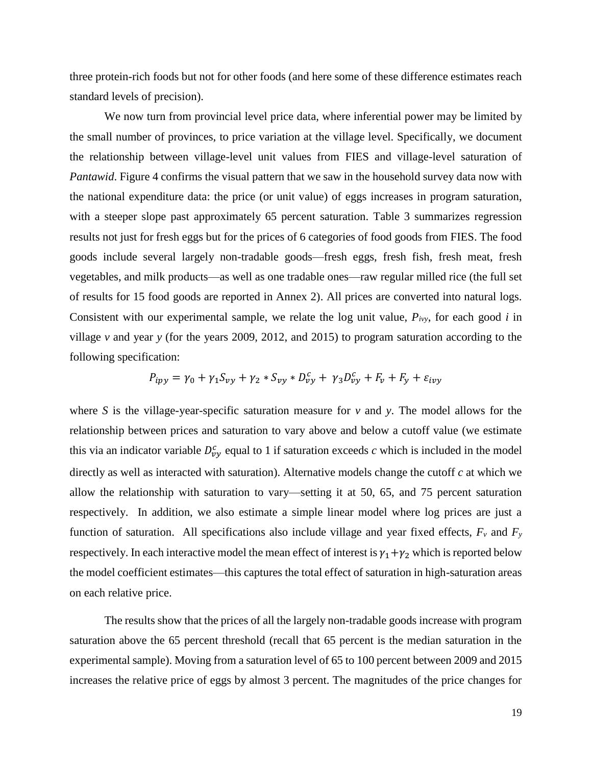three protein-rich foods but not for other foods (and here some of these difference estimates reach standard levels of precision).

We now turn from provincial level price data, where inferential power may be limited by the small number of provinces, to price variation at the village level. Specifically, we document the relationship between village-level unit values from FIES and village-level saturation of *Pantawid*. Figure 4 confirms the visual pattern that we saw in the household survey data now with the national expenditure data: the price (or unit value) of eggs increases in program saturation, with a steeper slope past approximately 65 percent saturation. Table 3 summarizes regression results not just for fresh eggs but for the prices of 6 categories of food goods from FIES. The food goods include several largely non-tradable goods—fresh eggs, fresh fish, fresh meat, fresh vegetables, and milk products—as well as one tradable ones—raw regular milled rice (the full set of results for 15 food goods are reported in Annex 2). All prices are converted into natural logs. Consistent with our experimental sample, we relate the log unit value, $P_{ivy}$, for each good $i$ in village $v$ and year $y$ (for the years 2009, 2012, and 2015) to program saturation according to the following specification:

$$P_{ipy} = \gamma_0 + \gamma_1 S_{vy} + \gamma_2 * S_{vy} * D_{vy}^c + \gamma_3 D_{vy}^c + F_v + F_y + \varepsilon_{ivy}$$

where $S$ is the village-year-specific saturation measure for $v$ and $y$. The model allows for the relationship between prices and saturation to vary above and below a cutoff value (we estimate this via an indicator variable $D_{vy}^c$ equal to 1 if saturation exceeds $c$ which is included in the model directly as well as interacted with saturation). Alternative models change the cutoff $c$ at which we allow the relationship with saturation to vary—setting it at 50, 65, and 75 percent saturation respectively. In addition, we also estimate a simple linear model where log prices are just a function of saturation. All specifications also include village and year fixed effects, $F_v$ and $F_y$ respectively. In each interactive model the mean effect of interest is $\gamma_1 + \gamma_2$ which is reported below the model coefficient estimates—this captures the total effect of saturation in high-saturation areas on each relative price.

The results show that the prices of all the largely non-tradable goods increase with program saturation above the 65 percent threshold (recall that 65 percent is the median saturation in the experimental sample). Moving from a saturation level of 65 to 100 percent between 2009 and 2015 increases the relative price of eggs by almost 3 percent. The magnitudes of the price changes for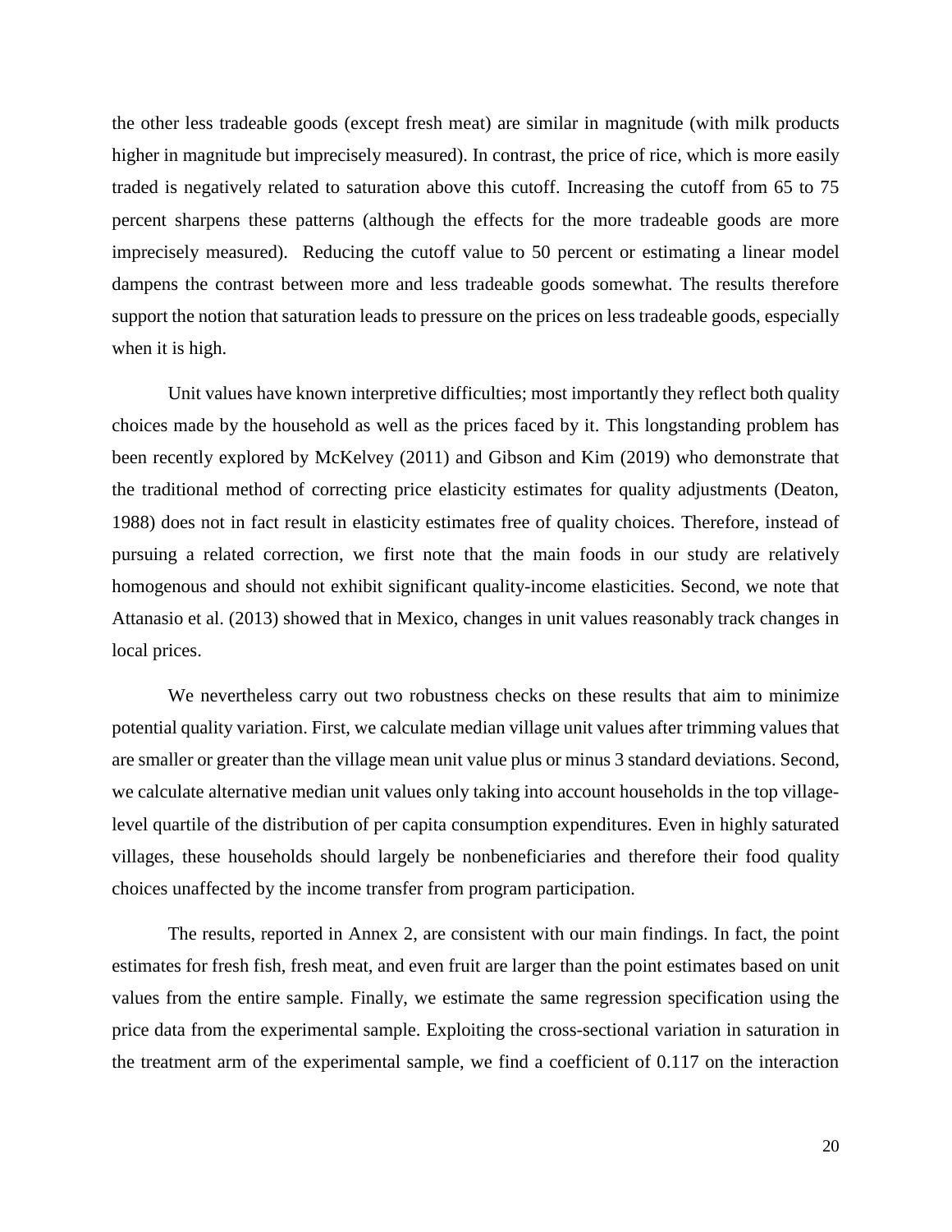the other less tradeable goods (except fresh meat) are similar in magnitude (with milk products higher in magnitude but imprecisely measured). In contrast, the price of rice, which is more easily traded is negatively related to saturation above this cutoff. Increasing the cutoff from 65 to 75 percent sharpens these patterns (although the effects for the more tradeable goods are more imprecisely measured). Reducing the cutoff value to 50 percent or estimating a linear model dampens the contrast between more and less tradeable goods somewhat. The results therefore support the notion that saturation leads to pressure on the prices on less tradeable goods, especially when it is high.

Unit values have known interpretive difficulties; most importantly they reflect both quality choices made by the household as well as the prices faced by it. This longstanding problem has been recently explored by McKelvey (2011) and Gibson and Kim (2019) who demonstrate that the traditional method of correcting price elasticity estimates for quality adjustments (Deaton, 1988) does not in fact result in elasticity estimates free of quality choices. Therefore, instead of pursuing a related correction, we first note that the main foods in our study are relatively homogenous and should not exhibit significant quality-income elasticities. Second, we note that Attanasio et al. (2013) showed that in Mexico, changes in unit values reasonably track changes in local prices.

We nevertheless carry out two robustness checks on these results that aim to minimize potential quality variation. First, we calculate median village unit values after trimming values that are smaller or greater than the village mean unit value plus or minus 3 standard deviations. Second, we calculate alternative median unit values only taking into account households in the top village-level quartile of the distribution of per capita consumption expenditures. Even in highly saturated villages, these households should largely be nonbeneficiaries and therefore their food quality choices unaffected by the income transfer from program participation.

The results, reported in Annex 2, are consistent with our main findings. In fact, the point estimates for fresh fish, fresh meat, and even fruit are larger than the point estimates based on unit values from the entire sample. Finally, we estimate the same regression specification using the price data from the experimental sample. Exploiting the cross-sectional variation in saturation in the treatment arm of the experimental sample, we find a coefficient of 0.117 on the interaction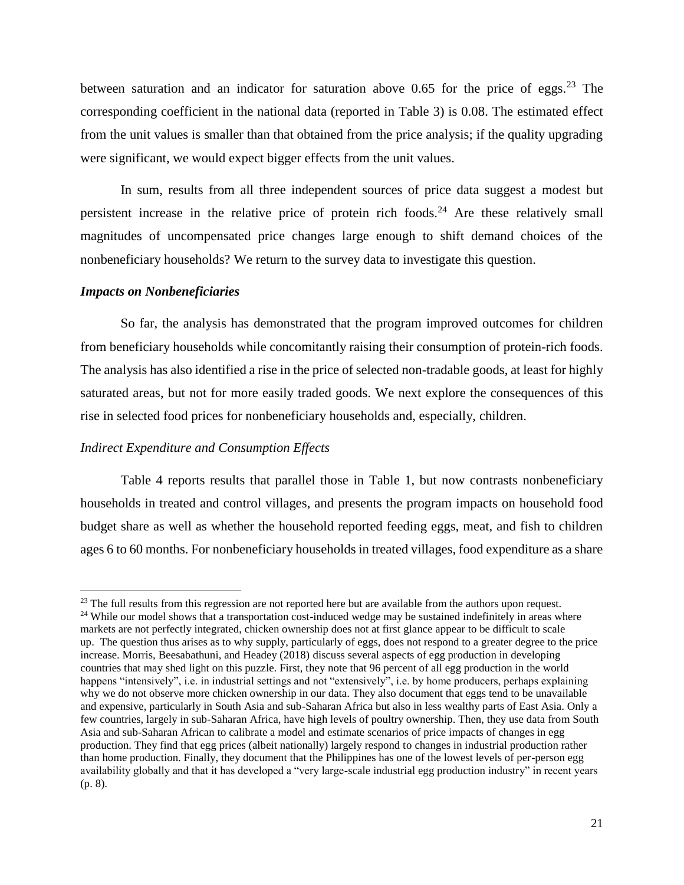between saturation and an indicator for saturation above 0.65 for the price of eggs.[23] The corresponding coefficient in the national data (reported in Table 3) is 0.08. The estimated effect from the unit values is smaller than that obtained from the price analysis; if the quality upgrading were significant, we would expect bigger effects from the unit values.

In sum, results from all three independent sources of price data suggest a modest but persistent increase in the relative price of protein rich foods.[24] Are these relatively small magnitudes of uncompensated price changes large enough to shift demand choices of the nonbeneficiary households? We return to the survey data to investigate this question.

### *Impacts on Nonbeneficiaries*

So far, the analysis has demonstrated that the program improved outcomes for children from beneficiary households while concomitantly raising their consumption of protein-rich foods. The analysis has also identified a rise in the price of selected non-tradable goods, at least for highly saturated areas, but not for more easily traded goods. We next explore the consequences of this rise in selected food prices for nonbeneficiary households and, especially, children.

#### *Indirect Expenditure and Consumption Effects*

Table 4 reports results that parallel those in Table 1, but now contrasts nonbeneficiary households in treated and control villages, and presents the program impacts on household food budget share as well as whether the household reported feeding eggs, meat, and fish to children ages 6 to 60 months. For nonbeneficiary households in treated villages, food expenditure as a share

---

[23] The full results from this regression are not reported here but are available from the authors upon request.

[24] While our model shows that a transportation cost-induced wedge may be sustained indefinitely in areas where markets are not perfectly integrated, chicken ownership does not at first glance appear to be difficult to scale up. The question thus arises as to why supply, particularly of eggs, does not respond to a greater degree to the price increase. Morris, Beesabathuni, and Headey (2018) discuss several aspects of egg production in developing countries that may shed light on this puzzle. First, they note that 96 percent of all egg production in the world happens "intensively", i.e. in industrial settings and not "extensively", i.e. by home producers, perhaps explaining why we do not observe more chicken ownership in our data. They also document that eggs tend to be unavailable and expensive, particularly in South Asia and sub-Saharan Africa but also in less wealthy parts of East Asia. Only a few countries, largely in sub-Saharan Africa, have high levels of poultry ownership. Then, they use data from South Asia and sub-Saharan African to calibrate a model and estimate scenarios of price impacts of changes in egg production. They find that egg prices (albeit nationally) largely respond to changes in industrial production rather than home production. Finally, they document that the Philippines has one of the lowest levels of per-person egg availability globally and that it has developed a "very large-scale industrial egg production industry" in recent years (p. 8).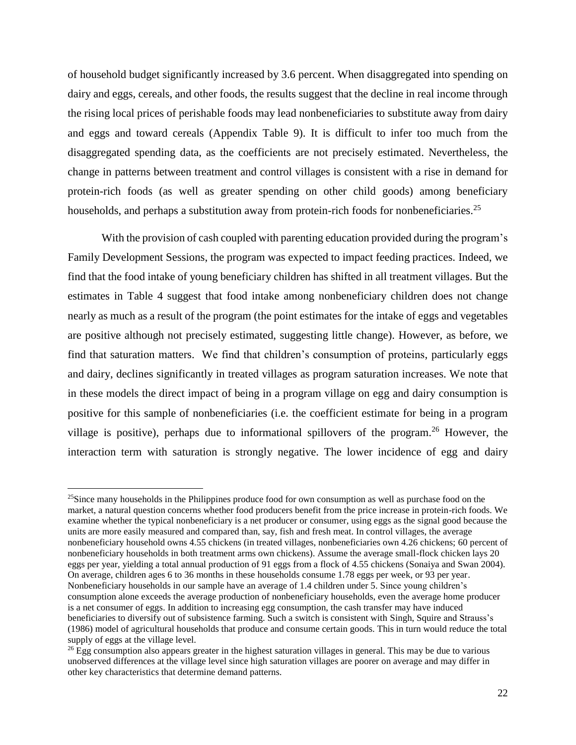of household budget significantly increased by 3.6 percent. When disaggregated into spending on dairy and eggs, cereals, and other foods, the results suggest that the decline in real income through the rising local prices of perishable foods may lead nonbeneficiaries to substitute away from dairy and eggs and toward cereals (Appendix Table 9). It is difficult to infer too much from the disaggregated spending data, as the coefficients are not precisely estimated. Nevertheless, the change in patterns between treatment and control villages is consistent with a rise in demand for protein-rich foods (as well as greater spending on other child goods) among beneficiary households, and perhaps a substitution away from protein-rich foods for nonbeneficiaries.[25]

With the provision of cash coupled with parenting education provided during the program's Family Development Sessions, the program was expected to impact feeding practices. Indeed, we find that the food intake of young beneficiary children has shifted in all treatment villages. But the estimates in Table 4 suggest that food intake among nonbeneficiary children does not change nearly as much as a result of the program (the point estimates for the intake of eggs and vegetables are positive although not precisely estimated, suggesting little change). However, as before, we find that saturation matters. We find that children's consumption of proteins, particularly eggs and dairy, declines significantly in treated villages as program saturation increases. We note that in these models the direct impact of being in a program village on egg and dairy consumption is positive for this sample of nonbeneficiaries (i.e. the coefficient estimate for being in a program village is positive), perhaps due to informational spillovers of the program.[26] However, the interaction term with saturation is strongly negative. The lower incidence of egg and dairy

---

[25]Since many households in the Philippines produce food for own consumption as well as purchase food on the market, a natural question concerns whether food producers benefit from the price increase in protein-rich foods. We examine whether the typical nonbeneficiary is a net producer or consumer, using eggs as the signal good because the units are more easily measured and compared than, say, fish and fresh meat. In control villages, the average nonbeneficiary household owns 4.55 chickens (in treated villages, nonbeneficiaries own 4.26 chickens; 60 percent of nonbeneficiary households in both treatment arms own chickens). Assume the average small-flock chicken lays 20 eggs per year, yielding a total annual production of 91 eggs from a flock of 4.55 chickens (Sonaiya and Swan 2004). On average, children ages 6 to 36 months in these households consume 1.78 eggs per week, or 93 per year. Nonbeneficiary households in our sample have an average of 1.4 children under 5. Since young children's consumption alone exceeds the average production of nonbeneficiary households, even the average home producer is a net consumer of eggs. In addition to increasing egg consumption, the cash transfer may have induced beneficiaries to diversify out of subsistence farming. Such a switch is consistent with Singh, Squire and Strauss's (1986) model of agricultural households that produce and consume certain goods. This in turn would reduce the total supply of eggs at the village level.

[26] Egg consumption also appears greater in the highest saturation villages in general. This may be due to various unobserved differences at the village level since high saturation villages are poorer on average and may differ in other key characteristics that determine demand patterns.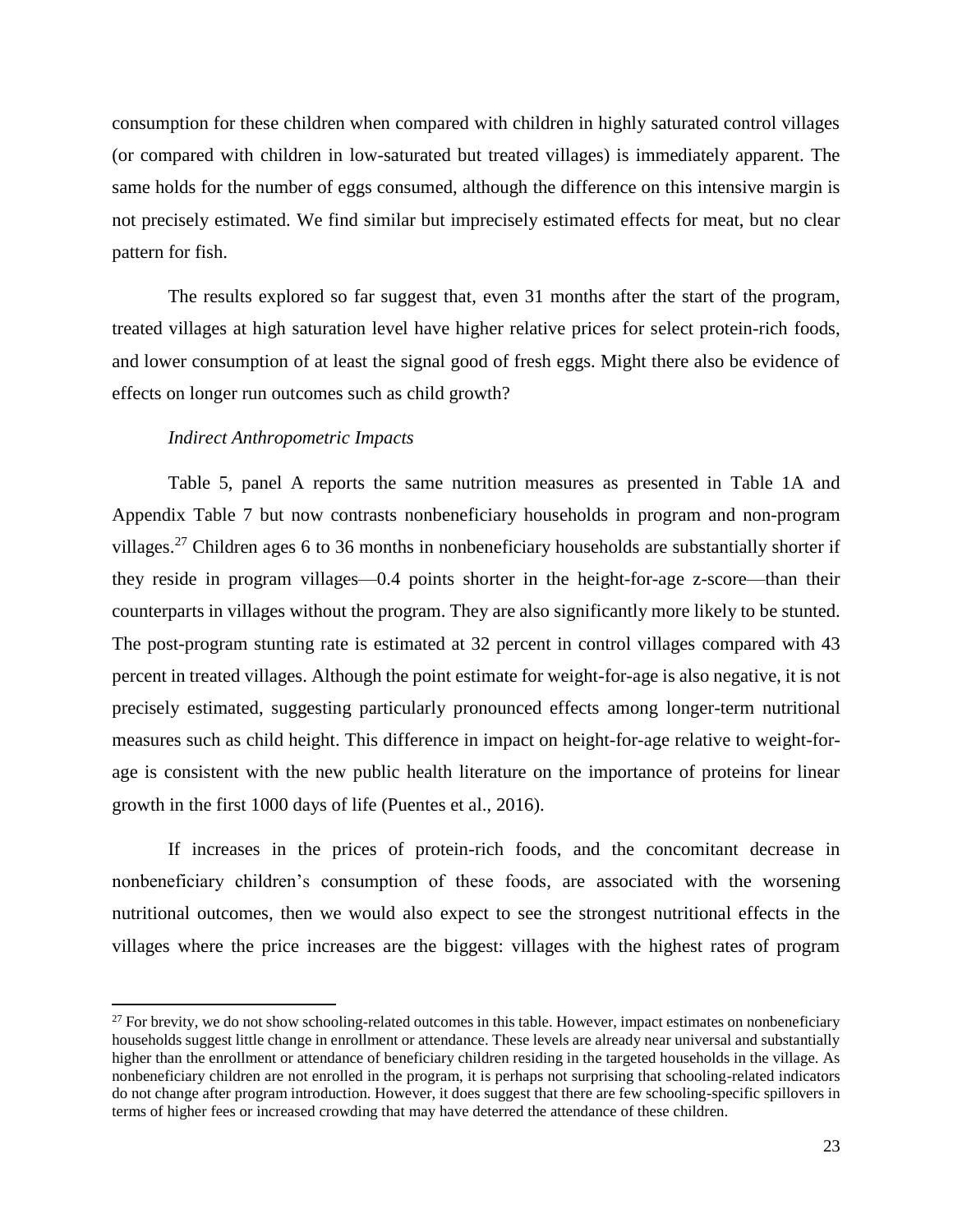consumption for these children when compared with children in highly saturated control villages (or compared with children in low-saturated but treated villages) is immediately apparent. The same holds for the number of eggs consumed, although the difference on this intensive margin is not precisely estimated. We find similar but imprecisely estimated effects for meat, but no clear pattern for fish.

The results explored so far suggest that, even 31 months after the start of the program, treated villages at high saturation level have higher relative prices for select protein-rich foods, and lower consumption of at least the signal good of fresh eggs. Might there also be evidence of effects on longer run outcomes such as child growth?

*Indirect Anthropometric Impacts*

Table 5, panel A reports the same nutrition measures as presented in Table 1A and Appendix Table 7 but now contrasts nonbeneficiary households in program and non-program villages.[27] Children ages 6 to 36 months in nonbeneficiary households are substantially shorter if they reside in program villages—0.4 points shorter in the height-for-age z-score—than their counterparts in villages without the program. They are also significantly more likely to be stunted. The post-program stunting rate is estimated at 32 percent in control villages compared with 43 percent in treated villages. Although the point estimate for weight-for-age is also negative, it is not precisely estimated, suggesting particularly pronounced effects among longer-term nutritional measures such as child height. This difference in impact on height-for-age relative to weight-for-age is consistent with the new public health literature on the importance of proteins for linear growth in the first 1000 days of life (Puentes et al., 2016).

If increases in the prices of protein-rich foods, and the concomitant decrease in nonbeneficiary children's consumption of these foods, are associated with the worsening nutritional outcomes, then we would also expect to see the strongest nutritional effects in the villages where the price increases are the biggest: villages with the highest rates of program

[27] For brevity, we do not show schooling-related outcomes in this table. However, impact estimates on nonbeneficiary households suggest little change in enrollment or attendance. These levels are already near universal and substantially higher than the enrollment or attendance of beneficiary children residing in the targeted households in the village. As nonbeneficiary children are not enrolled in the program, it is perhaps not surprising that schooling-related indicators do not change after program introduction. However, it does suggest that there are few schooling-specific spillovers in terms of higher fees or increased crowding that may have deterred the attendance of these children.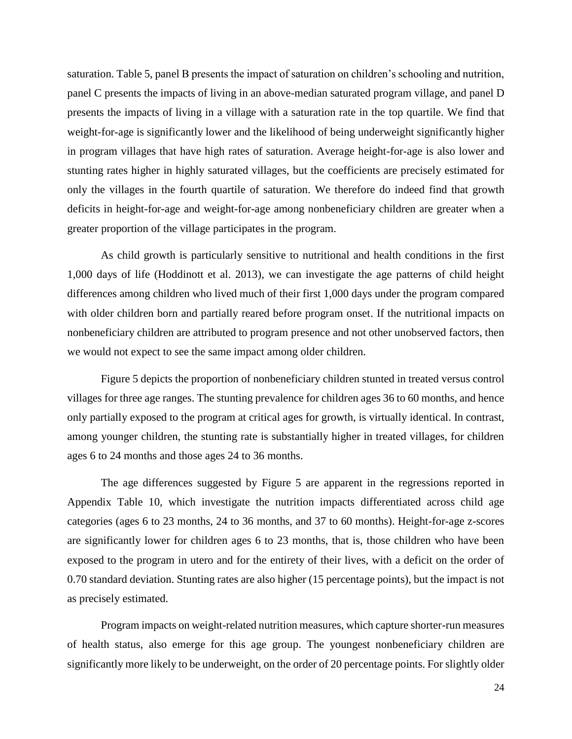saturation. Table 5, panel B presents the impact of saturation on children's schooling and nutrition, panel C presents the impacts of living in an above-median saturated program village, and panel D presents the impacts of living in a village with a saturation rate in the top quartile. We find that weight-for-age is significantly lower and the likelihood of being underweight significantly higher in program villages that have high rates of saturation. Average height-for-age is also lower and stunting rates higher in highly saturated villages, but the coefficients are precisely estimated for only the villages in the fourth quartile of saturation. We therefore do indeed find that growth deficits in height-for-age and weight-for-age among nonbeneficiary children are greater when a greater proportion of the village participates in the program.

As child growth is particularly sensitive to nutritional and health conditions in the first 1,000 days of life (Hoddinott et al. 2013), we can investigate the age patterns of child height differences among children who lived much of their first 1,000 days under the program compared with older children born and partially reared before program onset. If the nutritional impacts on nonbeneficiary children are attributed to program presence and not other unobserved factors, then we would not expect to see the same impact among older children.

Figure 5 depicts the proportion of nonbeneficiary children stunted in treated versus control villages for three age ranges. The stunting prevalence for children ages 36 to 60 months, and hence only partially exposed to the program at critical ages for growth, is virtually identical. In contrast, among younger children, the stunting rate is substantially higher in treated villages, for children ages 6 to 24 months and those ages 24 to 36 months.

The age differences suggested by Figure 5 are apparent in the regressions reported in Appendix Table 10, which investigate the nutrition impacts differentiated across child age categories (ages 6 to 23 months, 24 to 36 months, and 37 to 60 months). Height-for-age z-scores are significantly lower for children ages 6 to 23 months, that is, those children who have been exposed to the program in utero and for the entirety of their lives, with a deficit on the order of 0.70 standard deviation. Stunting rates are also higher (15 percentage points), but the impact is not as precisely estimated.

Program impacts on weight-related nutrition measures, which capture shorter-run measures of health status, also emerge for this age group. The youngest nonbeneficiary children are significantly more likely to be underweight, on the order of 20 percentage points. For slightly older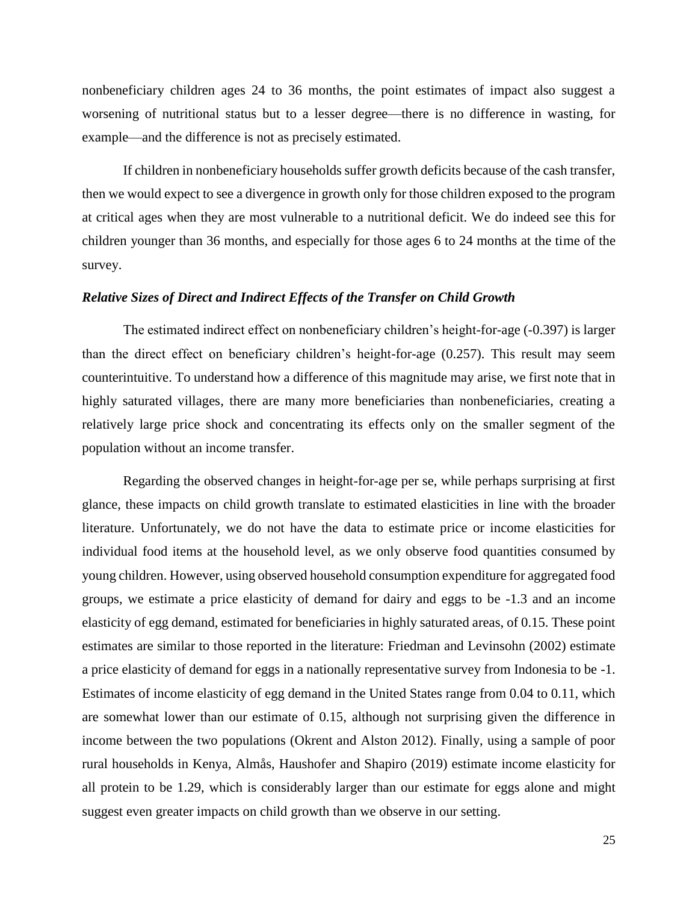nonbeneficiary children ages 24 to 36 months, the point estimates of impact also suggest a worsening of nutritional status but to a lesser degree—there is no difference in wasting, for example—and the difference is not as precisely estimated.

If children in nonbeneficiary households suffer growth deficits because of the cash transfer, then we would expect to see a divergence in growth only for those children exposed to the program at critical ages when they are most vulnerable to a nutritional deficit. We do indeed see this for children younger than 36 months, and especially for those ages 6 to 24 months at the time of the survey.

### *Relative Sizes of Direct and Indirect Effects of the Transfer on Child Growth*

The estimated indirect effect on nonbeneficiary children's height-for-age (-0.397) is larger than the direct effect on beneficiary children's height-for-age (0.257). This result may seem counterintuitive. To understand how a difference of this magnitude may arise, we first note that in highly saturated villages, there are many more beneficiaries than nonbeneficiaries, creating a relatively large price shock and concentrating its effects only on the smaller segment of the population without an income transfer.

Regarding the observed changes in height-for-age per se, while perhaps surprising at first glance, these impacts on child growth translate to estimated elasticities in line with the broader literature. Unfortunately, we do not have the data to estimate price or income elasticities for individual food items at the household level, as we only observe food quantities consumed by young children. However, using observed household consumption expenditure for aggregated food groups, we estimate a price elasticity of demand for dairy and eggs to be -1.3 and an income elasticity of egg demand, estimated for beneficiaries in highly saturated areas, of 0.15. These point estimates are similar to those reported in the literature: Friedman and Levinsohn (2002) estimate a price elasticity of demand for eggs in a nationally representative survey from Indonesia to be -1. Estimates of income elasticity of egg demand in the United States range from 0.04 to 0.11, which are somewhat lower than our estimate of 0.15, although not surprising given the difference in income between the two populations (Okrent and Alston 2012). Finally, using a sample of poor rural households in Kenya, Almås, Haushofer and Shapiro (2019) estimate income elasticity for all protein to be 1.29, which is considerably larger than our estimate for eggs alone and might suggest even greater impacts on child growth than we observe in our setting.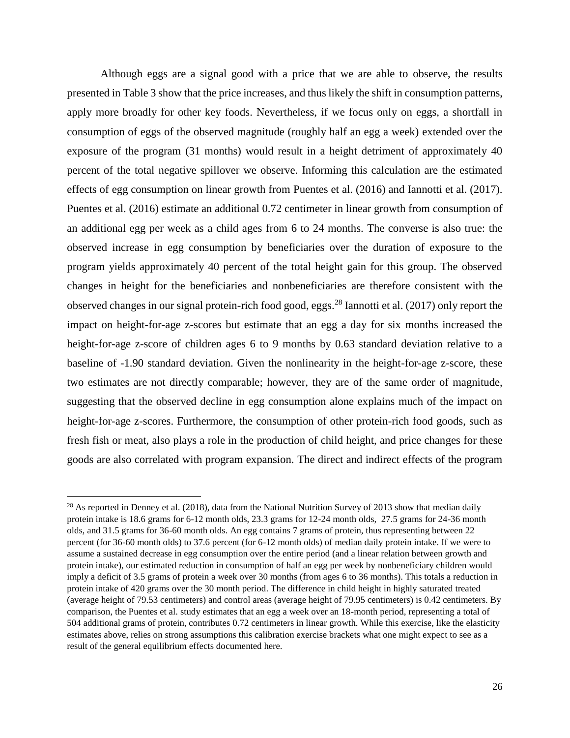Although eggs are a signal good with a price that we are able to observe, the results presented in Table 3 show that the price increases, and thus likely the shift in consumption patterns, apply more broadly for other key foods. Nevertheless, if we focus only on eggs, a shortfall in consumption of eggs of the observed magnitude (roughly half an egg a week) extended over the exposure of the program (31 months) would result in a height detriment of approximately 40 percent of the total negative spillover we observe. Informing this calculation are the estimated effects of egg consumption on linear growth from Puentes et al. (2016) and Iannotti et al. (2017). Puentes et al. (2016) estimate an additional 0.72 centimeter in linear growth from consumption of an additional egg per week as a child ages from 6 to 24 months. The converse is also true: the observed increase in egg consumption by beneficiaries over the duration of exposure to the program yields approximately 40 percent of the total height gain for this group. The observed changes in height for the beneficiaries and nonbeneficiaries are therefore consistent with the observed changes in our signal protein-rich food good, eggs.[28] Iannotti et al. (2017) only report the impact on height-for-age z-scores but estimate that an egg a day for six months increased the height-for-age z-score of children ages 6 to 9 months by 0.63 standard deviation relative to a baseline of -1.90 standard deviation. Given the nonlinearity in the height-for-age z-score, these two estimates are not directly comparable; however, they are of the same order of magnitude, suggesting that the observed decline in egg consumption alone explains much of the impact on height-for-age z-scores. Furthermore, the consumption of other protein-rich food goods, such as fresh fish or meat, also plays a role in the production of child height, and price changes for these goods are also correlated with program expansion. The direct and indirect effects of the program

[28] As reported in Denney et al. (2018), data from the National Nutrition Survey of 2013 show that median daily protein intake is 18.6 grams for 6-12 month olds, 23.3 grams for 12-24 month olds, 27.5 grams for 24-36 month olds, and 31.5 grams for 36-60 month olds. An egg contains 7 grams of protein, thus representing between 22 percent (for 36-60 month olds) to 37.6 percent (for 6-12 month olds) of median daily protein intake. If we were to assume a sustained decrease in egg consumption over the entire period (and a linear relation between growth and protein intake), our estimated reduction in consumption of half an egg per week by nonbeneficiary children would imply a deficit of 3.5 grams of protein a week over 30 months (from ages 6 to 36 months). This totals a reduction in protein intake of 420 grams over the 30 month period. The difference in child height in highly saturated treated (average height of 79.53 centimeters) and control areas (average height of 79.95 centimeters) is 0.42 centimeters. By comparison, the Puentes et al. study estimates that an egg a week over an 18-month period, representing a total of 504 additional grams of protein, contributes 0.72 centimeters in linear growth. While this exercise, like the elasticity estimates above, relies on strong assumptions this calibration exercise brackets what one might expect to see as a result of the general equilibrium effects documented here.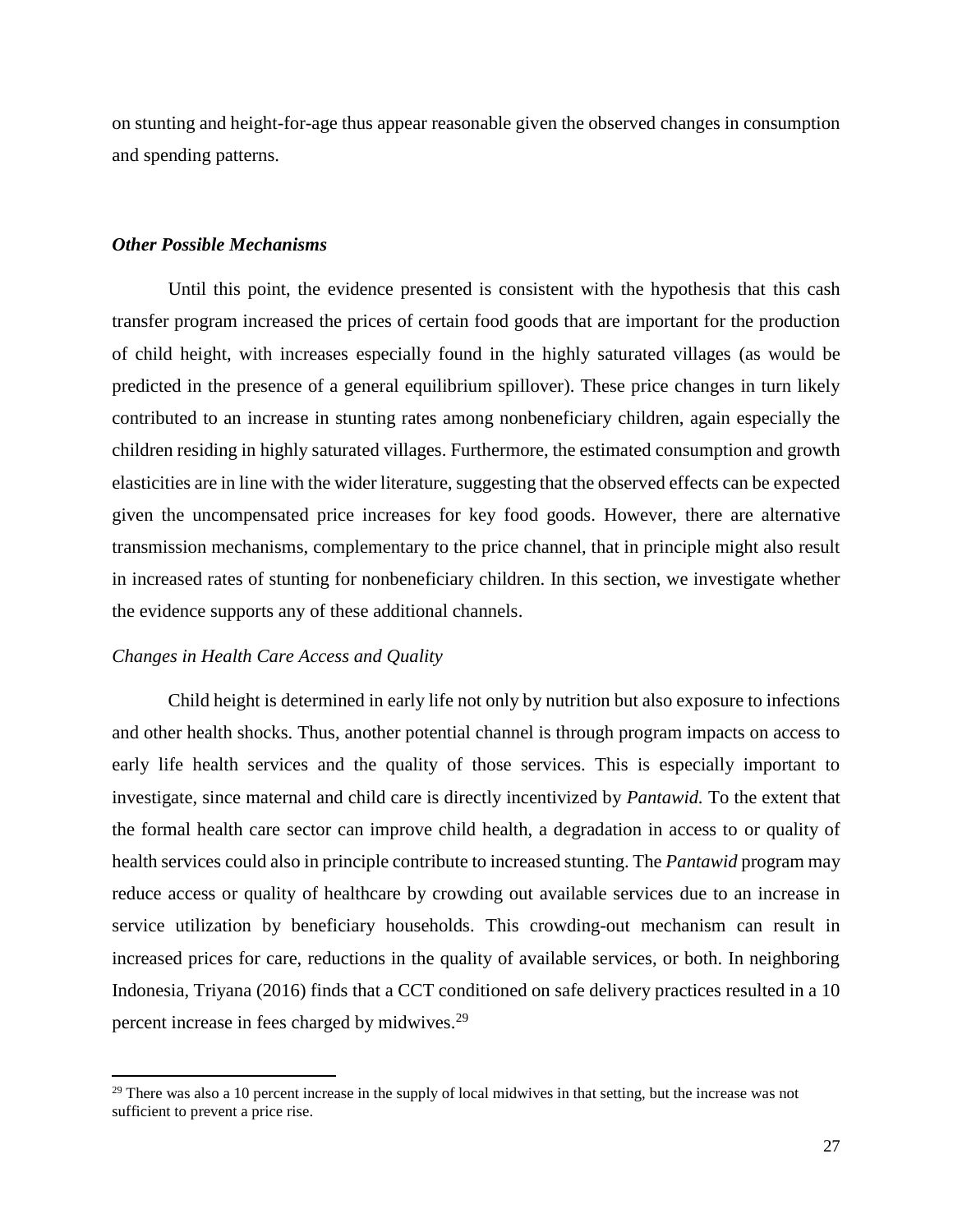on stunting and height-for-age thus appear reasonable given the observed changes in consumption and spending patterns.

### ***Other Possible Mechanisms***

Until this point, the evidence presented is consistent with the hypothesis that this cash transfer program increased the prices of certain food goods that are important for the production of child height, with increases especially found in the highly saturated villages (as would be predicted in the presence of a general equilibrium spillover). These price changes in turn likely contributed to an increase in stunting rates among nonbeneficiary children, again especially the children residing in highly saturated villages. Furthermore, the estimated consumption and growth elasticities are in line with the wider literature, suggesting that the observed effects can be expected given the uncompensated price increases for key food goods. However, there are alternative transmission mechanisms, complementary to the price channel, that in principle might also result in increased rates of stunting for nonbeneficiary children. In this section, we investigate whether the evidence supports any of these additional channels.

#### *Changes in Health Care Access and Quality*

Child height is determined in early life not only by nutrition but also exposure to infections and other health shocks. Thus, another potential channel is through program impacts on access to early life health services and the quality of those services. This is especially important to investigate, since maternal and child care is directly incentivized by *Pantawid.* To the extent that the formal health care sector can improve child health, a degradation in access to or quality of health services could also in principle contribute to increased stunting. The *Pantawid* program may reduce access or quality of healthcare by crowding out available services due to an increase in service utilization by beneficiary households. This crowding-out mechanism can result in increased prices for care, reductions in the quality of available services, or both. In neighboring Indonesia, Triyana (2016) finds that a CCT conditioned on safe delivery practices resulted in a 10 percent increase in fees charged by midwives.[29]

[29] There was also a 10 percent increase in the supply of local midwives in that setting, but the increase was not sufficient to prevent a price rise.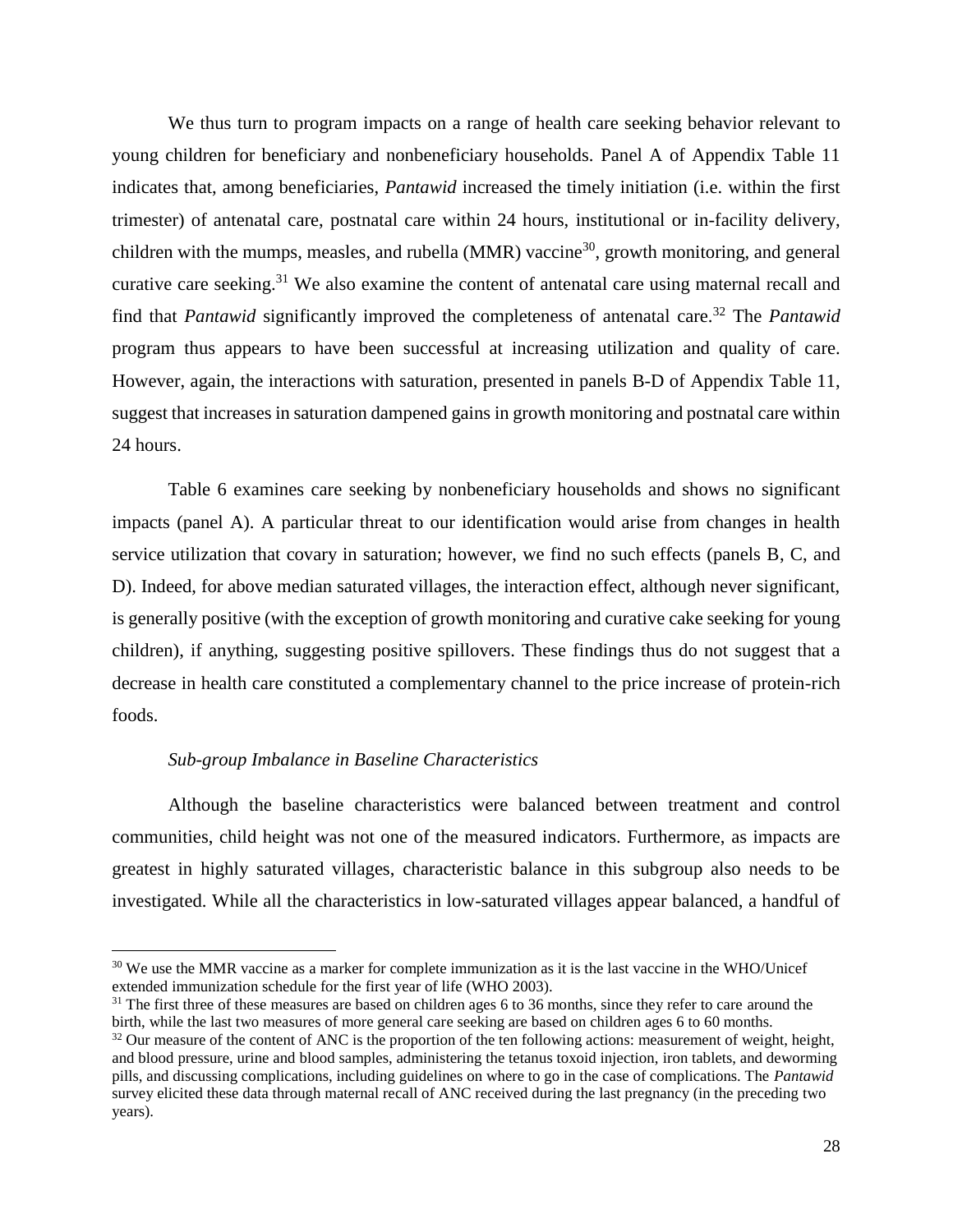We thus turn to program impacts on a range of health care seeking behavior relevant to young children for beneficiary and nonbeneficiary households. Panel A of Appendix Table 11 indicates that, among beneficiaries, *Pantawid* increased the timely initiation (i.e. within the first trimester) of antenatal care, postnatal care within 24 hours, institutional or in-facility delivery, children with the mumps, measles, and rubella (MMR) vaccine[30], growth monitoring, and general curative care seeking.[31] We also examine the content of antenatal care using maternal recall and find that *Pantawid* significantly improved the completeness of antenatal care.[32] The *Pantawid* program thus appears to have been successful at increasing utilization and quality of care. However, again, the interactions with saturation, presented in panels B-D of Appendix Table 11, suggest that increases in saturation dampened gains in growth monitoring and postnatal care within 24 hours.

Table 6 examines care seeking by nonbeneficiary households and shows no significant impacts (panel A). A particular threat to our identification would arise from changes in health service utilization that covary in saturation; however, we find no such effects (panels B, C, and D). Indeed, for above median saturated villages, the interaction effect, although never significant, is generally positive (with the exception of growth monitoring and curative cake seeking for young children), if anything, suggesting positive spillovers. These findings thus do not suggest that a decrease in health care constituted a complementary channel to the price increase of protein-rich foods.

*Sub-group Imbalance in Baseline Characteristics*

Although the baseline characteristics were balanced between treatment and control communities, child height was not one of the measured indicators. Furthermore, as impacts are greatest in highly saturated villages, characteristic balance in this subgroup also needs to be investigated. While all the characteristics in low-saturated villages appear balanced, a handful of

---

[30] We use the MMR vaccine as a marker for complete immunization as it is the last vaccine in the WHO/Unicef extended immunization schedule for the first year of life (WHO 2003).

[31] The first three of these measures are based on children ages 6 to 36 months, since they refer to care around the birth, while the last two measures of more general care seeking are based on children ages 6 to 60 months.

[32] Our measure of the content of ANC is the proportion of the ten following actions: measurement of weight, height, and blood pressure, urine and blood samples, administering the tetanus toxoid injection, iron tablets, and deworming pills, and discussing complications, including guidelines on where to go in the case of complications. The *Pantawid* survey elicited these data through maternal recall of ANC received during the last pregnancy (in the preceding two years).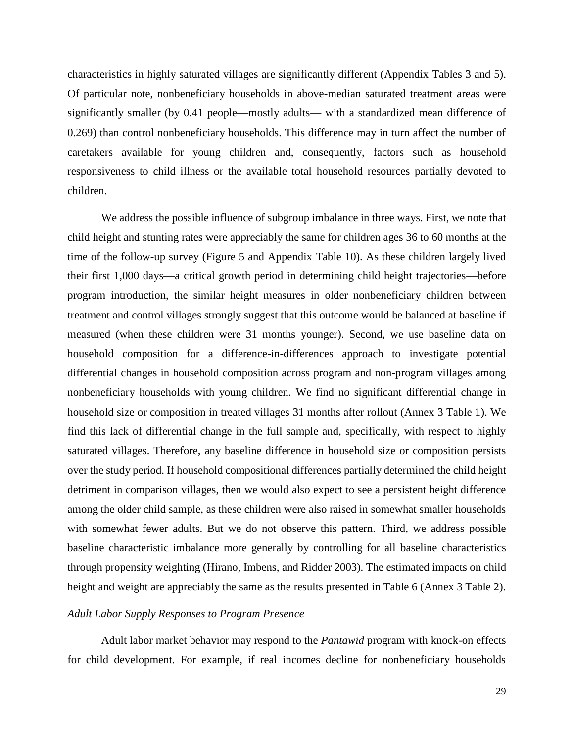characteristics in highly saturated villages are significantly different (Appendix Tables 3 and 5). Of particular note, nonbeneficiary households in above-median saturated treatment areas were significantly smaller (by 0.41 people—mostly adults— with a standardized mean difference of 0.269) than control nonbeneficiary households. This difference may in turn affect the number of caretakers available for young children and, consequently, factors such as household responsiveness to child illness or the available total household resources partially devoted to children.

We address the possible influence of subgroup imbalance in three ways. First, we note that child height and stunting rates were appreciably the same for children ages 36 to 60 months at the time of the follow-up survey (Figure 5 and Appendix Table 10). As these children largely lived their first 1,000 days—a critical growth period in determining child height trajectories—before program introduction, the similar height measures in older nonbeneficiary children between treatment and control villages strongly suggest that this outcome would be balanced at baseline if measured (when these children were 31 months younger). Second, we use baseline data on household composition for a difference-in-differences approach to investigate potential differential changes in household composition across program and non-program villages among nonbeneficiary households with young children. We find no significant differential change in household size or composition in treated villages 31 months after rollout (Annex 3 Table 1). We find this lack of differential change in the full sample and, specifically, with respect to highly saturated villages. Therefore, any baseline difference in household size or composition persists over the study period. If household compositional differences partially determined the child height detriment in comparison villages, then we would also expect to see a persistent height difference among the older child sample, as these children were also raised in somewhat smaller households with somewhat fewer adults. But we do not observe this pattern. Third, we address possible baseline characteristic imbalance more generally by controlling for all baseline characteristics through propensity weighting (Hirano, Imbens, and Ridder 2003). The estimated impacts on child height and weight are appreciably the same as the results presented in Table 6 (Annex 3 Table 2).

*Adult Labor Supply Responses to Program Presence*

Adult labor market behavior may respond to the *Pantawid* program with knock-on effects for child development. For example, if real incomes decline for nonbeneficiary households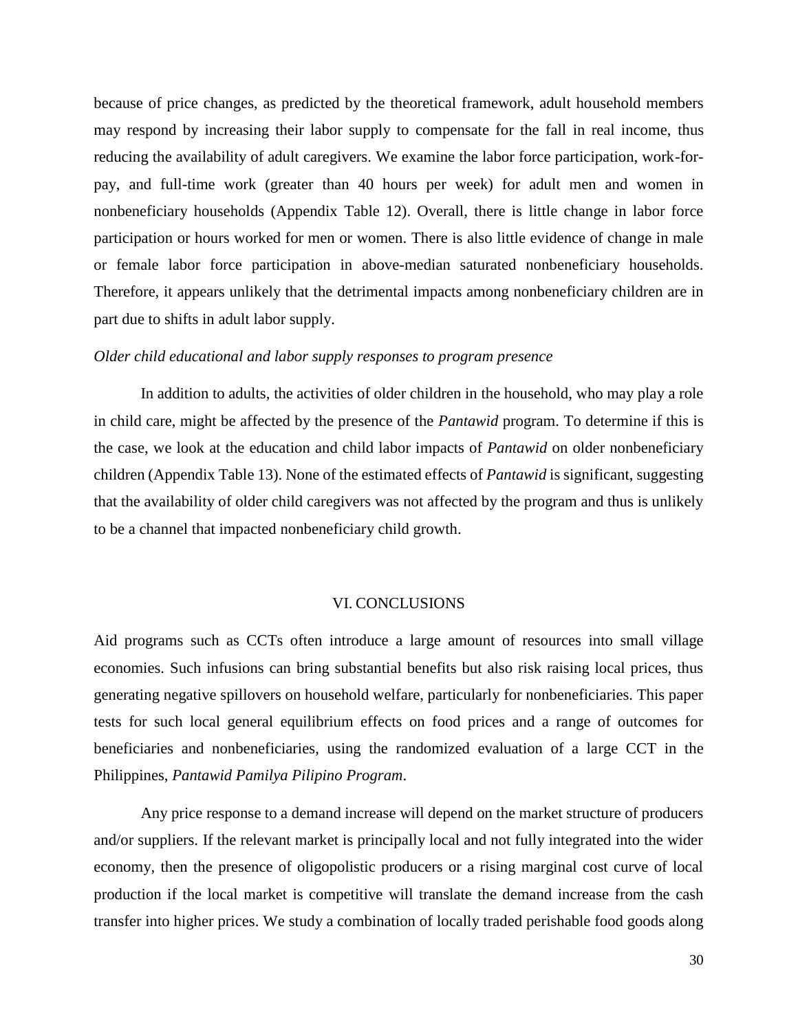because of price changes, as predicted by the theoretical framework, adult household members may respond by increasing their labor supply to compensate for the fall in real income, thus reducing the availability of adult caregivers. We examine the labor force participation, work-for-pay, and full-time work (greater than 40 hours per week) for adult men and women in nonbeneficiary households (Appendix Table 12). Overall, there is little change in labor force participation or hours worked for men or women. There is also little evidence of change in male or female labor force participation in above-median saturated nonbeneficiary households. Therefore, it appears unlikely that the detrimental impacts among nonbeneficiary children are in part due to shifts in adult labor supply.

*Older child educational and labor supply responses to program presence*

In addition to adults, the activities of older children in the household, who may play a role in child care, might be affected by the presence of the *Pantawid* program. To determine if this is the case, we look at the education and child labor impacts of *Pantawid* on older nonbeneficiary children (Appendix Table 13). None of the estimated effects of *Pantawid* is significant, suggesting that the availability of older child caregivers was not affected by the program and thus is unlikely to be a channel that impacted nonbeneficiary child growth.

## VI. CONCLUSIONS

Aid programs such as CCTs often introduce a large amount of resources into small village economies. Such infusions can bring substantial benefits but also risk raising local prices, thus generating negative spillovers on household welfare, particularly for nonbeneficiaries. This paper tests for such local general equilibrium effects on food prices and a range of outcomes for beneficiaries and nonbeneficiaries, using the randomized evaluation of a large CCT in the Philippines, *Pantawid Pamilya Pilipino Program*.

Any price response to a demand increase will depend on the market structure of producers and/or suppliers. If the relevant market is principally local and not fully integrated into the wider economy, then the presence of oligopolistic producers or a rising marginal cost curve of local production if the local market is competitive will translate the demand increase from the cash transfer into higher prices. We study a combination of locally traded perishable food goods along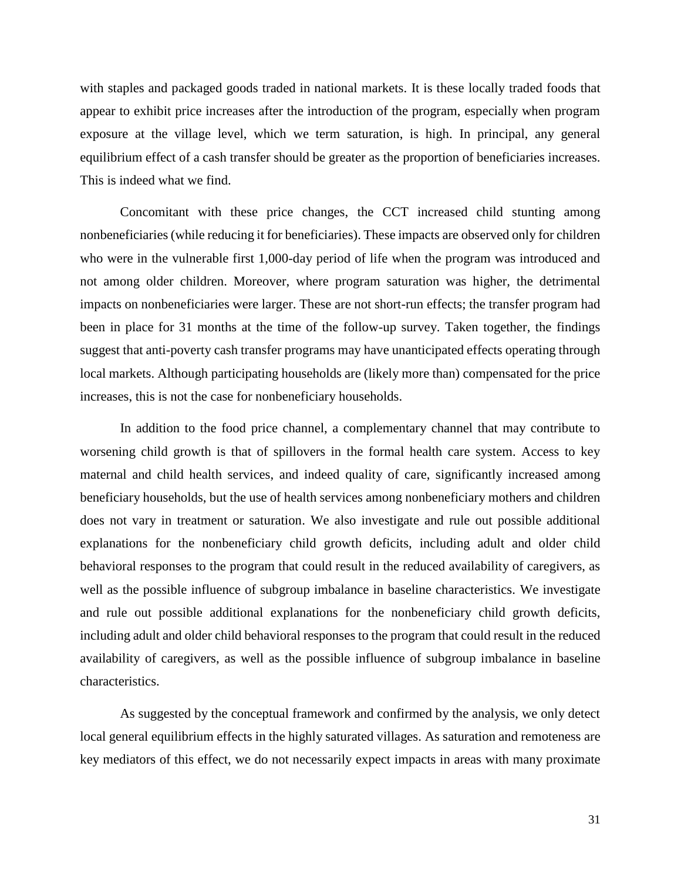with staples and packaged goods traded in national markets. It is these locally traded foods that appear to exhibit price increases after the introduction of the program, especially when program exposure at the village level, which we term saturation, is high. In principal, any general equilibrium effect of a cash transfer should be greater as the proportion of beneficiaries increases. This is indeed what we find.

Concomitant with these price changes, the CCT increased child stunting among nonbeneficiaries (while reducing it for beneficiaries). These impacts are observed only for children who were in the vulnerable first 1,000-day period of life when the program was introduced and not among older children. Moreover, where program saturation was higher, the detrimental impacts on nonbeneficiaries were larger. These are not short-run effects; the transfer program had been in place for 31 months at the time of the follow-up survey. Taken together, the findings suggest that anti-poverty cash transfer programs may have unanticipated effects operating through local markets. Although participating households are (likely more than) compensated for the price increases, this is not the case for nonbeneficiary households.

In addition to the food price channel, a complementary channel that may contribute to worsening child growth is that of spillovers in the formal health care system. Access to key maternal and child health services, and indeed quality of care, significantly increased among beneficiary households, but the use of health services among nonbeneficiary mothers and children does not vary in treatment or saturation. We also investigate and rule out possible additional explanations for the nonbeneficiary child growth deficits, including adult and older child behavioral responses to the program that could result in the reduced availability of caregivers, as well as the possible influence of subgroup imbalance in baseline characteristics. We investigate and rule out possible additional explanations for the nonbeneficiary child growth deficits, including adult and older child behavioral responses to the program that could result in the reduced availability of caregivers, as well as the possible influence of subgroup imbalance in baseline characteristics.

As suggested by the conceptual framework and confirmed by the analysis, we only detect local general equilibrium effects in the highly saturated villages. As saturation and remoteness are key mediators of this effect, we do not necessarily expect impacts in areas with many proximate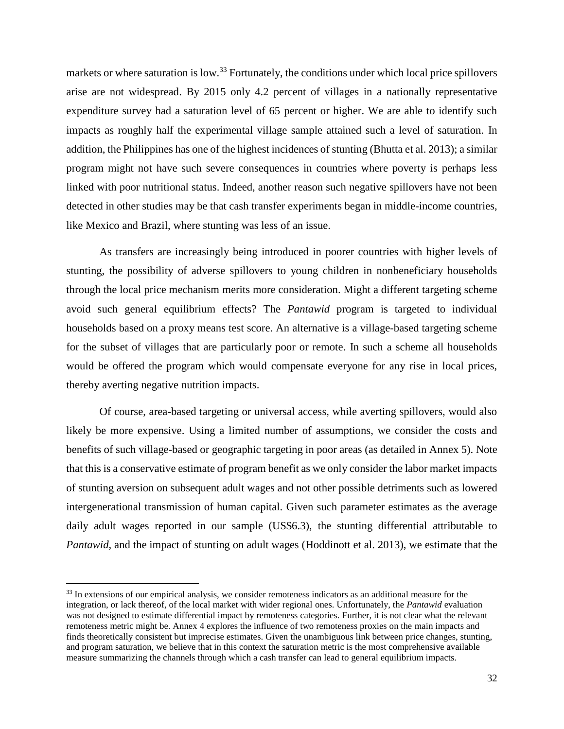markets or where saturation is low.[33] Fortunately, the conditions under which local price spillovers arise are not widespread. By 2015 only 4.2 percent of villages in a nationally representative expenditure survey had a saturation level of 65 percent or higher. We are able to identify such impacts as roughly half the experimental village sample attained such a level of saturation. In addition, the Philippines has one of the highest incidences of stunting (Bhutta et al. 2013); a similar program might not have such severe consequences in countries where poverty is perhaps less linked with poor nutritional status. Indeed, another reason such negative spillovers have not been detected in other studies may be that cash transfer experiments began in middle-income countries, like Mexico and Brazil, where stunting was less of an issue.

As transfers are increasingly being introduced in poorer countries with higher levels of stunting, the possibility of adverse spillovers to young children in nonbeneficiary households through the local price mechanism merits more consideration. Might a different targeting scheme avoid such general equilibrium effects? The *Pantawid* program is targeted to individual households based on a proxy means test score. An alternative is a village-based targeting scheme for the subset of villages that are particularly poor or remote. In such a scheme all households would be offered the program which would compensate everyone for any rise in local prices, thereby averting negative nutrition impacts.

Of course, area-based targeting or universal access, while averting spillovers, would also likely be more expensive. Using a limited number of assumptions, we consider the costs and benefits of such village-based or geographic targeting in poor areas (as detailed in Annex 5). Note that this is a conservative estimate of program benefit as we only consider the labor market impacts of stunting aversion on subsequent adult wages and not other possible detriments such as lowered intergenerational transmission of human capital. Given such parameter estimates as the average daily adult wages reported in our sample (US$6.3), the stunting differential attributable to *Pantawid*, and the impact of stunting on adult wages (Hoddinott et al. 2013), we estimate that the

---

[33] In extensions of our empirical analysis, we consider remoteness indicators as an additional measure for the integration, or lack thereof, of the local market with wider regional ones. Unfortunately, the *Pantawid* evaluation was not designed to estimate differential impact by remoteness categories. Further, it is not clear what the relevant remoteness metric might be. Annex 4 explores the influence of two remoteness proxies on the main impacts and finds theoretically consistent but imprecise estimates. Given the unambiguous link between price changes, stunting, and program saturation, we believe that in this context the saturation metric is the most comprehensive available measure summarizing the channels through which a cash transfer can lead to general equilibrium impacts.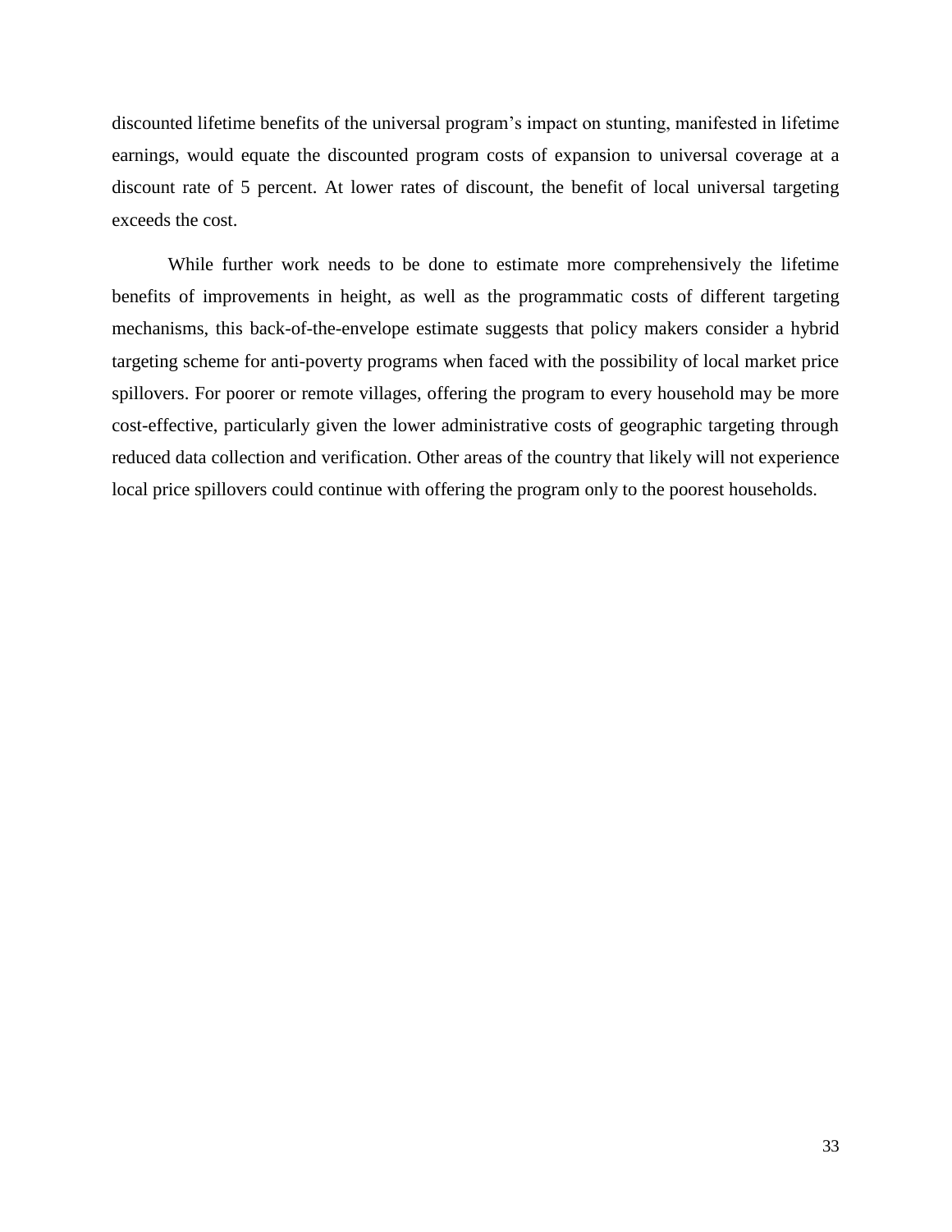discounted lifetime benefits of the universal program's impact on stunting, manifested in lifetime earnings, would equate the discounted program costs of expansion to universal coverage at a discount rate of 5 percent. At lower rates of discount, the benefit of local universal targeting exceeds the cost.

While further work needs to be done to estimate more comprehensively the lifetime benefits of improvements in height, as well as the programmatic costs of different targeting mechanisms, this back-of-the-envelope estimate suggests that policy makers consider a hybrid targeting scheme for anti-poverty programs when faced with the possibility of local market price spillovers. For poorer or remote villages, offering the program to every household may be more cost-effective, particularly given the lower administrative costs of geographic targeting through reduced data collection and verification. Other areas of the country that likely will not experience local price spillovers could continue with offering the program only to the poorest households.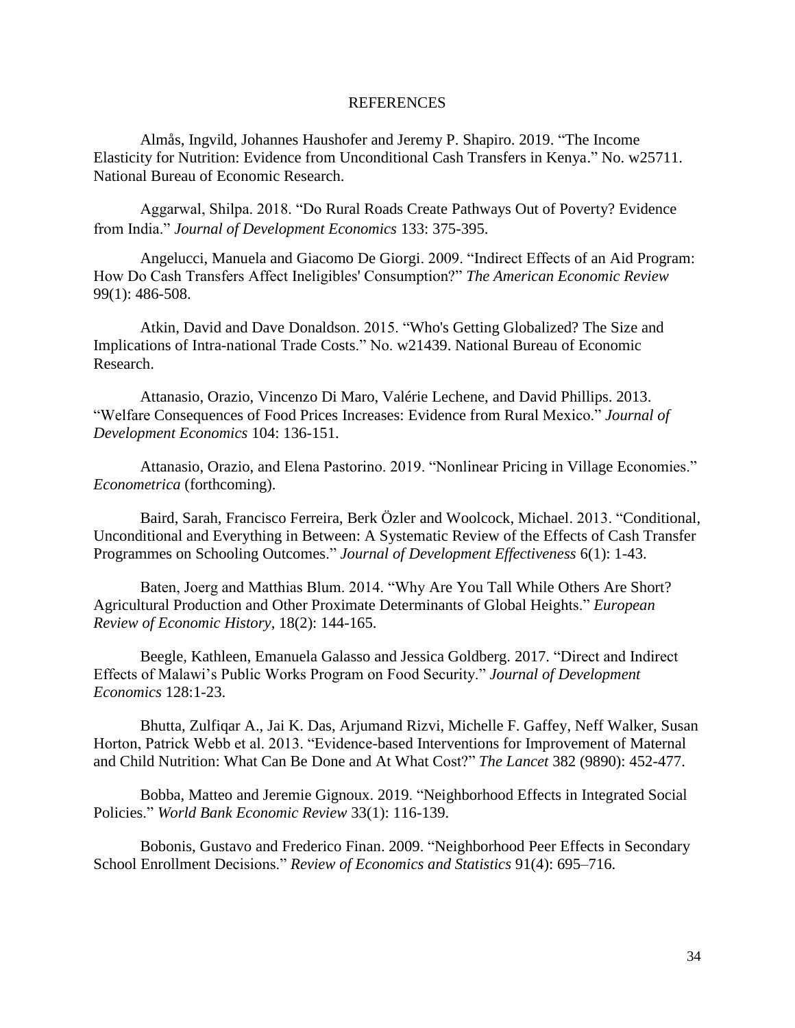# REFERENCES

Almås, Ingvild, Johannes Haushofer and Jeremy P. Shapiro. 2019. "The Income Elasticity for Nutrition: Evidence from Unconditional Cash Transfers in Kenya." No. w25711. National Bureau of Economic Research.

Aggarwal, Shilpa. 2018. "Do Rural Roads Create Pathways Out of Poverty? Evidence from India." *Journal of Development Economics* 133: 375-395.

Angelucci, Manuela and Giacomo De Giorgi. 2009. "Indirect Effects of an Aid Program: How Do Cash Transfers Affect Ineligibles' Consumption?" *The American Economic Review* 99(1): 486-508.

Atkin, David and Dave Donaldson. 2015. "Who's Getting Globalized? The Size and Implications of Intra-national Trade Costs." No. w21439. National Bureau of Economic Research.

Attanasio, Orazio, Vincenzo Di Maro, Valérie Lechene, and David Phillips. 2013. "Welfare Consequences of Food Prices Increases: Evidence from Rural Mexico." *Journal of Development Economics* 104: 136-151.

Attanasio, Orazio, and Elena Pastorino. 2019. "Nonlinear Pricing in Village Economies." *Econometrica* (forthcoming).

Baird, Sarah, Francisco Ferreira, Berk Özler and Woolcock, Michael. 2013. "Conditional, Unconditional and Everything in Between: A Systematic Review of the Effects of Cash Transfer Programmes on Schooling Outcomes." *Journal of Development Effectiveness* 6(1): 1-43.

Baten, Joerg and Matthias Blum. 2014. "Why Are You Tall While Others Are Short? Agricultural Production and Other Proximate Determinants of Global Heights." *European Review of Economic History*, 18(2): 144-165.

Beegle, Kathleen, Emanuela Galasso and Jessica Goldberg. 2017. "Direct and Indirect Effects of Malawi's Public Works Program on Food Security." *Journal of Development Economics* 128:1-23.

Bhutta, Zulfiqar A., Jai K. Das, Arjumand Rizvi, Michelle F. Gaffey, Neff Walker, Susan Horton, Patrick Webb et al. 2013. "Evidence-based Interventions for Improvement of Maternal and Child Nutrition: What Can Be Done and At What Cost?" *The Lancet* 382 (9890): 452-477.

Bobba, Matteo and Jeremie Gignoux. 2019. "Neighborhood Effects in Integrated Social Policies." *World Bank Economic Review* 33(1): 116-139.

Bobonis, Gustavo and Frederico Finan. 2009. "Neighborhood Peer Effects in Secondary School Enrollment Decisions." *Review of Economics and Statistics* 91(4): 695–716.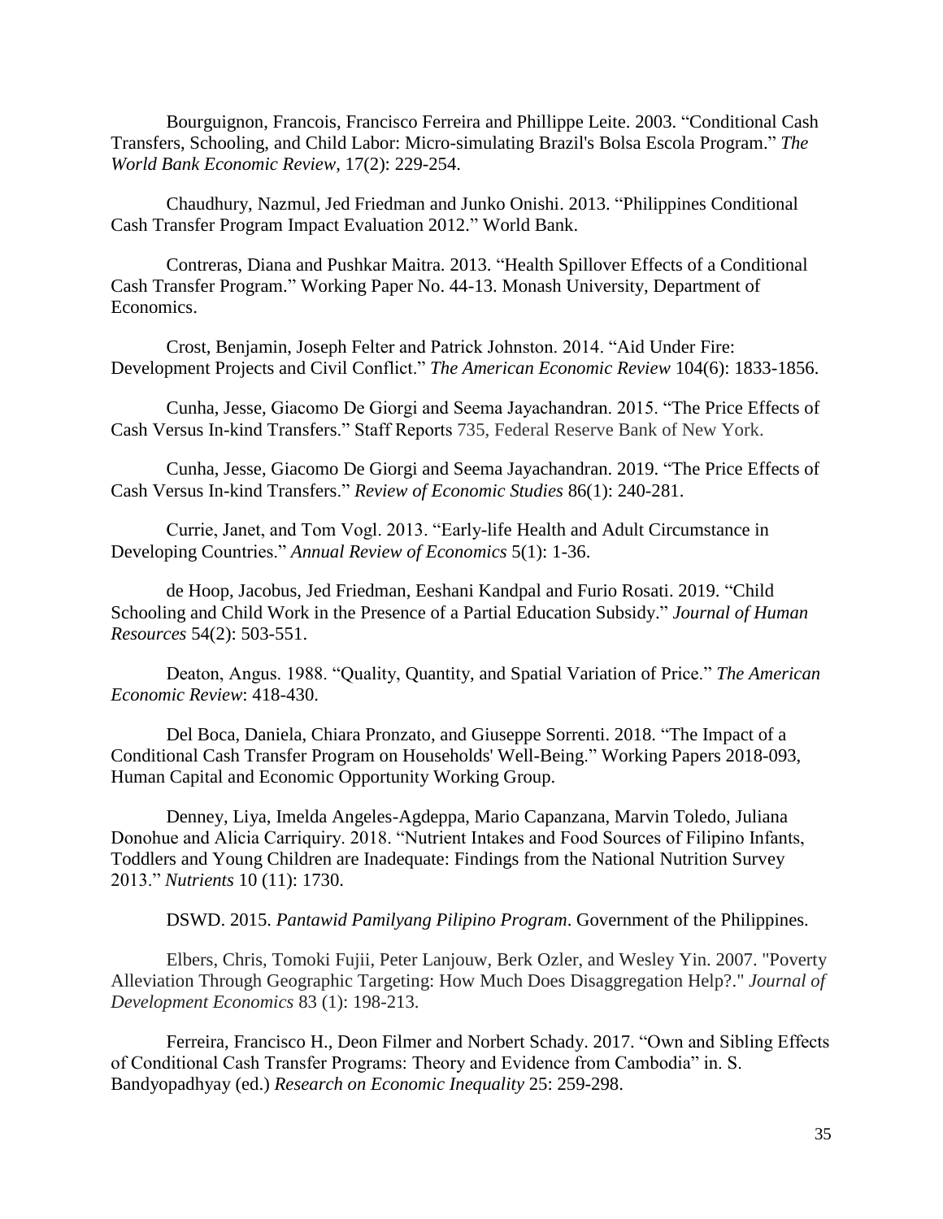Bourguignon, Francois, Francisco Ferreira and Phillippe Leite. 2003. "Conditional Cash Transfers, Schooling, and Child Labor: Micro-simulating Brazil's Bolsa Escola Program." *The World Bank Economic Review*, 17(2): 229-254.

Chaudhury, Nazmul, Jed Friedman and Junko Onishi. 2013. "Philippines Conditional Cash Transfer Program Impact Evaluation 2012." World Bank.

Contreras, Diana and Pushkar Maitra. 2013. "Health Spillover Effects of a Conditional Cash Transfer Program." Working Paper No. 44-13. Monash University, Department of Economics.

Crost, Benjamin, Joseph Felter and Patrick Johnston. 2014. "Aid Under Fire: Development Projects and Civil Conflict." *The American Economic Review* 104(6): 1833-1856.

Cunha, Jesse, Giacomo De Giorgi and Seema Jayachandran. 2015. "The Price Effects of Cash Versus In-kind Transfers." Staff Reports 735, Federal Reserve Bank of New York.

Cunha, Jesse, Giacomo De Giorgi and Seema Jayachandran. 2019. "The Price Effects of Cash Versus In-kind Transfers." *Review of Economic Studies* 86(1): 240-281.

Currie, Janet, and Tom Vogl. 2013. "Early-life Health and Adult Circumstance in Developing Countries." *Annual Review of Economics* 5(1): 1-36.

de Hoop, Jacobus, Jed Friedman, Eeshani Kandpal and Furio Rosati. 2019. "Child Schooling and Child Work in the Presence of a Partial Education Subsidy." *Journal of Human Resources* 54(2): 503-551.

Deaton, Angus. 1988. "Quality, Quantity, and Spatial Variation of Price." *The American Economic Review*: 418-430.

Del Boca, Daniela, Chiara Pronzato, and Giuseppe Sorrenti. 2018. "The Impact of a Conditional Cash Transfer Program on Households' Well-Being." Working Papers 2018-093, Human Capital and Economic Opportunity Working Group.

Denney, Liya, Imelda Angeles-Agdeppa, Mario Capanzana, Marvin Toledo, Juliana Donohue and Alicia Carriquiry. 2018. "Nutrient Intakes and Food Sources of Filipino Infants, Toddlers and Young Children are Inadequate: Findings from the National Nutrition Survey 2013." *Nutrients* 10 (11): 1730.

DSWD. 2015. *Pantawid Pamilyang Pilipino Program*. Government of the Philippines.

Elbers, Chris, Tomoki Fujii, Peter Lanjouw, Berk Ozler, and Wesley Yin. 2007. "Poverty Alleviation Through Geographic Targeting: How Much Does Disaggregation Help?." *Journal of Development Economics* 83 (1): 198-213.

Ferreira, Francisco H., Deon Filmer and Norbert Schady. 2017. "Own and Sibling Effects of Conditional Cash Transfer Programs: Theory and Evidence from Cambodia" in. S. Bandyopadhyay (ed.) *Research on Economic Inequality* 25: 259-298.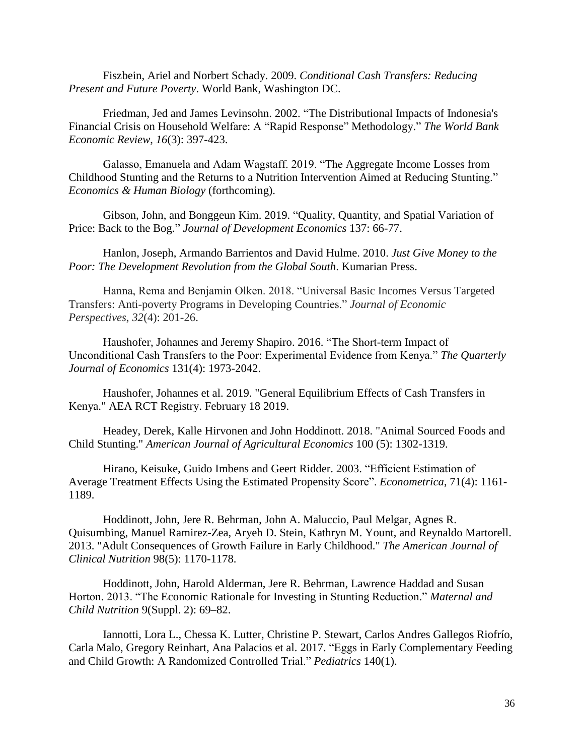Fiszbein, Ariel and Norbert Schady. 2009. *Conditional Cash Transfers: Reducing Present and Future Poverty*. World Bank, Washington DC.

Friedman, Jed and James Levinsohn. 2002. "The Distributional Impacts of Indonesia's Financial Crisis on Household Welfare: A "Rapid Response" Methodology." *The World Bank Economic Review*, *16*(3): 397-423.

Galasso, Emanuela and Adam Wagstaff. 2019. "The Aggregate Income Losses from Childhood Stunting and the Returns to a Nutrition Intervention Aimed at Reducing Stunting." *Economics & Human Biology* (forthcoming).

Gibson, John, and Bonggeun Kim. 2019. "Quality, Quantity, and Spatial Variation of Price: Back to the Bog." *Journal of Development Economics* 137: 66-77.

Hanlon, Joseph, Armando Barrientos and David Hulme. 2010. *Just Give Money to the Poor: The Development Revolution from the Global South*. Kumarian Press.

Hanna, Rema and Benjamin Olken. 2018. "Universal Basic Incomes Versus Targeted Transfers: Anti-poverty Programs in Developing Countries." *Journal of Economic Perspectives*, *32*(4): 201-26.

Haushofer, Johannes and Jeremy Shapiro. 2016. "The Short-term Impact of Unconditional Cash Transfers to the Poor: Experimental Evidence from Kenya." *The Quarterly Journal of Economics* 131(4): 1973-2042.

Haushofer, Johannes et al. 2019. "General Equilibrium Effects of Cash Transfers in Kenya." AEA RCT Registry. February 18 2019.

Headey, Derek, Kalle Hirvonen and John Hoddinott. 2018. "Animal Sourced Foods and Child Stunting." *American Journal of Agricultural Economics* 100 (5): 1302-1319.

Hirano, Keisuke, Guido Imbens and Geert Ridder. 2003. "Efficient Estimation of Average Treatment Effects Using the Estimated Propensity Score". *Econometrica*, 71(4): 1161-1189.

Hoddinott, John, Jere R. Behrman, John A. Maluccio, Paul Melgar, Agnes R. Quisumbing, Manuel Ramirez-Zea, Aryeh D. Stein, Kathryn M. Yount, and Reynaldo Martorell. 2013. "Adult Consequences of Growth Failure in Early Childhood." *The American Journal of Clinical Nutrition* 98(5): 1170-1178.

Hoddinott, John, Harold Alderman, Jere R. Behrman, Lawrence Haddad and Susan Horton. 2013. "The Economic Rationale for Investing in Stunting Reduction." *Maternal and Child Nutrition* 9(Suppl. 2): 69–82.

Iannotti, Lora L., Chessa K. Lutter, Christine P. Stewart, Carlos Andres Gallegos Riofrío, Carla Malo, Gregory Reinhart, Ana Palacios et al. 2017. "Eggs in Early Complementary Feeding and Child Growth: A Randomized Controlled Trial." *Pediatrics* 140(1).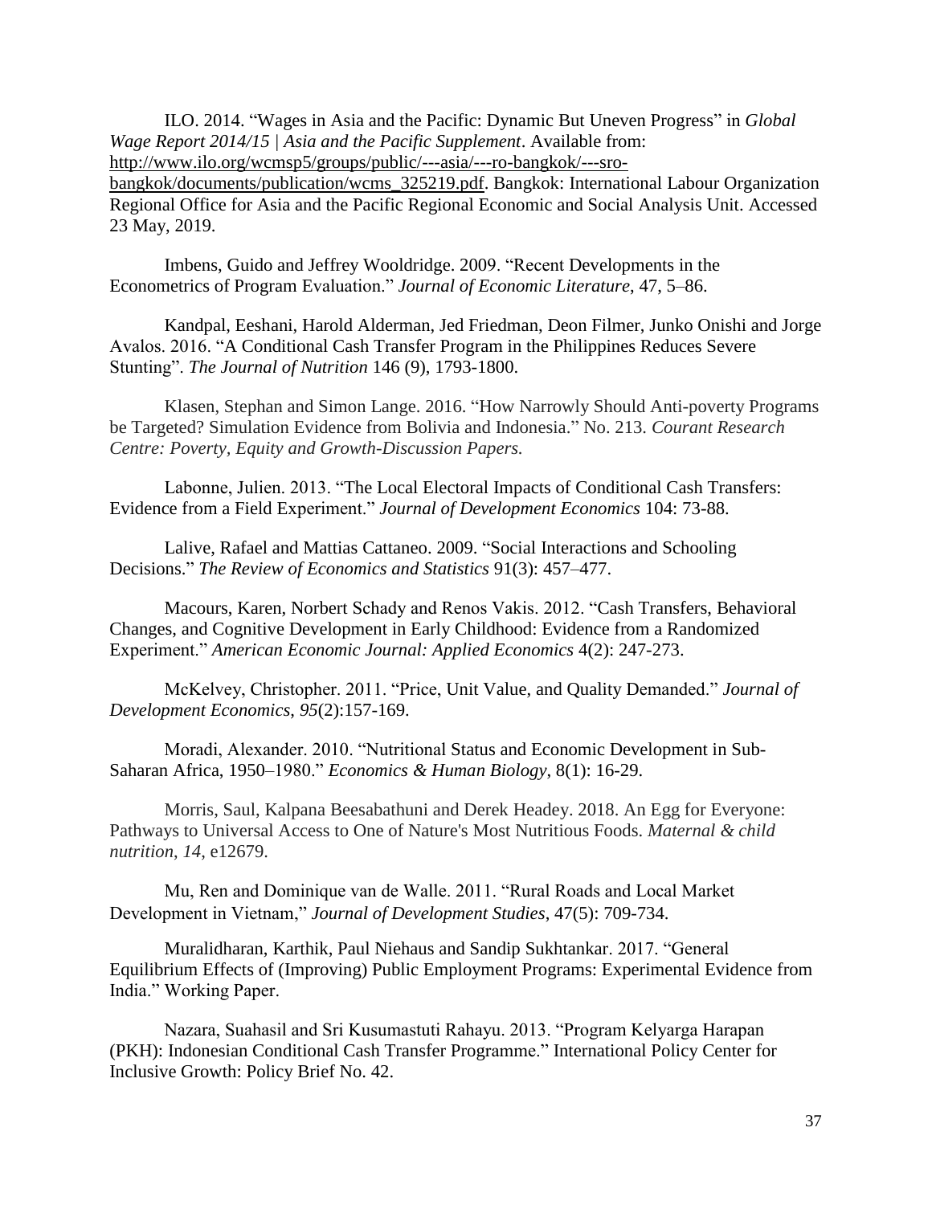ILO. 2014. "Wages in Asia and the Pacific: Dynamic But Uneven Progress" in *Global Wage Report 2014/15 | Asia and the Pacific Supplement*. Available from: http://www.ilo.org/wcmsp5/groups/public/---asia/---ro-bangkok/---sro-bangkok/documents/publication/wcms_325219.pdf. Bangkok: International Labour Organization Regional Office for Asia and the Pacific Regional Economic and Social Analysis Unit. Accessed 23 May, 2019.

Imbens, Guido and Jeffrey Wooldridge. 2009. "Recent Developments in the Econometrics of Program Evaluation." *Journal of Economic Literature*, 47, 5–86.

Kandpal, Eeshani, Harold Alderman, Jed Friedman, Deon Filmer, Junko Onishi and Jorge Avalos. 2016. "A Conditional Cash Transfer Program in the Philippines Reduces Severe Stunting". *The Journal of Nutrition* 146 (9), 1793-1800.

Klasen, Stephan and Simon Lange. 2016. "How Narrowly Should Anti-poverty Programs be Targeted? Simulation Evidence from Bolivia and Indonesia." No. 213. *Courant Research Centre: Poverty, Equity and Growth-Discussion Papers.*

Labonne, Julien. 2013. "The Local Electoral Impacts of Conditional Cash Transfers: Evidence from a Field Experiment." *Journal of Development Economics* 104: 73-88.

Lalive, Rafael and Mattias Cattaneo. 2009. "Social Interactions and Schooling Decisions." *The Review of Economics and Statistics* 91(3): 457–477.

Macours, Karen, Norbert Schady and Renos Vakis. 2012. "Cash Transfers, Behavioral Changes, and Cognitive Development in Early Childhood: Evidence from a Randomized Experiment." *American Economic Journal: Applied Economics* 4(2): 247-273.

McKelvey, Christopher. 2011. "Price, Unit Value, and Quality Demanded." *Journal of Development Economics*, *95*(2):157-169.

Moradi, Alexander. 2010. "Nutritional Status and Economic Development in Sub-Saharan Africa, 1950–1980." *Economics & Human Biology*, 8(1): 16-29.

Morris, Saul, Kalpana Beesabathuni and Derek Headey. 2018. An Egg for Everyone: Pathways to Universal Access to One of Nature's Most Nutritious Foods. *Maternal & child nutrition*, *14*, e12679.

Mu, Ren and Dominique van de Walle. 2011. "Rural Roads and Local Market Development in Vietnam," *Journal of Development Studies*, 47(5): 709-734.

Muralidharan, Karthik, Paul Niehaus and Sandip Sukhtankar. 2017. "General Equilibrium Effects of (Improving) Public Employment Programs: Experimental Evidence from India." Working Paper.

Nazara, Suahasil and Sri Kusumastuti Rahayu. 2013. "Program Kelyarga Harapan (PKH): Indonesian Conditional Cash Transfer Programme." International Policy Center for Inclusive Growth: Policy Brief No. 42.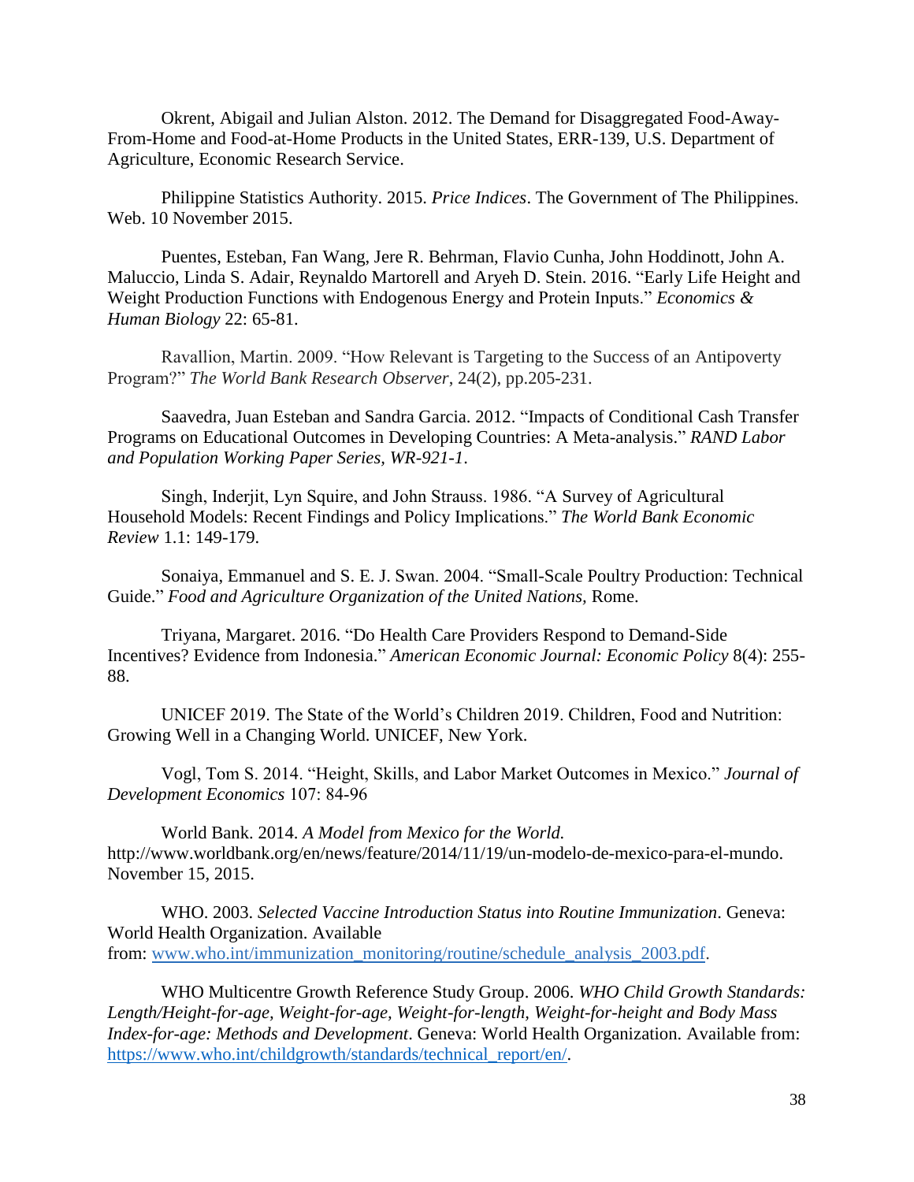Okrent, Abigail and Julian Alston. 2012. The Demand for Disaggregated Food-Away-From-Home and Food-at-Home Products in the United States, ERR-139, U.S. Department of Agriculture, Economic Research Service.

Philippine Statistics Authority. 2015. *Price Indices*. The Government of The Philippines. Web. 10 November 2015.

Puentes, Esteban, Fan Wang, Jere R. Behrman, Flavio Cunha, John Hoddinott, John A. Maluccio, Linda S. Adair, Reynaldo Martorell and Aryeh D. Stein. 2016. "Early Life Height and Weight Production Functions with Endogenous Energy and Protein Inputs." *Economics & Human Biology* 22: 65-81.

Ravallion, Martin. 2009. "How Relevant is Targeting to the Success of an Antipoverty Program?" *The World Bank Research Observer*, 24(2), pp.205-231.

Saavedra, Juan Esteban and Sandra Garcia. 2012. "Impacts of Conditional Cash Transfer Programs on Educational Outcomes in Developing Countries: A Meta-analysis." *RAND Labor and Population Working Paper Series, WR-921-1*.

Singh, Inderjit, Lyn Squire, and John Strauss. 1986. "A Survey of Agricultural Household Models: Recent Findings and Policy Implications." *The World Bank Economic Review* 1.1: 149-179.

Sonaiya, Emmanuel and S. E. J. Swan. 2004. "Small-Scale Poultry Production: Technical Guide." *Food and Agriculture Organization of the United Nations,* Rome.

Triyana, Margaret. 2016. "Do Health Care Providers Respond to Demand-Side Incentives? Evidence from Indonesia." *American Economic Journal: Economic Policy* 8(4): 255-88.

UNICEF 2019. The State of the World's Children 2019. Children, Food and Nutrition: Growing Well in a Changing World. UNICEF, New York.

Vogl, Tom S. 2014. "Height, Skills, and Labor Market Outcomes in Mexico." *Journal of Development Economics* 107: 84-96

World Bank. 2014. *A Model from Mexico for the World.* http://www.worldbank.org/en/news/feature/2014/11/19/un-modelo-de-mexico-para-el-mundo. November 15, 2015.

WHO. 2003. *Selected Vaccine Introduction Status into Routine Immunization*. Geneva: World Health Organization. Available from: www.who.int/immunization_monitoring/routine/schedule_analysis_2003.pdf.

WHO Multicentre Growth Reference Study Group. 2006. *WHO Child Growth Standards: Length/Height-for-age, Weight-for-age, Weight-for-length, Weight-for-height and Body Mass Index-for-age: Methods and Development*. Geneva: World Health Organization. Available from: https://www.who.int/childgrowth/standards/technical_report/en/.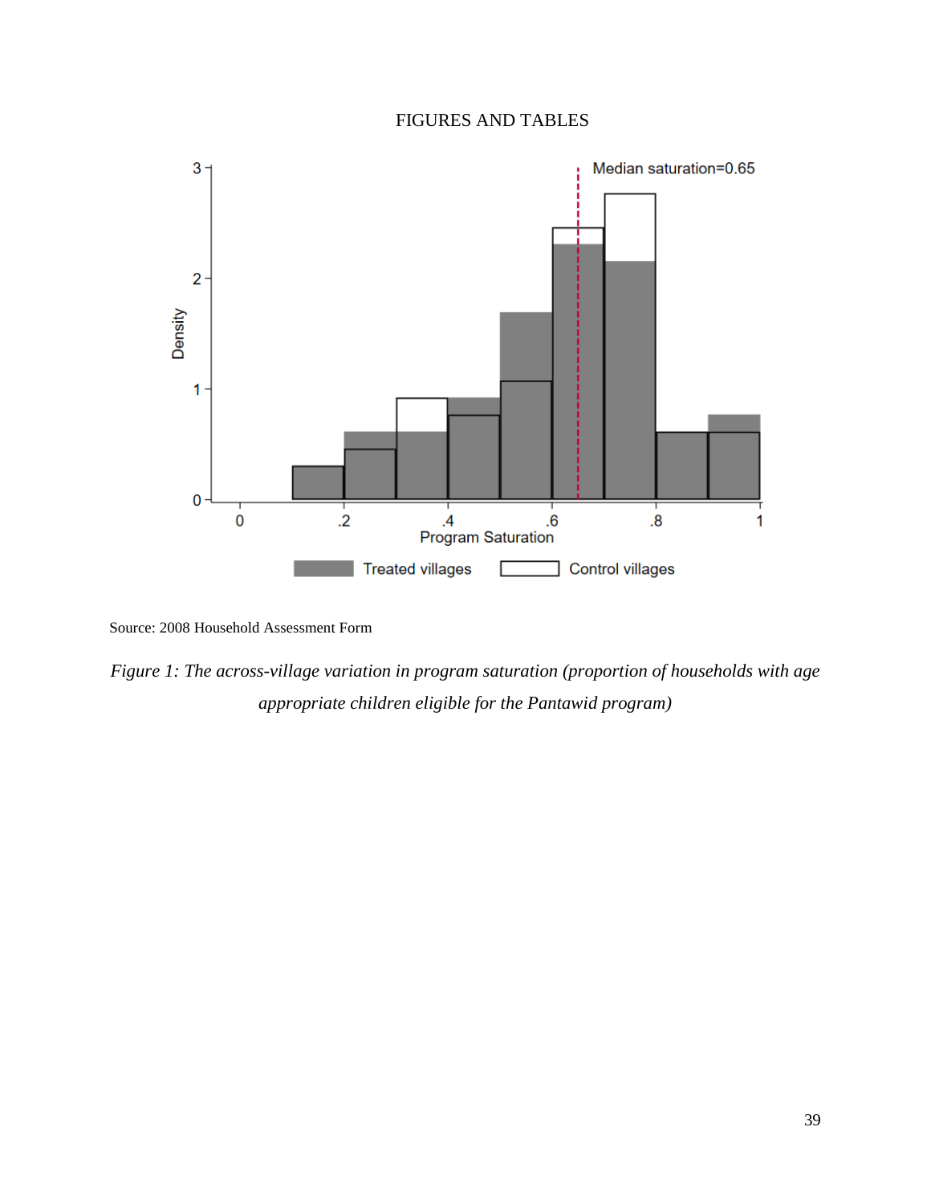# FIGURES AND TABLES

Source: 2008 Household Assessment Form

*Figure 1: The across-village variation in program saturation (proportion of households with age appropriate children eligible for the Pantawid program)*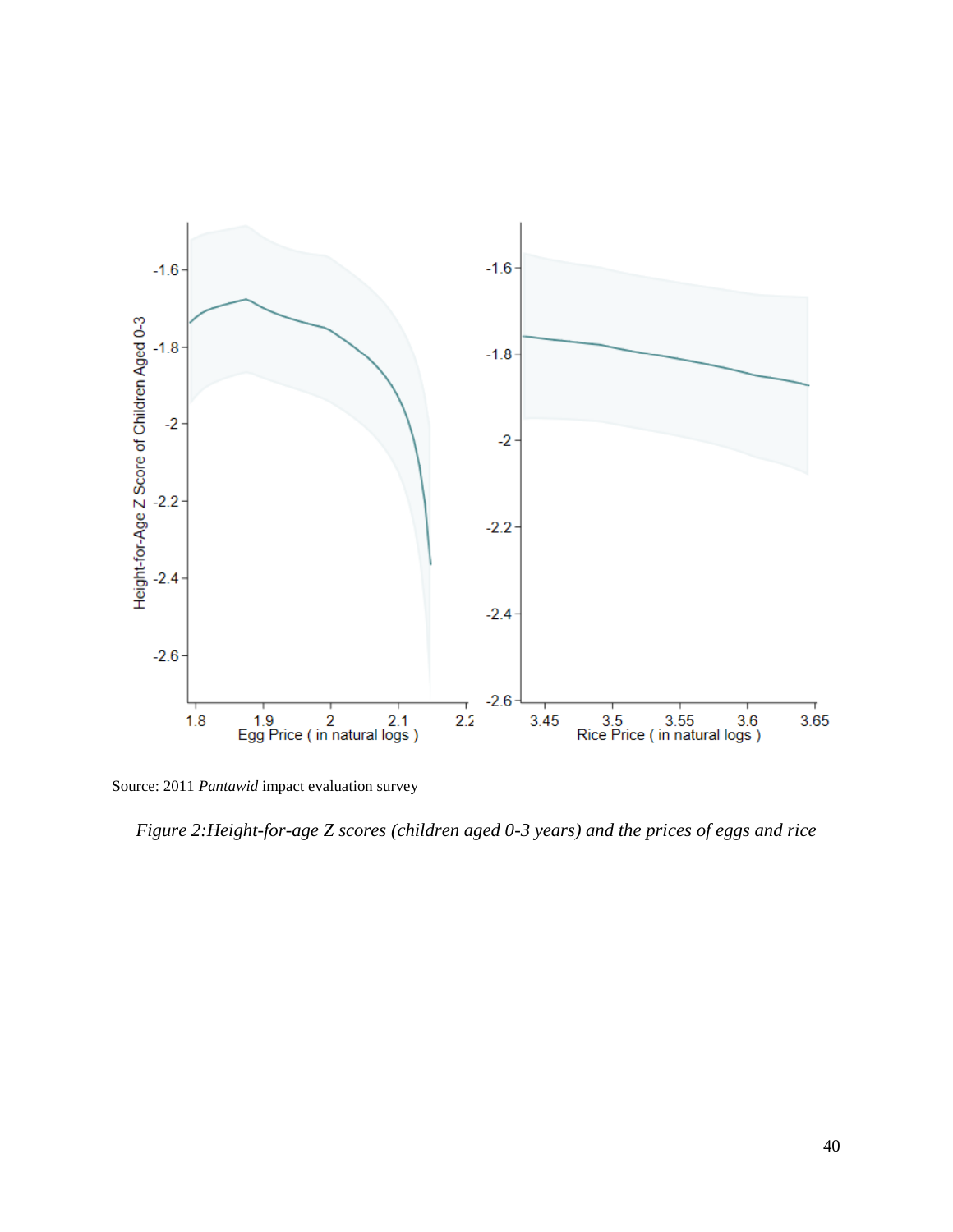Source: 2011 *Pantawid* impact evaluation survey

*Figure 2:Height-for-age Z scores (children aged 0-3 years) and the prices of eggs and rice*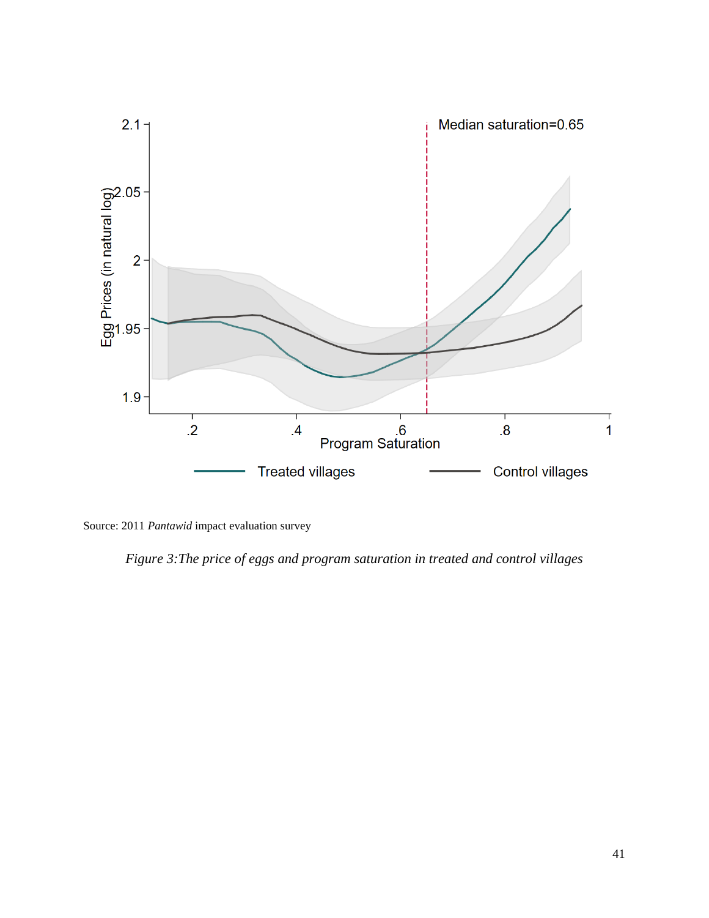Source: 2011 *Pantawid* impact evaluation survey

*Figure 3:The price of eggs and program saturation in treated and control villages*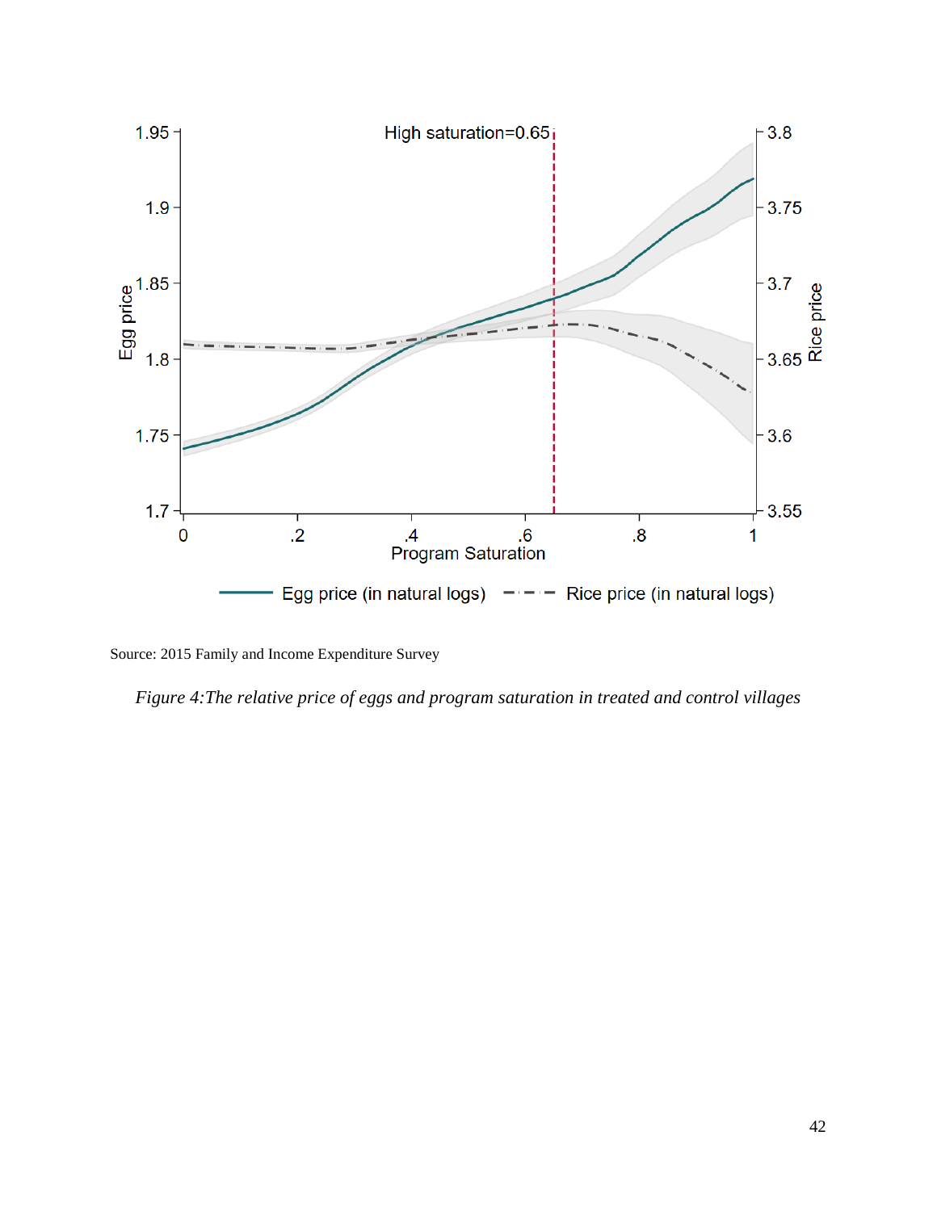Source: 2015 Family and Income Expenditure Survey

*Figure 4:The relative price of eggs and program saturation in treated and control villages*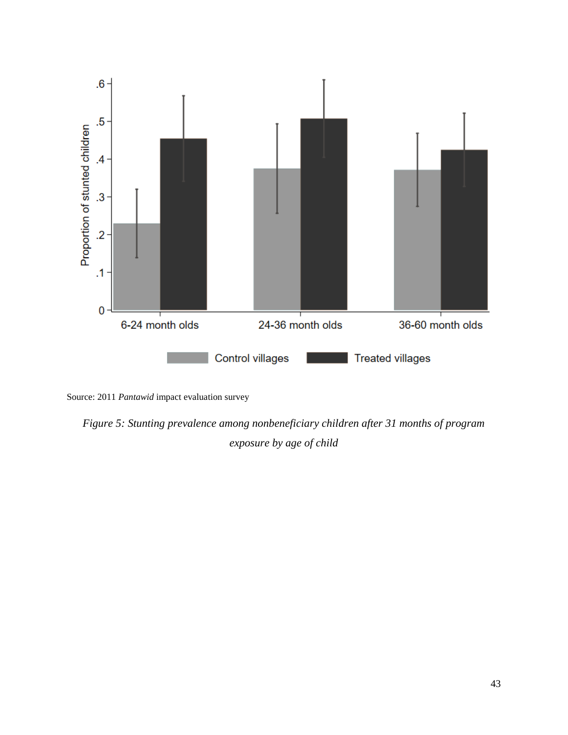Source: 2011 *Pantawid* impact evaluation survey

*Figure 5: Stunting prevalence among nonbeneficiary children after 31 months of program exposure by age of child*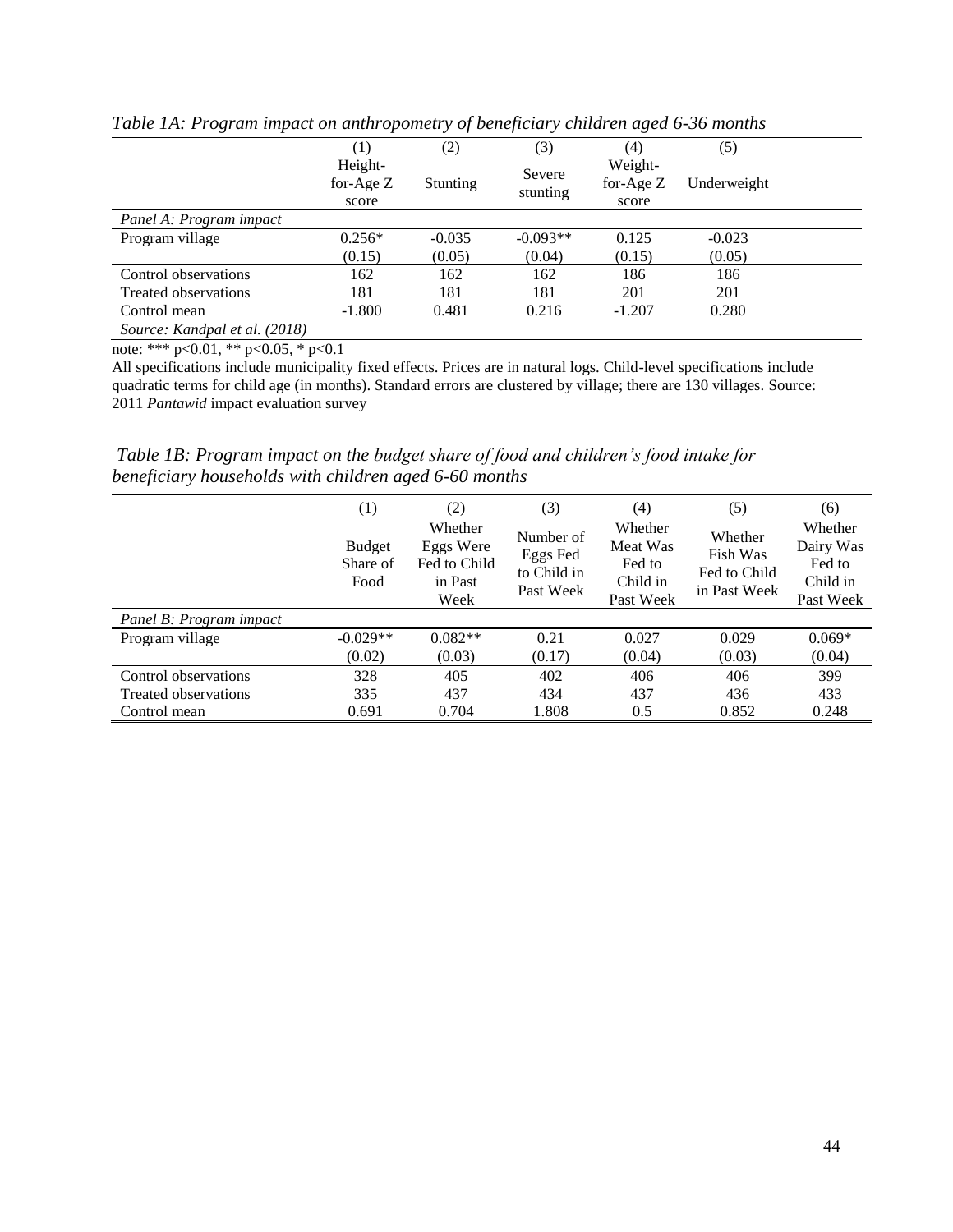*Table 1A: Program impact on anthropometry of beneficiary children aged 6-36 months*

| | (1) | (2) | (3) | (4) | (5) |
|---|---|---|---|---|---|
| | Height-for-Age Z score | Stunting | Severe stunting | Weight-for-Age Z score | Underweight |
| *Panel A: Program impact* | | | | | |
| Program village | 0.256* | -0.035 | -0.093** | 0.125 | -0.023 |
| | (0.15) | (0.05) | (0.04) | (0.15) | (0.05) |
| Control observations | 162 | 162 | 162 | 186 | 186 |
| Treated observations | 181 | 181 | 181 | 201 | 201 |
| Control mean | -1.800 | 0.481 | 0.216 | -1.207 | 0.280 |
| *Source: Kandpal et al. (2018)* | | | | | |

note: *** p<0.01, ** p<0.05, * p<0.1

All specifications include municipality fixed effects. Prices are in natural logs. Child-level specifications include quadratic terms for child age (in months). Standard errors are clustered by village; there are 130 villages. Source: 2011 *Pantawid* impact evaluation survey

*Table 1B: Program impact on the budget share of food and children's food intake for beneficiary households with children aged 6-60 months*

| | (1) | (2) | (3) | (4) | (5) | (6) |
|---|---|---|---|---|---|---|
| | Budget Share of Food | Whether Eggs Were Fed to Child in Past Week | Number of Eggs Fed to Child in Past Week | Whether Meat Was Fed to Child in Past Week | Whether Fish Was Fed to Child in Past Week | Whether Dairy Was Fed to Child in Past Week |
| *Panel B: Program impact* | | | | | | |
| Program village | -0.029** | 0.082** | 0.21 | 0.027 | 0.029 | 0.069* |
| | (0.02) | (0.03) | (0.17) | (0.04) | (0.03) | (0.04) |
| Control observations | 328 | 405 | 402 | 406 | 406 | 399 |
| Treated observations | 335 | 437 | 434 | 437 | 436 | 433 |
| Control mean | 0.691 | 0.704 | 1.808 | 0.5 | 0.852 | 0.248 |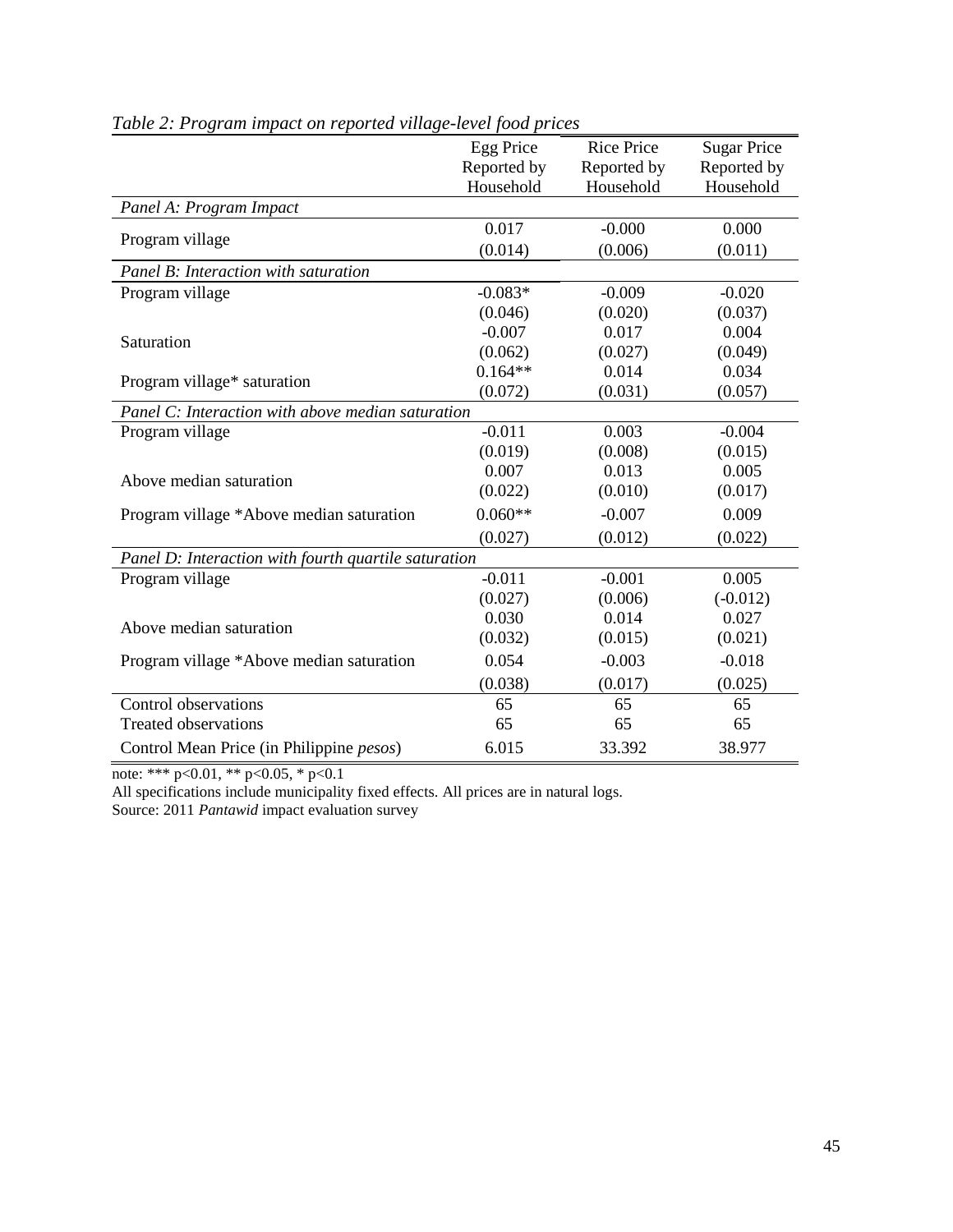*Table 2: Program impact on reported village-level food prices*

| | Egg Price Reported by Household | Rice Price Reported by Household | Sugar Price Reported by Household |
|---|---|---|---|
| *Panel A: Program Impact* | | | |
| Program village | 0.017 | -0.000 | 0.000 |
| | (0.014) | (0.006) | (0.011) |
| *Panel B: Interaction with saturation* | | | |
| Program village | -0.083* | -0.009 | -0.020 |
| | (0.046) | (0.020) | (0.037) |
| Saturation | -0.007 | 0.017 | 0.004 |
| | (0.062) | (0.027) | (0.049) |
| Program village* saturation | 0.164** | 0.014 | 0.034 |
| | (0.072) | (0.031) | (0.057) |
| *Panel C: Interaction with above median saturation* | | | |
| Program village | -0.011 | 0.003 | -0.004 |
| | (0.019) | (0.008) | (0.015) |
| Above median saturation | 0.007 | 0.013 | 0.005 |
| | (0.022) | (0.010) | (0.017) |
| Program village *Above median saturation | 0.060** | -0.007 | 0.009 |
| | (0.027) | (0.012) | (0.022) |
| *Panel D: Interaction with fourth quartile saturation* | | | |
| Program village | -0.011 | -0.001 | 0.005 |
| | (0.027) | (0.006) | (-0.012) |
| Above median saturation | 0.030 | 0.014 | 0.027 |
| | (0.032) | (0.015) | (0.021) |
| Program village *Above median saturation | 0.054 | -0.003 | -0.018 |
| | (0.038) | (0.017) | (0.025) |
| Control observations | 65 | 65 | 65 |
| Treated observations | 65 | 65 | 65 |
| Control Mean Price (in Philippine *pesos*) | 6.015 | 33.392 | 38.977 |

note: *** p<0.01, ** p<0.05, * p<0.1

All specifications include municipality fixed effects. All prices are in natural logs.

Source: 2011 *Pantawid* impact evaluation survey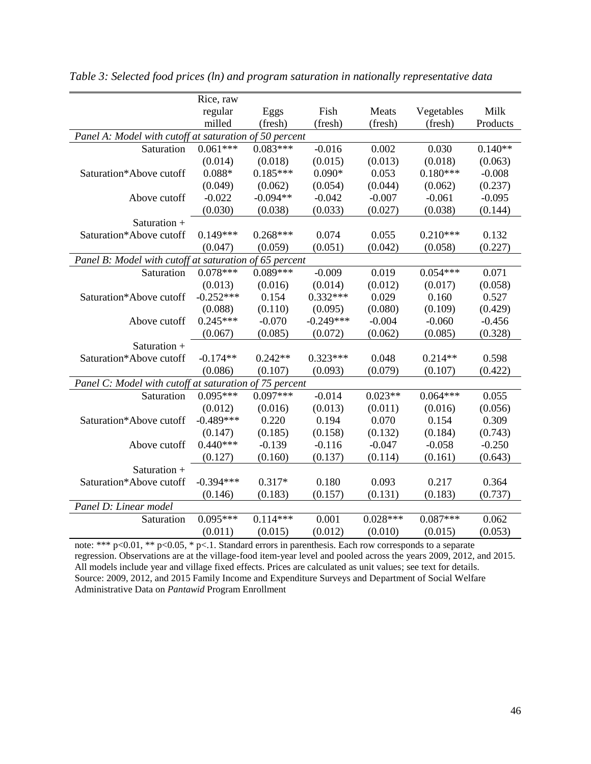*Table 3: Selected food prices (ln) and program saturation in nationally representative data*

| | Rice, raw regular milled | Eggs (fresh) | Fish (fresh) | Meats (fresh) | Vegetables (fresh) | Milk Products |
|---|---|---|---|---|---|---|
| *Panel A: Model with cutoff at saturation of 50 percent* | | | | | | |
| Saturation | 0.061*** | 0.083*** | -0.016 | 0.002 | 0.030 | 0.140** |
| | (0.014) | (0.018) | (0.015) | (0.013) | (0.018) | (0.063) |
| Saturation*Above cutoff | 0.088* | 0.185*** | 0.090* | 0.053 | 0.180*** | -0.008 |
| | (0.049) | (0.062) | (0.054) | (0.044) | (0.062) | (0.237) |
| Above cutoff | -0.022 | -0.094** | -0.042 | -0.007 | -0.061 | -0.095 |
| | (0.030) | (0.038) | (0.033) | (0.027) | (0.038) | (0.144) |
| Saturation + Saturation*Above cutoff | 0.149*** | 0.268*** | 0.074 | 0.055 | 0.210*** | 0.132 |
| | (0.047) | (0.059) | (0.051) | (0.042) | (0.058) | (0.227) |
| *Panel B: Model with cutoff at saturation of 65 percent* | | | | | | |
| Saturation | 0.078*** | 0.089*** | -0.009 | 0.019 | 0.054*** | 0.071 |
| | (0.013) | (0.016) | (0.014) | (0.012) | (0.017) | (0.058) |
| Saturation*Above cutoff | -0.252*** | 0.154 | 0.332*** | 0.029 | 0.160 | 0.527 |
| | (0.088) | (0.110) | (0.095) | (0.080) | (0.109) | (0.429) |
| Above cutoff | 0.245*** | -0.070 | -0.249*** | -0.004 | -0.060 | -0.456 |
| | (0.067) | (0.085) | (0.072) | (0.062) | (0.085) | (0.328) |
| Saturation + Saturation*Above cutoff | -0.174** | 0.242** | 0.323*** | 0.048 | 0.214** | 0.598 |
| | (0.086) | (0.107) | (0.093) | (0.079) | (0.107) | (0.422) |
| *Panel C: Model with cutoff at saturation of 75 percent* | | | | | | |
| Saturation | 0.095*** | 0.097*** | -0.014 | 0.023** | 0.064*** | 0.055 |
| | (0.012) | (0.016) | (0.013) | (0.011) | (0.016) | (0.056) |
| Saturation*Above cutoff | -0.489*** | 0.220 | 0.194 | 0.070 | 0.154 | 0.309 |
| | (0.147) | (0.185) | (0.158) | (0.132) | (0.184) | (0.743) |
| Above cutoff | 0.440*** | -0.139 | -0.116 | -0.047 | -0.058 | -0.250 |
| | (0.127) | (0.160) | (0.137) | (0.114) | (0.161) | (0.643) |
| Saturation + Saturation*Above cutoff | -0.394*** | 0.317* | 0.180 | 0.093 | 0.217 | 0.364 |
| | (0.146) | (0.183) | (0.157) | (0.131) | (0.183) | (0.737) |
| *Panel D: Linear model* | | | | | | |
| Saturation | 0.095*** | 0.114*** | 0.001 | 0.028*** | 0.087*** | 0.062 |
| | (0.011) | (0.015) | (0.012) | (0.010) | (0.015) | (0.053) |

note: *** p<0.01, ** p<0.05, * p<.1. Standard errors in parenthesis. Each row corresponds to a separate regression. Observations are at the village-food item-year level and pooled across the years 2009, 2012, and 2015. All models include year and village fixed effects. Prices are calculated as unit values; see text for details.
Source: 2009, 2012, and 2015 Family Income and Expenditure Surveys and Department of Social Welfare Administrative Data on *Pantawid* Program Enrollment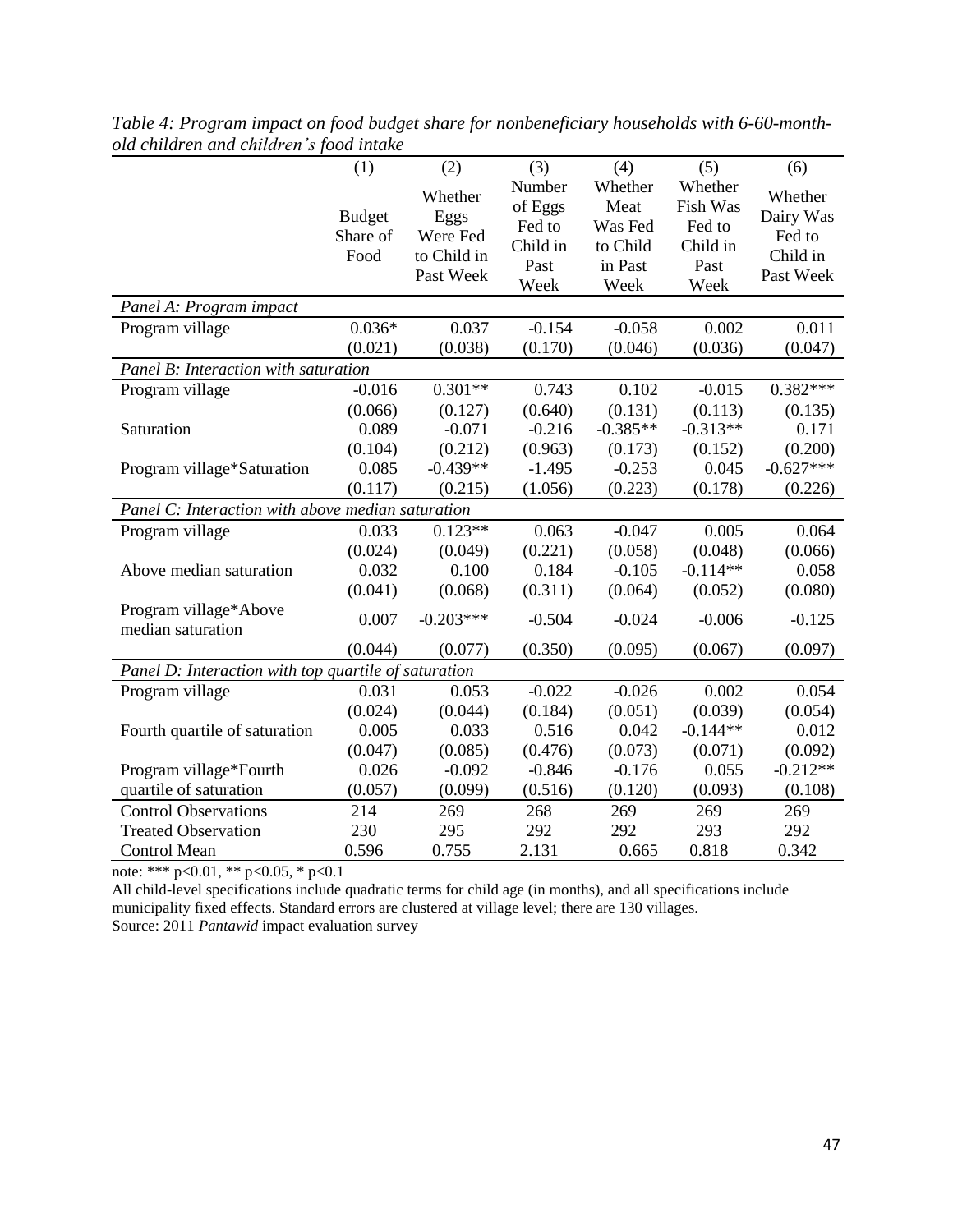*Table 4: Program impact on food budget share for nonbeneficiary households with 6-60-month-old children and children's food intake*

| | (1) | (2) | (3) | (4) | (5) | (6) |
|---|---|---|---|---|---|---|
| | Budget Share of Food | Whether Eggs Were Fed to Child in Past Week | Number of Eggs Fed to Child in Past Week | Whether Meat Was Fed to Child in Past Week | Whether Fish Was Fed to Child in Past Week | Whether Dairy Was Fed to Child in Past Week |
| *Panel A: Program impact* | | | | | | |
| Program village | 0.036* | 0.037 | -0.154 | -0.058 | 0.002 | 0.011 |
| | (0.021) | (0.038) | (0.170) | (0.046) | (0.036) | (0.047) |
| *Panel B: Interaction with saturation* | | | | | | |
| Program village | -0.016 | 0.301** | 0.743 | 0.102 | -0.015 | 0.382*** |
| | (0.066) | (0.127) | (0.640) | (0.131) | (0.113) | (0.135) |
| Saturation | 0.089 | -0.071 | -0.216 | -0.385** | -0.313** | 0.171 |
| | (0.104) | (0.212) | (0.963) | (0.173) | (0.152) | (0.200) |
| Program village*Saturation | 0.085 | -0.439** | -1.495 | -0.253 | 0.045 | -0.627*** |
| | (0.117) | (0.215) | (1.056) | (0.223) | (0.178) | (0.226) |
| *Panel C: Interaction with above median saturation* | | | | | | |
| Program village | 0.033 | 0.123** | 0.063 | -0.047 | 0.005 | 0.064 |
| | (0.024) | (0.049) | (0.221) | (0.058) | (0.048) | (0.066) |
| Above median saturation | 0.032 | 0.100 | 0.184 | -0.105 | -0.114** | 0.058 |
| | (0.041) | (0.068) | (0.311) | (0.064) | (0.052) | (0.080) |
| Program village*Above median saturation | 0.007 | -0.203*** | -0.504 | -0.024 | -0.006 | -0.125 |
| | (0.044) | (0.077) | (0.350) | (0.095) | (0.067) | (0.097) |
| *Panel D: Interaction with top quartile of saturation* | | | | | | |
| Program village | 0.031 | 0.053 | -0.022 | -0.026 | 0.002 | 0.054 |
| | (0.024) | (0.044) | (0.184) | (0.051) | (0.039) | (0.054) |
| Fourth quartile of saturation | 0.005 | 0.033 | 0.516 | 0.042 | -0.144** | 0.012 |
| | (0.047) | (0.085) | (0.476) | (0.073) | (0.071) | (0.092) |
| Program village*Fourth quartile of saturation | 0.026 | -0.092 | -0.846 | -0.176 | 0.055 | -0.212** |
| | (0.057) | (0.099) | (0.516) | (0.120) | (0.093) | (0.108) |
| Control Observations | 214 | 269 | 268 | 269 | 269 | 269 |
| Treated Observation | 230 | 295 | 292 | 292 | 293 | 292 |
| Control Mean | 0.596 | 0.755 | 2.131 | 0.665 | 0.818 | 0.342 |

note: *** p<0.01, ** p<0.05, * p<0.1

All child-level specifications include quadratic terms for child age (in months), and all specifications include municipality fixed effects. Standard errors are clustered at village level; there are 130 villages.

Source: 2011 *Pantawid* impact evaluation survey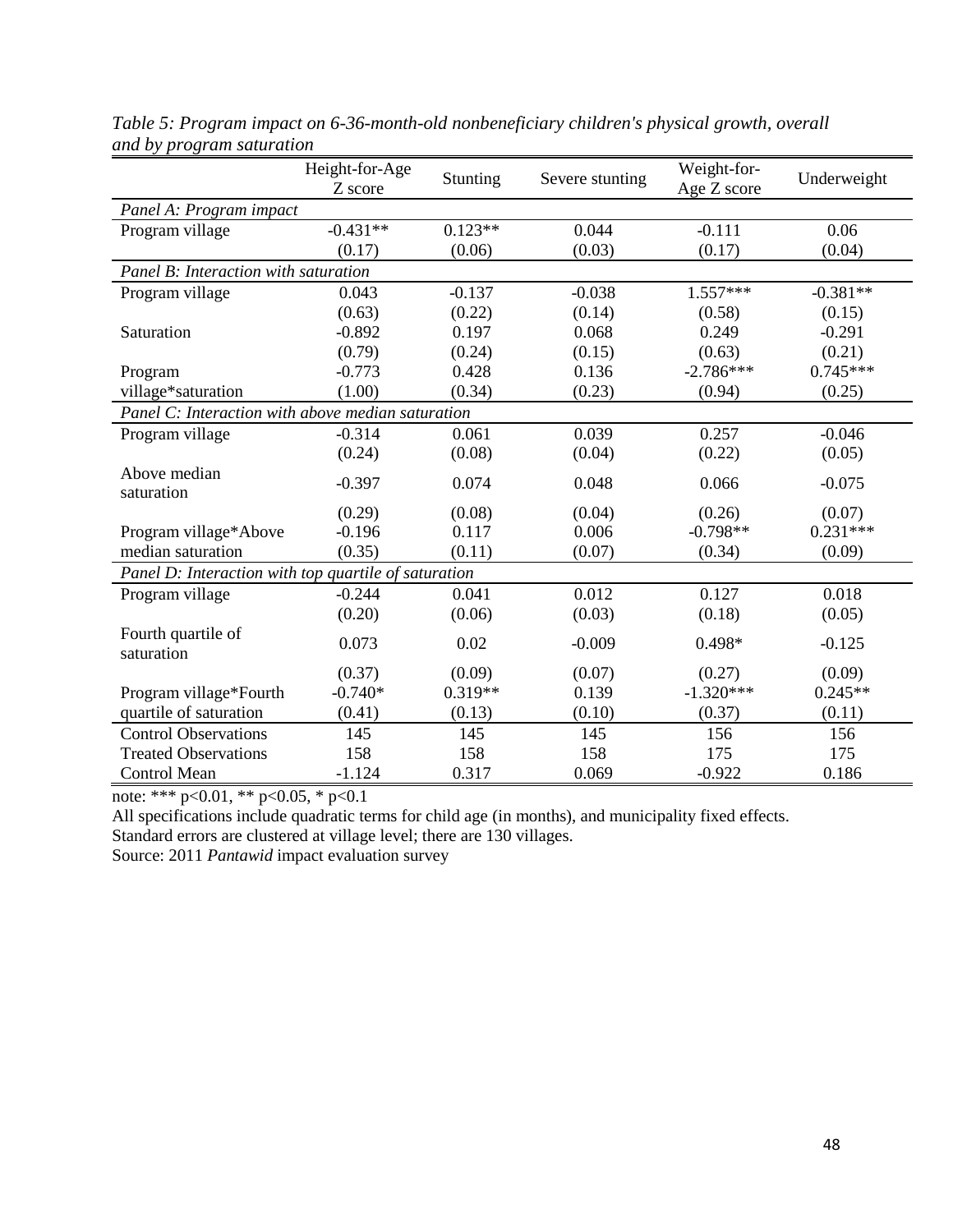*Table 5: Program impact on 6-36-month-old nonbeneficiary children's physical growth, overall and by program saturation*

| | Height-for-Age Z score | Stunting | Severe stunting | Weight-for-Age Z score | Underweight |
|---|---|---|---|---|---|
| *Panel A: Program impact* | | | | | |
| Program village | -0.431** | 0.123** | 0.044 | -0.111 | 0.06 |
| | (0.17) | (0.06) | (0.03) | (0.17) | (0.04) |
| *Panel B: Interaction with saturation* | | | | | |
| Program village | 0.043 | -0.137 | -0.038 | 1.557*** | -0.381** |
| | (0.63) | (0.22) | (0.14) | (0.58) | (0.15) |
| Saturation | -0.892 | 0.197 | 0.068 | 0.249 | -0.291 |
| | (0.79) | (0.24) | (0.15) | (0.63) | (0.21) |
| Program village*saturation | -0.773 | 0.428 | 0.136 | -2.786*** | 0.745*** |
| | (1.00) | (0.34) | (0.23) | (0.94) | (0.25) |
| *Panel C: Interaction with above median saturation* | | | | | |
| Program village | -0.314 | 0.061 | 0.039 | 0.257 | -0.046 |
| | (0.24) | (0.08) | (0.04) | (0.22) | (0.05) |
| Above median saturation | -0.397 | 0.074 | 0.048 | 0.066 | -0.075 |
| | (0.29) | (0.08) | (0.04) | (0.26) | (0.07) |
| Program village*Above median saturation | -0.196 | 0.117 | 0.006 | -0.798** | 0.231*** |
| | (0.35) | (0.11) | (0.07) | (0.34) | (0.09) |
| *Panel D: Interaction with top quartile of saturation* | | | | | |
| Program village | -0.244 | 0.041 | 0.012 | 0.127 | 0.018 |
| | (0.20) | (0.06) | (0.03) | (0.18) | (0.05) |
| Fourth quartile of saturation | 0.073 | 0.02 | -0.009 | 0.498* | -0.125 |
| | (0.37) | (0.09) | (0.07) | (0.27) | (0.09) |
| Program village*Fourth quartile of saturation | -0.740* | 0.319** | 0.139 | -1.320*** | 0.245** |
| | (0.41) | (0.13) | (0.10) | (0.37) | (0.11) |
| Control Observations | 145 | 145 | 145 | 156 | 156 |
| Treated Observations | 158 | 158 | 158 | 175 | 175 |
| Control Mean | -1.124 | 0.317 | 0.069 | -0.922 | 0.186 |

note: *** p<0.01, ** p<0.05, * p<0.1

All specifications include quadratic terms for child age (in months), and municipality fixed effects.

Standard errors are clustered at village level; there are 130 villages.

Source: 2011 *Pantawid* impact evaluation survey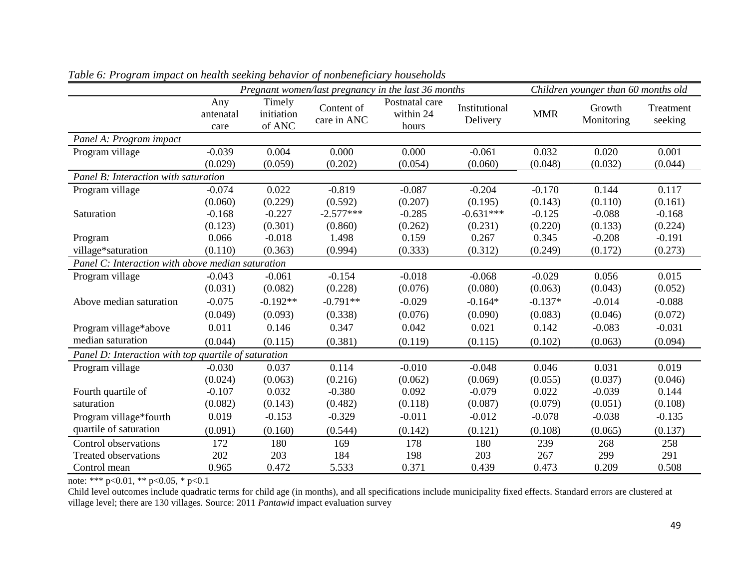*Table 6: Program impact on health seeking behavior of nonbeneficiary households*

| | *Pregnant women/last pregnancy in the last 36 months* | | | | | | *Children younger than 60 months old* | |
|---|---|---|---|---|---|---|---|---|
| | Any antenatal care | Timely initiation of ANC | Content of care in ANC | Postnatal care within 24 hours | Institutional Delivery | MMR | Growth Monitoring | Treatment seeking |
| *Panel A: Program impact* | | | | | | | | |
| Program village | -0.039 | 0.004 | 0.000 | 0.000 | -0.061 | 0.032 | 0.020 | 0.001 |
| | (0.029) | (0.059) | (0.202) | (0.054) | (0.060) | (0.048) | (0.032) | (0.044) |
| *Panel B: Interaction with saturation* | | | | | | | | |
| Program village | -0.074 | 0.022 | -0.819 | -0.087 | -0.204 | -0.170 | 0.144 | 0.117 |
| | (0.060) | (0.229) | (0.592) | (0.207) | (0.195) | (0.143) | (0.110) | (0.161) |
| Saturation | -0.168 | -0.227 | -2.577*** | -0.285 | -0.631*** | -0.125 | -0.088 | -0.168 |
| | (0.123) | (0.301) | (0.860) | (0.262) | (0.231) | (0.220) | (0.133) | (0.224) |
| Program village*saturation | 0.066 | -0.018 | 1.498 | 0.159 | 0.267 | 0.345 | -0.208 | -0.191 |
| | (0.110) | (0.363) | (0.994) | (0.333) | (0.312) | (0.249) | (0.172) | (0.273) |
| *Panel C: Interaction with above median saturation* | | | | | | | | |
| Program village | -0.043 | -0.061 | -0.154 | -0.018 | -0.068 | -0.029 | 0.056 | 0.015 |
| | (0.031) | (0.082) | (0.228) | (0.076) | (0.080) | (0.063) | (0.043) | (0.052) |
| Above median saturation | -0.075 | -0.192** | -0.791** | -0.029 | -0.164* | -0.137* | -0.014 | -0.088 |
| | (0.049) | (0.093) | (0.338) | (0.076) | (0.090) | (0.083) | (0.046) | (0.072) |
| Program village*above median saturation | 0.011 | 0.146 | 0.347 | 0.042 | 0.021 | 0.142 | -0.083 | -0.031 |
| | (0.044) | (0.115) | (0.381) | (0.119) | (0.115) | (0.102) | (0.063) | (0.094) |
| *Panel D: Interaction with top quartile of saturation* | | | | | | | | |
| Program village | -0.030 | 0.037 | 0.114 | -0.010 | -0.048 | 0.046 | 0.031 | 0.019 |
| | (0.024) | (0.063) | (0.216) | (0.062) | (0.069) | (0.055) | (0.037) | (0.046) |
| Fourth quartile of saturation | -0.107 | 0.032 | -0.380 | 0.092 | -0.079 | 0.022 | -0.039 | 0.144 |
| | (0.082) | (0.143) | (0.482) | (0.118) | (0.087) | (0.079) | (0.051) | (0.108) |
| Program village*fourth quartile of saturation | 0.019 | -0.153 | -0.329 | -0.011 | -0.012 | -0.078 | -0.038 | -0.135 |
| | (0.091) | (0.160) | (0.544) | (0.142) | (0.121) | (0.108) | (0.065) | (0.137) |
| Control observations | 172 | 180 | 169 | 178 | 180 | 239 | 268 | 258 |
| Treated observations | 202 | 203 | 184 | 198 | 203 | 267 | 299 | 291 |
| Control mean | 0.965 | 0.472 | 5.533 | 0.371 | 0.439 | 0.473 | 0.209 | 0.508 |

note: *** p<0.01, ** p<0.05, * p<0.1

Child level outcomes include quadratic terms for child age (in months), and all specifications include municipality fixed effects. Standard errors are clustered at village level; there are 130 villages. Source: 2011 *Pantawid* impact evaluation survey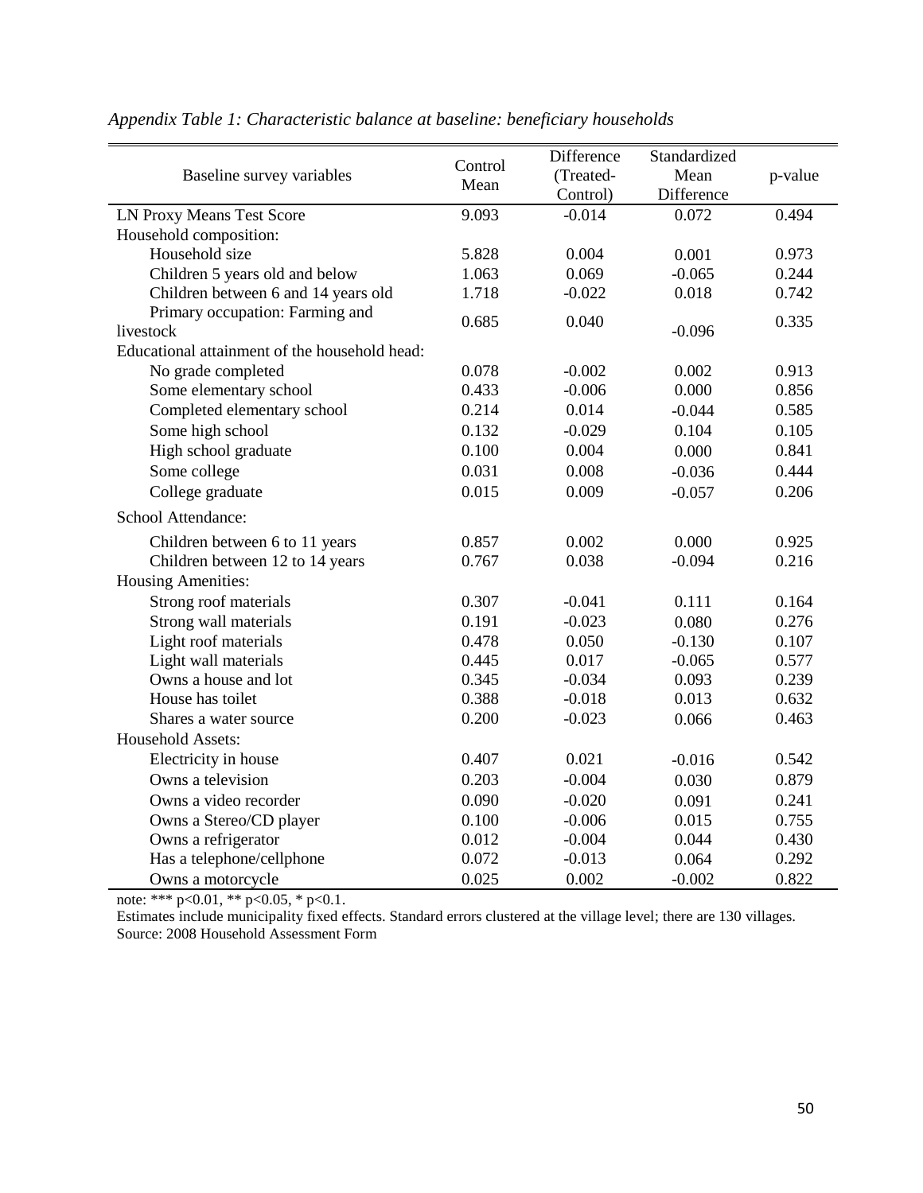*Appendix Table 1: Characteristic balance at baseline: beneficiary households*

| Baseline survey variables | Control Mean | Difference (Treated-Control) | Standardized Mean Difference | p-value |
|---|---|---|---|---|
| LN Proxy Means Test Score | 9.093 | -0.014 | 0.072 | 0.494 |
| Household composition: | | | | |
| Household size | 5.828 | 0.004 | 0.001 | 0.973 |
| Children 5 years old and below | 1.063 | 0.069 | -0.065 | 0.244 |
| Children between 6 and 14 years old | 1.718 | -0.022 | 0.018 | 0.742 |
| Primary occupation: Farming and livestock | 0.685 | 0.040 | -0.096 | 0.335 |
| Educational attainment of the household head: | | | | |
| No grade completed | 0.078 | -0.002 | 0.002 | 0.913 |
| Some elementary school | 0.433 | -0.006 | 0.000 | 0.856 |
| Completed elementary school | 0.214 | 0.014 | -0.044 | 0.585 |
| Some high school | 0.132 | -0.029 | 0.104 | 0.105 |
| High school graduate | 0.100 | 0.004 | 0.000 | 0.841 |
| Some college | 0.031 | 0.008 | -0.036 | 0.444 |
| College graduate | 0.015 | 0.009 | -0.057 | 0.206 |
| School Attendance: | | | | |
| Children between 6 to 11 years | 0.857 | 0.002 | 0.000 | 0.925 |
| Children between 12 to 14 years | 0.767 | 0.038 | -0.094 | 0.216 |
| Housing Amenities: | | | | |
| Strong roof materials | 0.307 | -0.041 | 0.111 | 0.164 |
| Strong wall materials | 0.191 | -0.023 | 0.080 | 0.276 |
| Light roof materials | 0.478 | 0.050 | -0.130 | 0.107 |
| Light wall materials | 0.445 | 0.017 | -0.065 | 0.577 |
| Owns a house and lot | 0.345 | -0.034 | 0.093 | 0.239 |
| House has toilet | 0.388 | -0.018 | 0.013 | 0.632 |
| Shares a water source | 0.200 | -0.023 | 0.066 | 0.463 |
| Household Assets: | | | | |
| Electricity in house | 0.407 | 0.021 | -0.016 | 0.542 |
| Owns a television | 0.203 | -0.004 | 0.030 | 0.879 |
| Owns a video recorder | 0.090 | -0.020 | 0.091 | 0.241 |
| Owns a Stereo/CD player | 0.100 | -0.006 | 0.015 | 0.755 |
| Owns a refrigerator | 0.012 | -0.004 | 0.044 | 0.430 |
| Has a telephone/cellphone | 0.072 | -0.013 | 0.064 | 0.292 |
| Owns a motorcycle | 0.025 | 0.002 | -0.002 | 0.822 |

note: *** $p<0.01$, ** $p<0.05$, * $p<0.1$.

Estimates include municipality fixed effects. Standard errors clustered at the village level; there are 130 villages.

Source: 2008 Household Assessment Form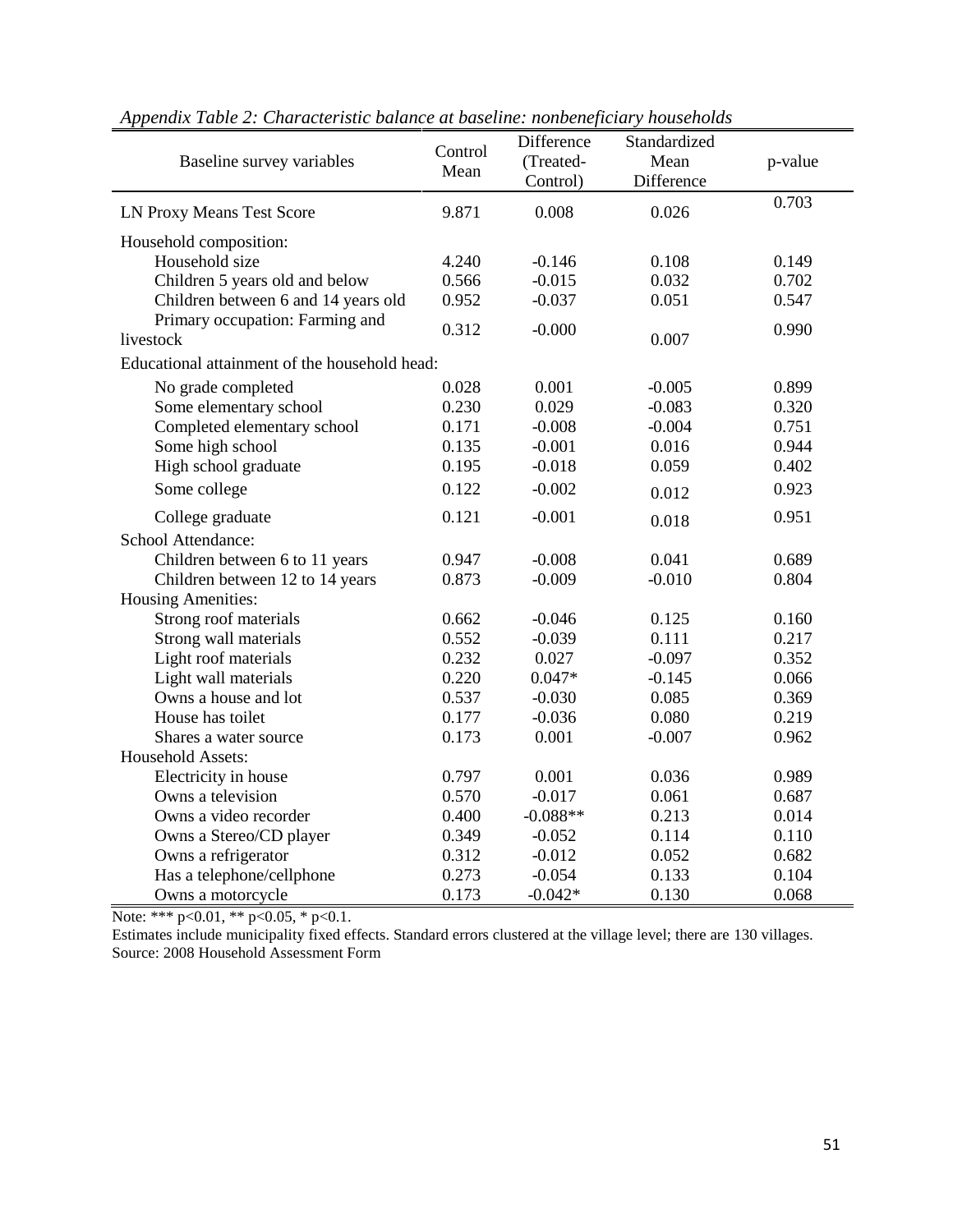*Appendix Table 2: Characteristic balance at baseline: nonbeneficiary households*

| Baseline survey variables | Control Mean | Difference (Treated-Control) | Standardized Mean Difference | p-value |
|---|---|---|---|---|
| LN Proxy Means Test Score | 9.871 | 0.008 | 0.026 | 0.703 |
| Household composition: | | | | |
| Household size | 4.240 | -0.146 | 0.108 | 0.149 |
| Children 5 years old and below | 0.566 | -0.015 | 0.032 | 0.702 |
| Children between 6 and 14 years old | 0.952 | -0.037 | 0.051 | 0.547 |
| Primary occupation: Farming and livestock | 0.312 | -0.000 | 0.007 | 0.990 |
| Educational attainment of the household head: | | | | |
| No grade completed | 0.028 | 0.001 | -0.005 | 0.899 |
| Some elementary school | 0.230 | 0.029 | -0.083 | 0.320 |
| Completed elementary school | 0.171 | -0.008 | -0.004 | 0.751 |
| Some high school | 0.135 | -0.001 | 0.016 | 0.944 |
| High school graduate | 0.195 | -0.018 | 0.059 | 0.402 |
| Some college | 0.122 | -0.002 | 0.012 | 0.923 |
| College graduate | 0.121 | -0.001 | 0.018 | 0.951 |
| School Attendance: | | | | |
| Children between 6 to 11 years | 0.947 | -0.008 | 0.041 | 0.689 |
| Children between 12 to 14 years | 0.873 | -0.009 | -0.010 | 0.804 |
| Housing Amenities: | | | | |
| Strong roof materials | 0.662 | -0.046 | 0.125 | 0.160 |
| Strong wall materials | 0.552 | -0.039 | 0.111 | 0.217 |
| Light roof materials | 0.232 | 0.027 | -0.097 | 0.352 |
| Light wall materials | 0.220 | 0.047* | -0.145 | 0.066 |
| Owns a house and lot | 0.537 | -0.030 | 0.085 | 0.369 |
| House has toilet | 0.177 | -0.036 | 0.080 | 0.219 |
| Shares a water source | 0.173 | 0.001 | -0.007 | 0.962 |
| Household Assets: | | | | |
| Electricity in house | 0.797 | 0.001 | 0.036 | 0.989 |
| Owns a television | 0.570 | -0.017 | 0.061 | 0.687 |
| Owns a video recorder | 0.400 | -0.088** | 0.213 | 0.014 |
| Owns a Stereo/CD player | 0.349 | -0.052 | 0.114 | 0.110 |
| Owns a refrigerator | 0.312 | -0.012 | 0.052 | 0.682 |
| Has a telephone/cellphone | 0.273 | -0.054 | 0.133 | 0.104 |
| Owns a motorcycle | 0.173 | -0.042* | 0.130 | 0.068 |

Note: *** p<0.01, ** p<0.05, * p<0.1.

Estimates include municipality fixed effects. Standard errors clustered at the village level; there are 130 villages.

Source: 2008 Household Assessment Form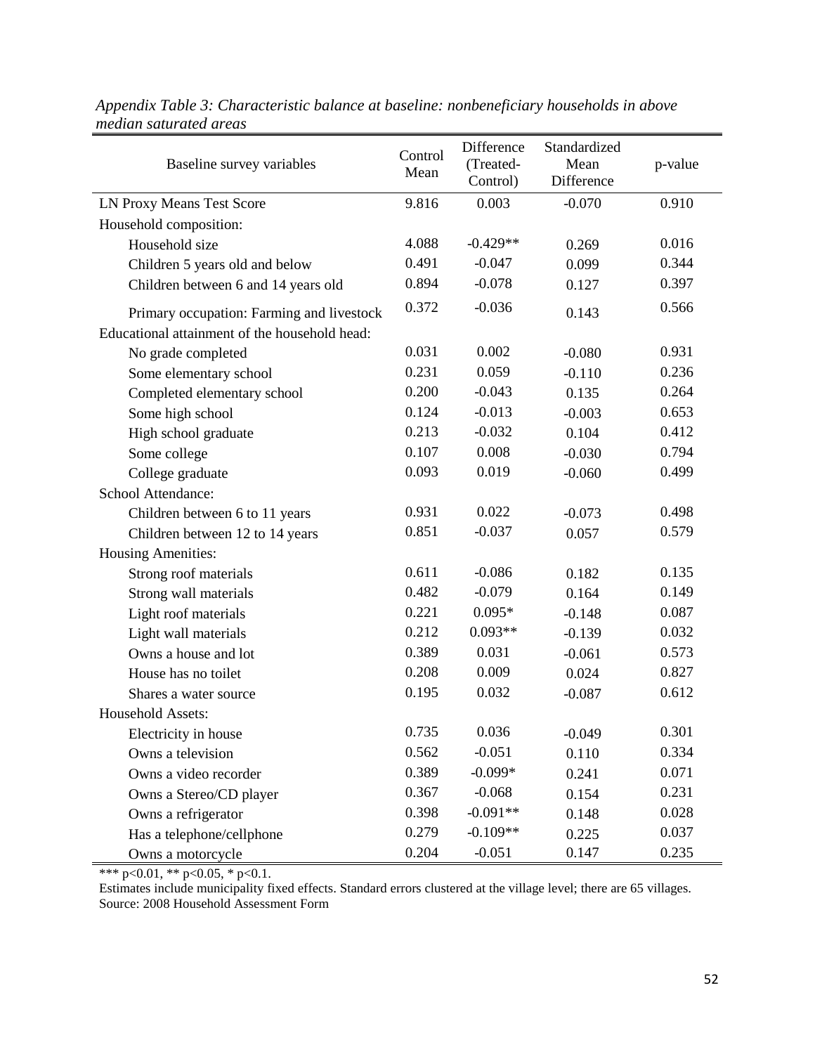*Appendix Table 3: Characteristic balance at baseline: nonbeneficiary households in above median saturated areas*

| Baseline survey variables | Control Mean | Difference (Treated-Control) | Standardized Mean Difference | p-value |
|---|---|---|---|---|
| LN Proxy Means Test Score | 9.816 | 0.003 | -0.070 | 0.910 |
| Household composition: | | | | |
| Household size | 4.088 | -0.429** | 0.269 | 0.016 |
| Children 5 years old and below | 0.491 | -0.047 | 0.099 | 0.344 |
| Children between 6 and 14 years old | 0.894 | -0.078 | 0.127 | 0.397 |
| Primary occupation: Farming and livestock | 0.372 | -0.036 | 0.143 | 0.566 |
| Educational attainment of the household head: | | | | |
| No grade completed | 0.031 | 0.002 | -0.080 | 0.931 |
| Some elementary school | 0.231 | 0.059 | -0.110 | 0.236 |
| Completed elementary school | 0.200 | -0.043 | 0.135 | 0.264 |
| Some high school | 0.124 | -0.013 | -0.003 | 0.653 |
| High school graduate | 0.213 | -0.032 | 0.104 | 0.412 |
| Some college | 0.107 | 0.008 | -0.030 | 0.794 |
| College graduate | 0.093 | 0.019 | -0.060 | 0.499 |
| School Attendance: | | | | |
| Children between 6 to 11 years | 0.931 | 0.022 | -0.073 | 0.498 |
| Children between 12 to 14 years | 0.851 | -0.037 | 0.057 | 0.579 |
| Housing Amenities: | | | | |
| Strong roof materials | 0.611 | -0.086 | 0.182 | 0.135 |
| Strong wall materials | 0.482 | -0.079 | 0.164 | 0.149 |
| Light roof materials | 0.221 | 0.095* | -0.148 | 0.087 |
| Light wall materials | 0.212 | 0.093** | -0.139 | 0.032 |
| Owns a house and lot | 0.389 | 0.031 | -0.061 | 0.573 |
| House has no toilet | 0.208 | 0.009 | 0.024 | 0.827 |
| Shares a water source | 0.195 | 0.032 | -0.087 | 0.612 |
| Household Assets: | | | | |
| Electricity in house | 0.735 | 0.036 | -0.049 | 0.301 |
| Owns a television | 0.562 | -0.051 | 0.110 | 0.334 |
| Owns a video recorder | 0.389 | -0.099* | 0.241 | 0.071 |
| Owns a Stereo/CD player | 0.367 | -0.068 | 0.154 | 0.231 |
| Owns a refrigerator | 0.398 | -0.091** | 0.148 | 0.028 |
| Has a telephone/cellphone | 0.279 | -0.109** | 0.225 | 0.037 |
| Owns a motorcycle | 0.204 | -0.051 | 0.147 | 0.235 |

*** p<0.01, ** p<0.05, * p<0.1.

Estimates include municipality fixed effects. Standard errors clustered at the village level; there are 65 villages.

Source: 2008 Household Assessment Form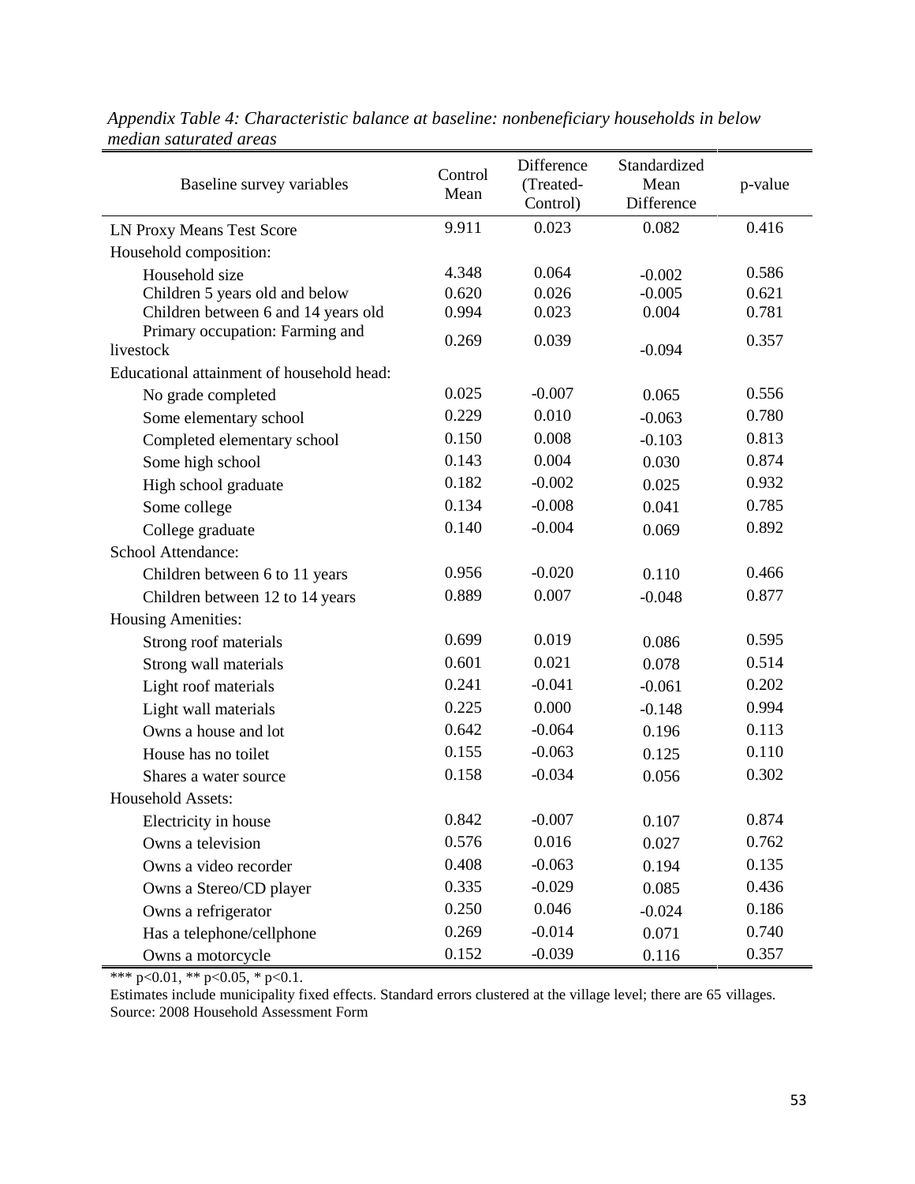*Appendix Table 4: Characteristic balance at baseline: nonbeneficiary households in below median saturated areas*

| Baseline survey variables | Control Mean | Difference (Treated-Control) | Standardized Mean Difference | p-value |
|---|---|---|---|---|
| LN Proxy Means Test Score | 9.911 | 0.023 | 0.082 | 0.416 |
| Household composition: | | | | |
| Household size | 4.348 | 0.064 | -0.002 | 0.586 |
| Children 5 years old and below | 0.620 | 0.026 | -0.005 | 0.621 |
| Children between 6 and 14 years old | 0.994 | 0.023 | 0.004 | 0.781 |
| Primary occupation: Farming and livestock | 0.269 | 0.039 | -0.094 | 0.357 |
| Educational attainment of household head: | | | | |
| No grade completed | 0.025 | -0.007 | 0.065 | 0.556 |
| Some elementary school | 0.229 | 0.010 | -0.063 | 0.780 |
| Completed elementary school | 0.150 | 0.008 | -0.103 | 0.813 |
| Some high school | 0.143 | 0.004 | 0.030 | 0.874 |
| High school graduate | 0.182 | -0.002 | 0.025 | 0.932 |
| Some college | 0.134 | -0.008 | 0.041 | 0.785 |
| College graduate | 0.140 | -0.004 | 0.069 | 0.892 |
| School Attendance: | | | | |
| Children between 6 to 11 years | 0.956 | -0.020 | 0.110 | 0.466 |
| Children between 12 to 14 years | 0.889 | 0.007 | -0.048 | 0.877 |
| Housing Amenities: | | | | |
| Strong roof materials | 0.699 | 0.019 | 0.086 | 0.595 |
| Strong wall materials | 0.601 | 0.021 | 0.078 | 0.514 |
| Light roof materials | 0.241 | -0.041 | -0.061 | 0.202 |
| Light wall materials | 0.225 | 0.000 | -0.148 | 0.994 |
| Owns a house and lot | 0.642 | -0.064 | 0.196 | 0.113 |
| House has no toilet | 0.155 | -0.063 | 0.125 | 0.110 |
| Shares a water source | 0.158 | -0.034 | 0.056 | 0.302 |
| Household Assets: | | | | |
| Electricity in house | 0.842 | -0.007 | 0.107 | 0.874 |
| Owns a television | 0.576 | 0.016 | 0.027 | 0.762 |
| Owns a video recorder | 0.408 | -0.063 | 0.194 | 0.135 |
| Owns a Stereo/CD player | 0.335 | -0.029 | 0.085 | 0.436 |
| Owns a refrigerator | 0.250 | 0.046 | -0.024 | 0.186 |
| Has a telephone/cellphone | 0.269 | -0.014 | 0.071 | 0.740 |
| Owns a motorcycle | 0.152 | -0.039 | 0.116 | 0.357 |

*** p<0.01, ** p<0.05, * p<0.1.

Estimates include municipality fixed effects. Standard errors clustered at the village level; there are 65 villages.

Source: 2008 Household Assessment Form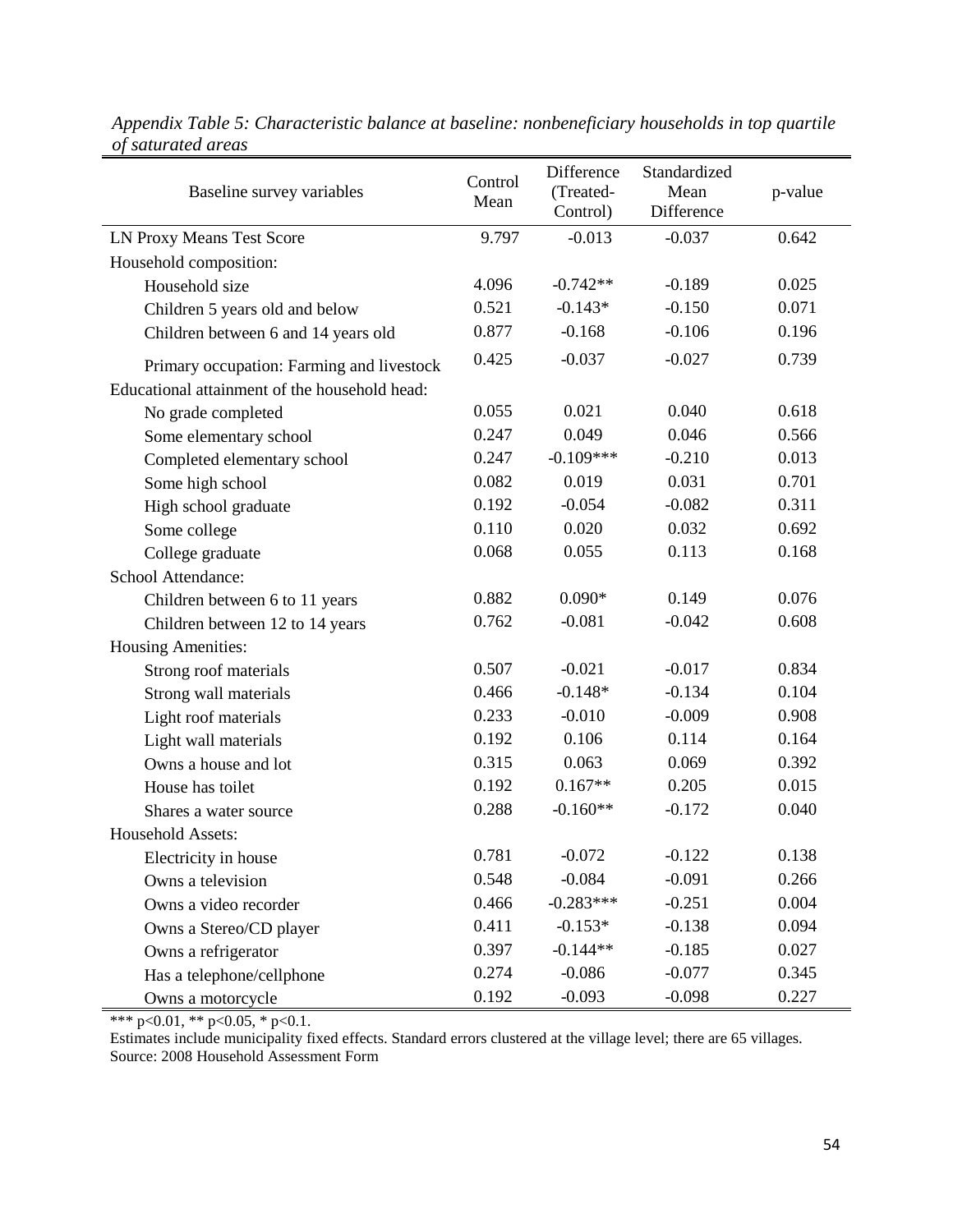*Appendix Table 5: Characteristic balance at baseline: nonbeneficiary households in top quartile of saturated areas*

| Baseline survey variables | Control Mean | Difference (Treated-Control) | Standardized Mean Difference | p-value |
|---|---|---|---|---|
| LN Proxy Means Test Score | 9.797 | -0.013 | -0.037 | 0.642 |
| Household composition: | | | | |
| Household size | 4.096 | -0.742** | -0.189 | 0.025 |
| Children 5 years old and below | 0.521 | -0.143* | -0.150 | 0.071 |
| Children between 6 and 14 years old | 0.877 | -0.168 | -0.106 | 0.196 |
| Primary occupation: Farming and livestock | 0.425 | -0.037 | -0.027 | 0.739 |
| Educational attainment of the household head: | | | | |
| No grade completed | 0.055 | 0.021 | 0.040 | 0.618 |
| Some elementary school | 0.247 | 0.049 | 0.046 | 0.566 |
| Completed elementary school | 0.247 | -0.109*** | -0.210 | 0.013 |
| Some high school | 0.082 | 0.019 | 0.031 | 0.701 |
| High school graduate | 0.192 | -0.054 | -0.082 | 0.311 |
| Some college | 0.110 | 0.020 | 0.032 | 0.692 |
| College graduate | 0.068 | 0.055 | 0.113 | 0.168 |
| School Attendance: | | | | |
| Children between 6 to 11 years | 0.882 | 0.090* | 0.149 | 0.076 |
| Children between 12 to 14 years | 0.762 | -0.081 | -0.042 | 0.608 |
| Housing Amenities: | | | | |
| Strong roof materials | 0.507 | -0.021 | -0.017 | 0.834 |
| Strong wall materials | 0.466 | -0.148* | -0.134 | 0.104 |
| Light roof materials | 0.233 | -0.010 | -0.009 | 0.908 |
| Light wall materials | 0.192 | 0.106 | 0.114 | 0.164 |
| Owns a house and lot | 0.315 | 0.063 | 0.069 | 0.392 |
| House has toilet | 0.192 | 0.167** | 0.205 | 0.015 |
| Shares a water source | 0.288 | -0.160** | -0.172 | 0.040 |
| Household Assets: | | | | |
| Electricity in house | 0.781 | -0.072 | -0.122 | 0.138 |
| Owns a television | 0.548 | -0.084 | -0.091 | 0.266 |
| Owns a video recorder | 0.466 | -0.283*** | -0.251 | 0.004 |
| Owns a Stereo/CD player | 0.411 | -0.153* | -0.138 | 0.094 |
| Owns a refrigerator | 0.397 | -0.144** | -0.185 | 0.027 |
| Has a telephone/cellphone | 0.274 | -0.086 | -0.077 | 0.345 |
| Owns a motorcycle | 0.192 | -0.093 | -0.098 | 0.227 |

*** $p<0.01$, ** $p<0.05$, * $p<0.1$.

Estimates include municipality fixed effects. Standard errors clustered at the village level; there are 65 villages.
Source: 2008 Household Assessment Form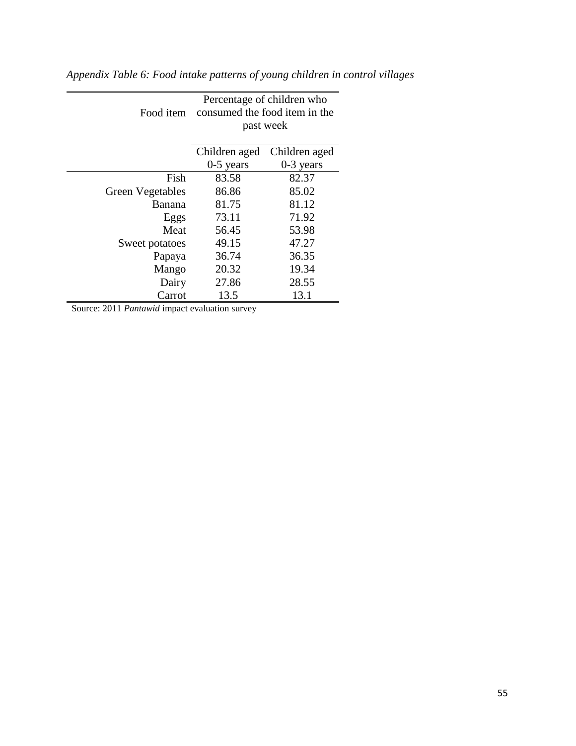*Appendix Table 6: Food intake patterns of young children in control villages*

| Food item | Percentage of children who consumed the food item in the past week | |
|---|---|---|
| | Children aged 0-5 years | Children aged 0-3 years |
| Fish | 83.58 | 82.37 |
| Green Vegetables | 86.86 | 85.02 |
| Banana | 81.75 | 81.12 |
| Eggs | 73.11 | 71.92 |
| Meat | 56.45 | 53.98 |
| Sweet potatoes | 49.15 | 47.27 |
| Papaya | 36.74 | 36.35 |
| Mango | 20.32 | 19.34 |
| Dairy | 27.86 | 28.55 |
| Carrot | 13.5 | 13.1 |

Source: 2011 *Pantawid* impact evaluation survey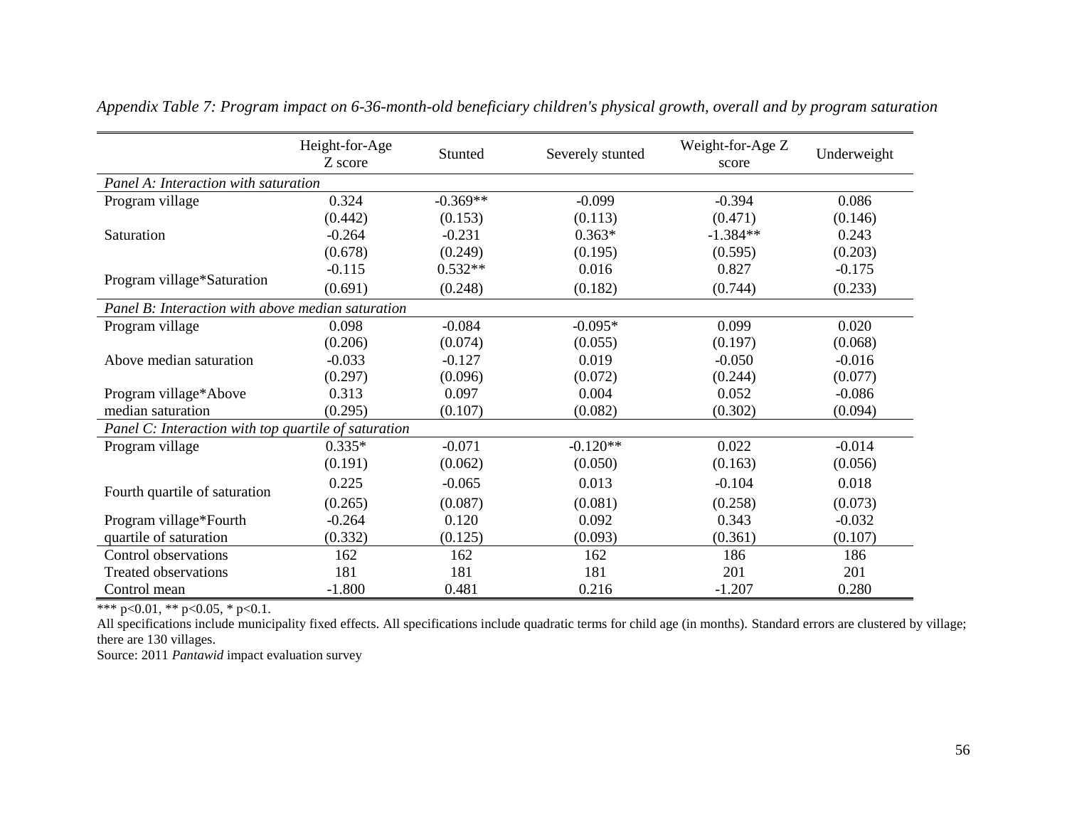*Appendix Table 7: Program impact on 6-36-month-old beneficiary children's physical growth, overall and by program saturation*

| | Height-for-Age Z score | Stunted | Severely stunted | Weight-for-Age Z score | Underweight |
|---|---|---|---|---|---|
| *Panel A: Interaction with saturation* | | | | | |
| Program village | 0.324 | -0.369** | -0.099 | -0.394 | 0.086 |
| | (0.442) | (0.153) | (0.113) | (0.471) | (0.146) |
| Saturation | -0.264 | -0.231 | 0.363* | -1.384** | 0.243 |
| | (0.678) | (0.249) | (0.195) | (0.595) | (0.203) |
| Program village*Saturation | -0.115 | 0.532** | 0.016 | 0.827 | -0.175 |
| | (0.691) | (0.248) | (0.182) | (0.744) | (0.233) |
| *Panel B: Interaction with above median saturation* | | | | | |
| Program village | 0.098 | -0.084 | -0.095* | 0.099 | 0.020 |
| | (0.206) | (0.074) | (0.055) | (0.197) | (0.068) |
| Above median saturation | -0.033 | -0.127 | 0.019 | -0.050 | -0.016 |
| | (0.297) | (0.096) | (0.072) | (0.244) | (0.077) |
| Program village*Above median saturation | 0.313 | 0.097 | 0.004 | 0.052 | -0.086 |
| | (0.295) | (0.107) | (0.082) | (0.302) | (0.094) |
| *Panel C: Interaction with top quartile of saturation* | | | | | |
| Program village | 0.335* | -0.071 | -0.120** | 0.022 | -0.014 |
| | (0.191) | (0.062) | (0.050) | (0.163) | (0.056) |
| Fourth quartile of saturation | 0.225 | -0.065 | 0.013 | -0.104 | 0.018 |
| | (0.265) | (0.087) | (0.081) | (0.258) | (0.073) |
| Program village*Fourth quartile of saturation | -0.264 | 0.120 | 0.092 | 0.343 | -0.032 |
| | (0.332) | (0.125) | (0.093) | (0.361) | (0.107) |
| Control observations | 162 | 162 | 162 | 186 | 186 |
| Treated observations | 181 | 181 | 181 | 201 | 201 |
| Control mean | -1.800 | 0.481 | 0.216 | -1.207 | 0.280 |

*** p<0.01, ** p<0.05, * p<0.1.

All specifications include municipality fixed effects. All specifications include quadratic terms for child age (in months). Standard errors are clustered by village; there are 130 villages.

Source: 2011 *Pantawid* impact evaluation survey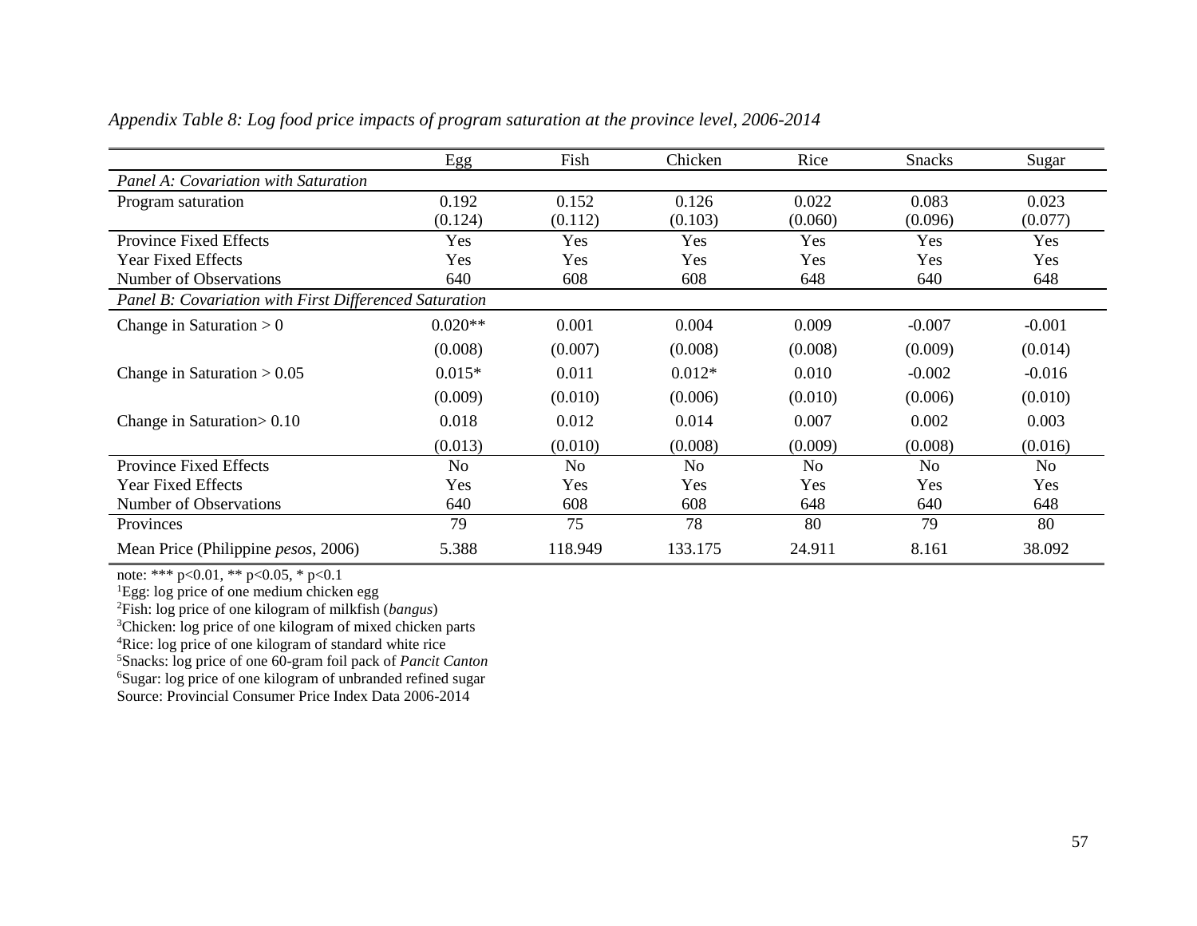*Appendix Table 8: Log food price impacts of program saturation at the province level, 2006-2014*

| | Egg | Fish | Chicken | Rice | Snacks | Sugar |
|---|---|---|---|---|---|---|
| *Panel A: Covariation with Saturation* | | | | | | |
| Program saturation | 0.192 | 0.152 | 0.126 | 0.022 | 0.083 | 0.023 |
| | (0.124) | (0.112) | (0.103) | (0.060) | (0.096) | (0.077) |
| Province Fixed Effects | Yes | Yes | Yes | Yes | Yes | Yes |
| Year Fixed Effects | Yes | Yes | Yes | Yes | Yes | Yes |
| Number of Observations | 640 | 608 | 608 | 648 | 640 | 648 |
| *Panel B: Covariation with First Differenced Saturation* | | | | | | |
| Change in Saturation > 0 | 0.020** | 0.001 | 0.004 | 0.009 | -0.007 | -0.001 |
| | (0.008) | (0.007) | (0.008) | (0.008) | (0.009) | (0.014) |
| Change in Saturation > 0.05 | 0.015* | 0.011 | 0.012* | 0.010 | -0.002 | -0.016 |
| | (0.009) | (0.010) | (0.006) | (0.010) | (0.006) | (0.010) |
| Change in Saturation> 0.10 | 0.018 | 0.012 | 0.014 | 0.007 | 0.002 | 0.003 |
| | (0.013) | (0.010) | (0.008) | (0.009) | (0.008) | (0.016) |
| Province Fixed Effects | No | No | No | No | No | No |
| Year Fixed Effects | Yes | Yes | Yes | Yes | Yes | Yes |
| Number of Observations | 640 | 608 | 608 | 648 | 640 | 648 |
| Provinces | 79 | 75 | 78 | 80 | 79 | 80 |
| Mean Price (Philippine *pesos*, 2006) | 5.388 | 118.949 | 133.175 | 24.911 | 8.161 | 38.092 |

note: *** p<0.01, ** p<0.05, * p<0.1
[1]Egg: log price of one medium chicken egg
[2]Fish: log price of one kilogram of milkfish (*bangus*)
[3]Chicken: log price of one kilogram of mixed chicken parts
[4]Rice: log price of one kilogram of standard white rice
[5]Snacks: log price of one 60-gram foil pack of *Pancit Canton*
[6]Sugar: log price of one kilogram of unbranded refined sugar
Source: Provincial Consumer Price Index Data 2006-2014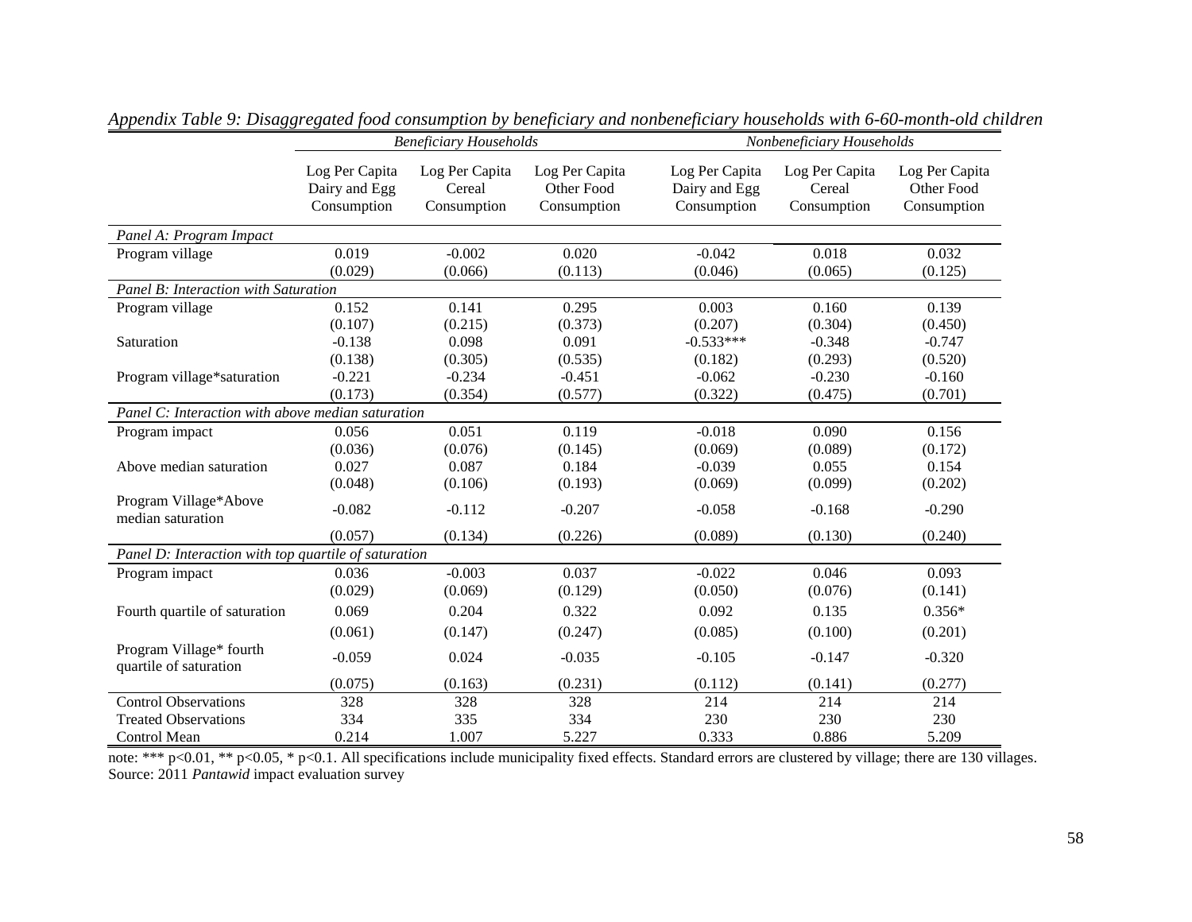*Appendix Table 9: Disaggregated food consumption by beneficiary and nonbeneficiary households with 6-60-month-old children*

| | *Beneficiary Households* | | | *Nonbeneficiary Households* | | |
|---|---|---|---|---|---|---|
| | Log Per Capita Dairy and Egg Consumption | Log Per Capita Cereal Consumption | Log Per Capita Other Food Consumption | Log Per Capita Dairy and Egg Consumption | Log Per Capita Cereal Consumption | Log Per Capita Other Food Consumption |
| *Panel A: Program Impact* | | | | | | |
| Program village | 0.019 | -0.002 | 0.020 | -0.042 | 0.018 | 0.032 |
| | (0.029) | (0.066) | (0.113) | (0.046) | (0.065) | (0.125) |
| *Panel B: Interaction with Saturation* | | | | | | |
| Program village | 0.152 | 0.141 | 0.295 | 0.003 | 0.160 | 0.139 |
| | (0.107) | (0.215) | (0.373) | (0.207) | (0.304) | (0.450) |
| Saturation | -0.138 | 0.098 | 0.091 | -0.533*** | -0.348 | -0.747 |
| | (0.138) | (0.305) | (0.535) | (0.182) | (0.293) | (0.520) |
| Program village*saturation | -0.221 | -0.234 | -0.451 | -0.062 | -0.230 | -0.160 |
| | (0.173) | (0.354) | (0.577) | (0.322) | (0.475) | (0.701) |
| *Panel C: Interaction with above median saturation* | | | | | | |
| Program impact | 0.056 | 0.051 | 0.119 | -0.018 | 0.090 | 0.156 |
| | (0.036) | (0.076) | (0.145) | (0.069) | (0.089) | (0.172) |
| Above median saturation | 0.027 | 0.087 | 0.184 | -0.039 | 0.055 | 0.154 |
| | (0.048) | (0.106) | (0.193) | (0.069) | (0.099) | (0.202) |
| Program Village*Above median saturation | -0.082 | -0.112 | -0.207 | -0.058 | -0.168 | -0.290 |
| | (0.057) | (0.134) | (0.226) | (0.089) | (0.130) | (0.240) |
| *Panel D: Interaction with top quartile of saturation* | | | | | | |
| Program impact | 0.036 | -0.003 | 0.037 | -0.022 | 0.046 | 0.093 |
| | (0.029) | (0.069) | (0.129) | (0.050) | (0.076) | (0.141) |
| Fourth quartile of saturation | 0.069 | 0.204 | 0.322 | 0.092 | 0.135 | 0.356* |
| | (0.061) | (0.147) | (0.247) | (0.085) | (0.100) | (0.201) |
| Program Village* fourth quartile of saturation | -0.059 | 0.024 | -0.035 | -0.105 | -0.147 | -0.320 |
| | (0.075) | (0.163) | (0.231) | (0.112) | (0.141) | (0.277) |
| Control Observations | 328 | 328 | 328 | 214 | 214 | 214 |
| Treated Observations | 334 | 335 | 334 | 230 | 230 | 230 |
| Control Mean | 0.214 | 1.007 | 5.227 | 0.333 | 0.886 | 5.209 |

note: *** p<0.01, ** p<0.05, * p<0.1. All specifications include municipality fixed effects. Standard errors are clustered by village; there are 130 villages.
Source: 2011 *Pantawid* impact evaluation survey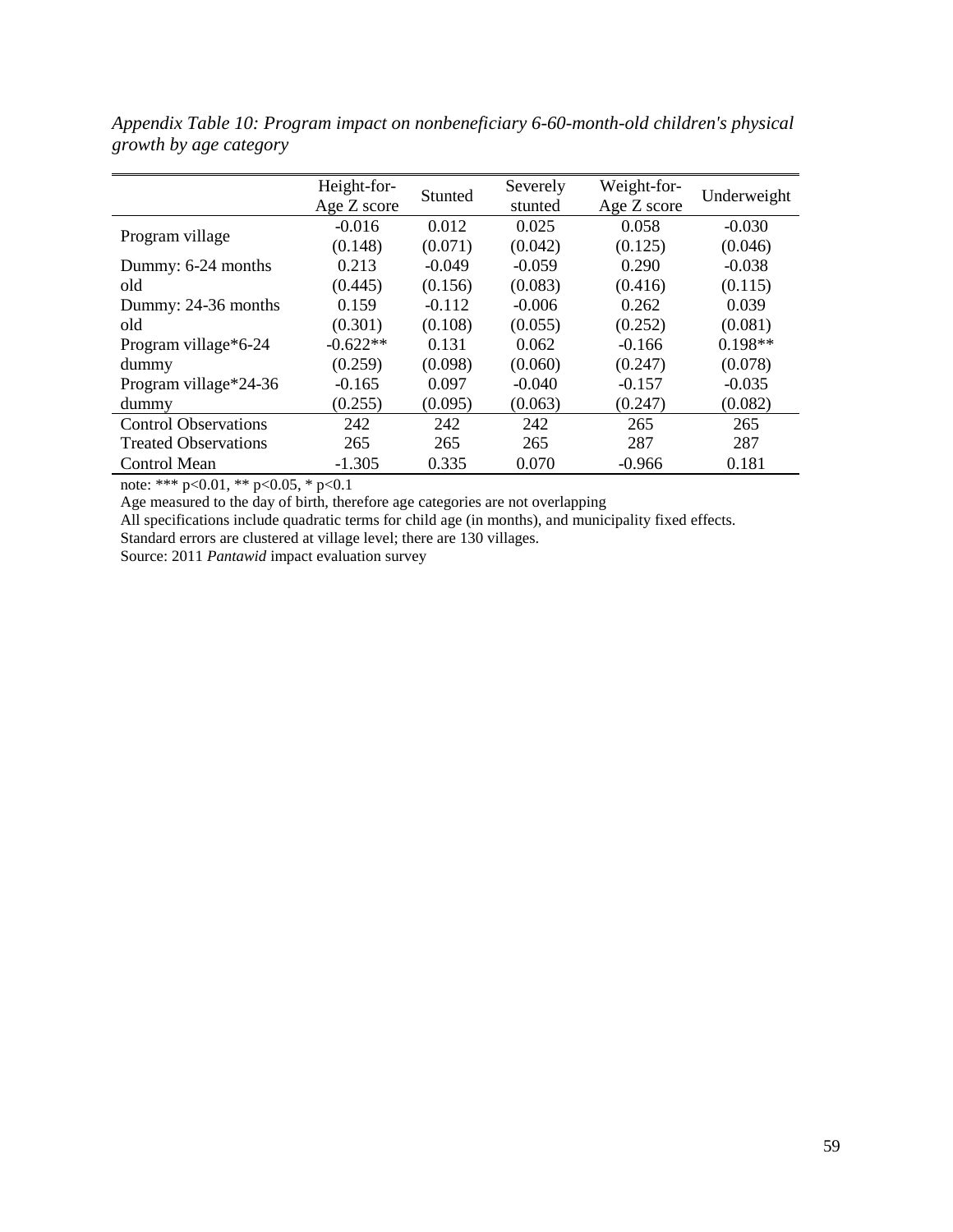*Appendix Table 10: Program impact on nonbeneficiary 6-60-month-old children's physical growth by age category*

| | Height-for-Age Z score | Stunted | Severely stunted | Weight-for-Age Z score | Underweight |
|---|---|---|---|---|---|
| Program village | -0.016 | 0.012 | 0.025 | 0.058 | -0.030 |
| | (0.148) | (0.071) | (0.042) | (0.125) | (0.046) |
| Dummy: 6-24 months old | 0.213 | -0.049 | -0.059 | 0.290 | -0.038 |
| | (0.445) | (0.156) | (0.083) | (0.416) | (0.115) |
| Dummy: 24-36 months old | 0.159 | -0.112 | -0.006 | 0.262 | 0.039 |
| | (0.301) | (0.108) | (0.055) | (0.252) | (0.081) |
| Program village*6-24 dummy | -0.622** | 0.131 | 0.062 | -0.166 | 0.198** |
| | (0.259) | (0.098) | (0.060) | (0.247) | (0.078) |
| Program village*24-36 dummy | -0.165 | 0.097 | -0.040 | -0.157 | -0.035 |
| | (0.255) | (0.095) | (0.063) | (0.247) | (0.082) |
| Control Observations | 242 | 242 | 242 | 265 | 265 |
| Treated Observations | 265 | 265 | 265 | 287 | 287 |
| Control Mean | -1.305 | 0.335 | 0.070 | -0.966 | 0.181 |

note: *** p<0.01, ** p<0.05, * p<0.1

Age measured to the day of birth, therefore age categories are not overlapping

All specifications include quadratic terms for child age (in months), and municipality fixed effects.

Standard errors are clustered at village level; there are 130 villages.

Source: 2011 *Pantawid* impact evaluation survey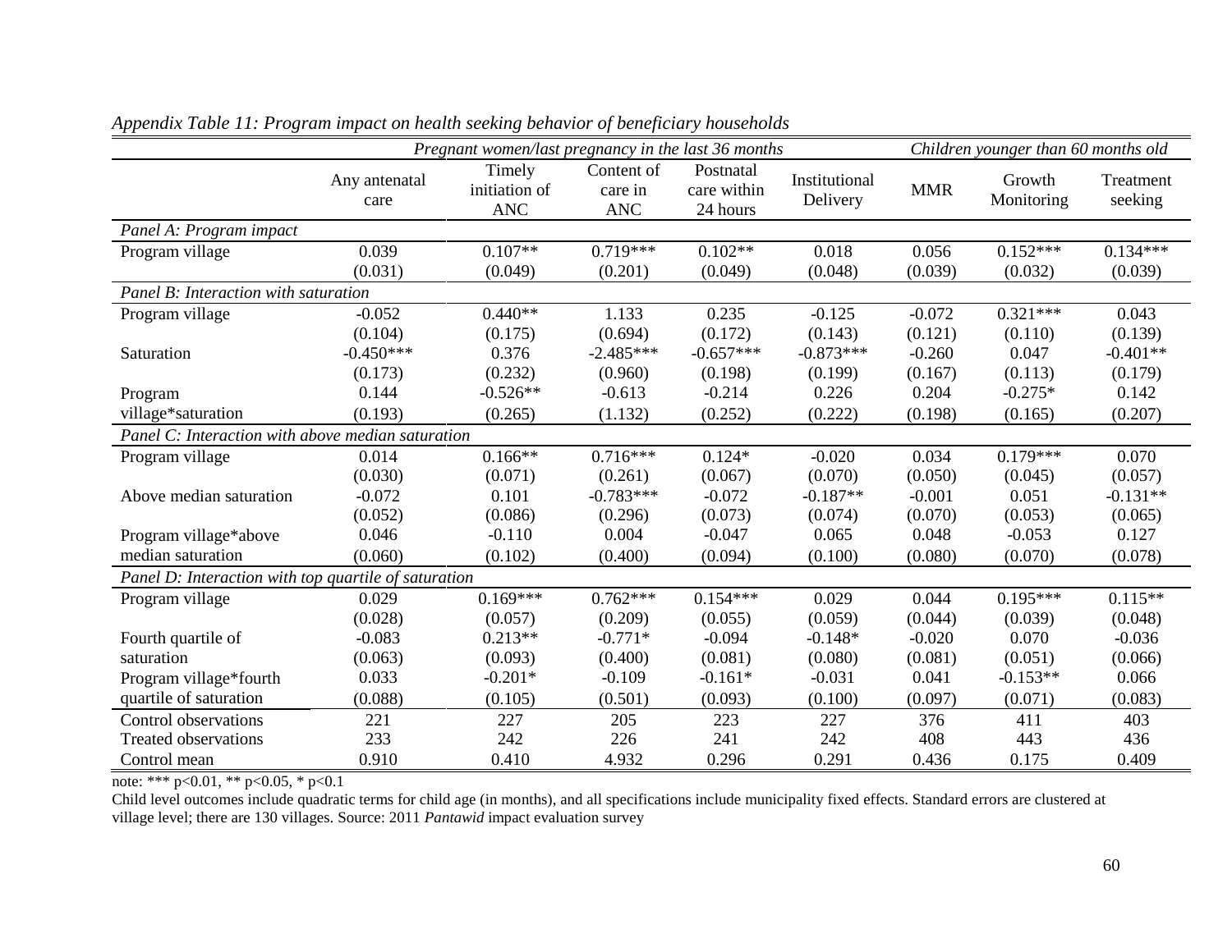*Appendix Table 11: Program impact on health seeking behavior of beneficiary households*

| | *Pregnant women/last pregnancy in the last 36 months* | | | | | *Children younger than 60 months old* | | |
|---|---|---|---|---|---|---|---|---|
| | Any antenatal care | Timely initiation of ANC | Content of care in ANC | Postnatal care within 24 hours | Institutional Delivery | MMR | Growth Monitoring | Treatment seeking |
| *Panel A: Program impact* | | | | | | | | |
| Program village | 0.039 | 0.107** | 0.719*** | 0.102** | 0.018 | 0.056 | 0.152*** | 0.134*** |
| | (0.031) | (0.049) | (0.201) | (0.049) | (0.048) | (0.039) | (0.032) | (0.039) |
| *Panel B: Interaction with saturation* | | | | | | | | |
| Program village | -0.052 | 0.440** | 1.133 | 0.235 | -0.125 | -0.072 | 0.321*** | 0.043 |
| | (0.104) | (0.175) | (0.694) | (0.172) | (0.143) | (0.121) | (0.110) | (0.139) |
| Saturation | -0.450*** | 0.376 | -2.485*** | -0.657*** | -0.873*** | -0.260 | 0.047 | -0.401** |
| | (0.173) | (0.232) | (0.960) | (0.198) | (0.199) | (0.167) | (0.113) | (0.179) |
| Program village*saturation | 0.144 | -0.526** | -0.613 | -0.214 | 0.226 | 0.204 | -0.275* | 0.142 |
| | (0.193) | (0.265) | (1.132) | (0.252) | (0.222) | (0.198) | (0.165) | (0.207) |
| *Panel C: Interaction with above median saturation* | | | | | | | | |
| Program village | 0.014 | 0.166** | 0.716*** | 0.124* | -0.020 | 0.034 | 0.179*** | 0.070 |
| | (0.030) | (0.071) | (0.261) | (0.067) | (0.070) | (0.050) | (0.045) | (0.057) |
| Above median saturation | -0.072 | 0.101 | -0.783*** | -0.072 | -0.187** | -0.001 | 0.051 | -0.131** |
| | (0.052) | (0.086) | (0.296) | (0.073) | (0.074) | (0.070) | (0.053) | (0.065) |
| Program village*above median saturation | 0.046 | -0.110 | 0.004 | -0.047 | 0.065 | 0.048 | -0.053 | 0.127 |
| | (0.060) | (0.102) | (0.400) | (0.094) | (0.100) | (0.080) | (0.070) | (0.078) |
| *Panel D: Interaction with top quartile of saturation* | | | | | | | | |
| Program village | 0.029 | 0.169*** | 0.762*** | 0.154*** | 0.029 | 0.044 | 0.195*** | 0.115** |
| | (0.028) | (0.057) | (0.209) | (0.055) | (0.059) | (0.044) | (0.039) | (0.048) |
| Fourth quartile of saturation | -0.083 | 0.213** | -0.771* | -0.094 | -0.148* | -0.020 | 0.070 | -0.036 |
| | (0.063) | (0.093) | (0.400) | (0.081) | (0.080) | (0.081) | (0.051) | (0.066) |
| Program village*fourth quartile of saturation | 0.033 | -0.201* | -0.109 | -0.161* | -0.031 | 0.041 | -0.153** | 0.066 |
| | (0.088) | (0.105) | (0.501) | (0.093) | (0.100) | (0.097) | (0.071) | (0.083) |
| Control observations | 221 | 227 | 205 | 223 | 227 | 376 | 411 | 403 |
| Treated observations | 233 | 242 | 226 | 241 | 242 | 408 | 443 | 436 |
| Control mean | 0.910 | 0.410 | 4.932 | 0.296 | 0.291 | 0.436 | 0.175 | 0.409 |

note: *** p<0.01, ** p<0.05, * p<0.1

Child level outcomes include quadratic terms for child age (in months), and all specifications include municipality fixed effects. Standard errors are clustered at village level; there are 130 villages. Source: 2011 *Pantawid* impact evaluation survey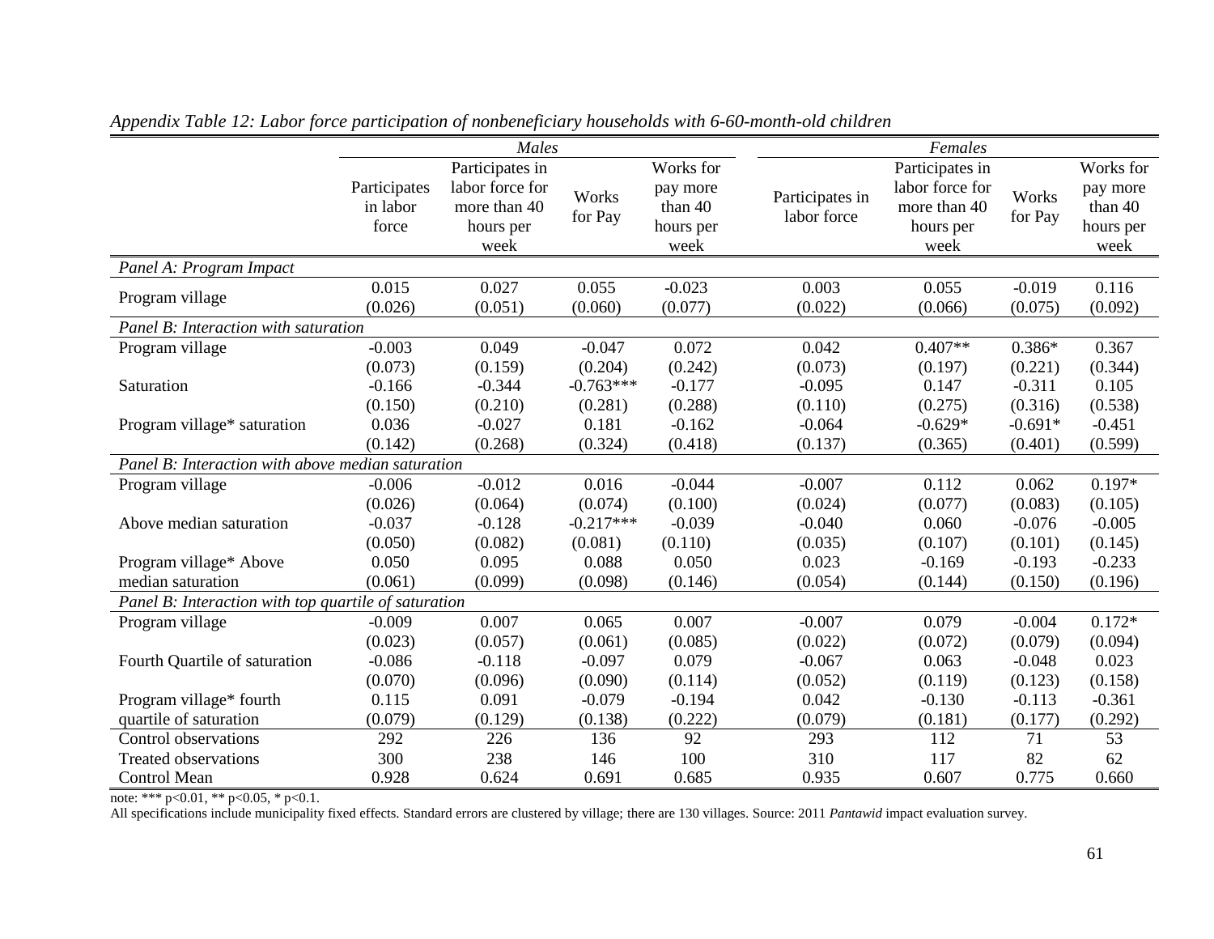*Appendix Table 12: Labor force participation of nonbeneficiary households with 6-60-month-old children*

| | *Males* | | | | *Females* | | | |
|---|---|---|---|---|---|---|---|---|
| | Participates in labor force | Participates in labor force for more than 40 hours per week | Works for Pay | Works for pay more than 40 hours per week | Participates in labor force | Participates in labor force for more than 40 hours per week | Works for Pay | Works for pay more than 40 hours per week |
| *Panel A: Program Impact* | | | | | | | | |
| Program village | 0.015 | 0.027 | 0.055 | -0.023 | 0.003 | 0.055 | -0.019 | 0.116 |
| | (0.026) | (0.051) | (0.060) | (0.077) | (0.022) | (0.066) | (0.075) | (0.092) |
| *Panel B: Interaction with saturation* | | | | | | | | |
| Program village | -0.003 | 0.049 | -0.047 | 0.072 | 0.042 | 0.407** | 0.386* | 0.367 |
| | (0.073) | (0.159) | (0.204) | (0.242) | (0.073) | (0.197) | (0.221) | (0.344) |
| Saturation | -0.166 | -0.344 | -0.763*** | -0.177 | -0.095 | 0.147 | -0.311 | 0.105 |
| | (0.150) | (0.210) | (0.281) | (0.288) | (0.110) | (0.275) | (0.316) | (0.538) |
| Program village* saturation | 0.036 | -0.027 | 0.181 | -0.162 | -0.064 | -0.629* | -0.691* | -0.451 |
| | (0.142) | (0.268) | (0.324) | (0.418) | (0.137) | (0.365) | (0.401) | (0.599) |
| *Panel B: Interaction with above median saturation* | | | | | | | | |
| Program village | -0.006 | -0.012 | 0.016 | -0.044 | -0.007 | 0.112 | 0.062 | 0.197* |
| | (0.026) | (0.064) | (0.074) | (0.100) | (0.024) | (0.077) | (0.083) | (0.105) |
| Above median saturation | -0.037 | -0.128 | -0.217*** | -0.039 | -0.040 | 0.060 | -0.076 | -0.005 |
| | (0.050) | (0.082) | (0.081) | (0.110) | (0.035) | (0.107) | (0.101) | (0.145) |
| Program village* Above median saturation | 0.050 | 0.095 | 0.088 | 0.050 | 0.023 | -0.169 | -0.193 | -0.233 |
| | (0.061) | (0.099) | (0.098) | (0.146) | (0.054) | (0.144) | (0.150) | (0.196) |
| *Panel B: Interaction with top quartile of saturation* | | | | | | | | |
| Program village | -0.009 | 0.007 | 0.065 | 0.007 | -0.007 | 0.079 | -0.004 | 0.172* |
| | (0.023) | (0.057) | (0.061) | (0.085) | (0.022) | (0.072) | (0.079) | (0.094) |
| Fourth Quartile of saturation | -0.086 | -0.118 | -0.097 | 0.079 | -0.067 | 0.063 | -0.048 | 0.023 |
| | (0.070) | (0.096) | (0.090) | (0.114) | (0.052) | (0.119) | (0.123) | (0.158) |
| Program village* fourth quartile of saturation | 0.115 | 0.091 | -0.079 | -0.194 | 0.042 | -0.130 | -0.113 | -0.361 |
| | (0.079) | (0.129) | (0.138) | (0.222) | (0.079) | (0.181) | (0.177) | (0.292) |
| Control observations | 292 | 226 | 136 | 92 | 293 | 112 | 71 | 53 |
| Treated observations | 300 | 238 | 146 | 100 | 310 | 117 | 82 | 62 |
| Control Mean | 0.928 | 0.624 | 0.691 | 0.685 | 0.935 | 0.607 | 0.775 | 0.660 |

note: *** p<0.01, ** p<0.05, * p<0.1.
All specifications include municipality fixed effects. Standard errors are clustered by village; there are 130 villages. Source: 2011 *Pantawid* impact evaluation survey.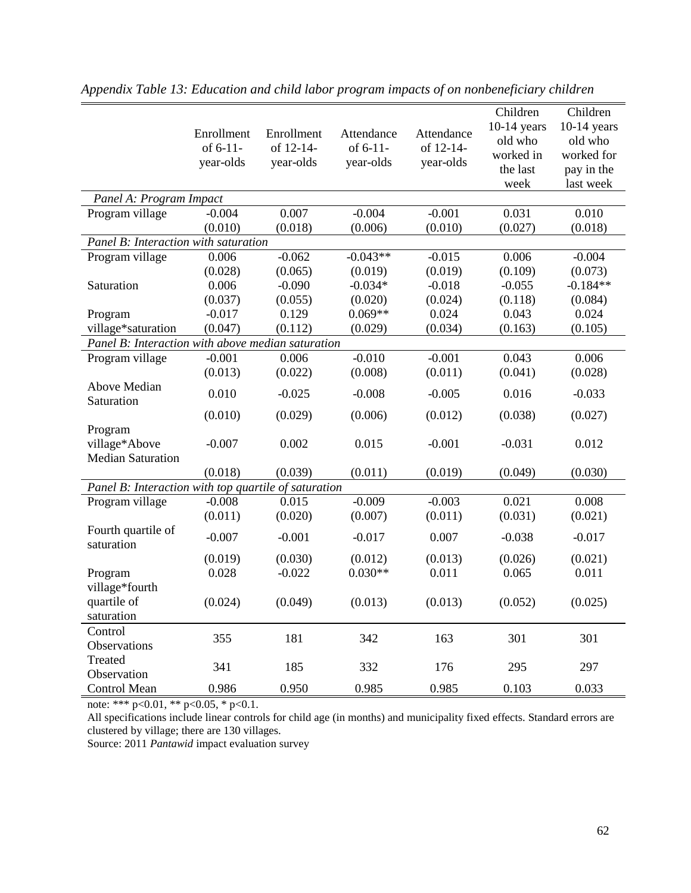*Appendix Table 13: Education and child labor program impacts of on nonbeneficiary children*

| | Enrollment of 6-11-year-olds | Enrollment of 12-14-year-olds | Attendance of 6-11-year-olds | Attendance of 12-14-year-olds | Children 10-14 years old who worked in the last week | Children 10-14 years old who worked for pay in the last week |
|---|---|---|---|---|---|---|
| *Panel A: Program Impact* | | | | | | |
| Program village | -0.004 | 0.007 | -0.004 | -0.001 | 0.031 | 0.010 |
| | (0.010) | (0.018) | (0.006) | (0.010) | (0.027) | (0.018) |
| *Panel B: Interaction with saturation* | | | | | | |
| Program village | 0.006 | -0.062 | -0.043** | -0.015 | 0.006 | -0.004 |
| | (0.028) | (0.065) | (0.019) | (0.019) | (0.109) | (0.073) |
| Saturation | 0.006 | -0.090 | -0.034* | -0.018 | -0.055 | -0.184** |
| | (0.037) | (0.055) | (0.020) | (0.024) | (0.118) | (0.084) |
| Program village*saturation | -0.017 | 0.129 | 0.069** | 0.024 | 0.043 | 0.024 |
| | (0.047) | (0.112) | (0.029) | (0.034) | (0.163) | (0.105) |
| *Panel B: Interaction with above median saturation* | | | | | | |
| Program village | -0.001 | 0.006 | -0.010 | -0.001 | 0.043 | 0.006 |
| | (0.013) | (0.022) | (0.008) | (0.011) | (0.041) | (0.028) |
| Above Median Saturation | 0.010 | -0.025 | -0.008 | -0.005 | 0.016 | -0.033 |
| | (0.010) | (0.029) | (0.006) | (0.012) | (0.038) | (0.027) |
| Program village*Above Median Saturation | -0.007 | 0.002 | 0.015 | -0.001 | -0.031 | 0.012 |
| | (0.018) | (0.039) | (0.011) | (0.019) | (0.049) | (0.030) |
| *Panel B: Interaction with top quartile of saturation* | | | | | | |
| Program village | -0.008 | 0.015 | -0.009 | -0.003 | 0.021 | 0.008 |
| | (0.011) | (0.020) | (0.007) | (0.011) | (0.031) | (0.021) |
| Fourth quartile of saturation | -0.007 | -0.001 | -0.017 | 0.007 | -0.038 | -0.017 |
| | (0.019) | (0.030) | (0.012) | (0.013) | (0.026) | (0.021) |
| Program village*fourth quartile of saturation | 0.028 | -0.022 | 0.030** | 0.011 | 0.065 | 0.011 |
| | (0.024) | (0.049) | (0.013) | (0.013) | (0.052) | (0.025) |
| Control Observations | 355 | 181 | 342 | 163 | 301 | 301 |
| Treated Observation | 341 | 185 | 332 | 176 | 295 | 297 |
| Control Mean | 0.986 | 0.950 | 0.985 | 0.985 | 0.103 | 0.033 |

note: *** p<0.01, ** p<0.05, * p<0.1.

All specifications include linear controls for child age (in months) and municipality fixed effects. Standard errors are clustered by village; there are 130 villages.

Source: 2011 *Pantawid* impact evaluation survey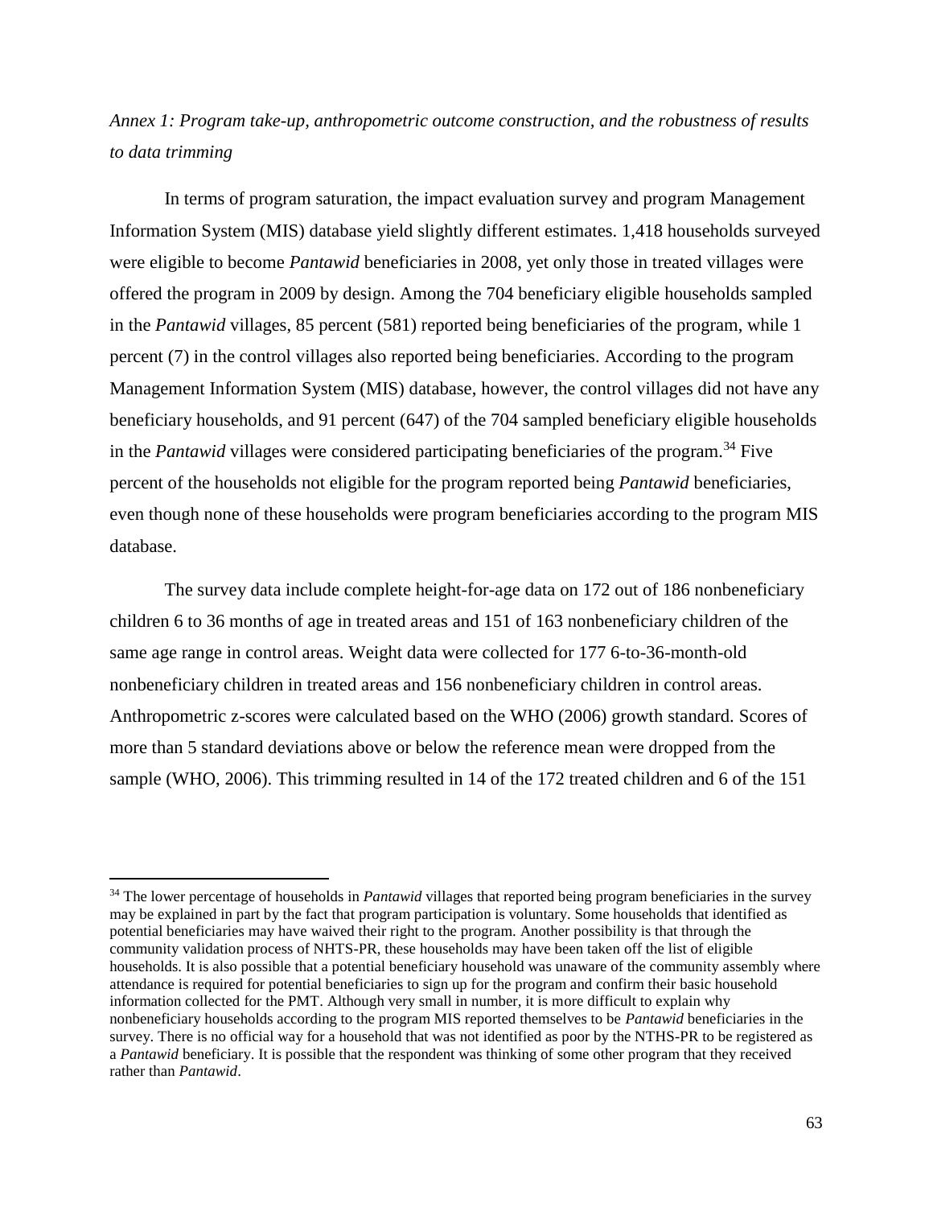*Annex 1: Program take-up, anthropometric outcome construction, and the robustness of results to data trimming*

In terms of program saturation, the impact evaluation survey and program Management Information System (MIS) database yield slightly different estimates. 1,418 households surveyed were eligible to become *Pantawid* beneficiaries in 2008, yet only those in treated villages were offered the program in 2009 by design. Among the 704 beneficiary eligible households sampled in the *Pantawid* villages, 85 percent (581) reported being beneficiaries of the program, while 1 percent (7) in the control villages also reported being beneficiaries. According to the program Management Information System (MIS) database, however, the control villages did not have any beneficiary households, and 91 percent (647) of the 704 sampled beneficiary eligible households in the *Pantawid* villages were considered participating beneficiaries of the program.[34] Five percent of the households not eligible for the program reported being *Pantawid* beneficiaries, even though none of these households were program beneficiaries according to the program MIS database.

The survey data include complete height-for-age data on 172 out of 186 nonbeneficiary children 6 to 36 months of age in treated areas and 151 of 163 nonbeneficiary children of the same age range in control areas. Weight data were collected for 177 6-to-36-month-old nonbeneficiary children in treated areas and 156 nonbeneficiary children in control areas. Anthropometric z-scores were calculated based on the WHO (2006) growth standard. Scores of more than 5 standard deviations above or below the reference mean were dropped from the sample (WHO, 2006). This trimming resulted in 14 of the 172 treated children and 6 of the 151

[34] The lower percentage of households in *Pantawid* villages that reported being program beneficiaries in the survey may be explained in part by the fact that program participation is voluntary. Some households that identified as potential beneficiaries may have waived their right to the program. Another possibility is that through the community validation process of NHTS-PR, these households may have been taken off the list of eligible households. It is also possible that a potential beneficiary household was unaware of the community assembly where attendance is required for potential beneficiaries to sign up for the program and confirm their basic household information collected for the PMT. Although very small in number, it is more difficult to explain why nonbeneficiary households according to the program MIS reported themselves to be *Pantawid* beneficiaries in the survey. There is no official way for a household that was not identified as poor by the NTHS-PR to be registered as a *Pantawid* beneficiary. It is possible that the respondent was thinking of some other program that they received rather than *Pantawid*.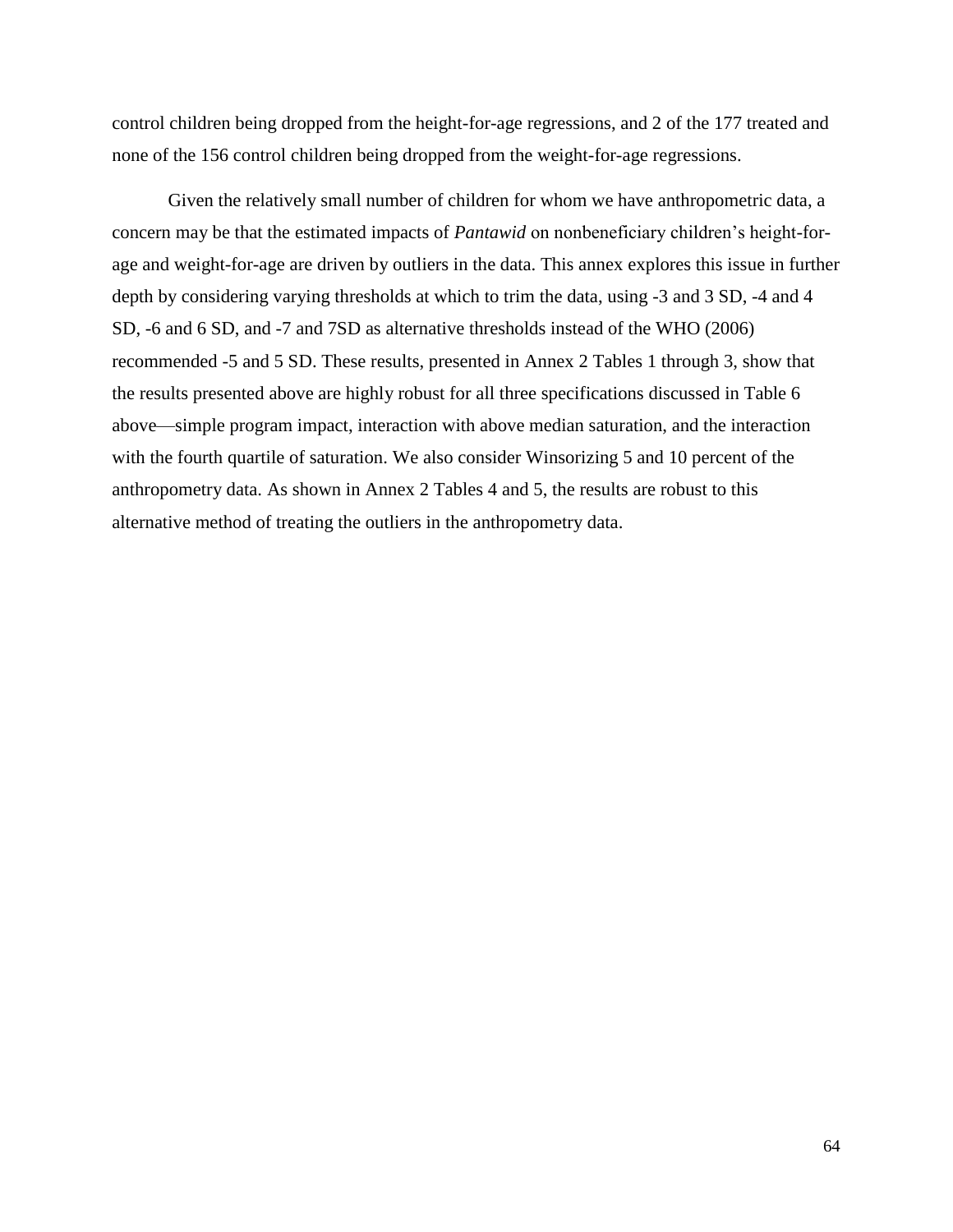control children being dropped from the height-for-age regressions, and 2 of the 177 treated and none of the 156 control children being dropped from the weight-for-age regressions.

Given the relatively small number of children for whom we have anthropometric data, a concern may be that the estimated impacts of *Pantawid* on nonbeneficiary children's height-for-age and weight-for-age are driven by outliers in the data. This annex explores this issue in further depth by considering varying thresholds at which to trim the data, using -3 and 3 SD, -4 and 4 SD, -6 and 6 SD, and -7 and 7SD as alternative thresholds instead of the WHO (2006) recommended -5 and 5 SD. These results, presented in Annex 2 Tables 1 through 3, show that the results presented above are highly robust for all three specifications discussed in Table 6 above—simple program impact, interaction with above median saturation, and the interaction with the fourth quartile of saturation. We also consider Winsorizing 5 and 10 percent of the anthropometry data. As shown in Annex 2 Tables 4 and 5, the results are robust to this alternative method of treating the outliers in the anthropometry data.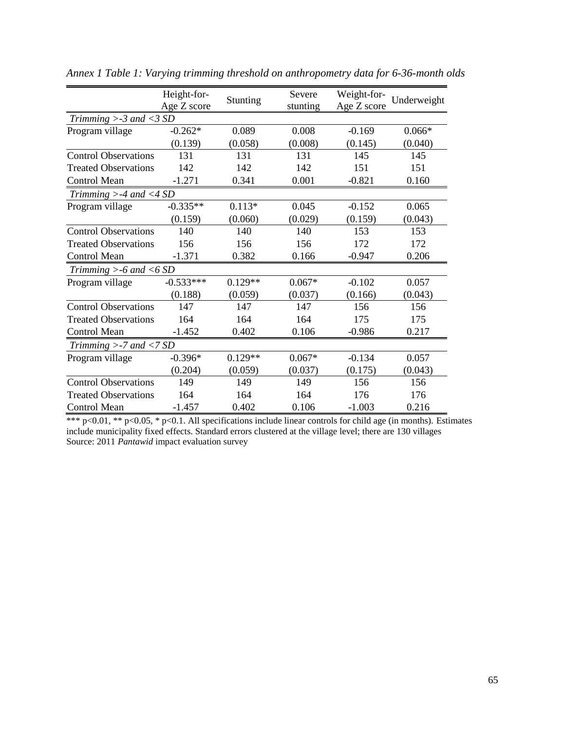*Annex 1 Table 1: Varying trimming threshold on anthropometry data for 6-36-month olds*

| | Height-for-Age Z score | Stunting | Severe stunting | Weight-for-Age Z score | Underweight |
|---|---|---|---|---|---|
| *Trimming >-3 and <3 SD* | | | | | |
| Program village | -0.262* | 0.089 | 0.008 | -0.169 | 0.066* |
| | (0.139) | (0.058) | (0.008) | (0.145) | (0.040) |
| Control Observations | 131 | 131 | 131 | 145 | 145 |
| Treated Observations | 142 | 142 | 142 | 151 | 151 |
| Control Mean | -1.271 | 0.341 | 0.001 | -0.821 | 0.160 |
| *Trimming >-4 and <4 SD* | | | | | |
| Program village | -0.335** | 0.113* | 0.045 | -0.152 | 0.065 |
| | (0.159) | (0.060) | (0.029) | (0.159) | (0.043) |
| Control Observations | 140 | 140 | 140 | 153 | 153 |
| Treated Observations | 156 | 156 | 156 | 172 | 172 |
| Control Mean | -1.371 | 0.382 | 0.166 | -0.947 | 0.206 |
| *Trimming >-6 and <6 SD* | | | | | |
| Program village | -0.533*** | 0.129** | 0.067* | -0.102 | 0.057 |
| | (0.188) | (0.059) | (0.037) | (0.166) | (0.043) |
| Control Observations | 147 | 147 | 147 | 156 | 156 |
| Treated Observations | 164 | 164 | 164 | 175 | 175 |
| Control Mean | -1.452 | 0.402 | 0.106 | -0.986 | 0.217 |
| *Trimming >-7 and <7 SD* | | | | | |
| Program village | -0.396* | 0.129** | 0.067* | -0.134 | 0.057 |
| | (0.204) | (0.059) | (0.037) | (0.175) | (0.043) |
| Control Observations | 149 | 149 | 149 | 156 | 156 |
| Treated Observations | 164 | 164 | 164 | 176 | 176 |
| Control Mean | -1.457 | 0.402 | 0.106 | -1.003 | 0.216 |

*** p<0.01, ** p<0.05, * p<0.1. All specifications include linear controls for child age (in months). Estimates include municipality fixed effects. Standard errors clustered at the village level; there are 130 villages
Source: 2011 *Pantawid* impact evaluation survey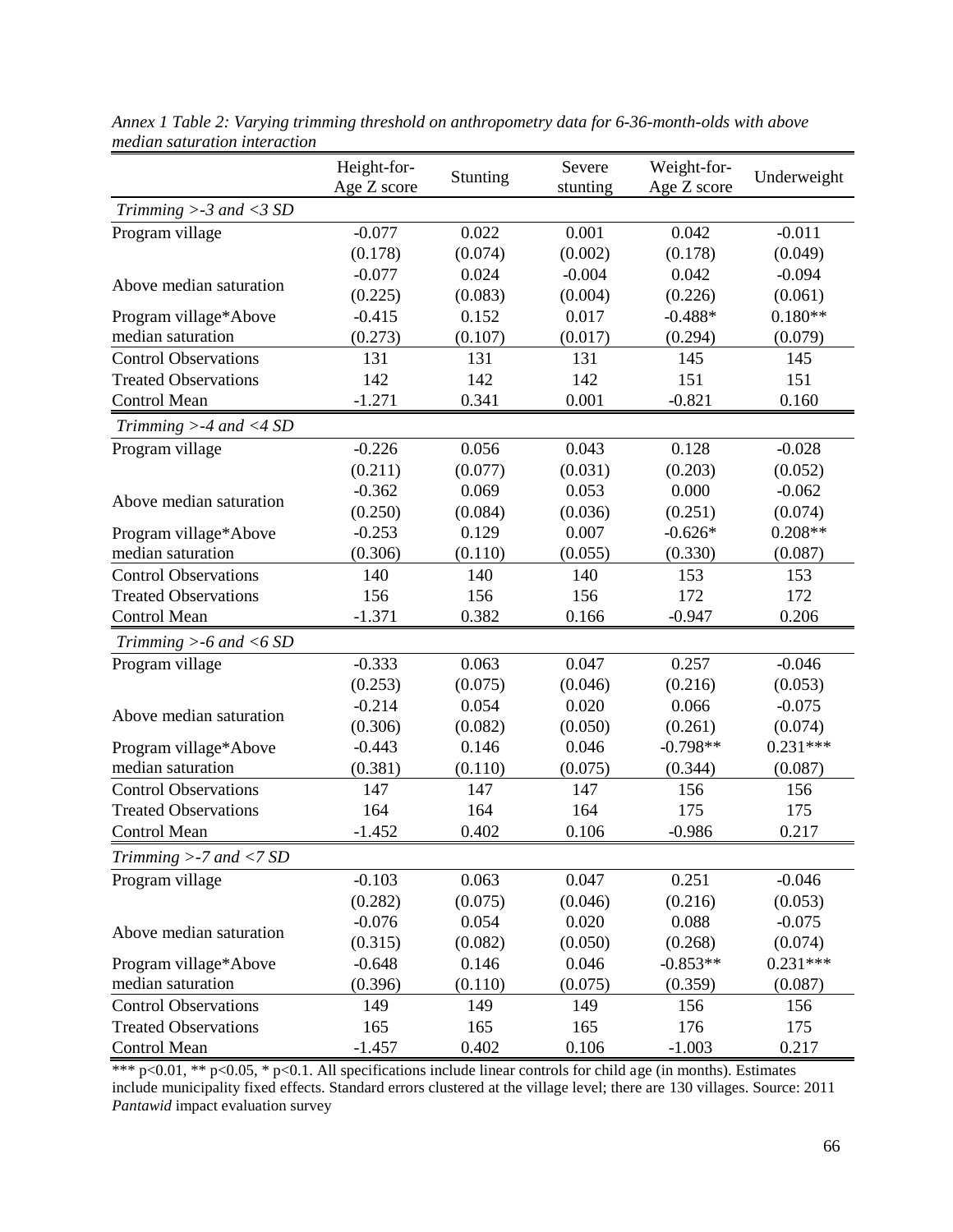*Annex 1 Table 2: Varying trimming threshold on anthropometry data for 6-36-month-olds with above median saturation interaction*

| | Height-for-Age Z score | Stunting | Severe stunting | Weight-for-Age Z score | Underweight |
|---|---|---|---|---|---|
| *Trimming >-3 and <3 SD* | | | | | |
| Program village | -0.077 | 0.022 | 0.001 | 0.042 | -0.011 |
| | (0.178) | (0.074) | (0.002) | (0.178) | (0.049) |
| Above median saturation | -0.077 | 0.024 | -0.004 | 0.042 | -0.094 |
| | (0.225) | (0.083) | (0.004) | (0.226) | (0.061) |
| Program village*Above median saturation | -0.415 | 0.152 | 0.017 | -0.488* | 0.180** |
| | (0.273) | (0.107) | (0.017) | (0.294) | (0.079) |
| Control Observations | 131 | 131 | 131 | 145 | 145 |
| Treated Observations | 142 | 142 | 142 | 151 | 151 |
| Control Mean | -1.271 | 0.341 | 0.001 | -0.821 | 0.160 |
| *Trimming >-4 and <4 SD* | | | | | |
| Program village | -0.226 | 0.056 | 0.043 | 0.128 | -0.028 |
| | (0.211) | (0.077) | (0.031) | (0.203) | (0.052) |
| Above median saturation | -0.362 | 0.069 | 0.053 | 0.000 | -0.062 |
| | (0.250) | (0.084) | (0.036) | (0.251) | (0.074) |
| Program village*Above median saturation | -0.253 | 0.129 | 0.007 | -0.626* | 0.208** |
| | (0.306) | (0.110) | (0.055) | (0.330) | (0.087) |
| Control Observations | 140 | 140 | 140 | 153 | 153 |
| Treated Observations | 156 | 156 | 156 | 172 | 172 |
| Control Mean | -1.371 | 0.382 | 0.166 | -0.947 | 0.206 |
| *Trimming >-6 and <6 SD* | | | | | |
| Program village | -0.333 | 0.063 | 0.047 | 0.257 | -0.046 |
| | (0.253) | (0.075) | (0.046) | (0.216) | (0.053) |
| Above median saturation | -0.214 | 0.054 | 0.020 | 0.066 | -0.075 |
| | (0.306) | (0.082) | (0.050) | (0.261) | (0.074) |
| Program village*Above median saturation | -0.443 | 0.146 | 0.046 | -0.798** | 0.231*** |
| | (0.381) | (0.110) | (0.075) | (0.344) | (0.087) |
| Control Observations | 147 | 147 | 147 | 156 | 156 |
| Treated Observations | 164 | 164 | 164 | 175 | 175 |
| Control Mean | -1.452 | 0.402 | 0.106 | -0.986 | 0.217 |
| *Trimming >-7 and <7 SD* | | | | | |
| Program village | -0.103 | 0.063 | 0.047 | 0.251 | -0.046 |
| | (0.282) | (0.075) | (0.046) | (0.216) | (0.053) |
| Above median saturation | -0.076 | 0.054 | 0.020 | 0.088 | -0.075 |
| | (0.315) | (0.082) | (0.050) | (0.268) | (0.074) |
| Program village*Above median saturation | -0.648 | 0.146 | 0.046 | -0.853** | 0.231*** |
| | (0.396) | (0.110) | (0.075) | (0.359) | (0.087) |
| Control Observations | 149 | 149 | 149 | 156 | 156 |
| Treated Observations | 165 | 165 | 165 | 176 | 175 |
| Control Mean | -1.457 | 0.402 | 0.106 | -1.003 | 0.217 |

*** p<0.01, ** p<0.05, * p<0.1. All specifications include linear controls for child age (in months). Estimates include municipality fixed effects. Standard errors clustered at the village level; there are 130 villages. Source: 2011 *Pantawid* impact evaluation survey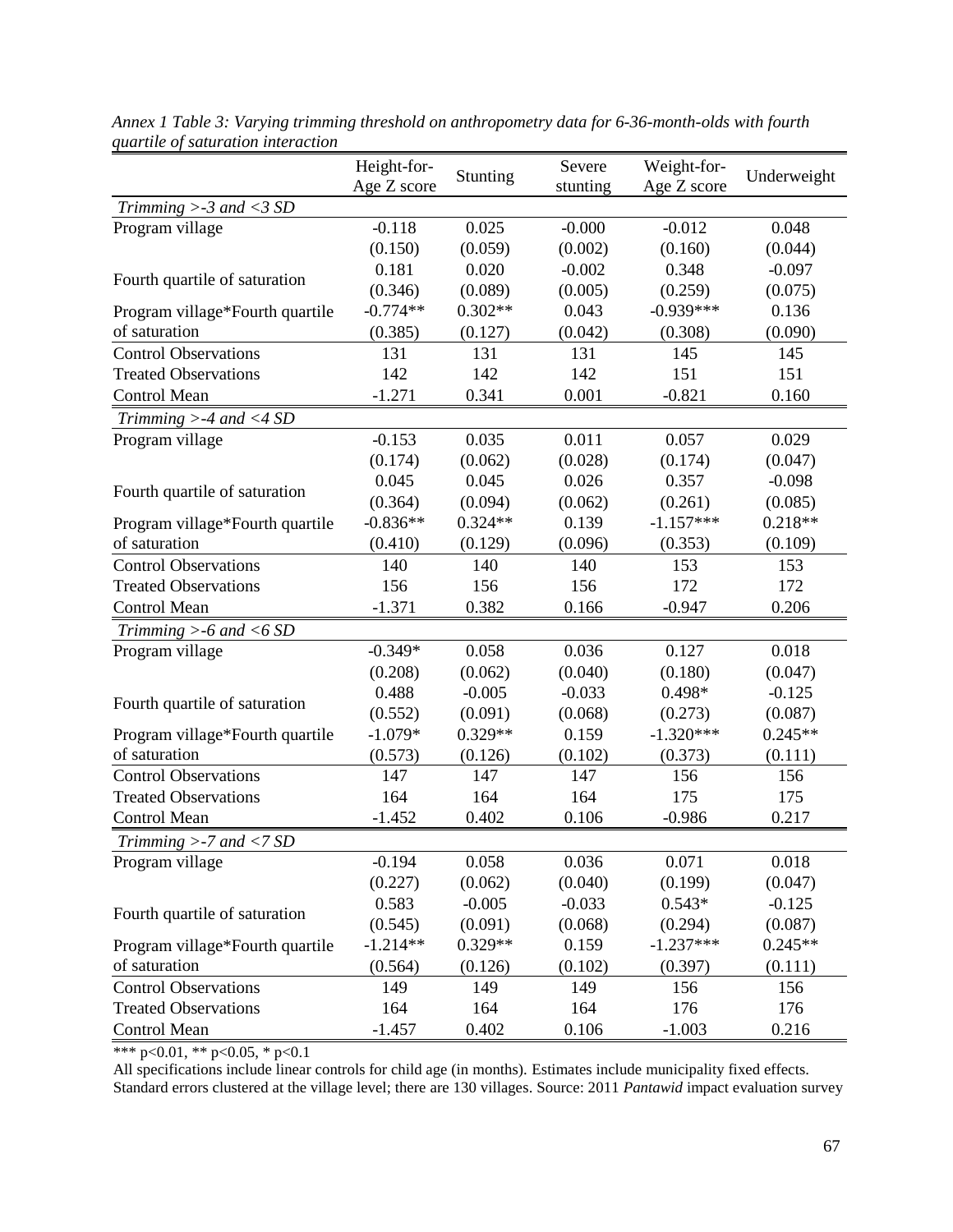*Annex 1 Table 3: Varying trimming threshold on anthropometry data for 6-36-month-olds with fourth quartile of saturation interaction*

| | Height-for-Age Z score | Stunting | Severe stunting | Weight-for-Age Z score | Underweight |
|---|---|---|---|---|---|
| *Trimming >-3 and <3 SD* | | | | | |
| Program village | -0.118 | 0.025 | -0.000 | -0.012 | 0.048 |
| | (0.150) | (0.059) | (0.002) | (0.160) | (0.044) |
| Fourth quartile of saturation | 0.181 | 0.020 | -0.002 | 0.348 | -0.097 |
| | (0.346) | (0.089) | (0.005) | (0.259) | (0.075) |
| Program village*Fourth quartile of saturation | -0.774** | 0.302** | 0.043 | -0.939*** | 0.136 |
| | (0.385) | (0.127) | (0.042) | (0.308) | (0.090) |
| Control Observations | 131 | 131 | 131 | 145 | 145 |
| Treated Observations | 142 | 142 | 142 | 151 | 151 |
| Control Mean | -1.271 | 0.341 | 0.001 | -0.821 | 0.160 |
| *Trimming >-4 and <4 SD* | | | | | |
| Program village | -0.153 | 0.035 | 0.011 | 0.057 | 0.029 |
| | (0.174) | (0.062) | (0.028) | (0.174) | (0.047) |
| Fourth quartile of saturation | 0.045 | 0.045 | 0.026 | 0.357 | -0.098 |
| | (0.364) | (0.094) | (0.062) | (0.261) | (0.085) |
| Program village*Fourth quartile of saturation | -0.836** | 0.324** | 0.139 | -1.157*** | 0.218** |
| | (0.410) | (0.129) | (0.096) | (0.353) | (0.109) |
| Control Observations | 140 | 140 | 140 | 153 | 153 |
| Treated Observations | 156 | 156 | 156 | 172 | 172 |
| Control Mean | -1.371 | 0.382 | 0.166 | -0.947 | 0.206 |
| *Trimming >-6 and <6 SD* | | | | | |
| Program village | -0.349* | 0.058 | 0.036 | 0.127 | 0.018 |
| | (0.208) | (0.062) | (0.040) | (0.180) | (0.047) |
| Fourth quartile of saturation | 0.488 | -0.005 | -0.033 | 0.498* | -0.125 |
| | (0.552) | (0.091) | (0.068) | (0.273) | (0.087) |
| Program village*Fourth quartile of saturation | -1.079* | 0.329** | 0.159 | -1.320*** | 0.245** |
| | (0.573) | (0.126) | (0.102) | (0.373) | (0.111) |
| Control Observations | 147 | 147 | 147 | 156 | 156 |
| Treated Observations | 164 | 164 | 164 | 175 | 175 |
| Control Mean | -1.452 | 0.402 | 0.106 | -0.986 | 0.217 |
| *Trimming >-7 and <7 SD* | | | | | |
| Program village | -0.194 | 0.058 | 0.036 | 0.071 | 0.018 |
| | (0.227) | (0.062) | (0.040) | (0.199) | (0.047) |
| Fourth quartile of saturation | 0.583 | -0.005 | -0.033 | 0.543* | -0.125 |
| | (0.545) | (0.091) | (0.068) | (0.294) | (0.087) |
| Program village*Fourth quartile of saturation | -1.214** | 0.329** | 0.159 | -1.237*** | 0.245** |
| | (0.564) | (0.126) | (0.102) | (0.397) | (0.111) |
| Control Observations | 149 | 149 | 149 | 156 | 156 |
| Treated Observations | 164 | 164 | 164 | 176 | 176 |
| Control Mean | -1.457 | 0.402 | 0.106 | -1.003 | 0.216 |

*** p<0.01, ** p<0.05, * p<0.1

All specifications include linear controls for child age (in months). Estimates include municipality fixed effects. Standard errors clustered at the village level; there are 130 villages. Source: 2011 *Pantawid* impact evaluation survey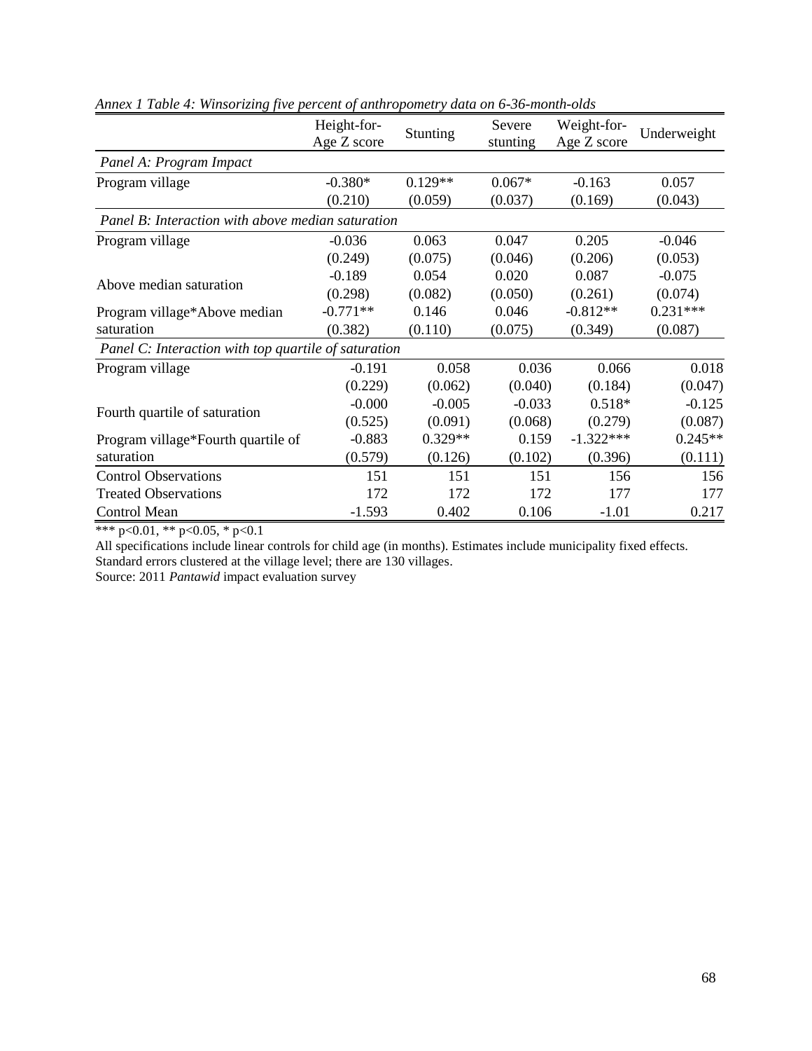*Annex 1 Table 4: Winsorizing five percent of anthropometry data on 6-36-month-olds*

| | Height-for-Age Z score | Stunting | Severe stunting | Weight-for-Age Z score | Underweight |
|---|---|---|---|---|---|
| *Panel A: Program Impact* | | | | | |
| Program village | -0.380* | 0.129** | 0.067* | -0.163 | 0.057 |
| | (0.210) | (0.059) | (0.037) | (0.169) | (0.043) |
| *Panel B: Interaction with above median saturation* | | | | | |
| Program village | -0.036 | 0.063 | 0.047 | 0.205 | -0.046 |
| | (0.249) | (0.075) | (0.046) | (0.206) | (0.053) |
| Above median saturation | -0.189 | 0.054 | 0.020 | 0.087 | -0.075 |
| | (0.298) | (0.082) | (0.050) | (0.261) | (0.074) |
| Program village*Above median saturation | -0.771** | 0.146 | 0.046 | -0.812** | 0.231*** |
| | (0.382) | (0.110) | (0.075) | (0.349) | (0.087) |
| *Panel C: Interaction with top quartile of saturation* | | | | | |
| Program village | -0.191 | 0.058 | 0.036 | 0.066 | 0.018 |
| | (0.229) | (0.062) | (0.040) | (0.184) | (0.047) |
| Fourth quartile of saturation | -0.000 | -0.005 | -0.033 | 0.518* | -0.125 |
| | (0.525) | (0.091) | (0.068) | (0.279) | (0.087) |
| Program village*Fourth quartile of saturation | -0.883 | 0.329** | 0.159 | -1.322*** | 0.245** |
| | (0.579) | (0.126) | (0.102) | (0.396) | (0.111) |
| Control Observations | 151 | 151 | 151 | 156 | 156 |
| Treated Observations | 172 | 172 | 172 | 177 | 177 |
| Control Mean | -1.593 | 0.402 | 0.106 | -1.01 | 0.217 |

*** p<0.01, ** p<0.05, * p<0.1

All specifications include linear controls for child age (in months). Estimates include municipality fixed effects. Standard errors clustered at the village level; there are 130 villages.

Source: 2011 *Pantawid* impact evaluation survey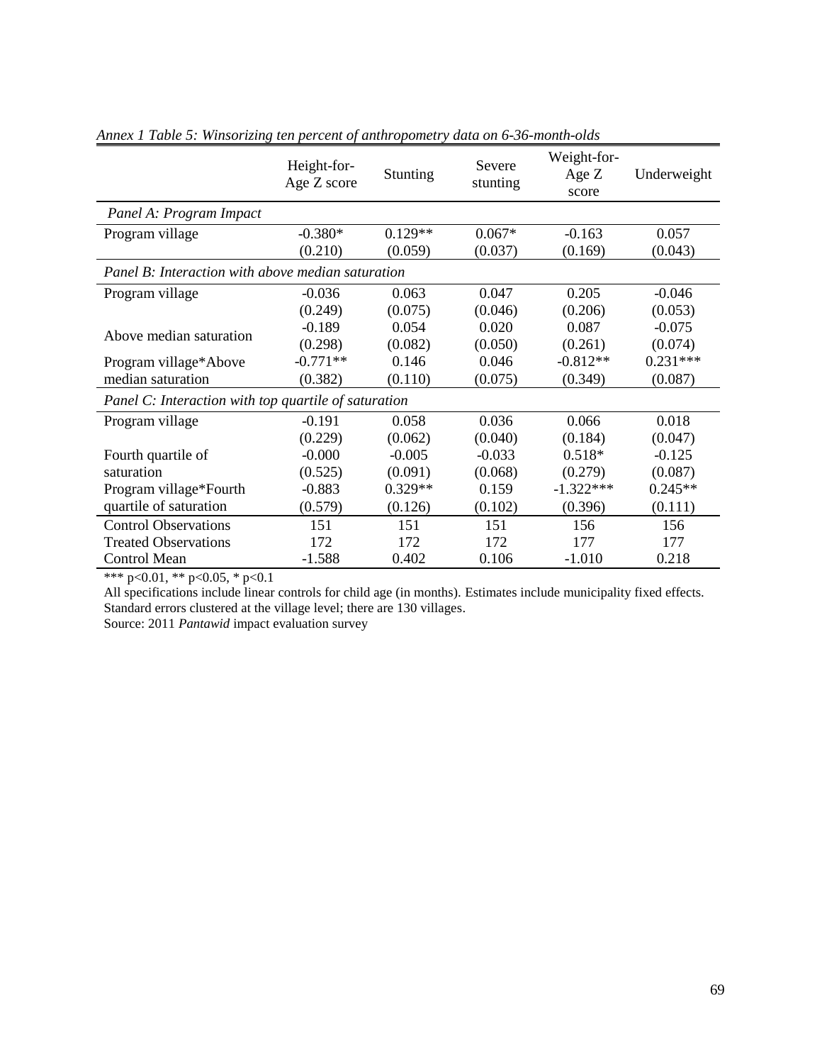*Annex 1 Table 5: Winsorizing ten percent of anthropometry data on 6-36-month-olds*

| | Height-for-Age Z score | Stunting | Severe stunting | Weight-for-Age Z score | Underweight |
|---|---|---|---|---|---|
| *Panel A: Program Impact* | | | | | |
| Program village | -0.380* | 0.129** | 0.067* | -0.163 | 0.057 |
| | (0.210) | (0.059) | (0.037) | (0.169) | (0.043) |
| *Panel B: Interaction with above median saturation* | | | | | |
| Program village | -0.036 | 0.063 | 0.047 | 0.205 | -0.046 |
| | (0.249) | (0.075) | (0.046) | (0.206) | (0.053) |
| Above median saturation | -0.189 | 0.054 | 0.020 | 0.087 | -0.075 |
| | (0.298) | (0.082) | (0.050) | (0.261) | (0.074) |
| Program village*Above median saturation | -0.771** | 0.146 | 0.046 | -0.812** | 0.231*** |
| | (0.382) | (0.110) | (0.075) | (0.349) | (0.087) |
| *Panel C: Interaction with top quartile of saturation* | | | | | |
| Program village | -0.191 | 0.058 | 0.036 | 0.066 | 0.018 |
| | (0.229) | (0.062) | (0.040) | (0.184) | (0.047) |
| Fourth quartile of saturation | -0.000 | -0.005 | -0.033 | 0.518* | -0.125 |
| | (0.525) | (0.091) | (0.068) | (0.279) | (0.087) |
| Program village*Fourth quartile of saturation | -0.883 | 0.329** | 0.159 | -1.322*** | 0.245** |
| | (0.579) | (0.126) | (0.102) | (0.396) | (0.111) |
| Control Observations | 151 | 151 | 151 | 156 | 156 |
| Treated Observations | 172 | 172 | 172 | 177 | 177 |
| Control Mean | -1.588 | 0.402 | 0.106 | -1.010 | 0.218 |

*** p<0.01, ** p<0.05, * p<0.1

All specifications include linear controls for child age (in months). Estimates include municipality fixed effects. Standard errors clustered at the village level; there are 130 villages.

Source: 2011 *Pantawid* impact evaluation survey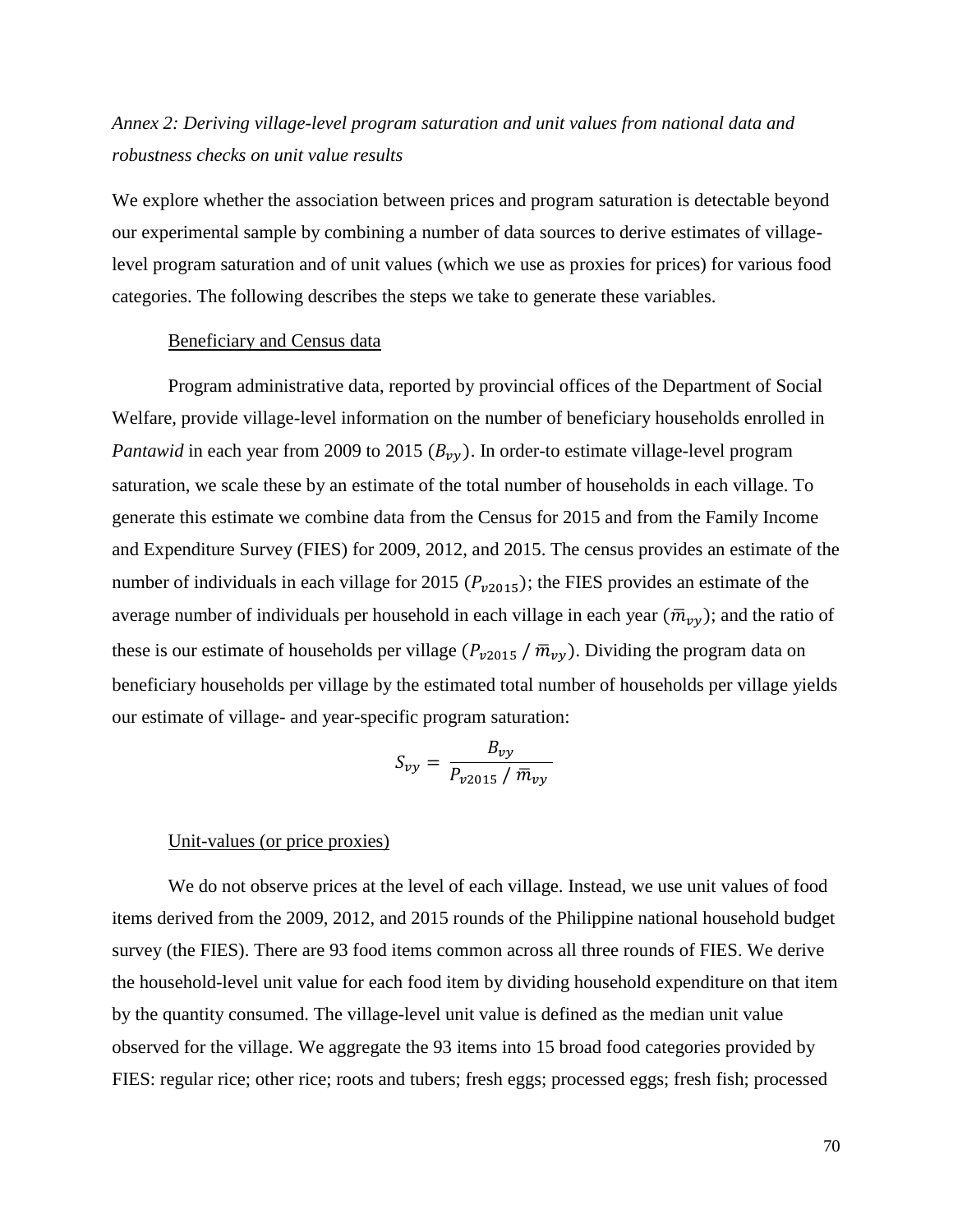*Annex 2: Deriving village-level program saturation and unit values from national data and robustness checks on unit value results*

We explore whether the association between prices and program saturation is detectable beyond our experimental sample by combining a number of data sources to derive estimates of village-level program saturation and of unit values (which we use as proxies for prices) for various food categories. The following describes the steps we take to generate these variables.

Beneficiary and Census data

Program administrative data, reported by provincial offices of the Department of Social Welfare, provide village-level information on the number of beneficiary households enrolled in *Pantawid* in each year from 2009 to 2015 ($B_{vy}$). In order-to estimate village-level program saturation, we scale these by an estimate of the total number of households in each village. To generate this estimate we combine data from the Census for 2015 and from the Family Income and Expenditure Survey (FIES) for 2009, 2012, and 2015. The census provides an estimate of the number of individuals in each village for 2015 ($P_{v2015}$); the FIES provides an estimate of the average number of individuals per household in each village in each year ($\bar{m}_{vy}$); and the ratio of these is our estimate of households per village ($P_{v2015} / \bar{m}_{vy}$). Dividing the program data on beneficiary households per village by the estimated total number of households per village yields our estimate of village- and year-specific program saturation:

$$S_{vy} = \frac{B_{vy}}{P_{v2015} / \bar{m}_{vy}}$$

Unit-values (or price proxies)

We do not observe prices at the level of each village. Instead, we use unit values of food items derived from the 2009, 2012, and 2015 rounds of the Philippine national household budget survey (the FIES). There are 93 food items common across all three rounds of FIES. We derive the household-level unit value for each food item by dividing household expenditure on that item by the quantity consumed. The village-level unit value is defined as the median unit value observed for the village. We aggregate the 93 items into 15 broad food categories provided by FIES: regular rice; other rice; roots and tubers; fresh eggs; processed eggs; fresh fish; processed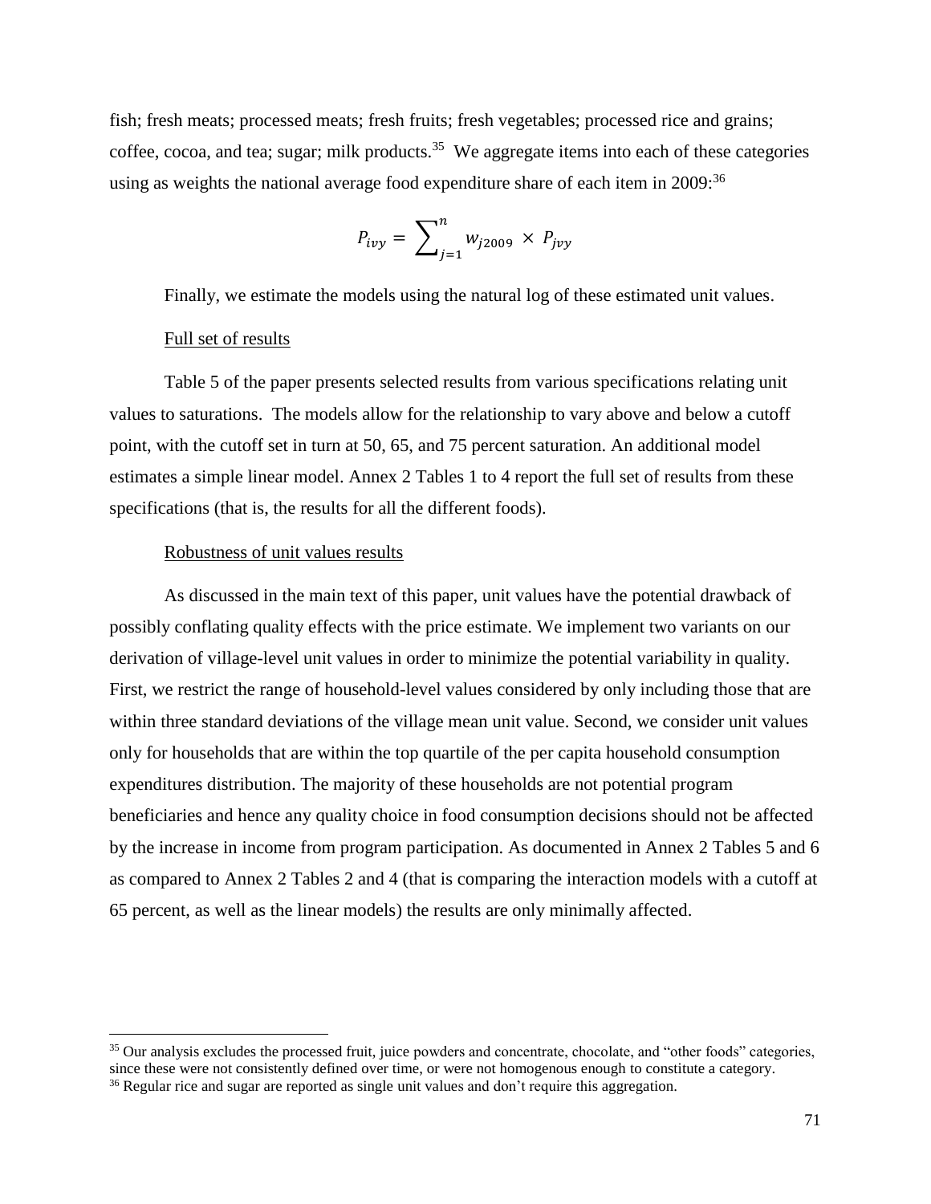fish; fresh meats; processed meats; fresh fruits; fresh vegetables; processed rice and grains; coffee, cocoa, and tea; sugar; milk products.[35] We aggregate items into each of these categories using as weights the national average food expenditure share of each item in 2009:[36]

$$P_{ivy} = \sum_{j=1}^{n} w_{j2009} \times P_{jvy}$$

Finally, we estimate the models using the natural log of these estimated unit values.

Full set of results

Table 5 of the paper presents selected results from various specifications relating unit values to saturations. The models allow for the relationship to vary above and below a cutoff point, with the cutoff set in turn at 50, 65, and 75 percent saturation. An additional model estimates a simple linear model. Annex 2 Tables 1 to 4 report the full set of results from these specifications (that is, the results for all the different foods).

Robustness of unit values results

As discussed in the main text of this paper, unit values have the potential drawback of possibly conflating quality effects with the price estimate. We implement two variants on our derivation of village-level unit values in order to minimize the potential variability in quality. First, we restrict the range of household-level values considered by only including those that are within three standard deviations of the village mean unit value. Second, we consider unit values only for households that are within the top quartile of the per capita household consumption expenditures distribution. The majority of these households are not potential program beneficiaries and hence any quality choice in food consumption decisions should not be affected by the increase in income from program participation. As documented in Annex 2 Tables 5 and 6 as compared to Annex 2 Tables 2 and 4 (that is comparing the interaction models with a cutoff at 65 percent, as well as the linear models) the results are only minimally affected.

[35] Our analysis excludes the processed fruit, juice powders and concentrate, chocolate, and "other foods" categories, since these were not consistently defined over time, or were not homogenous enough to constitute a category.

[36] Regular rice and sugar are reported as single unit values and don't require this aggregation.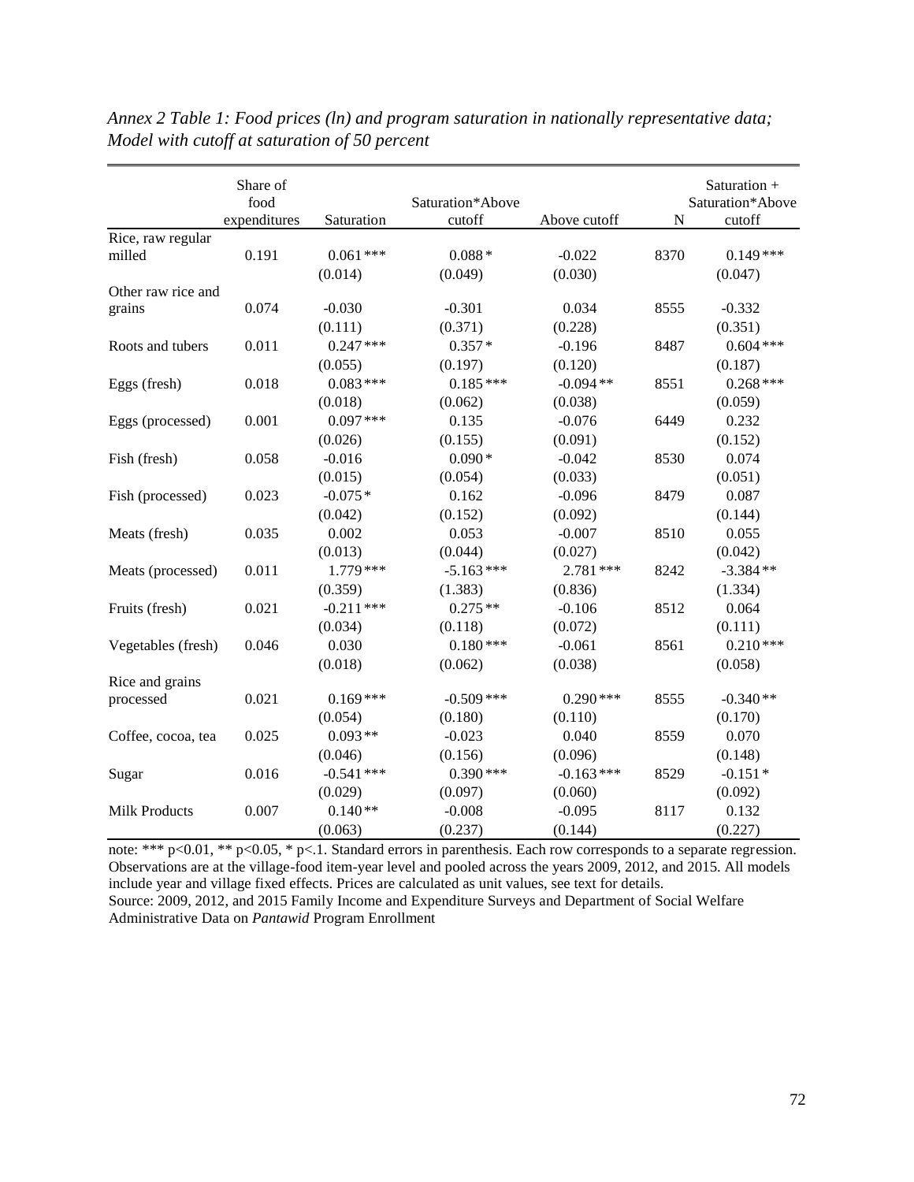*Annex 2 Table 1: Food prices (ln) and program saturation in nationally representative data; Model with cutoff at saturation of 50 percent*

| | Share of food expenditures | Saturation | Saturation*Above cutoff | Above cutoff | N | Saturation + Saturation*Above cutoff |
|---|---|---|---|---|---|---|
| Rice, raw regular milled | 0.191 | 0.061 *** | 0.088 * | -0.022 | 8370 | 0.149 *** |
| | | (0.014) | (0.049) | (0.030) | | (0.047) |
| Other raw rice and grains | 0.074 | -0.030 | -0.301 | 0.034 | 8555 | -0.332 |
| | | (0.111) | (0.371) | (0.228) | | (0.351) |
| Roots and tubers | 0.011 | 0.247 *** | 0.357 * | -0.196 | 8487 | 0.604 *** |
| | | (0.055) | (0.197) | (0.120) | | (0.187) |
| Eggs (fresh) | 0.018 | 0.083 *** | 0.185 *** | -0.094 ** | 8551 | 0.268 *** |
| | | (0.018) | (0.062) | (0.038) | | (0.059) |
| Eggs (processed) | 0.001 | 0.097 *** | 0.135 | -0.076 | 6449 | 0.232 |
| | | (0.026) | (0.155) | (0.091) | | (0.152) |
| Fish (fresh) | 0.058 | -0.016 | 0.090 * | -0.042 | 8530 | 0.074 |
| | | (0.015) | (0.054) | (0.033) | | (0.051) |
| Fish (processed) | 0.023 | -0.075 * | 0.162 | -0.096 | 8479 | 0.087 |
| | | (0.042) | (0.152) | (0.092) | | (0.144) |
| Meats (fresh) | 0.035 | 0.002 | 0.053 | -0.007 | 8510 | 0.055 |
| | | (0.013) | (0.044) | (0.027) | | (0.042) |
| Meats (processed) | 0.011 | 1.779 *** | -5.163 *** | 2.781 *** | 8242 | -3.384 ** |
| | | (0.359) | (1.383) | (0.836) | | (1.334) |
| Fruits (fresh) | 0.021 | -0.211 *** | 0.275 ** | -0.106 | 8512 | 0.064 |
| | | (0.034) | (0.118) | (0.072) | | (0.111) |
| Vegetables (fresh) | 0.046 | 0.030 | 0.180 *** | -0.061 | 8561 | 0.210 *** |
| | | (0.018) | (0.062) | (0.038) | | (0.058) |
| Rice and grains processed | 0.021 | 0.169 *** | -0.509 *** | 0.290 *** | 8555 | -0.340 ** |
| | | (0.054) | (0.180) | (0.110) | | (0.170) |
| Coffee, cocoa, tea | 0.025 | 0.093 ** | -0.023 | 0.040 | 8559 | 0.070 |
| | | (0.046) | (0.156) | (0.096) | | (0.148) |
| Sugar | 0.016 | -0.541 *** | 0.390 *** | -0.163 *** | 8529 | -0.151 * |
| | | (0.029) | (0.097) | (0.060) | | (0.092) |
| Milk Products | 0.007 | 0.140 ** | -0.008 | -0.095 | 8117 | 0.132 |
| | | (0.063) | (0.237) | (0.144) | | (0.227) |

note: *** p<0.01, ** p<0.05, * p<.1. Standard errors in parenthesis. Each row corresponds to a separate regression. Observations are at the village-food item-year level and pooled across the years 2009, 2012, and 2015. All models include year and village fixed effects. Prices are calculated as unit values, see text for details.
Source: 2009, 2012, and 2015 Family Income and Expenditure Surveys and Department of Social Welfare Administrative Data on *Pantawid* Program Enrollment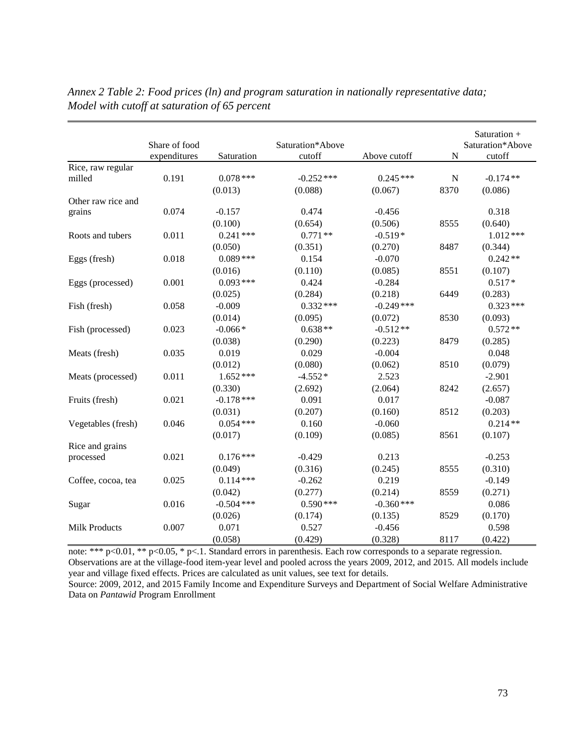*Annex 2 Table 2: Food prices (ln) and program saturation in nationally representative data; Model with cutoff at saturation of 65 percent*

| | Share of food expenditures | Saturation | Saturation*Above cutoff | Above cutoff | N | Saturation + Saturation*Above cutoff |
|---|---|---|---|---|---|---|
| Rice, raw regular milled | 0.191 | 0.078 *** | -0.252 *** | 0.245 *** | N | -0.174 ** |
| | | (0.013) | (0.088) | (0.067) | 8370 | (0.086) |
| Other raw rice and grains | 0.074 | -0.157 | 0.474 | -0.456 | | 0.318 |
| | | (0.100) | (0.654) | (0.506) | 8555 | (0.640) |
| Roots and tubers | 0.011 | 0.241 *** | 0.771 ** | -0.519 * | | 1.012 *** |
| | | (0.050) | (0.351) | (0.270) | 8487 | (0.344) |
| Eggs (fresh) | 0.018 | 0.089 *** | 0.154 | -0.070 | | 0.242 ** |
| | | (0.016) | (0.110) | (0.085) | 8551 | (0.107) |
| Eggs (processed) | 0.001 | 0.093 *** | 0.424 | -0.284 | | 0.517 * |
| | | (0.025) | (0.284) | (0.218) | 6449 | (0.283) |
| Fish (fresh) | 0.058 | -0.009 | 0.332 *** | -0.249 *** | | 0.323 *** |
| | | (0.014) | (0.095) | (0.072) | 8530 | (0.093) |
| Fish (processed) | 0.023 | -0.066 * | 0.638 ** | -0.512 ** | | 0.572 ** |
| | | (0.038) | (0.290) | (0.223) | 8479 | (0.285) |
| Meats (fresh) | 0.035 | 0.019 | 0.029 | -0.004 | | 0.048 |
| | | (0.012) | (0.080) | (0.062) | 8510 | (0.079) |
| Meats (processed) | 0.011 | 1.652 *** | -4.552 * | 2.523 | | -2.901 |
| | | (0.330) | (2.692) | (2.064) | 8242 | (2.657) |
| Fruits (fresh) | 0.021 | -0.178 *** | 0.091 | 0.017 | | -0.087 |
| | | (0.031) | (0.207) | (0.160) | 8512 | (0.203) |
| Vegetables (fresh) | 0.046 | 0.054 *** | 0.160 | -0.060 | | 0.214 ** |
| | | (0.017) | (0.109) | (0.085) | 8561 | (0.107) |
| Rice and grains processed | 0.021 | 0.176 *** | -0.429 | 0.213 | | -0.253 |
| | | (0.049) | (0.316) | (0.245) | 8555 | (0.310) |
| Coffee, cocoa, tea | 0.025 | 0.114 *** | -0.262 | 0.219 | | -0.149 |
| | | (0.042) | (0.277) | (0.214) | 8559 | (0.271) |
| Sugar | 0.016 | -0.504 *** | 0.590 *** | -0.360 *** | | 0.086 |
| | | (0.026) | (0.174) | (0.135) | 8529 | (0.170) |
| Milk Products | 0.007 | 0.071 | 0.527 | -0.456 | | 0.598 |
| | | (0.058) | (0.429) | (0.328) | 8117 | (0.422) |

note: *** p<0.01, ** p<0.05, * p<.1. Standard errors in parenthesis. Each row corresponds to a separate regression. Observations are at the village-food item-year level and pooled across the years 2009, 2012, and 2015. All models include year and village fixed effects. Prices are calculated as unit values, see text for details.

Source: 2009, 2012, and 2015 Family Income and Expenditure Surveys and Department of Social Welfare Administrative Data on *Pantawid* Program Enrollment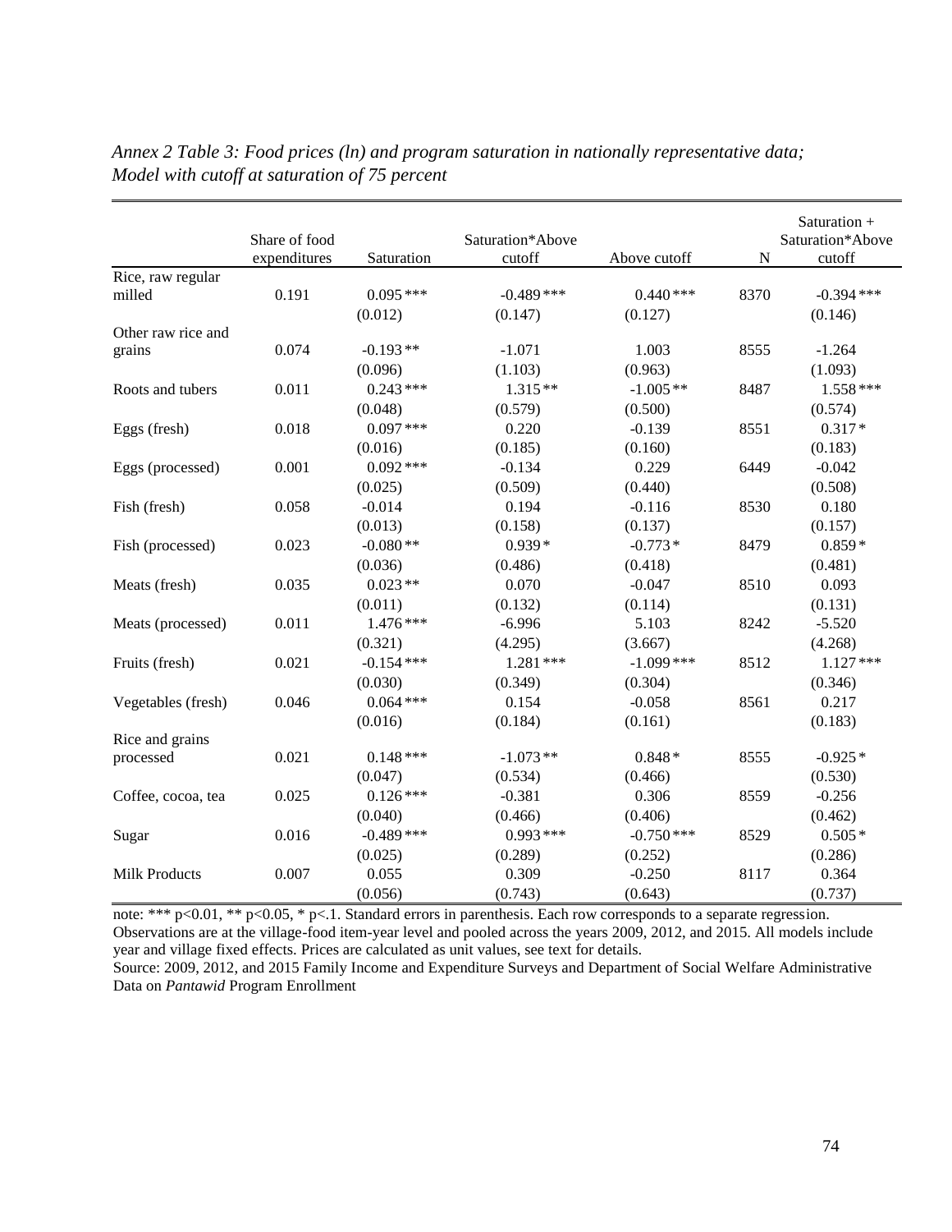*Annex 2 Table 3: Food prices (ln) and program saturation in nationally representative data; Model with cutoff at saturation of 75 percent*

| | Share of food expenditures | Saturation | Saturation*Above cutoff | Above cutoff | N | Saturation + Saturation*Above cutoff |
|---|---|---|---|---|---|---|
| Rice, raw regular milled | 0.191 | 0.095 *** | -0.489 *** | 0.440 *** | 8370 | -0.394 *** |
| | | (0.012) | (0.147) | (0.127) | | (0.146) |
| Other raw rice and grains | 0.074 | -0.193 ** | -1.071 | 1.003 | 8555 | -1.264 |
| | | (0.096) | (1.103) | (0.963) | | (1.093) |
| Roots and tubers | 0.011 | 0.243 *** | 1.315 ** | -1.005 ** | 8487 | 1.558 *** |
| | | (0.048) | (0.579) | (0.500) | | (0.574) |
| Eggs (fresh) | 0.018 | 0.097 *** | 0.220 | -0.139 | 8551 | 0.317 * |
| | | (0.016) | (0.185) | (0.160) | | (0.183) |
| Eggs (processed) | 0.001 | 0.092 *** | -0.134 | 0.229 | 6449 | -0.042 |
| | | (0.025) | (0.509) | (0.440) | | (0.508) |
| Fish (fresh) | 0.058 | -0.014 | 0.194 | -0.116 | 8530 | 0.180 |
| | | (0.013) | (0.158) | (0.137) | | (0.157) |
| Fish (processed) | 0.023 | -0.080 ** | 0.939 * | -0.773 * | 8479 | 0.859 * |
| | | (0.036) | (0.486) | (0.418) | | (0.481) |
| Meats (fresh) | 0.035 | 0.023 ** | 0.070 | -0.047 | 8510 | 0.093 |
| | | (0.011) | (0.132) | (0.114) | | (0.131) |
| Meats (processed) | 0.011 | 1.476 *** | -6.996 | 5.103 | 8242 | -5.520 |
| | | (0.321) | (4.295) | (3.667) | | (4.268) |
| Fruits (fresh) | 0.021 | -0.154 *** | 1.281 *** | -1.099 *** | 8512 | 1.127 *** |
| | | (0.030) | (0.349) | (0.304) | | (0.346) |
| Vegetables (fresh) | 0.046 | 0.064 *** | 0.154 | -0.058 | 8561 | 0.217 |
| | | (0.016) | (0.184) | (0.161) | | (0.183) |
| Rice and grains processed | 0.021 | 0.148 *** | -1.073 ** | 0.848 * | 8555 | -0.925 * |
| | | (0.047) | (0.534) | (0.466) | | (0.530) |
| Coffee, cocoa, tea | 0.025 | 0.126 *** | -0.381 | 0.306 | 8559 | -0.256 |
| | | (0.040) | (0.466) | (0.406) | | (0.462) |
| Sugar | 0.016 | -0.489 *** | 0.993 *** | -0.750 *** | 8529 | 0.505 * |
| | | (0.025) | (0.289) | (0.252) | | (0.286) |
| Milk Products | 0.007 | 0.055 | 0.309 | -0.250 | 8117 | 0.364 |
| | | (0.056) | (0.743) | (0.643) | | (0.737) |

note: *** p<0.01, ** p<0.05, * p<.1. Standard errors in parenthesis. Each row corresponds to a separate regression. Observations are at the village-food item-year level and pooled across the years 2009, 2012, and 2015. All models include year and village fixed effects. Prices are calculated as unit values, see text for details.

Source: 2009, 2012, and 2015 Family Income and Expenditure Surveys and Department of Social Welfare Administrative Data on *Pantawid* Program Enrollment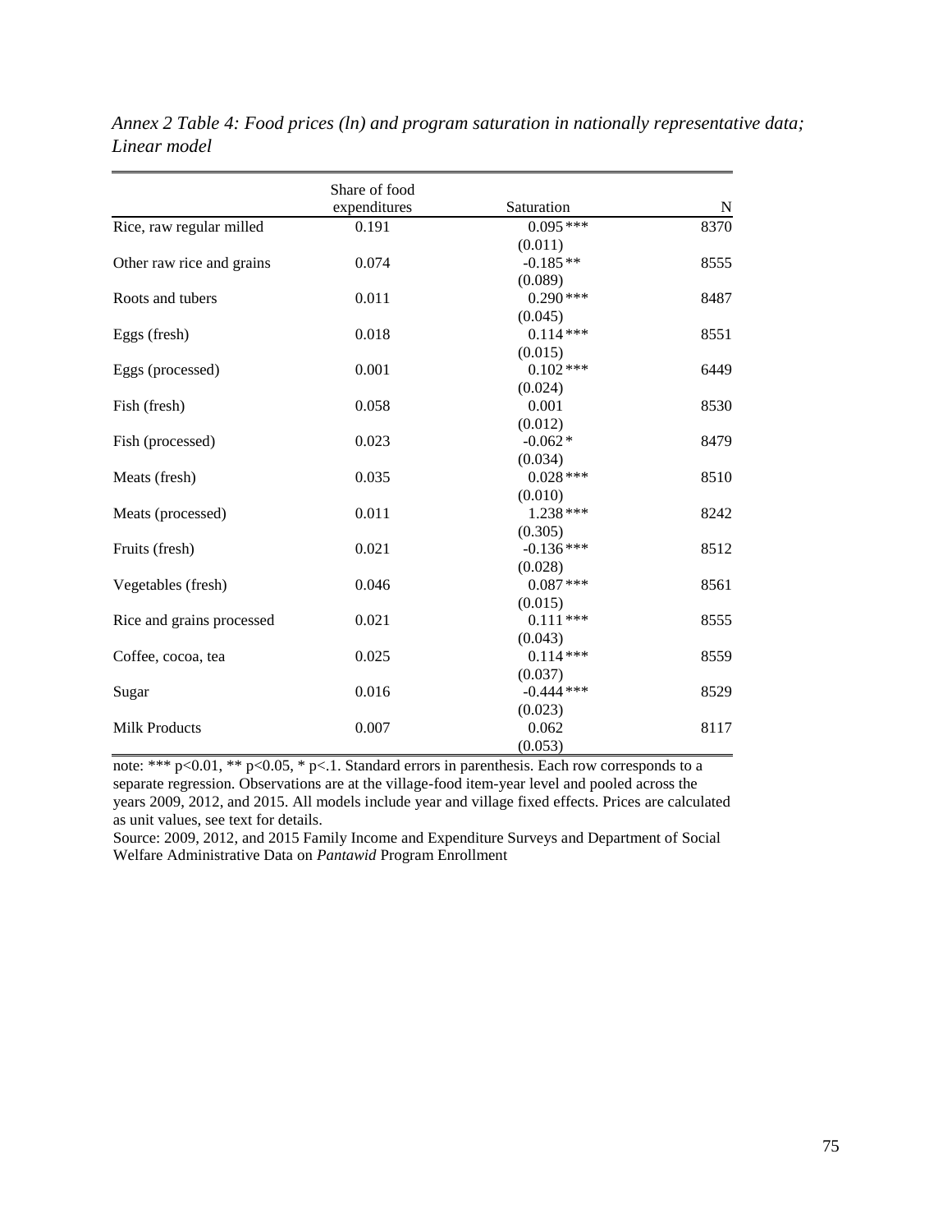*Annex 2 Table 4: Food prices (ln) and program saturation in nationally representative data; Linear model*

| | Share of food expenditures | Saturation | N |
|---|---|---|---|
| Rice, raw regular milled | 0.191 | 0.095 *** | 8370 |
| | | (0.011) | |
| Other raw rice and grains | 0.074 | -0.185 ** | 8555 |
| | | (0.089) | |
| Roots and tubers | 0.011 | 0.290 *** | 8487 |
| | | (0.045) | |
| Eggs (fresh) | 0.018 | 0.114 *** | 8551 |
| | | (0.015) | |
| Eggs (processed) | 0.001 | 0.102 *** | 6449 |
| | | (0.024) | |
| Fish (fresh) | 0.058 | 0.001 | 8530 |
| | | (0.012) | |
| Fish (processed) | 0.023 | -0.062 * | 8479 |
| | | (0.034) | |
| Meats (fresh) | 0.035 | 0.028 *** | 8510 |
| | | (0.010) | |
| Meats (processed) | 0.011 | 1.238 *** | 8242 |
| | | (0.305) | |
| Fruits (fresh) | 0.021 | -0.136 *** | 8512 |
| | | (0.028) | |
| Vegetables (fresh) | 0.046 | 0.087 *** | 8561 |
| | | (0.015) | |
| Rice and grains processed | 0.021 | 0.111 *** | 8555 |
| | | (0.043) | |
| Coffee, cocoa, tea | 0.025 | 0.114 *** | 8559 |
| | | (0.037) | |
| Sugar | 0.016 | -0.444 *** | 8529 |
| | | (0.023) | |
| Milk Products | 0.007 | 0.062 | 8117 |
| | | (0.053) | |

note: *** p<0.01, ** p<0.05, * p<.1. Standard errors in parenthesis. Each row corresponds to a separate regression. Observations are at the village-food item-year level and pooled across the years 2009, 2012, and 2015. All models include year and village fixed effects. Prices are calculated as unit values, see text for details.

Source: 2009, 2012, and 2015 Family Income and Expenditure Surveys and Department of Social Welfare Administrative Data on *Pantawid* Program Enrollment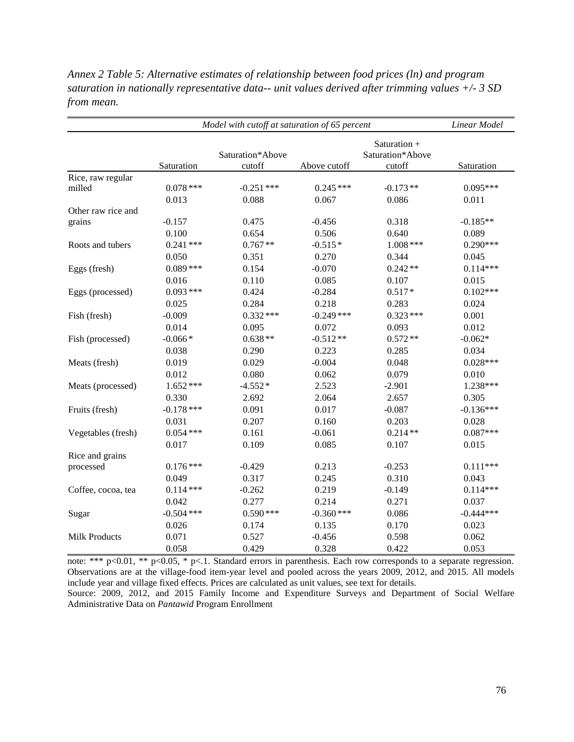*Annex 2 Table 5: Alternative estimates of relationship between food prices (ln) and program saturation in nationally representative data-- unit values derived after trimming values +/- 3 SD from mean.*

| | *Model with cutoff at saturation of 65 percent* | | | | *Linear Model* |
|---|---|---|---|---|---|
| | Saturation | Saturation*Above cutoff | Above cutoff | Saturation + Saturation*Above cutoff | Saturation |
| Rice, raw regular milled | 0.078 *** | -0.251 *** | 0.245 *** | -0.173 ** | 0.095*** |
| | 0.013 | 0.088 | 0.067 | 0.086 | 0.011 |
| Other raw rice and grains | -0.157 | 0.475 | -0.456 | 0.318 | -0.185** |
| | 0.100 | 0.654 | 0.506 | 0.640 | 0.089 |
| Roots and tubers | 0.241 *** | 0.767 ** | -0.515 * | 1.008 *** | 0.290*** |
| | 0.050 | 0.351 | 0.270 | 0.344 | 0.045 |
| Eggs (fresh) | 0.089 *** | 0.154 | -0.070 | 0.242 ** | 0.114*** |
| | 0.016 | 0.110 | 0.085 | 0.107 | 0.015 |
| Eggs (processed) | 0.093 *** | 0.424 | -0.284 | 0.517 * | 0.102*** |
| | 0.025 | 0.284 | 0.218 | 0.283 | 0.024 |
| Fish (fresh) | -0.009 | 0.332 *** | -0.249 *** | 0.323 *** | 0.001 |
| | 0.014 | 0.095 | 0.072 | 0.093 | 0.012 |
| Fish (processed) | -0.066 * | 0.638 ** | -0.512 ** | 0.572 ** | -0.062* |
| | 0.038 | 0.290 | 0.223 | 0.285 | 0.034 |
| Meats (fresh) | 0.019 | 0.029 | -0.004 | 0.048 | 0.028*** |
| | 0.012 | 0.080 | 0.062 | 0.079 | 0.010 |
| Meats (processed) | 1.652 *** | -4.552 * | 2.523 | -2.901 | 1.238*** |
| | 0.330 | 2.692 | 2.064 | 2.657 | 0.305 |
| Fruits (fresh) | -0.178 *** | 0.091 | 0.017 | -0.087 | -0.136*** |
| | 0.031 | 0.207 | 0.160 | 0.203 | 0.028 |
| Vegetables (fresh) | 0.054 *** | 0.161 | -0.061 | 0.214 ** | 0.087*** |
| | 0.017 | 0.109 | 0.085 | 0.107 | 0.015 |
| Rice and grains processed | 0.176 *** | -0.429 | 0.213 | -0.253 | 0.111*** |
| | 0.049 | 0.317 | 0.245 | 0.310 | 0.043 |
| Coffee, cocoa, tea | 0.114 *** | -0.262 | 0.219 | -0.149 | 0.114*** |
| | 0.042 | 0.277 | 0.214 | 0.271 | 0.037 |
| Sugar | -0.504 *** | 0.590 *** | -0.360 *** | 0.086 | -0.444*** |
| | 0.026 | 0.174 | 0.135 | 0.170 | 0.023 |
| Milk Products | 0.071 | 0.527 | -0.456 | 0.598 | 0.062 |
| | 0.058 | 0.429 | 0.328 | 0.422 | 0.053 |

note: *** p<0.01, ** p<0.05, * p<.1. Standard errors in parenthesis. Each row corresponds to a separate regression. Observations are at the village-food item-year level and pooled across the years 2009, 2012, and 2015. All models include year and village fixed effects. Prices are calculated as unit values, see text for details.

Source: 2009, 2012, and 2015 Family Income and Expenditure Surveys and Department of Social Welfare Administrative Data on *Pantawid* Program Enrollment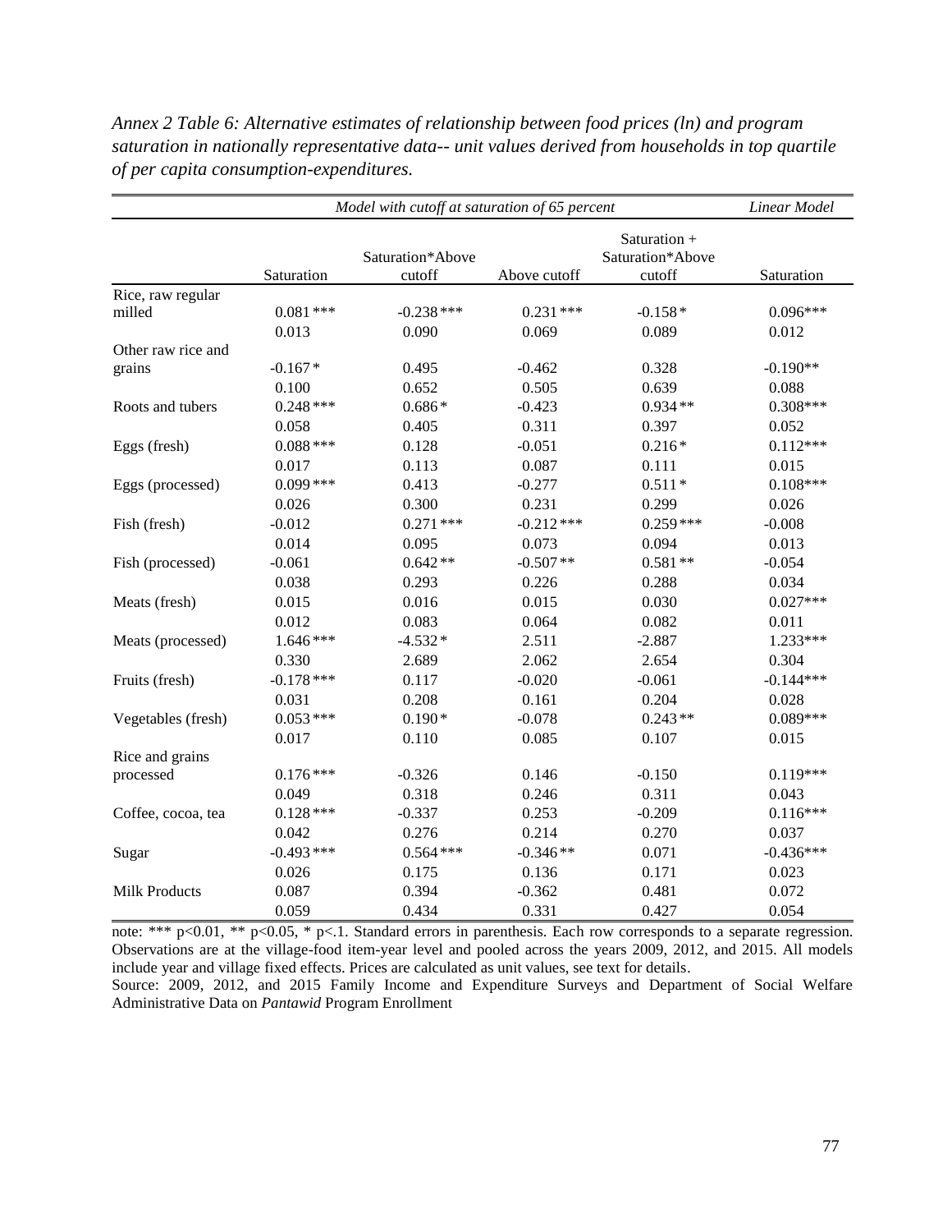*Annex 2 Table 6: Alternative estimates of relationship between food prices (ln) and program saturation in nationally representative data-- unit values derived from households in top quartile of per capita consumption-expenditures.*

| | *Model with cutoff at saturation of 65 percent* | | | | *Linear Model* |
|---|---|---|---|---|---|
| | Saturation | Saturation*Above cutoff | Above cutoff | Saturation + Saturation*Above cutoff | Saturation |
| Rice, raw regular milled | 0.081 *** | -0.238 *** | 0.231 *** | -0.158 * | 0.096*** |
| | 0.013 | 0.090 | 0.069 | 0.089 | 0.012 |
| Other raw rice and grains | -0.167 * | 0.495 | -0.462 | 0.328 | -0.190** |
| | 0.100 | 0.652 | 0.505 | 0.639 | 0.088 |
| Roots and tubers | 0.248 *** | 0.686 * | -0.423 | 0.934 ** | 0.308*** |
| | 0.058 | 0.405 | 0.311 | 0.397 | 0.052 |
| Eggs (fresh) | 0.088 *** | 0.128 | -0.051 | 0.216 * | 0.112*** |
| | 0.017 | 0.113 | 0.087 | 0.111 | 0.015 |
| Eggs (processed) | 0.099 *** | 0.413 | -0.277 | 0.511 * | 0.108*** |
| | 0.026 | 0.300 | 0.231 | 0.299 | 0.026 |
| Fish (fresh) | -0.012 | 0.271 *** | -0.212 *** | 0.259 *** | -0.008 |
| | 0.014 | 0.095 | 0.073 | 0.094 | 0.013 |
| Fish (processed) | -0.061 | 0.642 ** | -0.507 ** | 0.581 ** | -0.054 |
| | 0.038 | 0.293 | 0.226 | 0.288 | 0.034 |
| Meats (fresh) | 0.015 | 0.016 | 0.015 | 0.030 | 0.027*** |
| | 0.012 | 0.083 | 0.064 | 0.082 | 0.011 |
| Meats (processed) | 1.646 *** | -4.532 * | 2.511 | -2.887 | 1.233*** |
| | 0.330 | 2.689 | 2.062 | 2.654 | 0.304 |
| Fruits (fresh) | -0.178 *** | 0.117 | -0.020 | -0.061 | -0.144*** |
| | 0.031 | 0.208 | 0.161 | 0.204 | 0.028 |
| Vegetables (fresh) | 0.053 *** | 0.190 * | -0.078 | 0.243 ** | 0.089*** |
| | 0.017 | 0.110 | 0.085 | 0.107 | 0.015 |
| Rice and grains processed | 0.176 *** | -0.326 | 0.146 | -0.150 | 0.119*** |
| | 0.049 | 0.318 | 0.246 | 0.311 | 0.043 |
| Coffee, cocoa, tea | 0.128 *** | -0.337 | 0.253 | -0.209 | 0.116*** |
| | 0.042 | 0.276 | 0.214 | 0.270 | 0.037 |
| Sugar | -0.493 *** | 0.564 *** | -0.346 ** | 0.071 | -0.436*** |
| | 0.026 | 0.175 | 0.136 | 0.171 | 0.023 |
| Milk Products | 0.087 | 0.394 | -0.362 | 0.481 | 0.072 |
| | 0.059 | 0.434 | 0.331 | 0.427 | 0.054 |

note: *** p<0.01, ** p<0.05, * p<.1. Standard errors in parenthesis. Each row corresponds to a separate regression. Observations are at the village-food item-year level and pooled across the years 2009, 2012, and 2015. All models include year and village fixed effects. Prices are calculated as unit values, see text for details.

Source: 2009, 2012, and 2015 Family Income and Expenditure Surveys and Department of Social Welfare Administrative Data on *Pantawid* Program Enrollment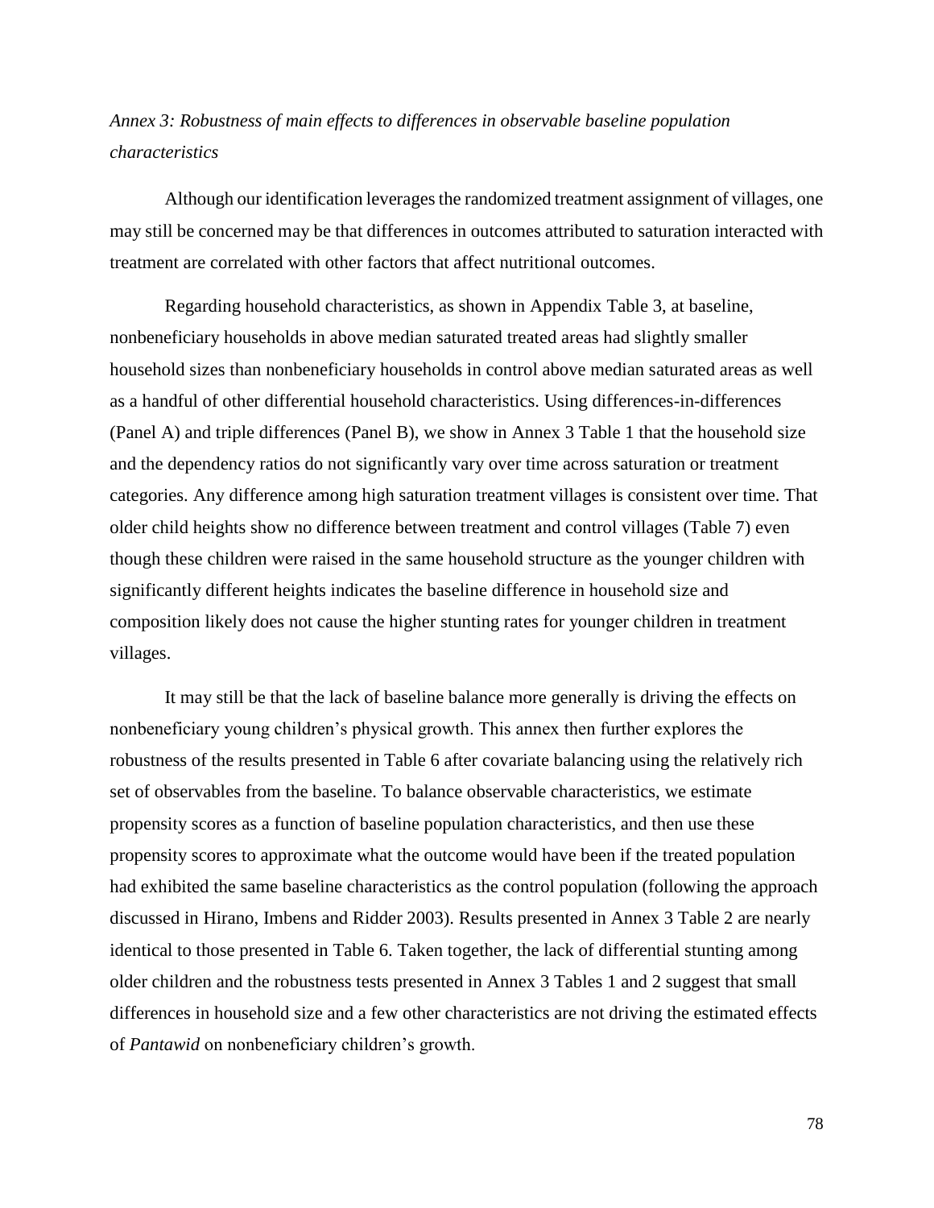*Annex 3: Robustness of main effects to differences in observable baseline population characteristics*

Although our identification leverages the randomized treatment assignment of villages, one may still be concerned may be that differences in outcomes attributed to saturation interacted with treatment are correlated with other factors that affect nutritional outcomes.

Regarding household characteristics, as shown in Appendix Table 3, at baseline, nonbeneficiary households in above median saturated treated areas had slightly smaller household sizes than nonbeneficiary households in control above median saturated areas as well as a handful of other differential household characteristics. Using differences-in-differences (Panel A) and triple differences (Panel B), we show in Annex 3 Table 1 that the household size and the dependency ratios do not significantly vary over time across saturation or treatment categories. Any difference among high saturation treatment villages is consistent over time. That older child heights show no difference between treatment and control villages (Table 7) even though these children were raised in the same household structure as the younger children with significantly different heights indicates the baseline difference in household size and composition likely does not cause the higher stunting rates for younger children in treatment villages.

It may still be that the lack of baseline balance more generally is driving the effects on nonbeneficiary young children's physical growth. This annex then further explores the robustness of the results presented in Table 6 after covariate balancing using the relatively rich set of observables from the baseline. To balance observable characteristics, we estimate propensity scores as a function of baseline population characteristics, and then use these propensity scores to approximate what the outcome would have been if the treated population had exhibited the same baseline characteristics as the control population (following the approach discussed in Hirano, Imbens and Ridder 2003). Results presented in Annex 3 Table 2 are nearly identical to those presented in Table 6. Taken together, the lack of differential stunting among older children and the robustness tests presented in Annex 3 Tables 1 and 2 suggest that small differences in household size and a few other characteristics are not driving the estimated effects of *Pantawid* on nonbeneficiary children's growth.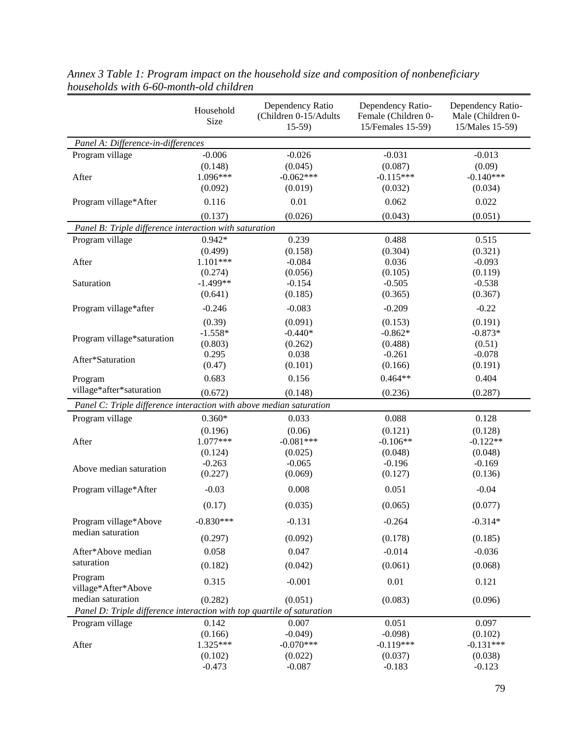*Annex 3 Table 1: Program impact on the household size and composition of nonbeneficiary households with 6-60-month-old children*

| | Household Size | Dependency Ratio (Children 0-15/Adults 15-59) | Dependency Ratio-Female (Children 0-15/Females 15-59) | Dependency Ratio-Male (Children 0-15/Males 15-59) |
|---|---|---|---|---|
| *Panel A: Difference-in-differences* | | | | |
| Program village | -0.006 | -0.026 | -0.031 | -0.013 |
| | (0.148) | (0.045) | (0.087) | (0.09) |
| After | 1.096*** | -0.062*** | -0.115*** | -0.140*** |
| | (0.092) | (0.019) | (0.032) | (0.034) |
| Program village*After | 0.116 | 0.01 | 0.062 | 0.022 |
| | (0.137) | (0.026) | (0.043) | (0.051) |
| *Panel B: Triple difference interaction with saturation* | | | | |
| Program village | 0.942* | 0.239 | 0.488 | 0.515 |
| | (0.499) | (0.158) | (0.304) | (0.321) |
| After | 1.101*** | -0.084 | 0.036 | -0.093 |
| | (0.274) | (0.056) | (0.105) | (0.119) |
| Saturation | -1.499** | -0.154 | -0.505 | -0.538 |
| | (0.641) | (0.185) | (0.365) | (0.367) |
| Program village*after | -0.246 | -0.083 | -0.209 | -0.22 |
| | (0.39) | (0.091) | (0.153) | (0.191) |
| Program village*saturation | -1.558* | -0.440* | -0.862* | -0.873* |
| | (0.803) | (0.262) | (0.488) | (0.51) |
| After*Saturation | 0.295 | 0.038 | -0.261 | -0.078 |
| | (0.47) | (0.101) | (0.166) | (0.191) |
| Program village*after*saturation | 0.683 | 0.156 | 0.464** | 0.404 |
| | (0.672) | (0.148) | (0.236) | (0.287) |
| *Panel C: Triple difference interaction with above median saturation* | | | | |
| Program village | 0.360* | 0.033 | 0.088 | 0.128 |
| | (0.196) | (0.06) | (0.121) | (0.128) |
| After | 1.077*** | -0.081*** | -0.106** | -0.122** |
| | (0.124) | (0.025) | (0.048) | (0.048) |
| Above median saturation | -0.263 | -0.065 | -0.196 | -0.169 |
| | (0.227) | (0.069) | (0.127) | (0.136) |
| Program village*After | -0.03 | 0.008 | 0.051 | -0.04 |
| | (0.17) | (0.035) | (0.065) | (0.077) |
| Program village*Above median saturation | -0.830*** | -0.131 | -0.264 | -0.314* |
| | (0.297) | (0.092) | (0.178) | (0.185) |
| After*Above median saturation | 0.058 | 0.047 | -0.014 | -0.036 |
| | (0.182) | (0.042) | (0.061) | (0.068) |
| Program village*After*Above median saturation | 0.315 | -0.001 | 0.01 | 0.121 |
| | (0.282) | (0.051) | (0.083) | (0.096) |
| *Panel D: Triple difference interaction with top quartile of saturation* | | | | |
| Program village | 0.142 | 0.007 | 0.051 | 0.097 |
| | (0.166) | (-0.049) | (-0.098) | (0.102) |
| After | 1.325*** | -0.070*** | -0.119*** | -0.131*** |
| | (0.102) | (0.022) | (0.037) | (0.038) |
| | -0.473 | -0.087 | -0.183 | -0.123 |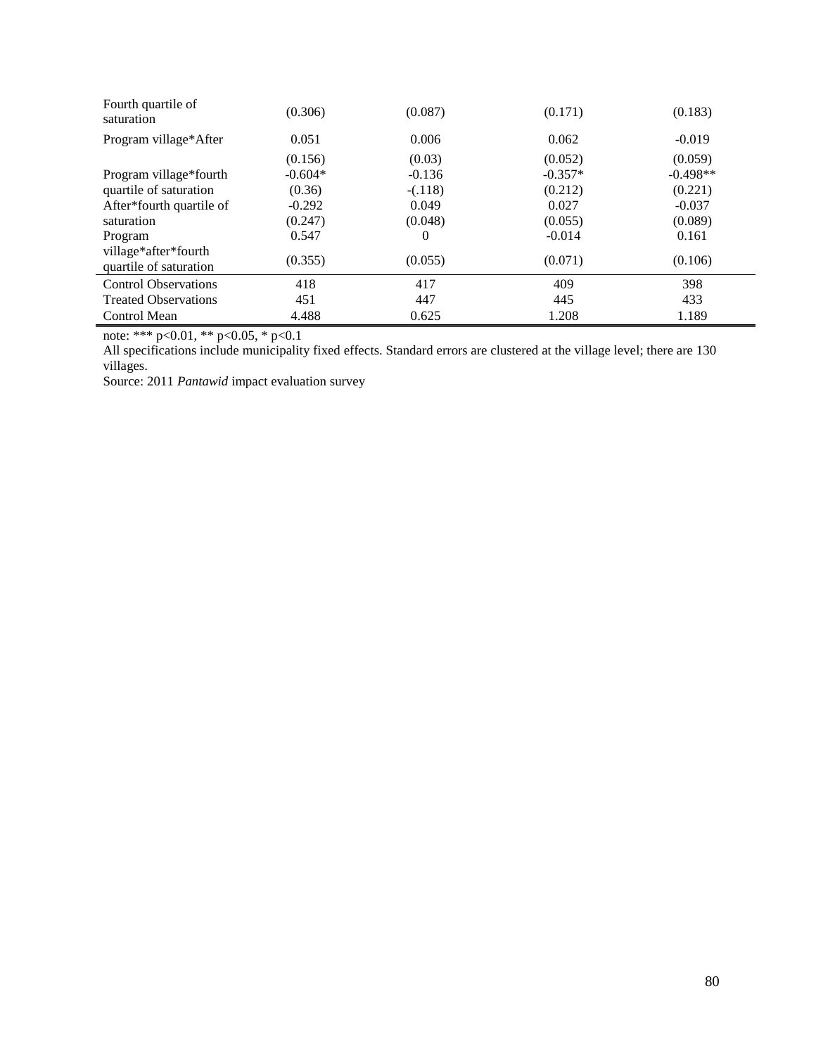| | | | | |
|---|---|---|---|---|
| Fourth quartile of saturation | (0.306) | (0.087) | (0.171) | (0.183) |
| Program village*After | 0.051 | 0.006 | 0.062 | -0.019 |
| | (0.156) | (0.03) | (0.052) | (0.059) |
| Program village*fourth quartile of saturation | -0.604* | -0.136 | -0.357* | -0.498** |
| | (0.36) | -(.118) | (0.212) | (0.221) |
| After*fourth quartile of saturation | -0.292 | 0.049 | 0.027 | -0.037 |
| | (0.247) | (0.048) | (0.055) | (0.089) |
| Program village*after*fourth quartile of saturation | 0.547 | 0 | -0.014 | 0.161 |
| | (0.355) | (0.055) | (0.071) | (0.106) |
| Control Observations | 418 | 417 | 409 | 398 |
| Treated Observations | 451 | 447 | 445 | 433 |
| Control Mean | 4.488 | 0.625 | 1.208 | 1.189 |

note: *** p<0.01, ** p<0.05, * p<0.1

All specifications include municipality fixed effects. Standard errors are clustered at the village level; there are 130 villages.

Source: 2011 *Pantawid* impact evaluation survey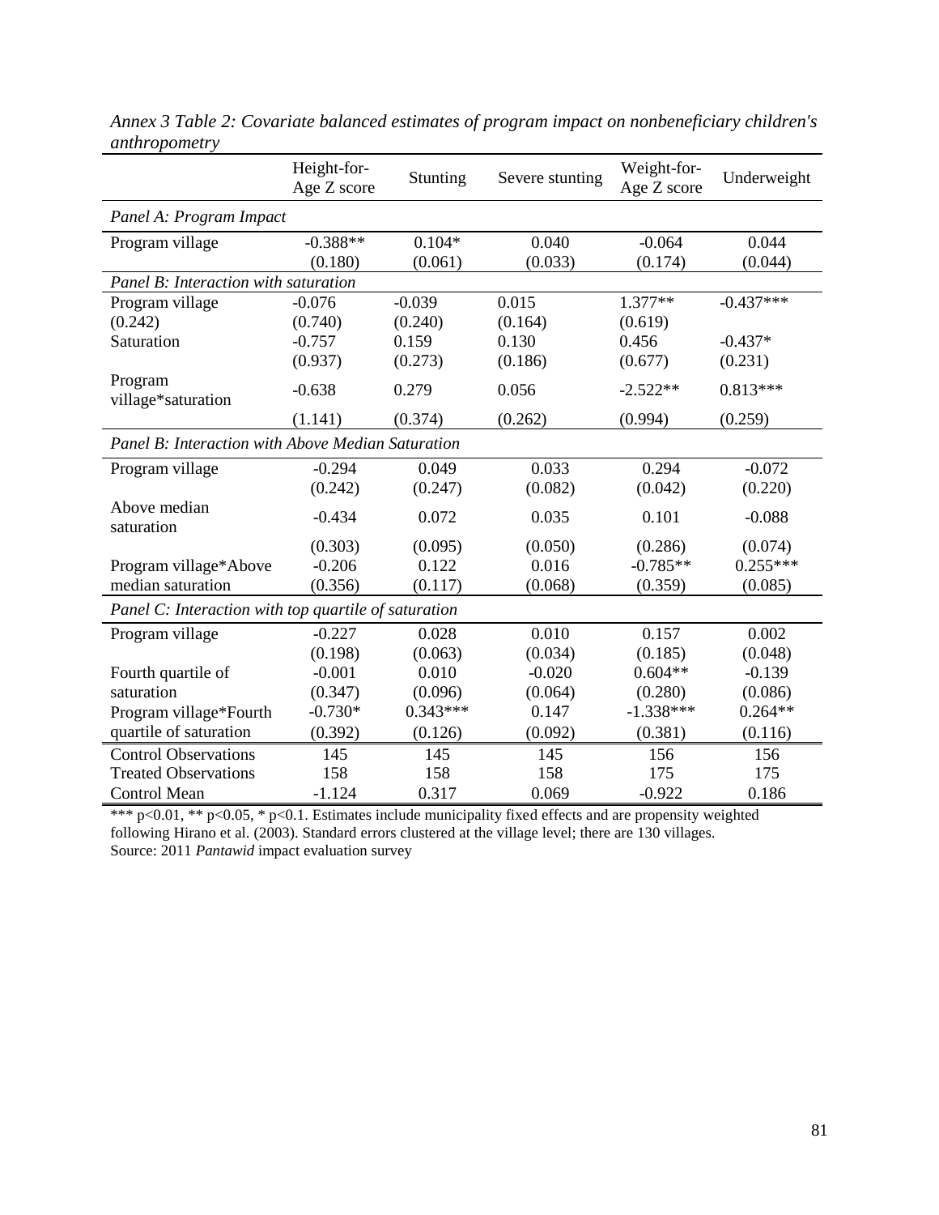*Annex 3 Table 2: Covariate balanced estimates of program impact on nonbeneficiary children's anthropometry*

| | Height-for-Age Z score | Stunting | Severe stunting | Weight-for-Age Z score | Underweight |
|---|---|---|---|---|---|
| *Panel A: Program Impact* | | | | | |
| Program village | -0.388** | 0.104* | 0.040 | -0.064 | 0.044 |
| | (0.180) | (0.061) | (0.033) | (0.174) | (0.044) |
| *Panel B: Interaction with saturation* | | | | | |
| Program village | -0.076 | -0.039 | 0.015 | 1.377** | -0.437*** |
| (0.242) | (0.740) | (0.240) | (0.164) | (0.619) | |
| Saturation | -0.757 | 0.159 | 0.130 | 0.456 | -0.437* |
| | (0.937) | (0.273) | (0.186) | (0.677) | (0.231) |
| Program village*saturation | -0.638 | 0.279 | 0.056 | -2.522** | 0.813*** |
| | (1.141) | (0.374) | (0.262) | (0.994) | (0.259) |
| *Panel B: Interaction with Above Median Saturation* | | | | | |
| Program village | -0.294 | 0.049 | 0.033 | 0.294 | -0.072 |
| | (0.242) | (0.247) | (0.082) | (0.042) | (0.220) |
| Above median saturation | -0.434 | 0.072 | 0.035 | 0.101 | -0.088 |
| | (0.303) | (0.095) | (0.050) | (0.286) | (0.074) |
| Program village*Above median saturation | -0.206 | 0.122 | 0.016 | -0.785** | 0.255*** |
| | (0.356) | (0.117) | (0.068) | (0.359) | (0.085) |
| *Panel C: Interaction with top quartile of saturation* | | | | | |
| Program village | -0.227 | 0.028 | 0.010 | 0.157 | 0.002 |
| | (0.198) | (0.063) | (0.034) | (0.185) | (0.048) |
| Fourth quartile of saturation | -0.001 | 0.010 | -0.020 | 0.604** | -0.139 |
| | (0.347) | (0.096) | (0.064) | (0.280) | (0.086) |
| Program village*Fourth quartile of saturation | -0.730* | 0.343*** | 0.147 | -1.338*** | 0.264** |
| | (0.392) | (0.126) | (0.092) | (0.381) | (0.116) |
| Control Observations | 145 | 145 | 145 | 156 | 156 |
| Treated Observations | 158 | 158 | 158 | 175 | 175 |
| Control Mean | -1.124 | 0.317 | 0.069 | -0.922 | 0.186 |

*** p<0.01, ** p<0.05, * p<0.1. Estimates include municipality fixed effects and are propensity weighted following Hirano et al. (2003). Standard errors clustered at the village level; there are 130 villages.
Source: 2011 *Pantawid* impact evaluation survey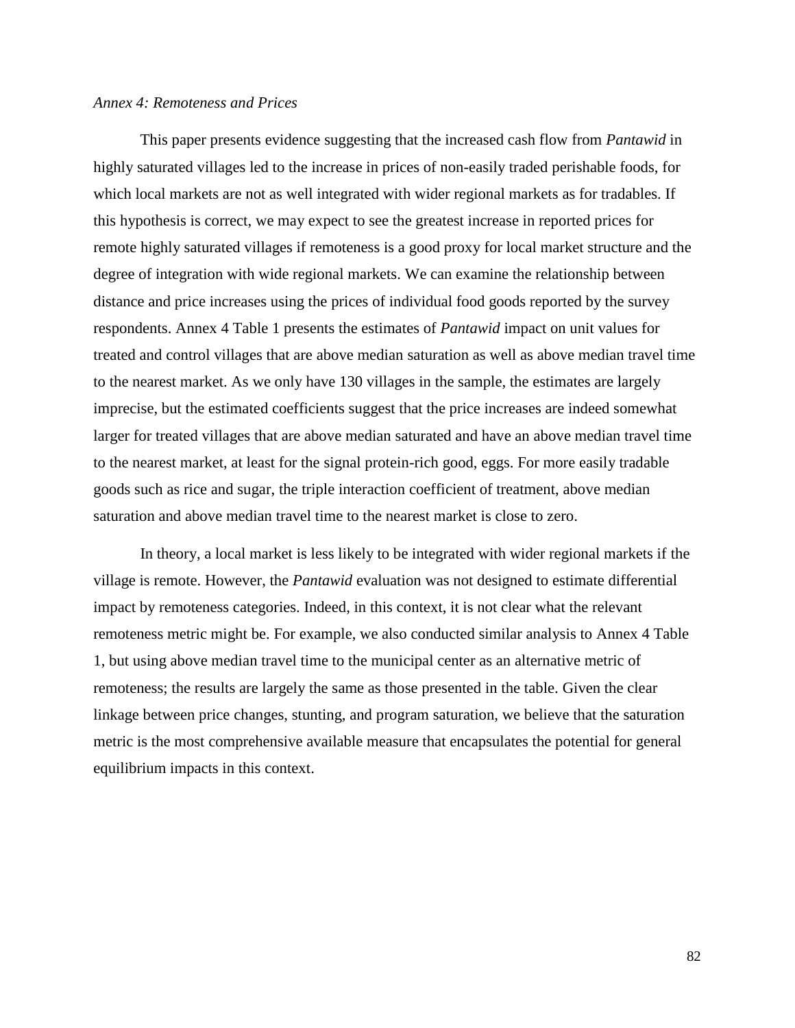*Annex 4: Remoteness and Prices*

This paper presents evidence suggesting that the increased cash flow from *Pantawid* in highly saturated villages led to the increase in prices of non-easily traded perishable foods, for which local markets are not as well integrated with wider regional markets as for tradables. If this hypothesis is correct, we may expect to see the greatest increase in reported prices for remote highly saturated villages if remoteness is a good proxy for local market structure and the degree of integration with wide regional markets. We can examine the relationship between distance and price increases using the prices of individual food goods reported by the survey respondents. Annex 4 Table 1 presents the estimates of *Pantawid* impact on unit values for treated and control villages that are above median saturation as well as above median travel time to the nearest market. As we only have 130 villages in the sample, the estimates are largely imprecise, but the estimated coefficients suggest that the price increases are indeed somewhat larger for treated villages that are above median saturated and have an above median travel time to the nearest market, at least for the signal protein-rich good, eggs. For more easily tradable goods such as rice and sugar, the triple interaction coefficient of treatment, above median saturation and above median travel time to the nearest market is close to zero.

In theory, a local market is less likely to be integrated with wider regional markets if the village is remote. However, the *Pantawid* evaluation was not designed to estimate differential impact by remoteness categories. Indeed, in this context, it is not clear what the relevant remoteness metric might be. For example, we also conducted similar analysis to Annex 4 Table 1, but using above median travel time to the municipal center as an alternative metric of remoteness; the results are largely the same as those presented in the table. Given the clear linkage between price changes, stunting, and program saturation, we believe that the saturation metric is the most comprehensive available measure that encapsulates the potential for general equilibrium impacts in this context.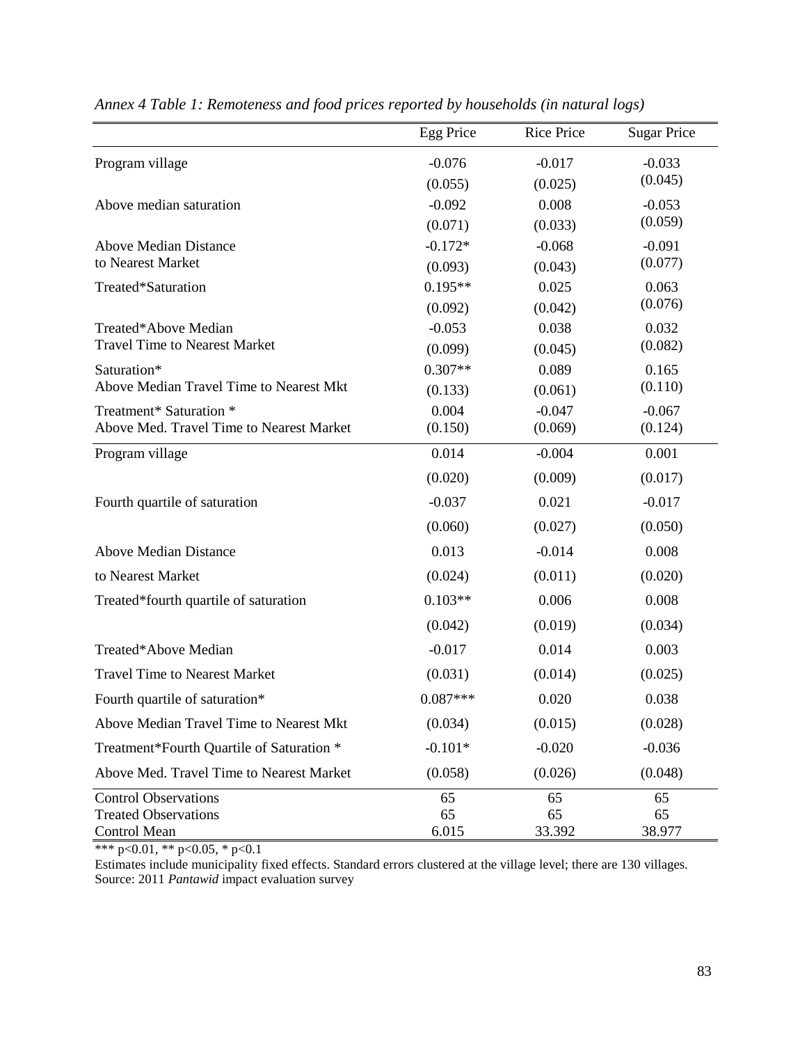*Annex 4 Table 1: Remoteness and food prices reported by households (in natural logs)*

| | Egg Price | Rice Price | Sugar Price |
|---|---|---|---|
| Program village | -0.076 | -0.017 | -0.033 |
| | (0.055) | (0.025) | (0.045) |
| Above median saturation | -0.092 | 0.008 | -0.053 |
| | (0.071) | (0.033) | (0.059) |
| Above Median Distance to Nearest Market | -0.172* | -0.068 | -0.091 |
| | (0.093) | (0.043) | (0.077) |
| Treated*Saturation | 0.195** | 0.025 | 0.063 |
| | (0.092) | (0.042) | (0.076) |
| Treated*Above Median Travel Time to Nearest Market | -0.053 | 0.038 | 0.032 |
| | (0.099) | (0.045) | (0.082) |
| Saturation* Above Median Travel Time to Nearest Mkt | 0.307** | 0.089 | 0.165 |
| | (0.133) | (0.061) | (0.110) |
| Treatment* Saturation * Above Med. Travel Time to Nearest Market | 0.004 | -0.047 | -0.067 |
| | (0.150) | (0.069) | (0.124) |
| Program village | 0.014 | -0.004 | 0.001 |
| | (0.020) | (0.009) | (0.017) |
| Fourth quartile of saturation | -0.037 | 0.021 | -0.017 |
| | (0.060) | (0.027) | (0.050) |
| Above Median Distance to Nearest Market | 0.013 | -0.014 | 0.008 |
| | (0.024) | (0.011) | (0.020) |
| Treated*fourth quartile of saturation | 0.103** | 0.006 | 0.008 |
| | (0.042) | (0.019) | (0.034) |
| Treated*Above Median Travel Time to Nearest Market | -0.017 | 0.014 | 0.003 |
| | (0.031) | (0.014) | (0.025) |
| Fourth quartile of saturation* Above Median Travel Time to Nearest Mkt | 0.087*** | 0.020 | 0.038 |
| | (0.034) | (0.015) | (0.028) |
| Treatment*Fourth Quartile of Saturation * Above Med. Travel Time to Nearest Market | -0.101* | -0.020 | -0.036 |
| | (0.058) | (0.026) | (0.048) |
| Control Observations | 65 | 65 | 65 |
| Treated Observations | 65 | 65 | 65 |
| Control Mean | 6.015 | 33.392 | 38.977 |

*** p<0.01, ** p<0.05, * p<0.1

Estimates include municipality fixed effects. Standard errors clustered at the village level; there are 130 villages.
Source: 2011 *Pantawid* impact evaluation survey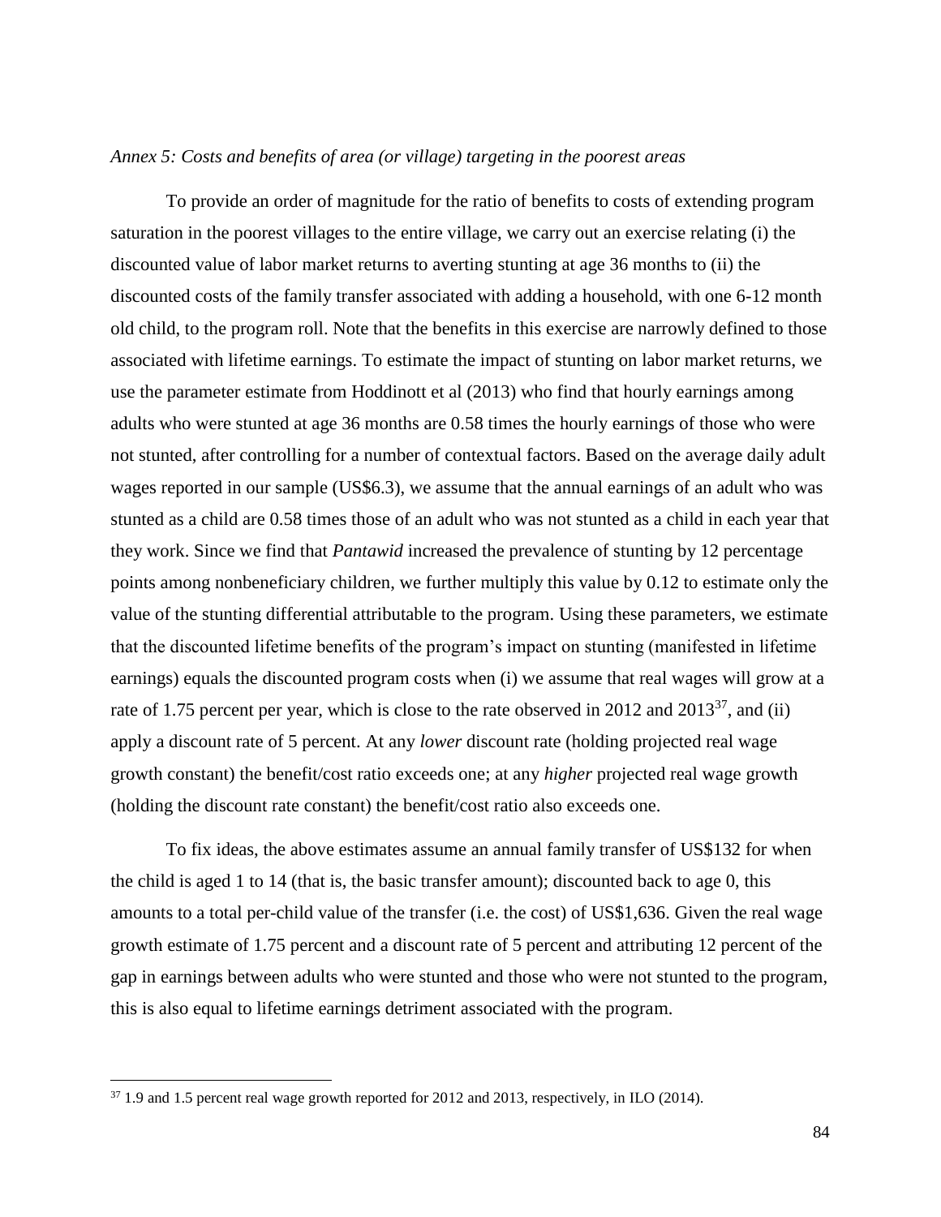*Annex 5: Costs and benefits of area (or village) targeting in the poorest areas*

To provide an order of magnitude for the ratio of benefits to costs of extending program saturation in the poorest villages to the entire village, we carry out an exercise relating (i) the discounted value of labor market returns to averting stunting at age 36 months to (ii) the discounted costs of the family transfer associated with adding a household, with one 6-12 month old child, to the program roll. Note that the benefits in this exercise are narrowly defined to those associated with lifetime earnings. To estimate the impact of stunting on labor market returns, we use the parameter estimate from Hoddinott et al (2013) who find that hourly earnings among adults who were stunted at age 36 months are 0.58 times the hourly earnings of those who were not stunted, after controlling for a number of contextual factors. Based on the average daily adult wages reported in our sample (US$6.3), we assume that the annual earnings of an adult who was stunted as a child are 0.58 times those of an adult who was not stunted as a child in each year that they work. Since we find that *Pantawid* increased the prevalence of stunting by 12 percentage points among nonbeneficiary children, we further multiply this value by 0.12 to estimate only the value of the stunting differential attributable to the program. Using these parameters, we estimate that the discounted lifetime benefits of the program's impact on stunting (manifested in lifetime earnings) equals the discounted program costs when (i) we assume that real wages will grow at a rate of 1.75 percent per year, which is close to the rate observed in 2012 and 2013[37], and (ii) apply a discount rate of 5 percent. At any *lower* discount rate (holding projected real wage growth constant) the benefit/cost ratio exceeds one; at any *higher* projected real wage growth (holding the discount rate constant) the benefit/cost ratio also exceeds one.

To fix ideas, the above estimates assume an annual family transfer of US$132 for when the child is aged 1 to 14 (that is, the basic transfer amount); discounted back to age 0, this amounts to a total per-child value of the transfer (i.e. the cost) of US$1,636. Given the real wage growth estimate of 1.75 percent and a discount rate of 5 percent and attributing 12 percent of the gap in earnings between adults who were stunted and those who were not stunted to the program, this is also equal to lifetime earnings detriment associated with the program.

---

[37] 1.9 and 1.5 percent real wage growth reported for 2012 and 2013, respectively, in ILO (2014).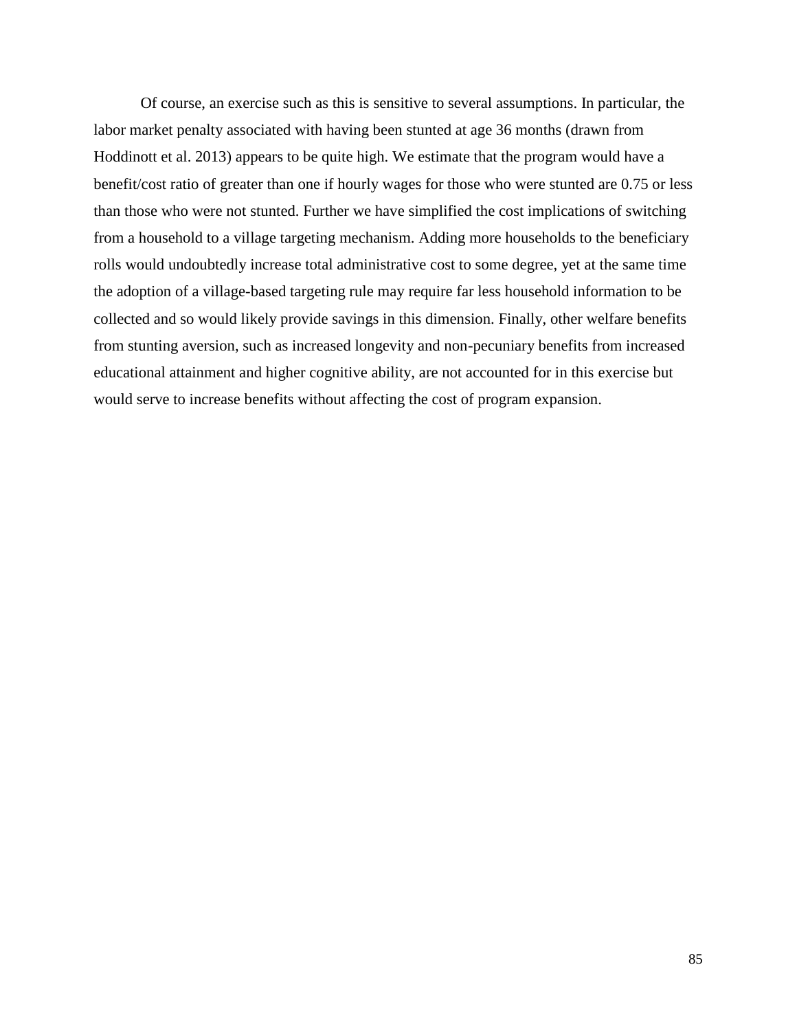Of course, an exercise such as this is sensitive to several assumptions. In particular, the labor market penalty associated with having been stunted at age 36 months (drawn from Hoddinott et al. 2013) appears to be quite high. We estimate that the program would have a benefit/cost ratio of greater than one if hourly wages for those who were stunted are 0.75 or less than those who were not stunted. Further we have simplified the cost implications of switching from a household to a village targeting mechanism. Adding more households to the beneficiary rolls would undoubtedly increase total administrative cost to some degree, yet at the same time the adoption of a village-based targeting rule may require far less household information to be collected and so would likely provide savings in this dimension. Finally, other welfare benefits from stunting aversion, such as increased longevity and non-pecuniary benefits from increased educational attainment and higher cognitive ability, are not accounted for in this exercise but would serve to increase benefits without affecting the cost of program expansion.